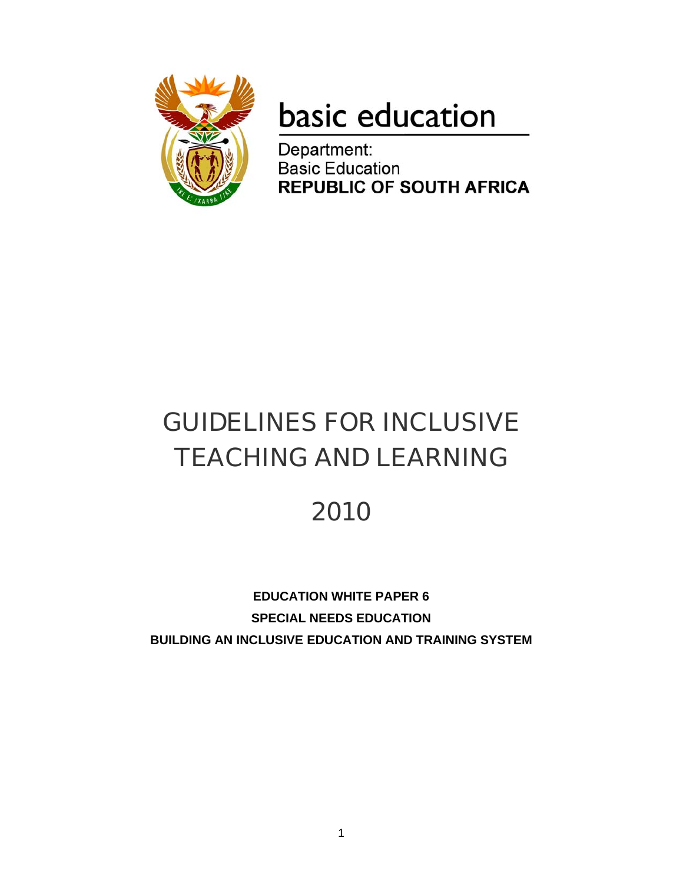basic education

Department:
Basic Education
**REPUBLIC OF SOUTH AFRICA**

# GUIDELINES FOR INCLUSIVE TEACHING AND LEARNING

# 2010

**EDUCATION WHITE PAPER 6**

**SPECIAL NEEDS EDUCATION**

**BUILDING AN INCLUSIVE EDUCATION AND TRAINING SYSTEM**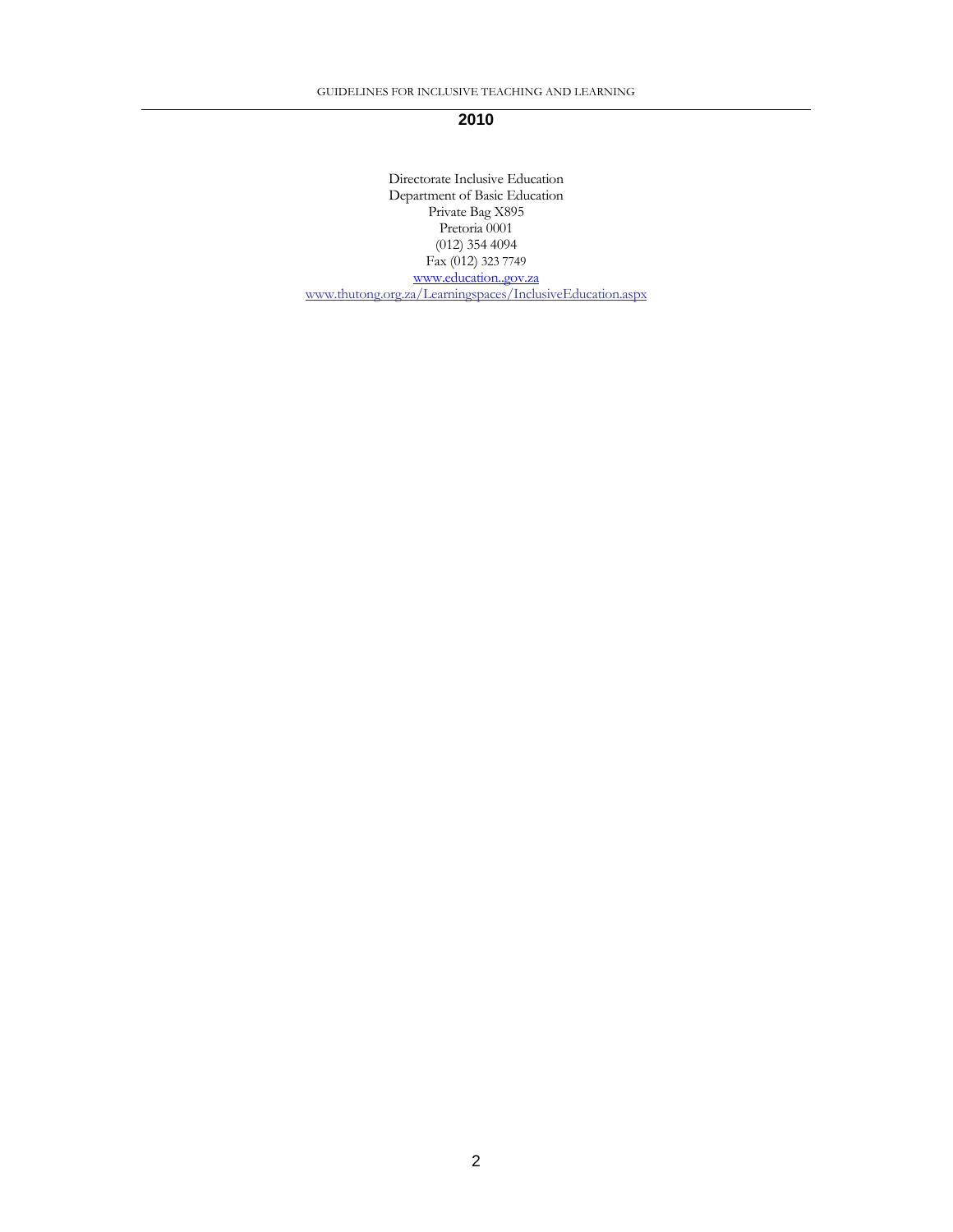**2010**

Directorate Inclusive Education
Department of Basic Education
Private Bag X895
Pretoria 0001
(012) 354 4094
Fax (012) 323 7749
www.education..gov.za
www.thutong.org.za/Learningspaces/InclusiveEducation.aspx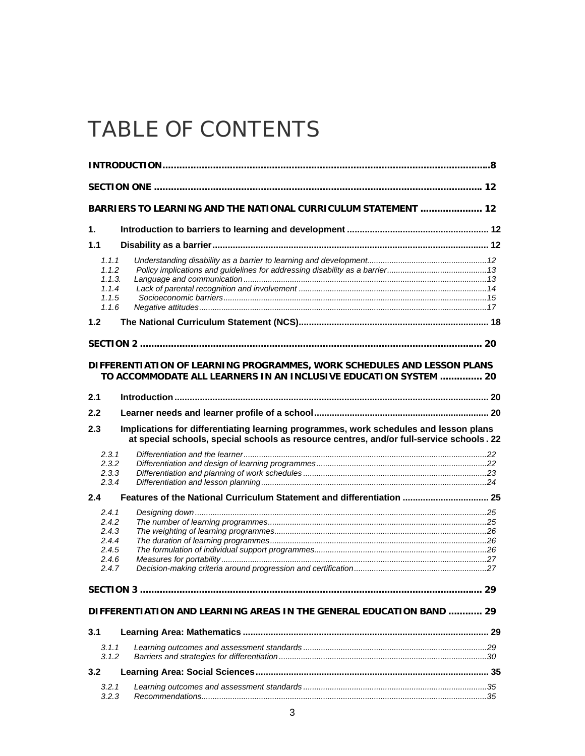# TABLE OF CONTENTS

**INTRODUCTION** .......... 8

**SECTION ONE** .......... 12

**BARRIERS TO LEARNING AND THE NATIONAL CURRICULUM STATEMENT** .......... 12

**1. Introduction to barriers to learning and development** .......... 12

**1.1 Disability as a barrier** .......... 12

- 1.1.1 *Understanding disability as a barrier to learning and development* .......... 12
- 1.1.2 *Policy implications and guidelines for addressing disability as a barrier* .......... 13
- 1.1.3. *Language and communication* .......... 13
- 1.1.4 *Lack of parental recognition and involvement* .......... 14
- 1.1.5 *Socioeconomic barriers* .......... 15
- 1.1.6 *Negative attitudes* .......... 17

**1.2 The National Curriculum Statement (NCS)** .......... 18

**SECTION 2** .......... 20

**DIFFERENTIATION OF LEARNING PROGRAMMES, WORK SCHEDULES AND LESSON PLANS TO ACCOMMODATE ALL LEARNERS IN AN INCLUSIVE EDUCATION SYSTEM** .......... 20

**2.1 Introduction** .......... 20

**2.2 Learner needs and learner profile of a school** .......... 20

**2.3 Implications for differentiating learning programmes, work schedules and lesson plans at special schools, special schools as resource centres, and/or full-service schools** . 22

- 2.3.1 *Differentiation and the learner* .......... 22
- 2.3.2 *Differentiation and design of learning programmes* .......... 22
- 2.3.3 *Differentiation and planning of work schedules* .......... 23
- 2.3.4 *Differentiation and lesson planning* .......... 24

**2.4 Features of the National Curriculum Statement and differentiation** .......... 25

- 2.4.1 *Designing down* .......... 25
- 2.4.2 *The number of learning programmes* .......... 25
- 2.4.3 *The weighting of learning programmes* .......... 26
- 2.4.4 *The duration of learning programmes* .......... 26
- 2.4.5 *The formulation of individual support programmes* .......... 26
- 2.4.6 *Measures for portability* .......... 27
- 2.4.7 *Decision-making criteria around progression and certification* .......... 27

**SECTION 3** .......... 29

**DIFFERENTIATION AND LEARNING AREAS IN THE GENERAL EDUCATION BAND** .......... 29

**3.1 Learning Area: Mathematics** .......... 29

- 3.1.1 *Learning outcomes and assessment standards* .......... 29
- 3.1.2 *Barriers and strategies for differentiation* .......... 30

**3.2 Learning Area: Social Sciences** .......... 35

- 3.2.1 *Learning outcomes and assessment standards* .......... 35
- 3.2.3 *Recommendations* .......... 35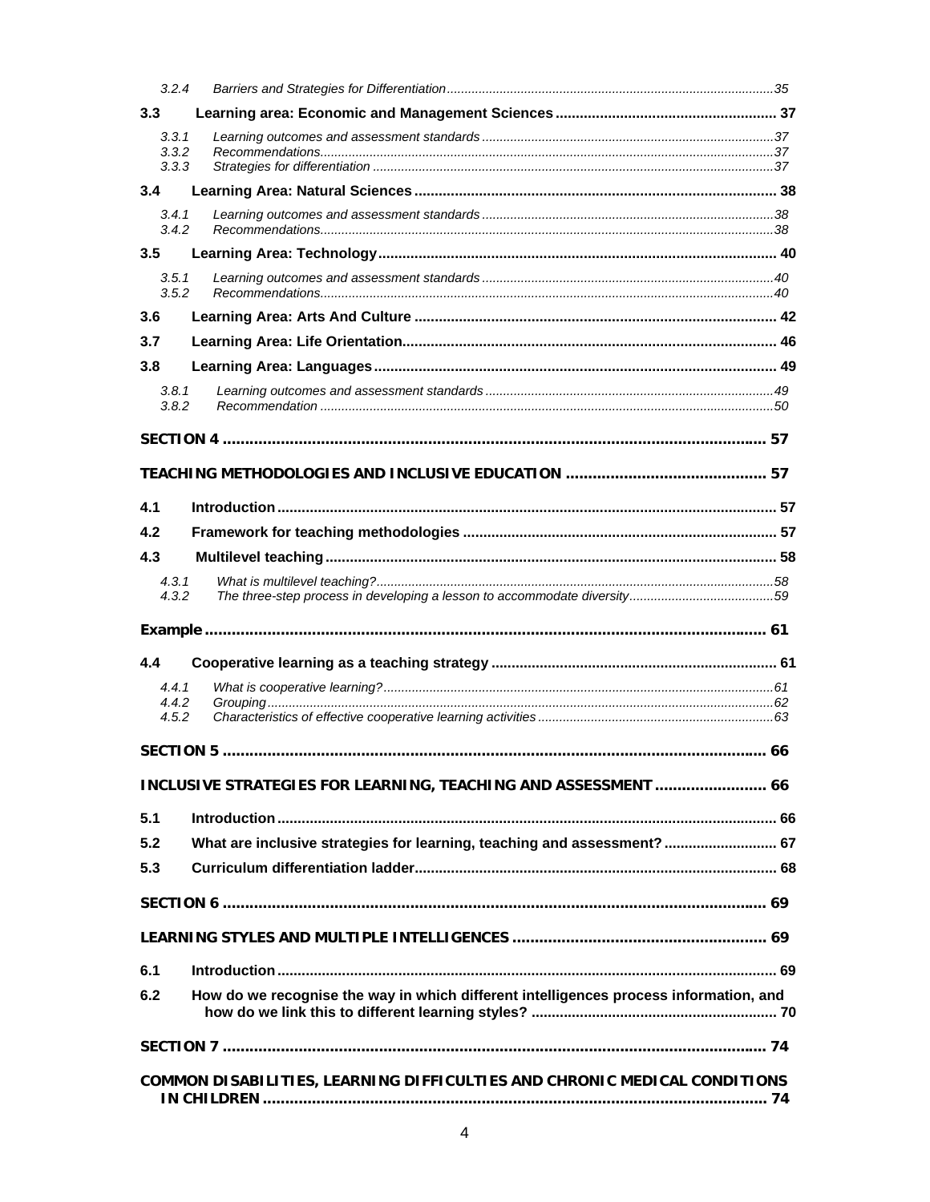3.2.4 *Barriers and Strategies for Differentiation* ........ 35

**3.3 Learning area: Economic and Management Sciences** ........ 37

3.3.1 *Learning outcomes and assessment standards* ........ 37
3.3.2 *Recommendations* ........ 37
3.3.3 *Strategies for differentiation* ........ 37

**3.4 Learning Area: Natural Sciences** ........ 38

3.4.1 *Learning outcomes and assessment standards* ........ 38
3.4.2 *Recommendations* ........ 38

**3.5 Learning Area: Technology** ........ 40

3.5.1 *Learning outcomes and assessment standards* ........ 40
3.5.2 *Recommendations* ........ 40

**3.6 Learning Area: Arts And Culture** ........ 42

**3.7 Learning Area: Life Orientation** ........ 46

**3.8 Learning Area: Languages** ........ 49

3.8.1 *Learning outcomes and assessment standards* ........ 49
3.8.2 *Recommendation* ........ 50

**SECTION 4** ........ 57

**TEACHING METHODOLOGIES AND INCLUSIVE EDUCATION** ........ 57

**4.1 Introduction** ........ 57

**4.2 Framework for teaching methodologies** ........ 57

**4.3 Multilevel teaching** ........ 58

4.3.1 *What is multilevel teaching?* ........ 58
4.3.2 *The three-step process in developing a lesson to accommodate diversity* ........ 59

**Example** ........ 61

**4.4 Cooperative learning as a teaching strategy** ........ 61

4.4.1 *What is cooperative learning?* ........ 61
4.4.2 *Grouping* ........ 62
4.5.2 *Characteristics of effective cooperative learning activities* ........ 63

**SECTION 5** ........ 66

**INCLUSIVE STRATEGIES FOR LEARNING, TEACHING AND ASSESSMENT** ........ 66

**5.1 Introduction** ........ 66

**5.2 What are inclusive strategies for learning, teaching and assessment?** ........ 67

**5.3 Curriculum differentiation ladder** ........ 68

**SECTION 6** ........ 69

**LEARNING STYLES AND MULTIPLE INTELLIGENCES** ........ 69

**6.1 Introduction** ........ 69

**6.2 How do we recognise the way in which different intelligences process information, and how do we link this to different learning styles?** ........ 70

**SECTION 7** ........ 74

**COMMON DISABILITIES, LEARNING DIFFICULTIES AND CHRONIC MEDICAL CONDITIONS IN CHILDREN** ........ 74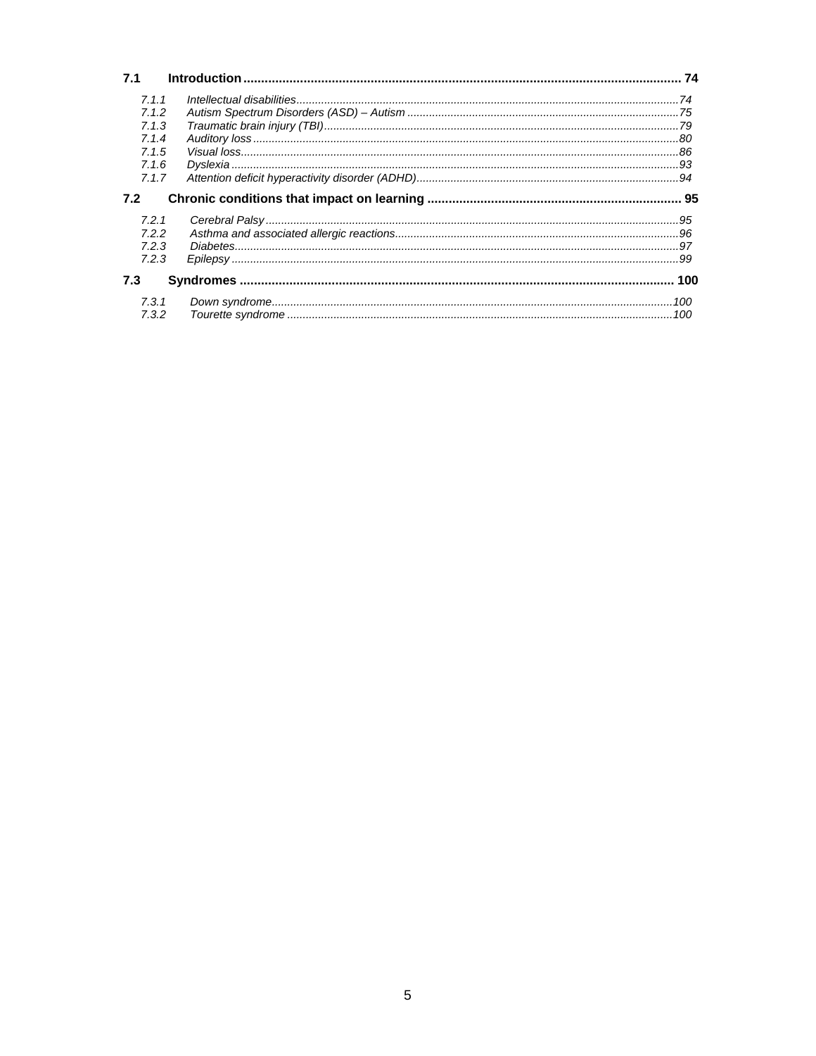**7.1 Introduction** .......... 74

*7.1.1 Intellectual disabilities* .......... *74*
*7.1.2 Autism Spectrum Disorders (ASD) – Autism* .......... *75*
*7.1.3 Traumatic brain injury (TBI)* .......... *79*
*7.1.4 Auditory loss* .......... *80*
*7.1.5 Visual loss* .......... *86*
*7.1.6 Dyslexia* .......... *93*
*7.1.7 Attention deficit hyperactivity disorder (ADHD)* .......... *94*

**7.2 Chronic conditions that impact on learning** .......... 95

*7.2.1 Cerebral Palsy* .......... *95*
*7.2.2 Asthma and associated allergic reactions* .......... *96*
*7.2.3 Diabetes* .......... *97*
*7.2.3 Epilepsy* .......... *99*

**7.3 Syndromes** .......... 100

*7.3.1 Down syndrome* .......... *100*
*7.3.2 Tourette syndrome* .......... *100*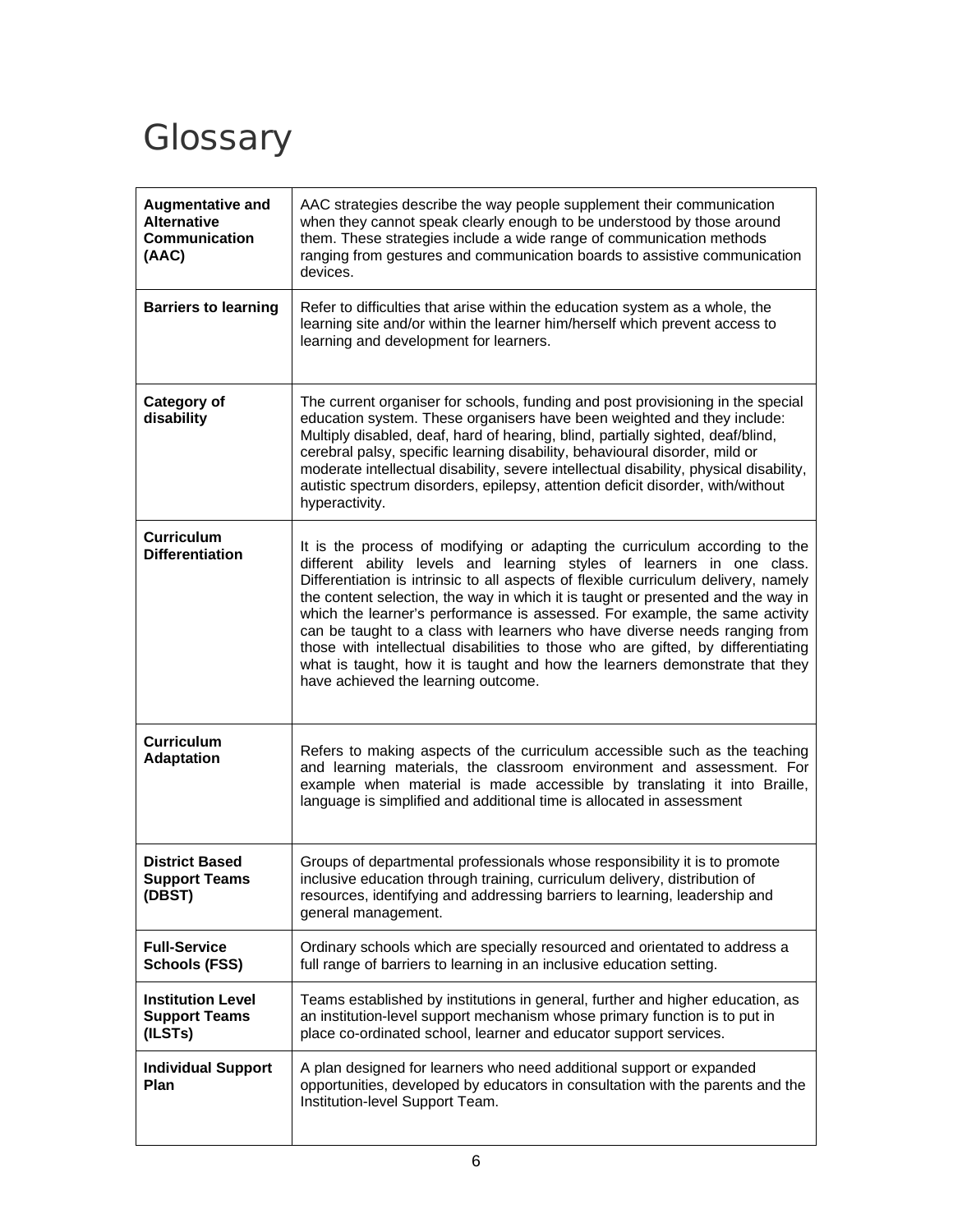# Glossary

| | |
|---|---|
| **Augmentative and Alternative Communication (AAC)** | AAC strategies describe the way people supplement their communication when they cannot speak clearly enough to be understood by those around them. These strategies include a wide range of communication methods ranging from gestures and communication boards to assistive communication devices. |
| **Barriers to learning** | Refer to difficulties that arise within the education system as a whole, the learning site and/or within the learner him/herself which prevent access to learning and development for learners. |
| **Category of disability** | The current organiser for schools, funding and post provisioning in the special education system. These organisers have been weighted and they include: Multiply disabled, deaf, hard of hearing, blind, partially sighted, deaf/blind, cerebral palsy, specific learning disability, behavioural disorder, mild or moderate intellectual disability, severe intellectual disability, physical disability, autistic spectrum disorders, epilepsy, attention deficit disorder, with/without hyperactivity. |
| **Curriculum Differentiation** | It is the process of modifying or adapting the curriculum according to the different ability levels and learning styles of learners in one class. Differentiation is intrinsic to all aspects of flexible curriculum delivery, namely the content selection, the way in which it is taught or presented and the way in which the learner's performance is assessed. For example, the same activity can be taught to a class with learners who have diverse needs ranging from those with intellectual disabilities to those who are gifted, by differentiating what is taught, how it is taught and how the learners demonstrate that they have achieved the learning outcome. |
| **Curriculum Adaptation** | Refers to making aspects of the curriculum accessible such as the teaching and learning materials, the classroom environment and assessment. For example when material is made accessible by translating it into Braille, language is simplified and additional time is allocated in assessment |
| **District Based Support Teams (DBST)** | Groups of departmental professionals whose responsibility it is to promote inclusive education through training, curriculum delivery, distribution of resources, identifying and addressing barriers to learning, leadership and general management. |
| **Full-Service Schools (FSS)** | Ordinary schools which are specially resourced and orientated to address a full range of barriers to learning in an inclusive education setting. |
| **Institution Level Support Teams (ILSTs)** | Teams established by institutions in general, further and higher education, as an institution-level support mechanism whose primary function is to put in place co-ordinated school, learner and educator support services. |
| **Individual Support Plan** | A plan designed for learners who need additional support or expanded opportunities, developed by educators in consultation with the parents and the Institution-level Support Team. |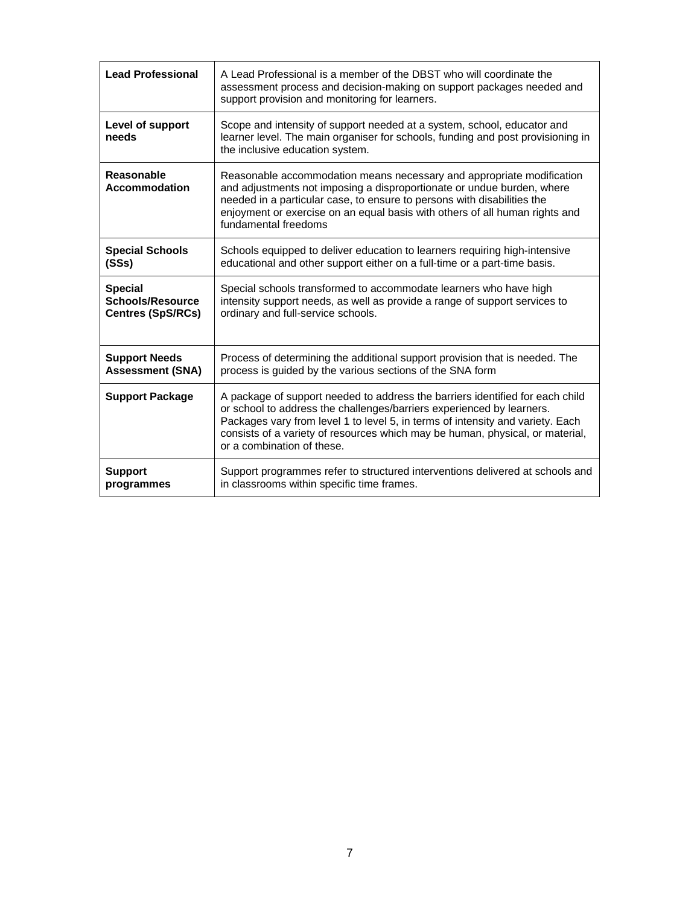| | |
|---|---|
| **Lead Professional** | A Lead Professional is a member of the DBST who will coordinate the assessment process and decision-making on support packages needed and support provision and monitoring for learners. |
| **Level of support needs** | Scope and intensity of support needed at a system, school, educator and learner level. The main organiser for schools, funding and post provisioning in the inclusive education system. |
| **Reasonable Accommodation** | Reasonable accommodation means necessary and appropriate modification and adjustments not imposing a disproportionate or undue burden, where needed in a particular case, to ensure to persons with disabilities the enjoyment or exercise on an equal basis with others of all human rights and fundamental freedoms |
| **Special Schools (SSs)** | Schools equipped to deliver education to learners requiring high-intensive educational and other support either on a full-time or a part-time basis. |
| **Special Schools/Resource Centres (SpS/RCs)** | Special schools transformed to accommodate learners who have high intensity support needs, as well as provide a range of support services to ordinary and full-service schools. |
| **Support Needs Assessment (SNA)** | Process of determining the additional support provision that is needed. The process is guided by the various sections of the SNA form |
| **Support Package** | A package of support needed to address the barriers identified for each child or school to address the challenges/barriers experienced by learners. Packages vary from level 1 to level 5, in terms of intensity and variety. Each consists of a variety of resources which may be human, physical, or material, or a combination of these. |
| **Support programmes** | Support programmes refer to structured interventions delivered at schools and in classrooms within specific time frames. |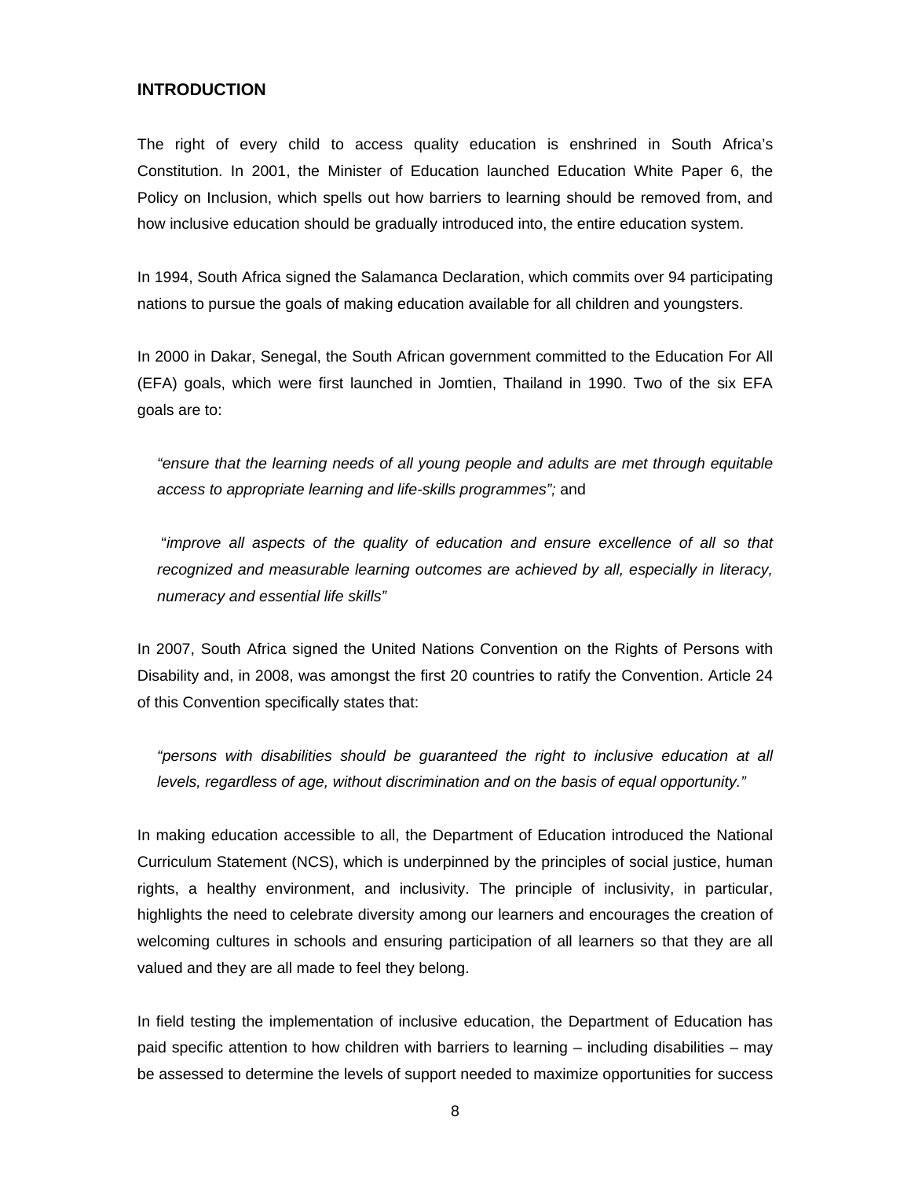## INTRODUCTION

The right of every child to access quality education is enshrined in South Africa's Constitution. In 2001, the Minister of Education launched Education White Paper 6, the Policy on Inclusion, which spells out how barriers to learning should be removed from, and how inclusive education should be gradually introduced into, the entire education system.

In 1994, South Africa signed the Salamanca Declaration, which commits over 94 participating nations to pursue the goals of making education available for all children and youngsters.

In 2000 in Dakar, Senegal, the South African government committed to the Education For All (EFA) goals, which were first launched in Jomtien, Thailand in 1990. Two of the six EFA goals are to:

> *"ensure that the learning needs of all young people and adults are met through equitable access to appropriate learning and life-skills programmes";* and
>
> "*improve all aspects of the quality of education and ensure excellence of all so that recognized and measurable learning outcomes are achieved by all, especially in literacy, numeracy and essential life skills"*

In 2007, South Africa signed the United Nations Convention on the Rights of Persons with Disability and, in 2008, was amongst the first 20 countries to ratify the Convention. Article 24 of this Convention specifically states that:

> *"persons with disabilities should be guaranteed the right to inclusive education at all levels, regardless of age, without discrimination and on the basis of equal opportunity."*

In making education accessible to all, the Department of Education introduced the National Curriculum Statement (NCS), which is underpinned by the principles of social justice, human rights, a healthy environment, and inclusivity. The principle of inclusivity, in particular, highlights the need to celebrate diversity among our learners and encourages the creation of welcoming cultures in schools and ensuring participation of all learners so that they are all valued and they are all made to feel they belong.

In field testing the implementation of inclusive education, the Department of Education has paid specific attention to how children with barriers to learning – including disabilities – may be assessed to determine the levels of support needed to maximize opportunities for success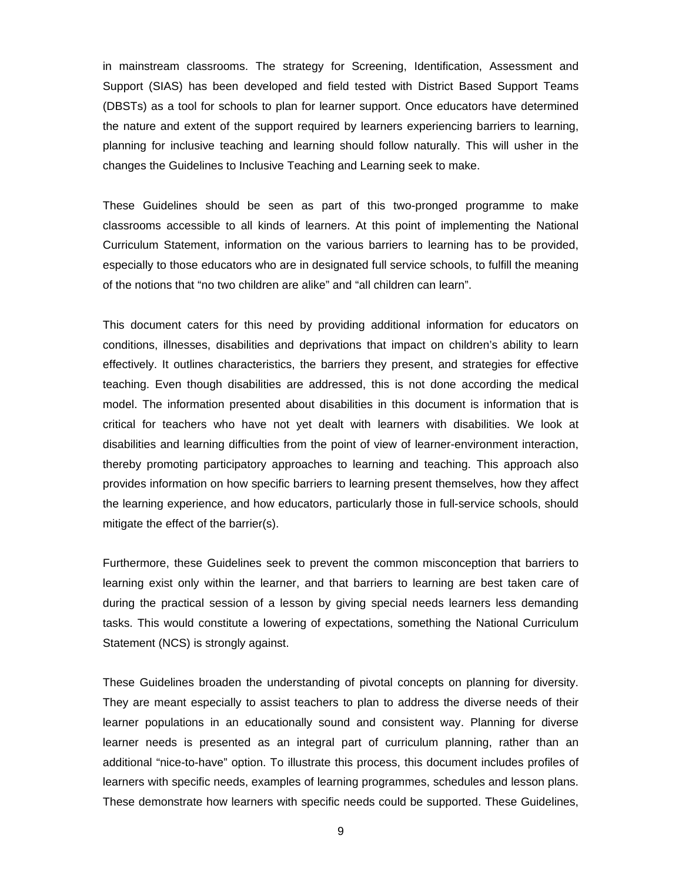in mainstream classrooms. The strategy for Screening, Identification, Assessment and Support (SIAS) has been developed and field tested with District Based Support Teams (DBSTs) as a tool for schools to plan for learner support. Once educators have determined the nature and extent of the support required by learners experiencing barriers to learning, planning for inclusive teaching and learning should follow naturally. This will usher in the changes the Guidelines to Inclusive Teaching and Learning seek to make.

These Guidelines should be seen as part of this two-pronged programme to make classrooms accessible to all kinds of learners. At this point of implementing the National Curriculum Statement, information on the various barriers to learning has to be provided, especially to those educators who are in designated full service schools, to fulfill the meaning of the notions that "no two children are alike" and "all children can learn".

This document caters for this need by providing additional information for educators on conditions, illnesses, disabilities and deprivations that impact on children's ability to learn effectively. It outlines characteristics, the barriers they present, and strategies for effective teaching. Even though disabilities are addressed, this is not done according the medical model. The information presented about disabilities in this document is information that is critical for teachers who have not yet dealt with learners with disabilities. We look at disabilities and learning difficulties from the point of view of learner-environment interaction, thereby promoting participatory approaches to learning and teaching. This approach also provides information on how specific barriers to learning present themselves, how they affect the learning experience, and how educators, particularly those in full-service schools, should mitigate the effect of the barrier(s).

Furthermore, these Guidelines seek to prevent the common misconception that barriers to learning exist only within the learner, and that barriers to learning are best taken care of during the practical session of a lesson by giving special needs learners less demanding tasks. This would constitute a lowering of expectations, something the National Curriculum Statement (NCS) is strongly against.

These Guidelines broaden the understanding of pivotal concepts on planning for diversity. They are meant especially to assist teachers to plan to address the diverse needs of their learner populations in an educationally sound and consistent way. Planning for diverse learner needs is presented as an integral part of curriculum planning, rather than an additional "nice-to-have" option. To illustrate this process, this document includes profiles of learners with specific needs, examples of learning programmes, schedules and lesson plans. These demonstrate how learners with specific needs could be supported. These Guidelines,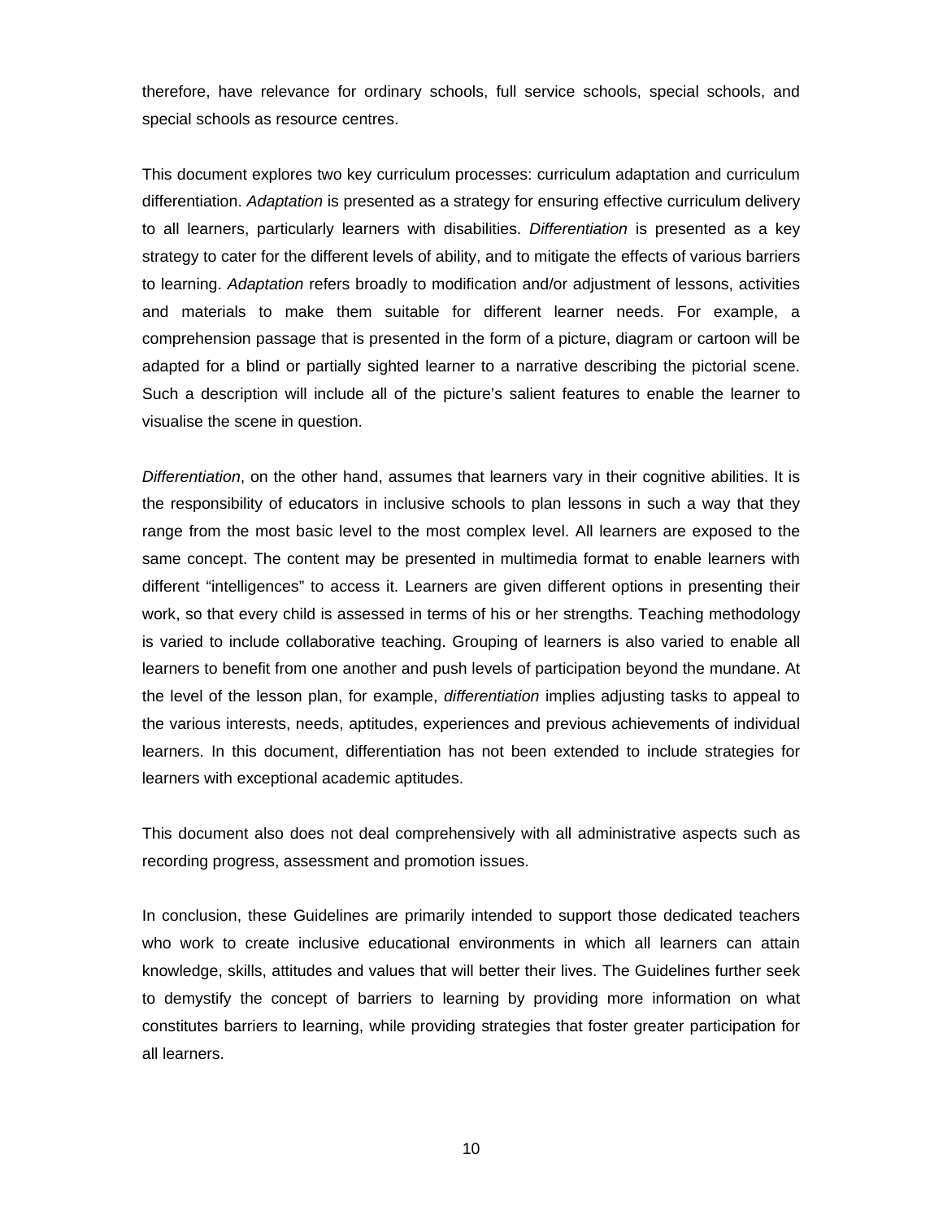therefore, have relevance for ordinary schools, full service schools, special schools, and special schools as resource centres.

This document explores two key curriculum processes: curriculum adaptation and curriculum differentiation. *Adaptation* is presented as a strategy for ensuring effective curriculum delivery to all learners, particularly learners with disabilities. *Differentiation* is presented as a key strategy to cater for the different levels of ability, and to mitigate the effects of various barriers to learning. *Adaptation* refers broadly to modification and/or adjustment of lessons, activities and materials to make them suitable for different learner needs. For example, a comprehension passage that is presented in the form of a picture, diagram or cartoon will be adapted for a blind or partially sighted learner to a narrative describing the pictorial scene. Such a description will include all of the picture's salient features to enable the learner to visualise the scene in question.

*Differentiation*, on the other hand, assumes that learners vary in their cognitive abilities. It is the responsibility of educators in inclusive schools to plan lessons in such a way that they range from the most basic level to the most complex level. All learners are exposed to the same concept. The content may be presented in multimedia format to enable learners with different "intelligences" to access it. Learners are given different options in presenting their work, so that every child is assessed in terms of his or her strengths. Teaching methodology is varied to include collaborative teaching. Grouping of learners is also varied to enable all learners to benefit from one another and push levels of participation beyond the mundane. At the level of the lesson plan, for example, *differentiation* implies adjusting tasks to appeal to the various interests, needs, aptitudes, experiences and previous achievements of individual learners. In this document, differentiation has not been extended to include strategies for learners with exceptional academic aptitudes.

This document also does not deal comprehensively with all administrative aspects such as recording progress, assessment and promotion issues.

In conclusion, these Guidelines are primarily intended to support those dedicated teachers who work to create inclusive educational environments in which all learners can attain knowledge, skills, attitudes and values that will better their lives. The Guidelines further seek to demystify the concept of barriers to learning by providing more information on what constitutes barriers to learning, while providing strategies that foster greater participation for all learners.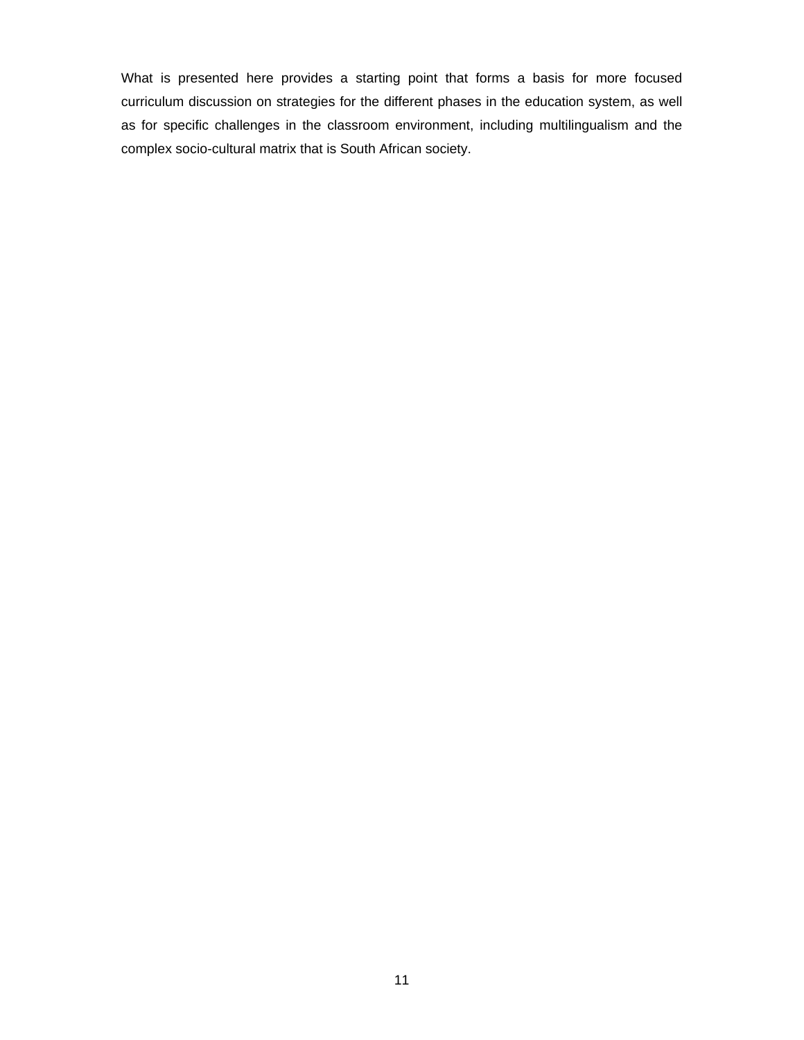What is presented here provides a starting point that forms a basis for more focused curriculum discussion on strategies for the different phases in the education system, as well as for specific challenges in the classroom environment, including multilingualism and the complex socio-cultural matrix that is South African society.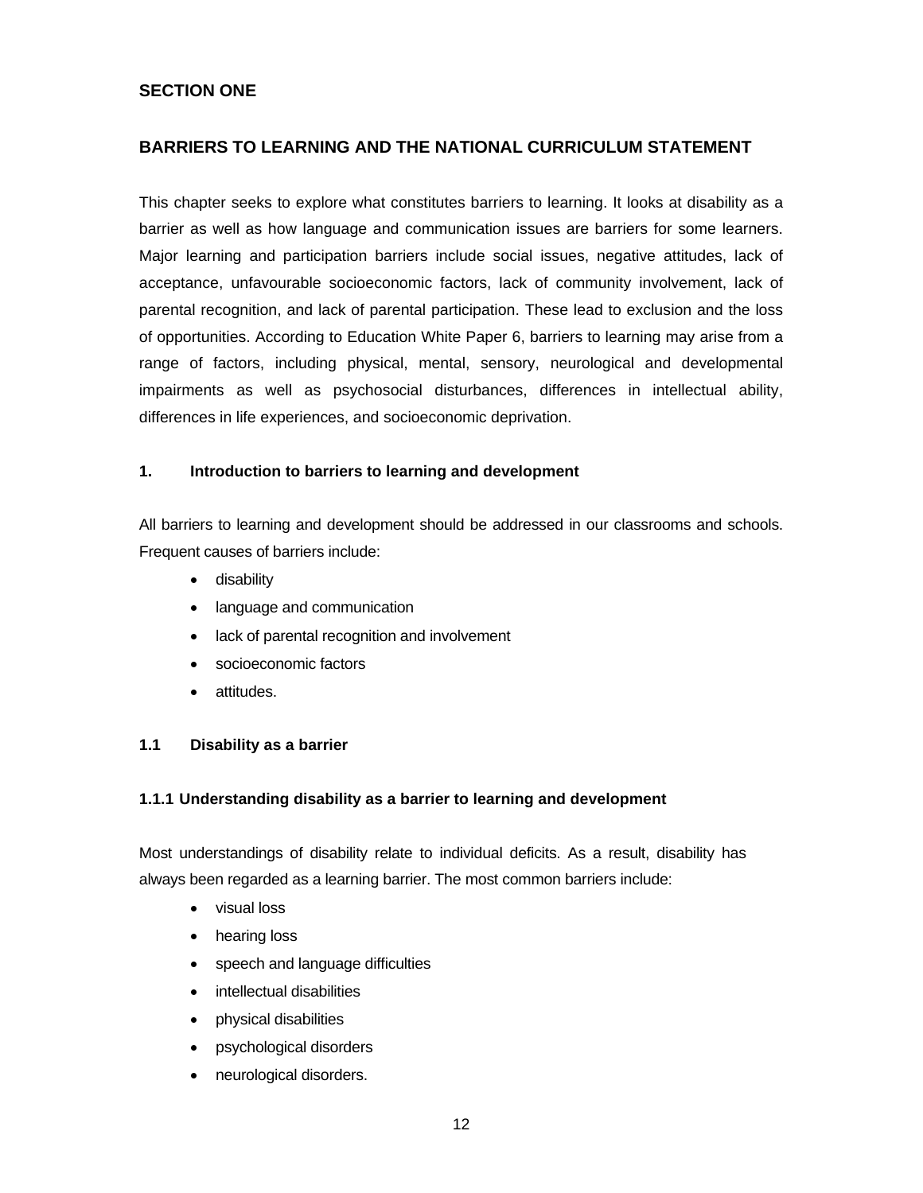## SECTION ONE

## BARRIERS TO LEARNING AND THE NATIONAL CURRICULUM STATEMENT

This chapter seeks to explore what constitutes barriers to learning. It looks at disability as a barrier as well as how language and communication issues are barriers for some learners. Major learning and participation barriers include social issues, negative attitudes, lack of acceptance, unfavourable socioeconomic factors, lack of community involvement, lack of parental recognition, and lack of parental participation. These lead to exclusion and the loss of opportunities. According to Education White Paper 6, barriers to learning may arise from a range of factors, including physical, mental, sensory, neurological and developmental impairments as well as psychosocial disturbances, differences in intellectual ability, differences in life experiences, and socioeconomic deprivation.

### 1. Introduction to barriers to learning and development

All barriers to learning and development should be addressed in our classrooms and schools. Frequent causes of barriers include:

- disability
- language and communication
- lack of parental recognition and involvement
- socioeconomic factors
- attitudes.

### 1.1 Disability as a barrier

#### 1.1.1 Understanding disability as a barrier to learning and development

Most understandings of disability relate to individual deficits. As a result, disability has always been regarded as a learning barrier. The most common barriers include:

- visual loss
- hearing loss
- speech and language difficulties
- intellectual disabilities
- physical disabilities
- psychological disorders
- neurological disorders.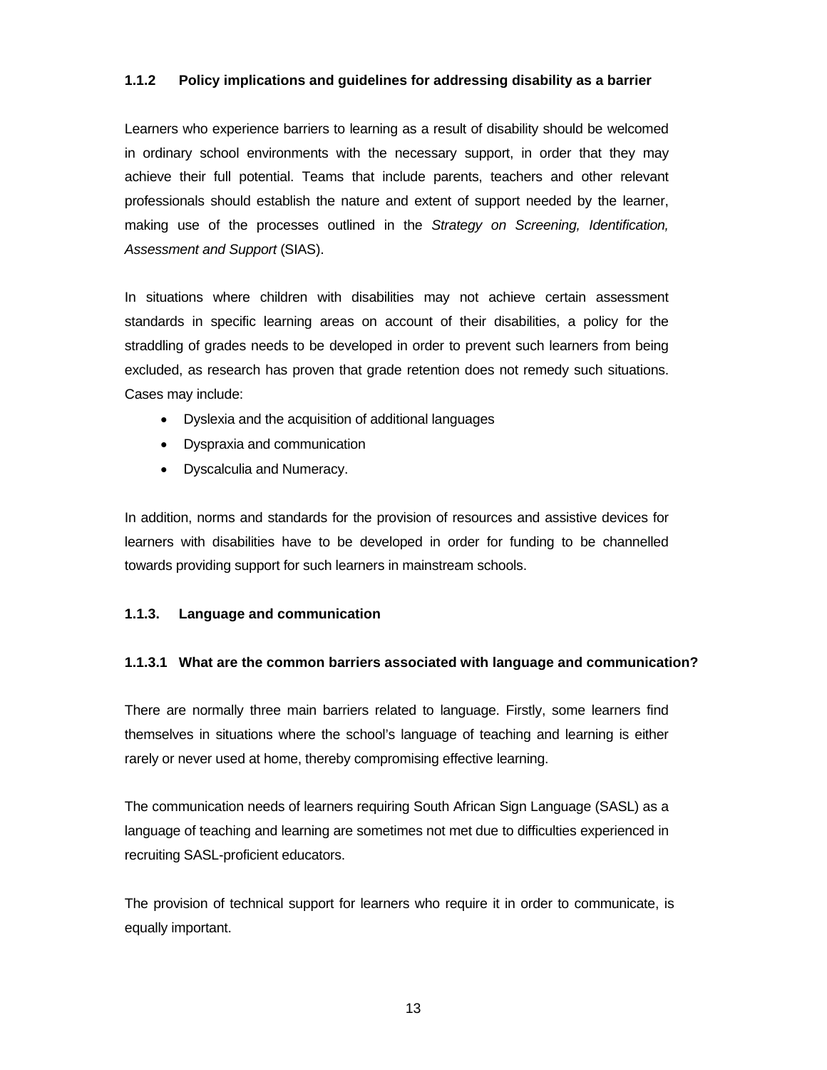### 1.1.2 Policy implications and guidelines for addressing disability as a barrier

Learners who experience barriers to learning as a result of disability should be welcomed in ordinary school environments with the necessary support, in order that they may achieve their full potential. Teams that include parents, teachers and other relevant professionals should establish the nature and extent of support needed by the learner, making use of the processes outlined in the *Strategy on Screening, Identification, Assessment and Support* (SIAS).

In situations where children with disabilities may not achieve certain assessment standards in specific learning areas on account of their disabilities, a policy for the straddling of grades needs to be developed in order to prevent such learners from being excluded, as research has proven that grade retention does not remedy such situations. Cases may include:

- Dyslexia and the acquisition of additional languages
- Dyspraxia and communication
- Dyscalculia and Numeracy.

In addition, norms and standards for the provision of resources and assistive devices for learners with disabilities have to be developed in order for funding to be channelled towards providing support for such learners in mainstream schools.

### 1.1.3. Language and communication

#### 1.1.3.1 What are the common barriers associated with language and communication?

There are normally three main barriers related to language. Firstly, some learners find themselves in situations where the school's language of teaching and learning is either rarely or never used at home, thereby compromising effective learning.

The communication needs of learners requiring South African Sign Language (SASL) as a language of teaching and learning are sometimes not met due to difficulties experienced in recruiting SASL-proficient educators.

The provision of technical support for learners who require it in order to communicate, is equally important.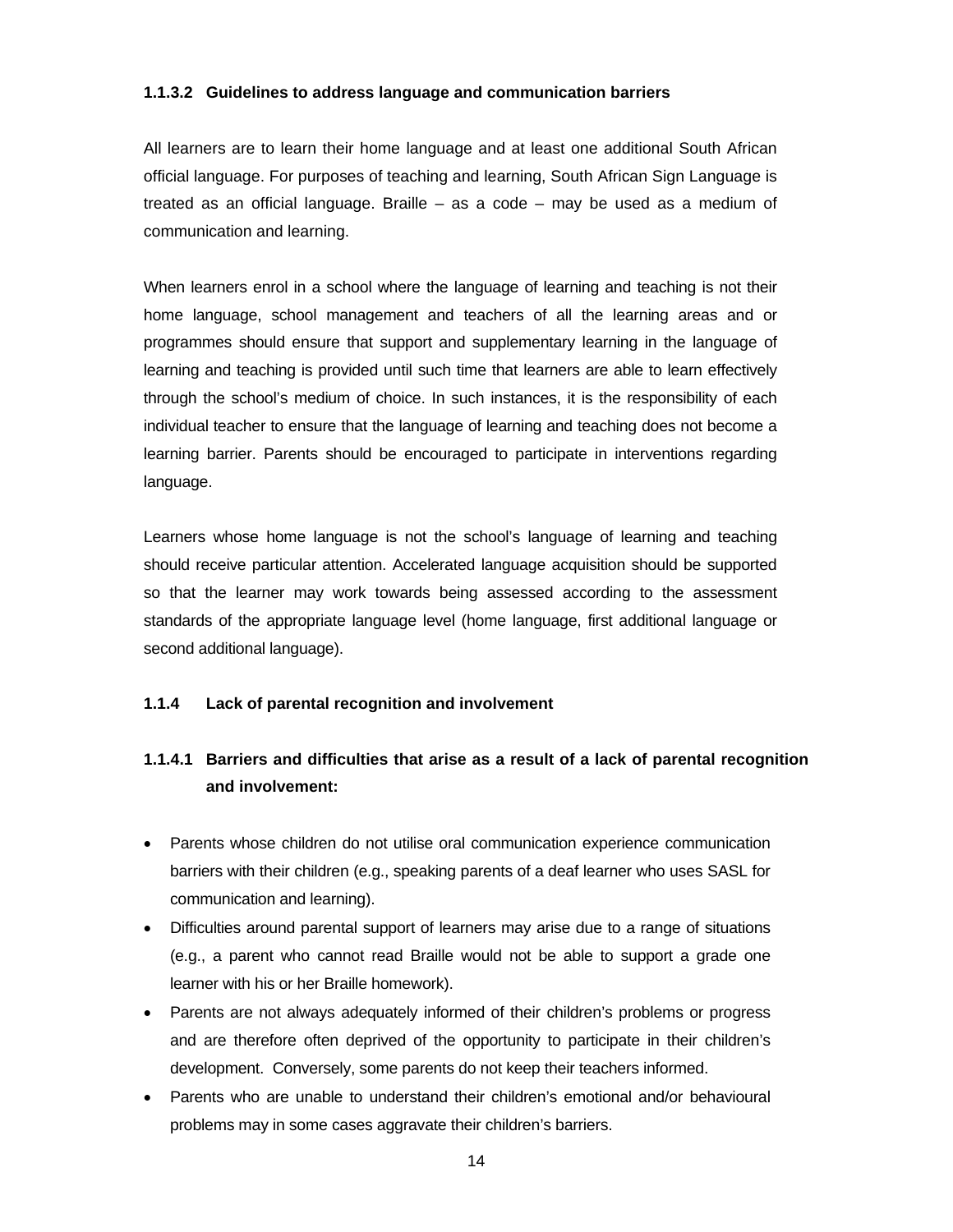#### 1.1.3.2 Guidelines to address language and communication barriers

All learners are to learn their home language and at least one additional South African official language. For purposes of teaching and learning, South African Sign Language is treated as an official language. Braille – as a code – may be used as a medium of communication and learning.

When learners enrol in a school where the language of learning and teaching is not their home language, school management and teachers of all the learning areas and or programmes should ensure that support and supplementary learning in the language of learning and teaching is provided until such time that learners are able to learn effectively through the school's medium of choice. In such instances, it is the responsibility of each individual teacher to ensure that the language of learning and teaching does not become a learning barrier. Parents should be encouraged to participate in interventions regarding language.

Learners whose home language is not the school's language of learning and teaching should receive particular attention. Accelerated language acquisition should be supported so that the learner may work towards being assessed according to the assessment standards of the appropriate language level (home language, first additional language or second additional language).

### 1.1.4 Lack of parental recognition and involvement

#### 1.1.4.1 Barriers and difficulties that arise as a result of a lack of parental recognition and involvement:

- Parents whose children do not utilise oral communication experience communication barriers with their children (e.g., speaking parents of a deaf learner who uses SASL for communication and learning).
- Difficulties around parental support of learners may arise due to a range of situations (e.g., a parent who cannot read Braille would not be able to support a grade one learner with his or her Braille homework).
- Parents are not always adequately informed of their children's problems or progress and are therefore often deprived of the opportunity to participate in their children's development. Conversely, some parents do not keep their teachers informed.
- Parents who are unable to understand their children's emotional and/or behavioural problems may in some cases aggravate their children's barriers.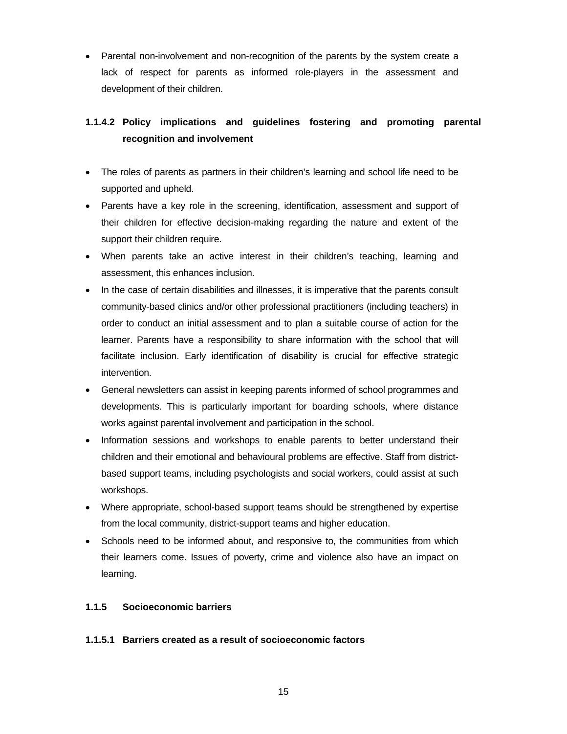- Parental non-involvement and non-recognition of the parents by the system create a lack of respect for parents as informed role-players in the assessment and development of their children.

#### 1.1.4.2 Policy implications and guidelines fostering and promoting parental recognition and involvement

- The roles of parents as partners in their children's learning and school life need to be supported and upheld.
- Parents have a key role in the screening, identification, assessment and support of their children for effective decision-making regarding the nature and extent of the support their children require.
- When parents take an active interest in their children's teaching, learning and assessment, this enhances inclusion.
- In the case of certain disabilities and illnesses, it is imperative that the parents consult community-based clinics and/or other professional practitioners (including teachers) in order to conduct an initial assessment and to plan a suitable course of action for the learner. Parents have a responsibility to share information with the school that will facilitate inclusion. Early identification of disability is crucial for effective strategic intervention.
- General newsletters can assist in keeping parents informed of school programmes and developments. This is particularly important for boarding schools, where distance works against parental involvement and participation in the school.
- Information sessions and workshops to enable parents to better understand their children and their emotional and behavioural problems are effective. Staff from district-based support teams, including psychologists and social workers, could assist at such workshops.
- Where appropriate, school-based support teams should be strengthened by expertise from the local community, district-support teams and higher education.
- Schools need to be informed about, and responsive to, the communities from which their learners come. Issues of poverty, crime and violence also have an impact on learning.

### 1.1.5 Socioeconomic barriers

#### 1.1.5.1 Barriers created as a result of socioeconomic factors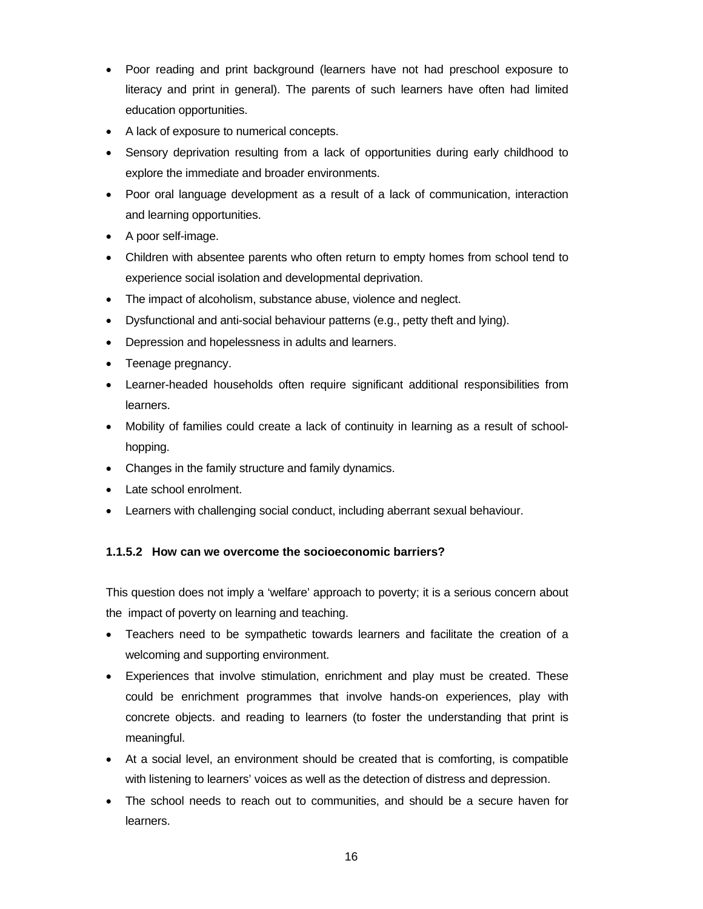- Poor reading and print background (learners have not had preschool exposure to literacy and print in general). The parents of such learners have often had limited education opportunities.
- A lack of exposure to numerical concepts.
- Sensory deprivation resulting from a lack of opportunities during early childhood to explore the immediate and broader environments.
- Poor oral language development as a result of a lack of communication, interaction and learning opportunities.
- A poor self-image.
- Children with absentee parents who often return to empty homes from school tend to experience social isolation and developmental deprivation.
- The impact of alcoholism, substance abuse, violence and neglect.
- Dysfunctional and anti-social behaviour patterns (e.g., petty theft and lying).
- Depression and hopelessness in adults and learners.
- Teenage pregnancy.
- Learner-headed households often require significant additional responsibilities from learners.
- Mobility of families could create a lack of continuity in learning as a result of school-hopping.
- Changes in the family structure and family dynamics.
- Late school enrolment.
- Learners with challenging social conduct, including aberrant sexual behaviour.

#### 1.1.5.2 How can we overcome the socioeconomic barriers?

This question does not imply a 'welfare' approach to poverty; it is a serious concern about the impact of poverty on learning and teaching.

- Teachers need to be sympathetic towards learners and facilitate the creation of a welcoming and supporting environment.
- Experiences that involve stimulation, enrichment and play must be created. These could be enrichment programmes that involve hands-on experiences, play with concrete objects. and reading to learners (to foster the understanding that print is meaningful.
- At a social level, an environment should be created that is comforting, is compatible with listening to learners' voices as well as the detection of distress and depression.
- The school needs to reach out to communities, and should be a secure haven for learners.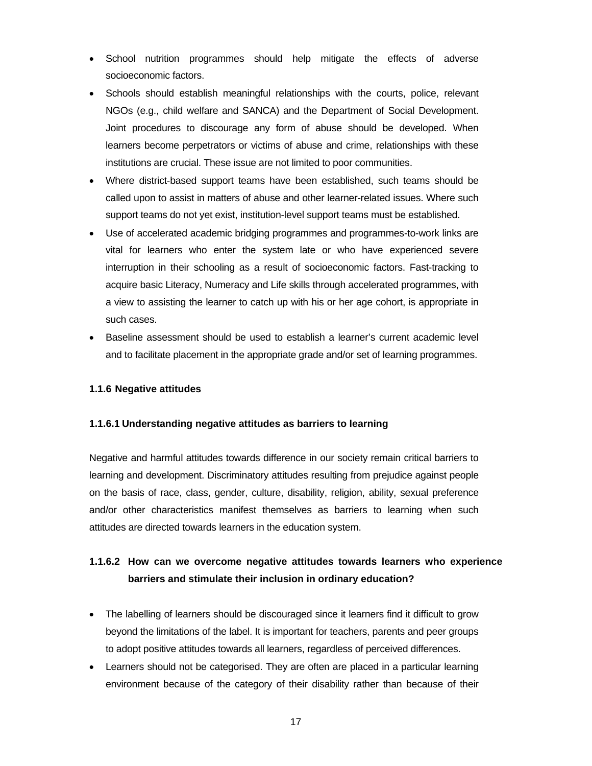- School nutrition programmes should help mitigate the effects of adverse socioeconomic factors.
- Schools should establish meaningful relationships with the courts, police, relevant NGOs (e.g., child welfare and SANCA) and the Department of Social Development. Joint procedures to discourage any form of abuse should be developed. When learners become perpetrators or victims of abuse and crime, relationships with these institutions are crucial. These issue are not limited to poor communities.
- Where district-based support teams have been established, such teams should be called upon to assist in matters of abuse and other learner-related issues. Where such support teams do not yet exist, institution-level support teams must be established.
- Use of accelerated academic bridging programmes and programmes-to-work links are vital for learners who enter the system late or who have experienced severe interruption in their schooling as a result of socioeconomic factors. Fast-tracking to acquire basic Literacy, Numeracy and Life skills through accelerated programmes, with a view to assisting the learner to catch up with his or her age cohort, is appropriate in such cases.
- Baseline assessment should be used to establish a learner's current academic level and to facilitate placement in the appropriate grade and/or set of learning programmes.

#### 1.1.6 Negative attitudes

##### 1.1.6.1 Understanding negative attitudes as barriers to learning

Negative and harmful attitudes towards difference in our society remain critical barriers to learning and development. Discriminatory attitudes resulting from prejudice against people on the basis of race, class, gender, culture, disability, religion, ability, sexual preference and/or other characteristics manifest themselves as barriers to learning when such attitudes are directed towards learners in the education system.

##### 1.1.6.2 How can we overcome negative attitudes towards learners who experience barriers and stimulate their inclusion in ordinary education?

- The labelling of learners should be discouraged since it learners find it difficult to grow beyond the limitations of the label. It is important for teachers, parents and peer groups to adopt positive attitudes towards all learners, regardless of perceived differences.
- Learners should not be categorised. They are often are placed in a particular learning environment because of the category of their disability rather than because of their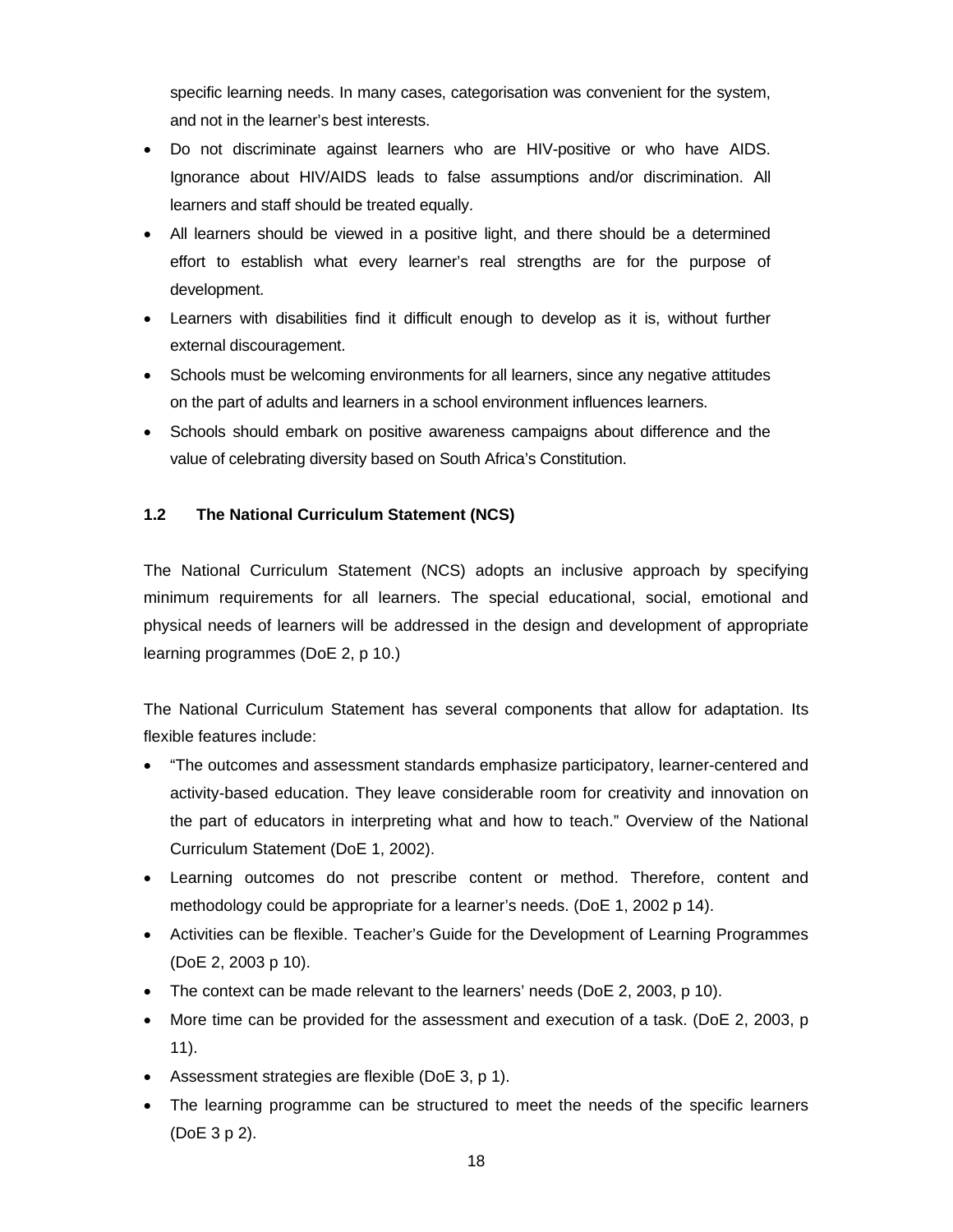specific learning needs. In many cases, categorisation was convenient for the system, and not in the learner's best interests.

- Do not discriminate against learners who are HIV-positive or who have AIDS. Ignorance about HIV/AIDS leads to false assumptions and/or discrimination. All learners and staff should be treated equally.
- All learners should be viewed in a positive light, and there should be a determined effort to establish what every learner's real strengths are for the purpose of development.
- Learners with disabilities find it difficult enough to develop as it is, without further external discouragement.
- Schools must be welcoming environments for all learners, since any negative attitudes on the part of adults and learners in a school environment influences learners.
- Schools should embark on positive awareness campaigns about difference and the value of celebrating diversity based on South Africa's Constitution.

### 1.2 The National Curriculum Statement (NCS)

The National Curriculum Statement (NCS) adopts an inclusive approach by specifying minimum requirements for all learners. The special educational, social, emotional and physical needs of learners will be addressed in the design and development of appropriate learning programmes (DoE 2, p 10.)

The National Curriculum Statement has several components that allow for adaptation. Its flexible features include:

- "The outcomes and assessment standards emphasize participatory, learner-centered and activity-based education. They leave considerable room for creativity and innovation on the part of educators in interpreting what and how to teach." Overview of the National Curriculum Statement (DoE 1, 2002).
- Learning outcomes do not prescribe content or method. Therefore, content and methodology could be appropriate for a learner's needs. (DoE 1, 2002 p 14).
- Activities can be flexible. Teacher's Guide for the Development of Learning Programmes (DoE 2, 2003 p 10).
- The context can be made relevant to the learners' needs (DoE 2, 2003, p 10).
- More time can be provided for the assessment and execution of a task. (DoE 2, 2003, p 11).
- Assessment strategies are flexible (DoE 3, p 1).
- The learning programme can be structured to meet the needs of the specific learners (DoE 3 p 2).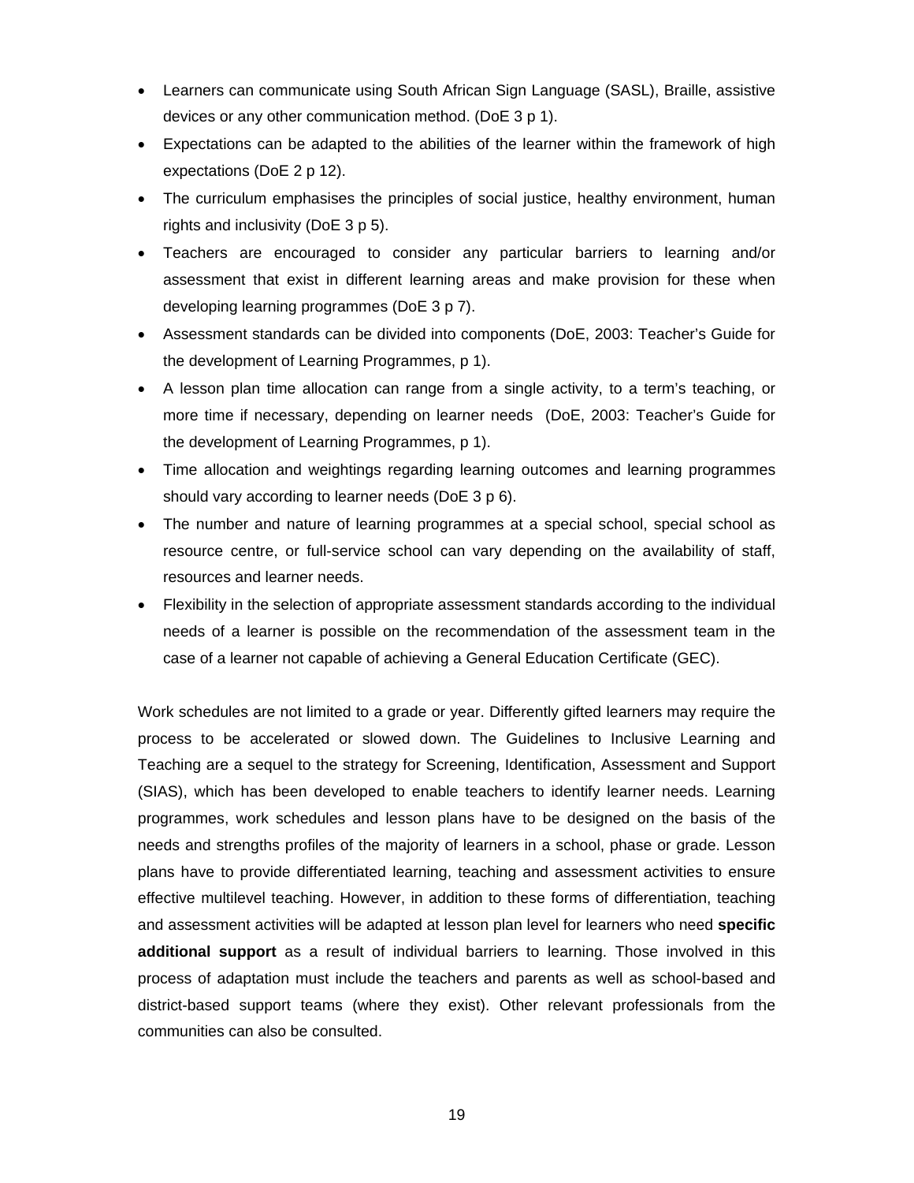- Learners can communicate using South African Sign Language (SASL), Braille, assistive devices or any other communication method. (DoE 3 p 1).
- Expectations can be adapted to the abilities of the learner within the framework of high expectations (DoE 2 p 12).
- The curriculum emphasises the principles of social justice, healthy environment, human rights and inclusivity (DoE 3 p 5).
- Teachers are encouraged to consider any particular barriers to learning and/or assessment that exist in different learning areas and make provision for these when developing learning programmes (DoE 3 p 7).
- Assessment standards can be divided into components (DoE, 2003: Teacher's Guide for the development of Learning Programmes, p 1).
- A lesson plan time allocation can range from a single activity, to a term's teaching, or more time if necessary, depending on learner needs (DoE, 2003: Teacher's Guide for the development of Learning Programmes, p 1).
- Time allocation and weightings regarding learning outcomes and learning programmes should vary according to learner needs (DoE 3 p 6).
- The number and nature of learning programmes at a special school, special school as resource centre, or full-service school can vary depending on the availability of staff, resources and learner needs.
- Flexibility in the selection of appropriate assessment standards according to the individual needs of a learner is possible on the recommendation of the assessment team in the case of a learner not capable of achieving a General Education Certificate (GEC).

Work schedules are not limited to a grade or year. Differently gifted learners may require the process to be accelerated or slowed down. The Guidelines to Inclusive Learning and Teaching are a sequel to the strategy for Screening, Identification, Assessment and Support (SIAS), which has been developed to enable teachers to identify learner needs. Learning programmes, work schedules and lesson plans have to be designed on the basis of the needs and strengths profiles of the majority of learners in a school, phase or grade. Lesson plans have to provide differentiated learning, teaching and assessment activities to ensure effective multilevel teaching. However, in addition to these forms of differentiation, teaching and assessment activities will be adapted at lesson plan level for learners who need **specific additional support** as a result of individual barriers to learning. Those involved in this process of adaptation must include the teachers and parents as well as school-based and district-based support teams (where they exist). Other relevant professionals from the communities can also be consulted.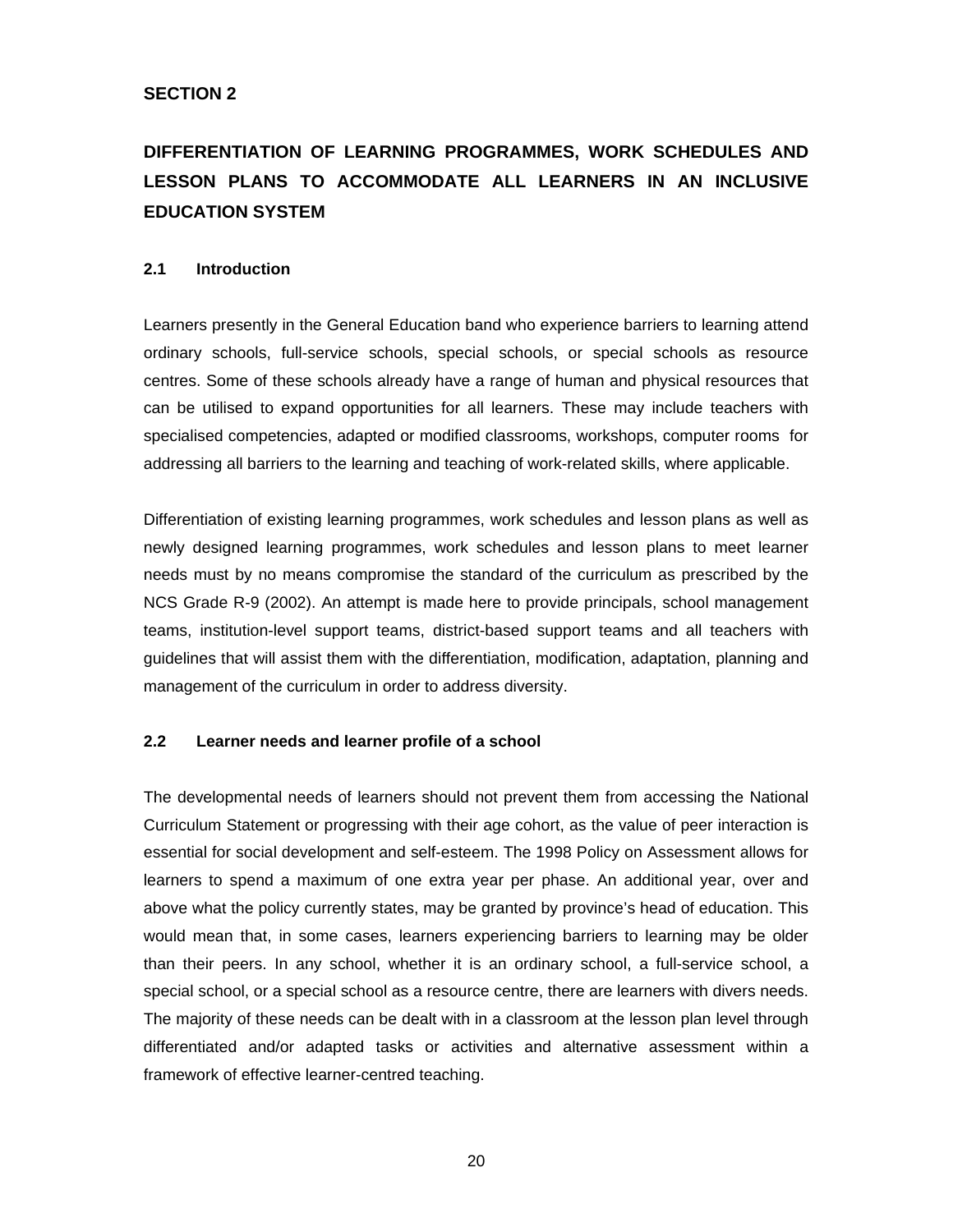# SECTION 2

# DIFFERENTIATION OF LEARNING PROGRAMMES, WORK SCHEDULES AND LESSON PLANS TO ACCOMMODATE ALL LEARNERS IN AN INCLUSIVE EDUCATION SYSTEM

## 2.1 Introduction

Learners presently in the General Education band who experience barriers to learning attend ordinary schools, full-service schools, special schools, or special schools as resource centres. Some of these schools already have a range of human and physical resources that can be utilised to expand opportunities for all learners. These may include teachers with specialised competencies, adapted or modified classrooms, workshops, computer rooms for addressing all barriers to the learning and teaching of work-related skills, where applicable.

Differentiation of existing learning programmes, work schedules and lesson plans as well as newly designed learning programmes, work schedules and lesson plans to meet learner needs must by no means compromise the standard of the curriculum as prescribed by the NCS Grade R-9 (2002). An attempt is made here to provide principals, school management teams, institution-level support teams, district-based support teams and all teachers with guidelines that will assist them with the differentiation, modification, adaptation, planning and management of the curriculum in order to address diversity.

## 2.2 Learner needs and learner profile of a school

The developmental needs of learners should not prevent them from accessing the National Curriculum Statement or progressing with their age cohort, as the value of peer interaction is essential for social development and self-esteem. The 1998 Policy on Assessment allows for learners to spend a maximum of one extra year per phase. An additional year, over and above what the policy currently states, may be granted by province's head of education. This would mean that, in some cases, learners experiencing barriers to learning may be older than their peers. In any school, whether it is an ordinary school, a full-service school, a special school, or a special school as a resource centre, there are learners with divers needs. The majority of these needs can be dealt with in a classroom at the lesson plan level through differentiated and/or adapted tasks or activities and alternative assessment within a framework of effective learner-centred teaching.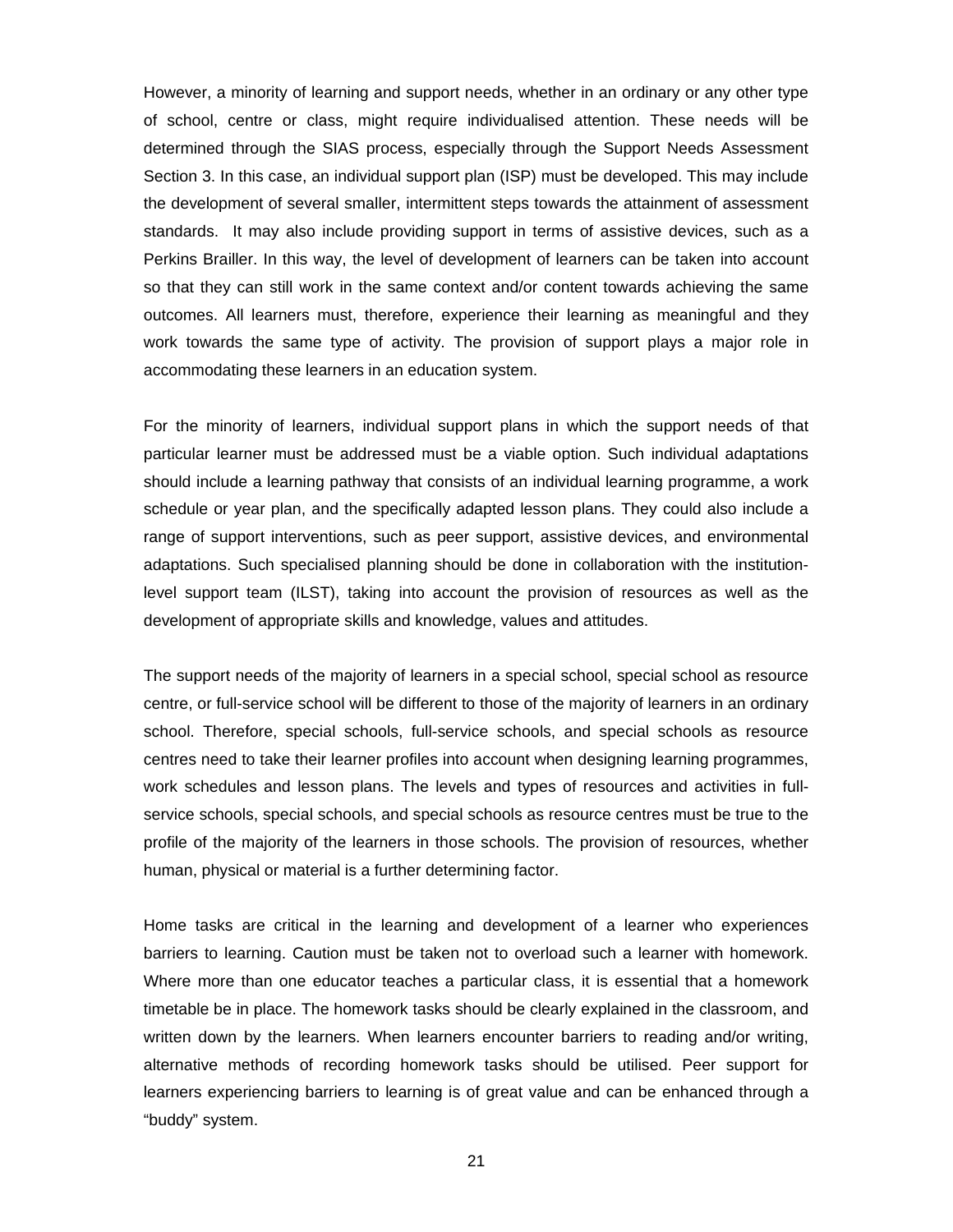However, a minority of learning and support needs, whether in an ordinary or any other type of school, centre or class, might require individualised attention. These needs will be determined through the SIAS process, especially through the Support Needs Assessment Section 3. In this case, an individual support plan (ISP) must be developed. This may include the development of several smaller, intermittent steps towards the attainment of assessment standards. It may also include providing support in terms of assistive devices, such as a Perkins Brailler. In this way, the level of development of learners can be taken into account so that they can still work in the same context and/or content towards achieving the same outcomes. All learners must, therefore, experience their learning as meaningful and they work towards the same type of activity. The provision of support plays a major role in accommodating these learners in an education system.

For the minority of learners, individual support plans in which the support needs of that particular learner must be addressed must be a viable option. Such individual adaptations should include a learning pathway that consists of an individual learning programme, a work schedule or year plan, and the specifically adapted lesson plans. They could also include a range of support interventions, such as peer support, assistive devices, and environmental adaptations. Such specialised planning should be done in collaboration with the institution-level support team (ILST), taking into account the provision of resources as well as the development of appropriate skills and knowledge, values and attitudes.

The support needs of the majority of learners in a special school, special school as resource centre, or full-service school will be different to those of the majority of learners in an ordinary school. Therefore, special schools, full-service schools, and special schools as resource centres need to take their learner profiles into account when designing learning programmes, work schedules and lesson plans. The levels and types of resources and activities in full-service schools, special schools, and special schools as resource centres must be true to the profile of the majority of the learners in those schools. The provision of resources, whether human, physical or material is a further determining factor.

Home tasks are critical in the learning and development of a learner who experiences barriers to learning. Caution must be taken not to overload such a learner with homework. Where more than one educator teaches a particular class, it is essential that a homework timetable be in place. The homework tasks should be clearly explained in the classroom, and written down by the learners. When learners encounter barriers to reading and/or writing, alternative methods of recording homework tasks should be utilised. Peer support for learners experiencing barriers to learning is of great value and can be enhanced through a "buddy" system.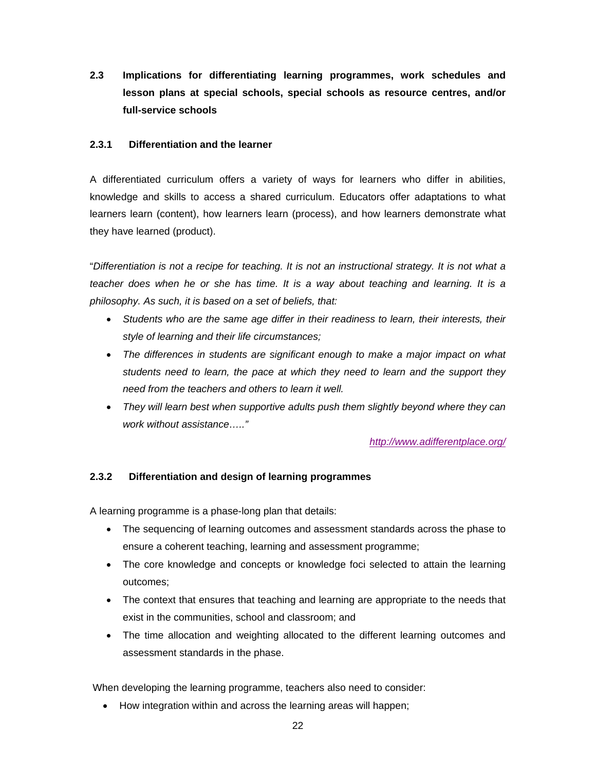## 2.3 Implications for differentiating learning programmes, work schedules and lesson plans at special schools, special schools as resource centres, and/or full-service schools

### 2.3.1 Differentiation and the learner

A differentiated curriculum offers a variety of ways for learners who differ in abilities, knowledge and skills to access a shared curriculum. Educators offer adaptations to what learners learn (content), how learners learn (process), and how learners demonstrate what they have learned (product).

"*Differentiation is not a recipe for teaching. It is not an instructional strategy. It is not what a teacher does when he or she has time. It is a way about teaching and learning. It is a philosophy. As such, it is based on a set of beliefs, that:*

- *Students who are the same age differ in their readiness to learn, their interests, their style of learning and their life circumstances;*
- *The differences in students are significant enough to make a major impact on what students need to learn, the pace at which they need to learn and the support they need from the teachers and others to learn it well.*
- *They will learn best when supportive adults push them slightly beyond where they can work without assistance….."*

*http://www.adifferentplace.org/*

### 2.3.2 Differentiation and design of learning programmes

A learning programme is a phase-long plan that details:

- The sequencing of learning outcomes and assessment standards across the phase to ensure a coherent teaching, learning and assessment programme;
- The core knowledge and concepts or knowledge foci selected to attain the learning outcomes;
- The context that ensures that teaching and learning are appropriate to the needs that exist in the communities, school and classroom; and
- The time allocation and weighting allocated to the different learning outcomes and assessment standards in the phase.

When developing the learning programme, teachers also need to consider:

- How integration within and across the learning areas will happen;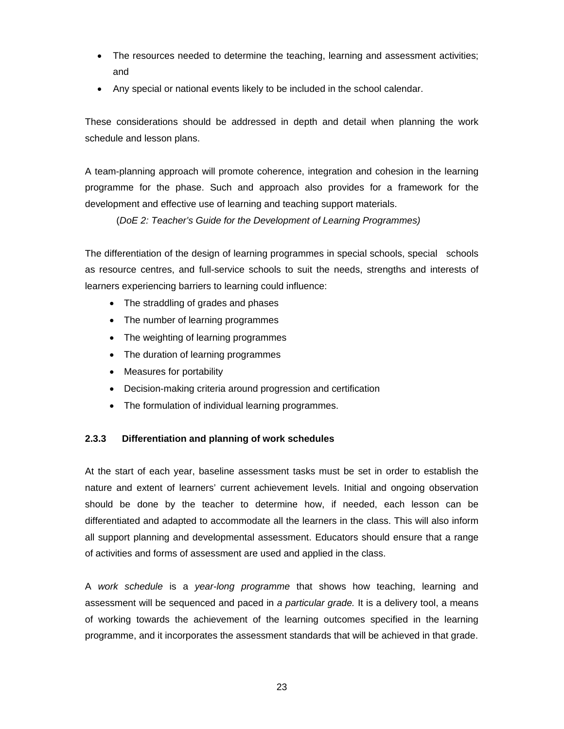- The resources needed to determine the teaching, learning and assessment activities; and
- Any special or national events likely to be included in the school calendar.

These considerations should be addressed in depth and detail when planning the work schedule and lesson plans.

A team-planning approach will promote coherence, integration and cohesion in the learning programme for the phase. Such and approach also provides for a framework for the development and effective use of learning and teaching support materials.

(*DoE 2: Teacher's Guide for the Development of Learning Programmes)*

The differentiation of the design of learning programmes in special schools, special schools as resource centres, and full-service schools to suit the needs, strengths and interests of learners experiencing barriers to learning could influence:

- The straddling of grades and phases
- The number of learning programmes
- The weighting of learning programmes
- The duration of learning programmes
- Measures for portability
- Decision-making criteria around progression and certification
- The formulation of individual learning programmes.

### 2.3.3 Differentiation and planning of work schedules

At the start of each year, baseline assessment tasks must be set in order to establish the nature and extent of learners' current achievement levels. Initial and ongoing observation should be done by the teacher to determine how, if needed, each lesson can be differentiated and adapted to accommodate all the learners in the class. This will also inform all support planning and developmental assessment. Educators should ensure that a range of activities and forms of assessment are used and applied in the class.

A *work schedule* is a *year-long programme* that shows how teaching, learning and assessment will be sequenced and paced in *a particular grade.* It is a delivery tool, a means of working towards the achievement of the learning outcomes specified in the learning programme, and it incorporates the assessment standards that will be achieved in that grade.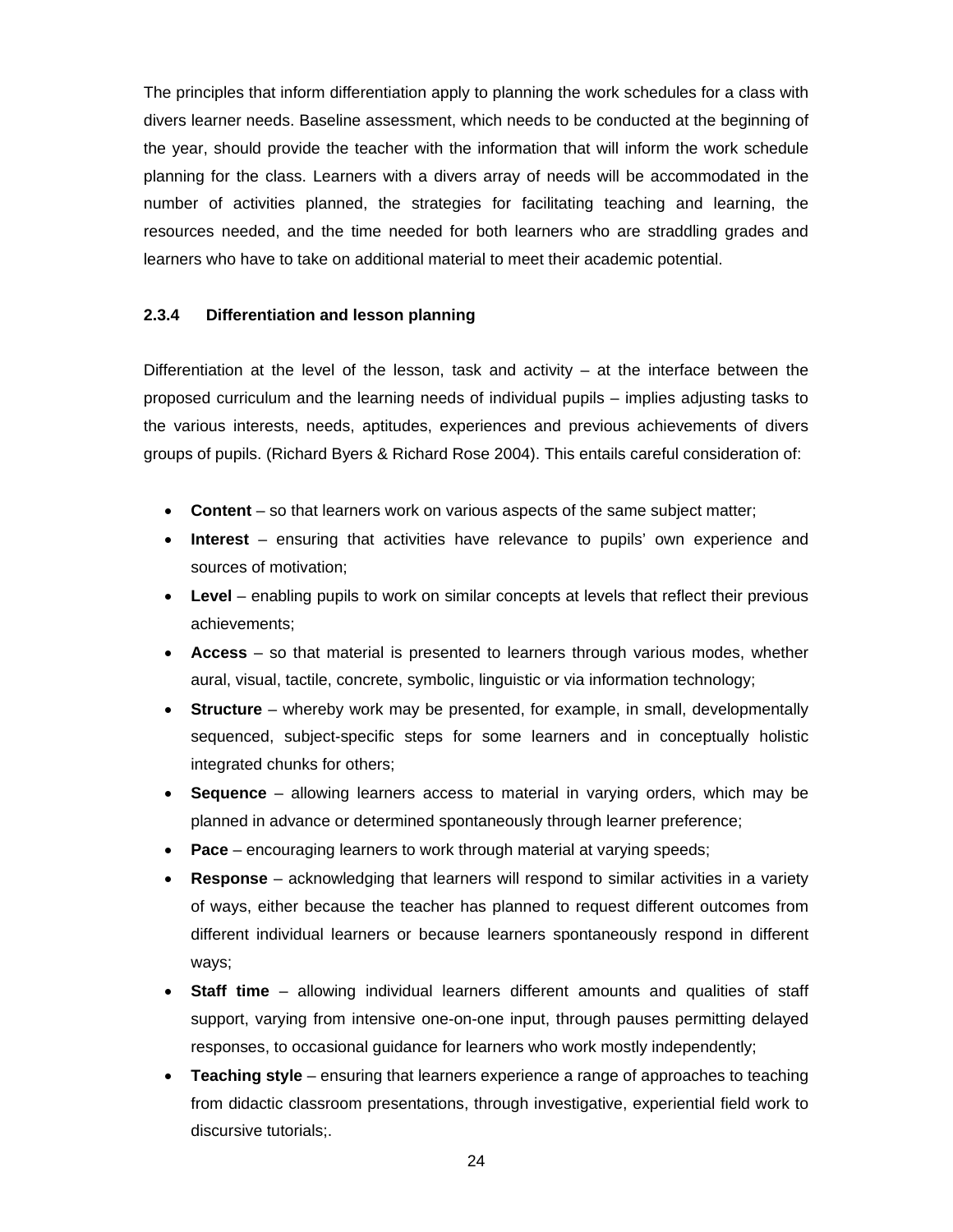The principles that inform differentiation apply to planning the work schedules for a class with divers learner needs. Baseline assessment, which needs to be conducted at the beginning of the year, should provide the teacher with the information that will inform the work schedule planning for the class. Learners with a divers array of needs will be accommodated in the number of activities planned, the strategies for facilitating teaching and learning, the resources needed, and the time needed for both learners who are straddling grades and learners who have to take on additional material to meet their academic potential.

#### 2.3.4 Differentiation and lesson planning

Differentiation at the level of the lesson, task and activity – at the interface between the proposed curriculum and the learning needs of individual pupils – implies adjusting tasks to the various interests, needs, aptitudes, experiences and previous achievements of divers groups of pupils. (Richard Byers & Richard Rose 2004). This entails careful consideration of:

- **Content** – so that learners work on various aspects of the same subject matter;
- **Interest** – ensuring that activities have relevance to pupils' own experience and sources of motivation;
- **Level** – enabling pupils to work on similar concepts at levels that reflect their previous achievements;
- **Access** – so that material is presented to learners through various modes, whether aural, visual, tactile, concrete, symbolic, linguistic or via information technology;
- **Structure** – whereby work may be presented, for example, in small, developmentally sequenced, subject-specific steps for some learners and in conceptually holistic integrated chunks for others;
- **Sequence** – allowing learners access to material in varying orders, which may be planned in advance or determined spontaneously through learner preference;
- **Pace** – encouraging learners to work through material at varying speeds;
- **Response** – acknowledging that learners will respond to similar activities in a variety of ways, either because the teacher has planned to request different outcomes from different individual learners or because learners spontaneously respond in different ways;
- **Staff time** – allowing individual learners different amounts and qualities of staff support, varying from intensive one-on-one input, through pauses permitting delayed responses, to occasional guidance for learners who work mostly independently;
- **Teaching style** – ensuring that learners experience a range of approaches to teaching from didactic classroom presentations, through investigative, experiential field work to discursive tutorials;.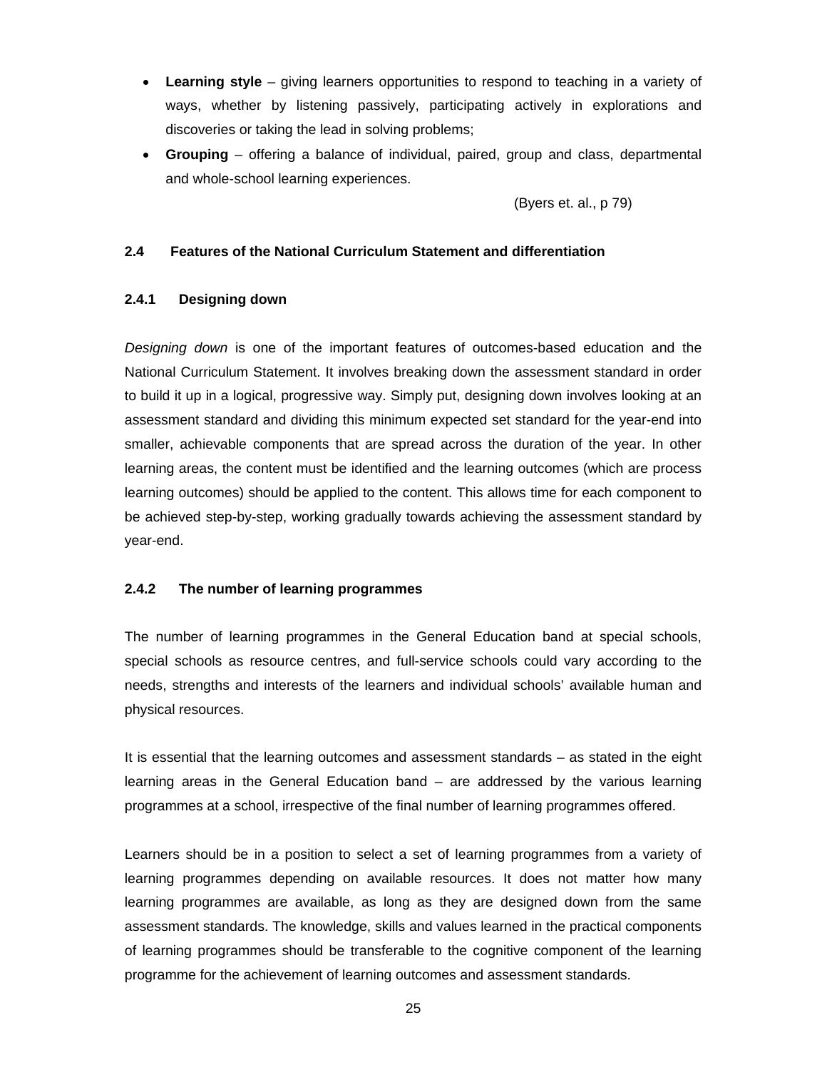- **Learning style** – giving learners opportunities to respond to teaching in a variety of ways, whether by listening passively, participating actively in explorations and discoveries or taking the lead in solving problems;
- **Grouping** – offering a balance of individual, paired, group and class, departmental and whole-school learning experiences.

(Byers et. al., p 79)

## 2.4 Features of the National Curriculum Statement and differentiation

### 2.4.1 Designing down

*Designing down* is one of the important features of outcomes-based education and the National Curriculum Statement. It involves breaking down the assessment standard in order to build it up in a logical, progressive way. Simply put, designing down involves looking at an assessment standard and dividing this minimum expected set standard for the year-end into smaller, achievable components that are spread across the duration of the year. In other learning areas, the content must be identified and the learning outcomes (which are process learning outcomes) should be applied to the content. This allows time for each component to be achieved step-by-step, working gradually towards achieving the assessment standard by year-end.

### 2.4.2 The number of learning programmes

The number of learning programmes in the General Education band at special schools, special schools as resource centres, and full-service schools could vary according to the needs, strengths and interests of the learners and individual schools' available human and physical resources.

It is essential that the learning outcomes and assessment standards – as stated in the eight learning areas in the General Education band – are addressed by the various learning programmes at a school, irrespective of the final number of learning programmes offered.

Learners should be in a position to select a set of learning programmes from a variety of learning programmes depending on available resources. It does not matter how many learning programmes are available, as long as they are designed down from the same assessment standards. The knowledge, skills and values learned in the practical components of learning programmes should be transferable to the cognitive component of the learning programme for the achievement of learning outcomes and assessment standards.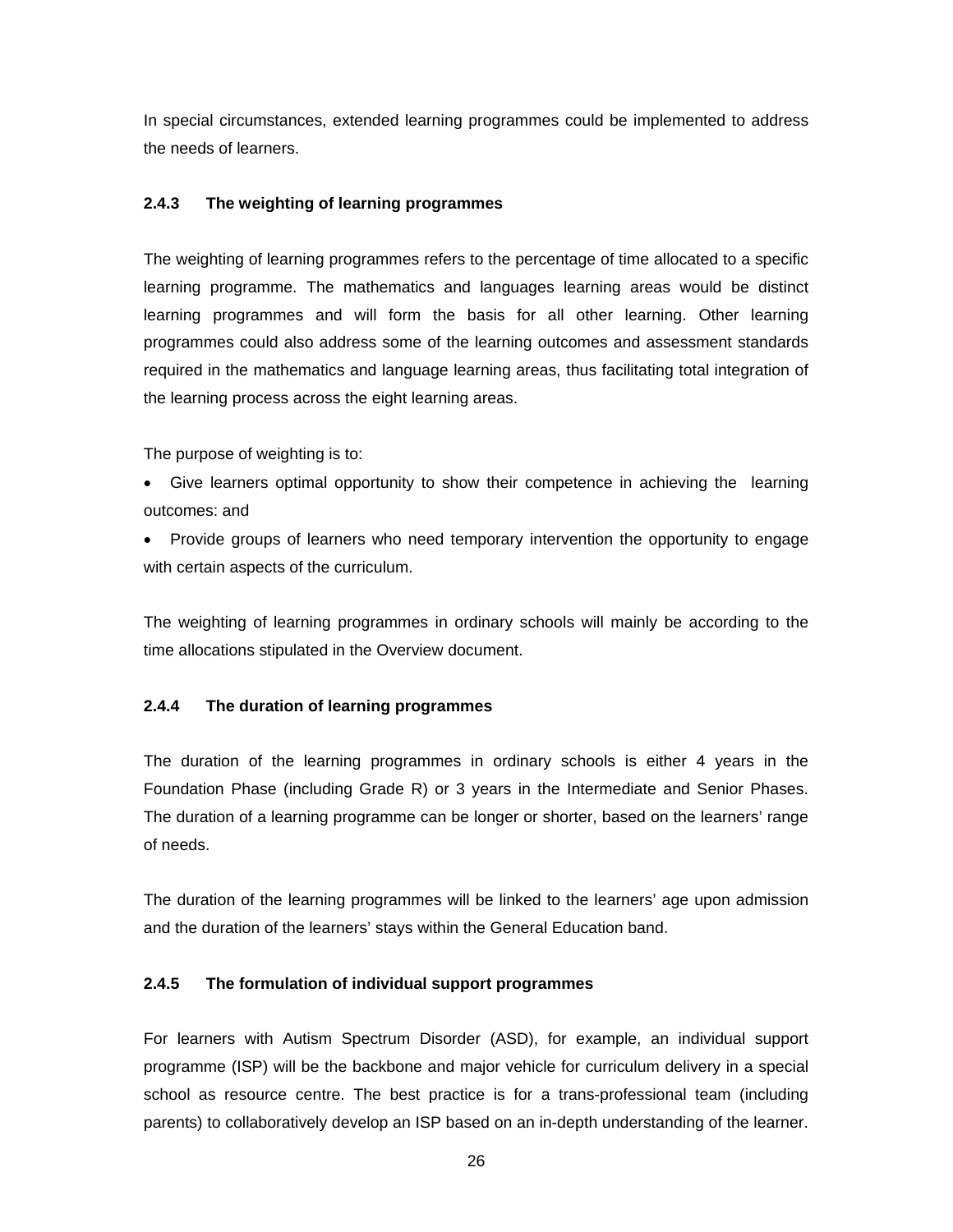In special circumstances, extended learning programmes could be implemented to address the needs of learners.

### 2.4.3 The weighting of learning programmes

The weighting of learning programmes refers to the percentage of time allocated to a specific learning programme. The mathematics and languages learning areas would be distinct learning programmes and will form the basis for all other learning. Other learning programmes could also address some of the learning outcomes and assessment standards required in the mathematics and language learning areas, thus facilitating total integration of the learning process across the eight learning areas.

The purpose of weighting is to:

- Give learners optimal opportunity to show their competence in achieving the learning outcomes: and
- Provide groups of learners who need temporary intervention the opportunity to engage with certain aspects of the curriculum.

The weighting of learning programmes in ordinary schools will mainly be according to the time allocations stipulated in the Overview document.

### 2.4.4 The duration of learning programmes

The duration of the learning programmes in ordinary schools is either 4 years in the Foundation Phase (including Grade R) or 3 years in the Intermediate and Senior Phases. The duration of a learning programme can be longer or shorter, based on the learners' range of needs.

The duration of the learning programmes will be linked to the learners' age upon admission and the duration of the learners' stays within the General Education band.

### 2.4.5 The formulation of individual support programmes

For learners with Autism Spectrum Disorder (ASD), for example, an individual support programme (ISP) will be the backbone and major vehicle for curriculum delivery in a special school as resource centre. The best practice is for a trans-professional team (including parents) to collaboratively develop an ISP based on an in-depth understanding of the learner.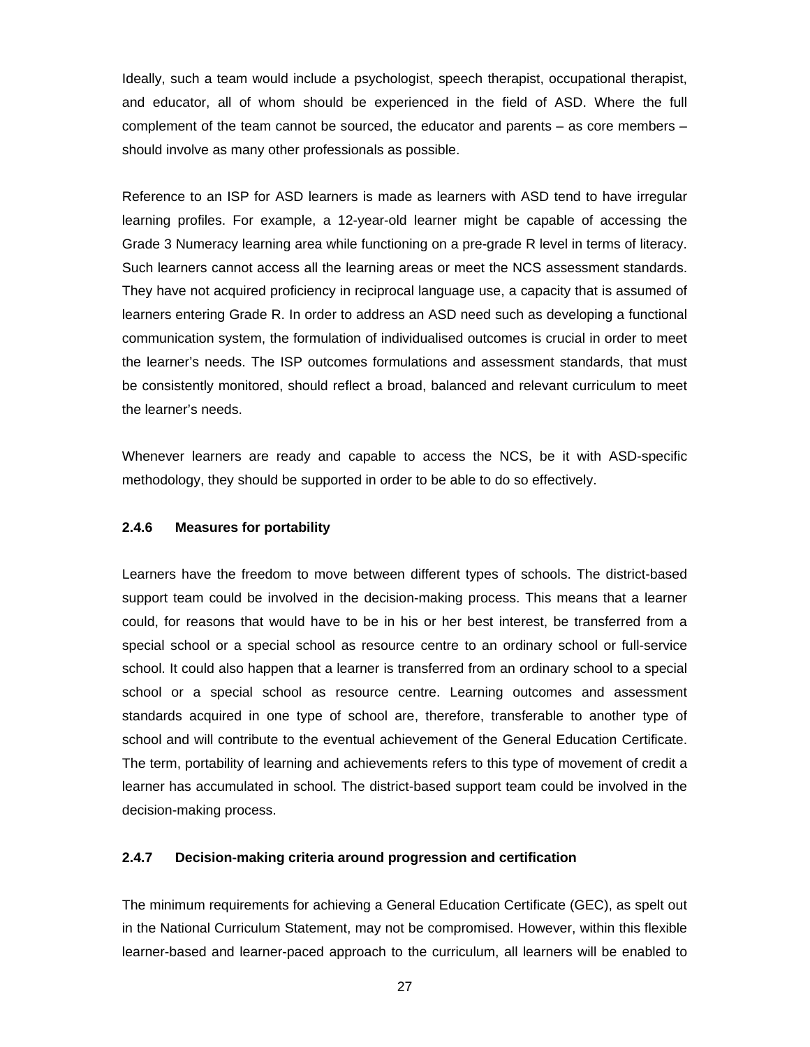Ideally, such a team would include a psychologist, speech therapist, occupational therapist, and educator, all of whom should be experienced in the field of ASD. Where the full complement of the team cannot be sourced, the educator and parents – as core members – should involve as many other professionals as possible.

Reference to an ISP for ASD learners is made as learners with ASD tend to have irregular learning profiles. For example, a 12-year-old learner might be capable of accessing the Grade 3 Numeracy learning area while functioning on a pre-grade R level in terms of literacy. Such learners cannot access all the learning areas or meet the NCS assessment standards. They have not acquired proficiency in reciprocal language use, a capacity that is assumed of learners entering Grade R. In order to address an ASD need such as developing a functional communication system, the formulation of individualised outcomes is crucial in order to meet the learner's needs. The ISP outcomes formulations and assessment standards, that must be consistently monitored, should reflect a broad, balanced and relevant curriculum to meet the learner's needs.

Whenever learners are ready and capable to access the NCS, be it with ASD-specific methodology, they should be supported in order to be able to do so effectively.

#### 2.4.6 Measures for portability

Learners have the freedom to move between different types of schools. The district-based support team could be involved in the decision-making process. This means that a learner could, for reasons that would have to be in his or her best interest, be transferred from a special school or a special school as resource centre to an ordinary school or full-service school. It could also happen that a learner is transferred from an ordinary school to a special school or a special school as resource centre. Learning outcomes and assessment standards acquired in one type of school are, therefore, transferable to another type of school and will contribute to the eventual achievement of the General Education Certificate. The term, portability of learning and achievements refers to this type of movement of credit a learner has accumulated in school. The district-based support team could be involved in the decision-making process.

#### 2.4.7 Decision-making criteria around progression and certification

The minimum requirements for achieving a General Education Certificate (GEC), as spelt out in the National Curriculum Statement, may not be compromised. However, within this flexible learner-based and learner-paced approach to the curriculum, all learners will be enabled to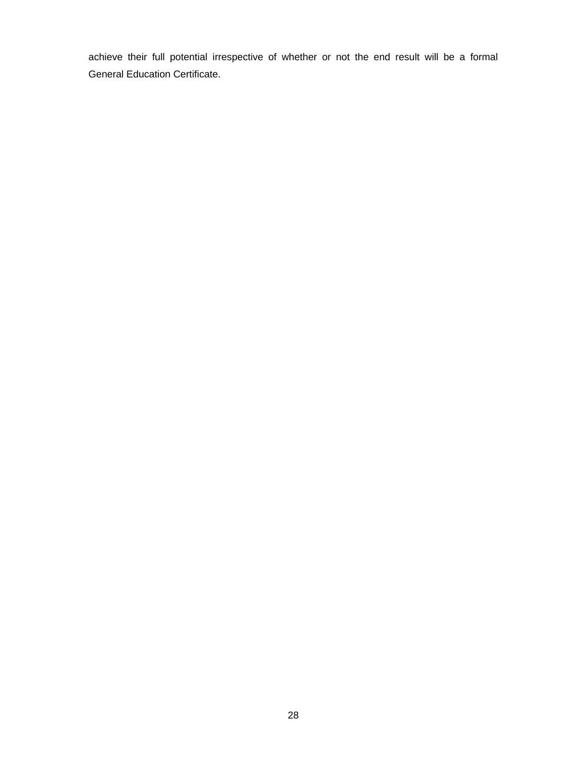achieve their full potential irrespective of whether or not the end result will be a formal General Education Certificate.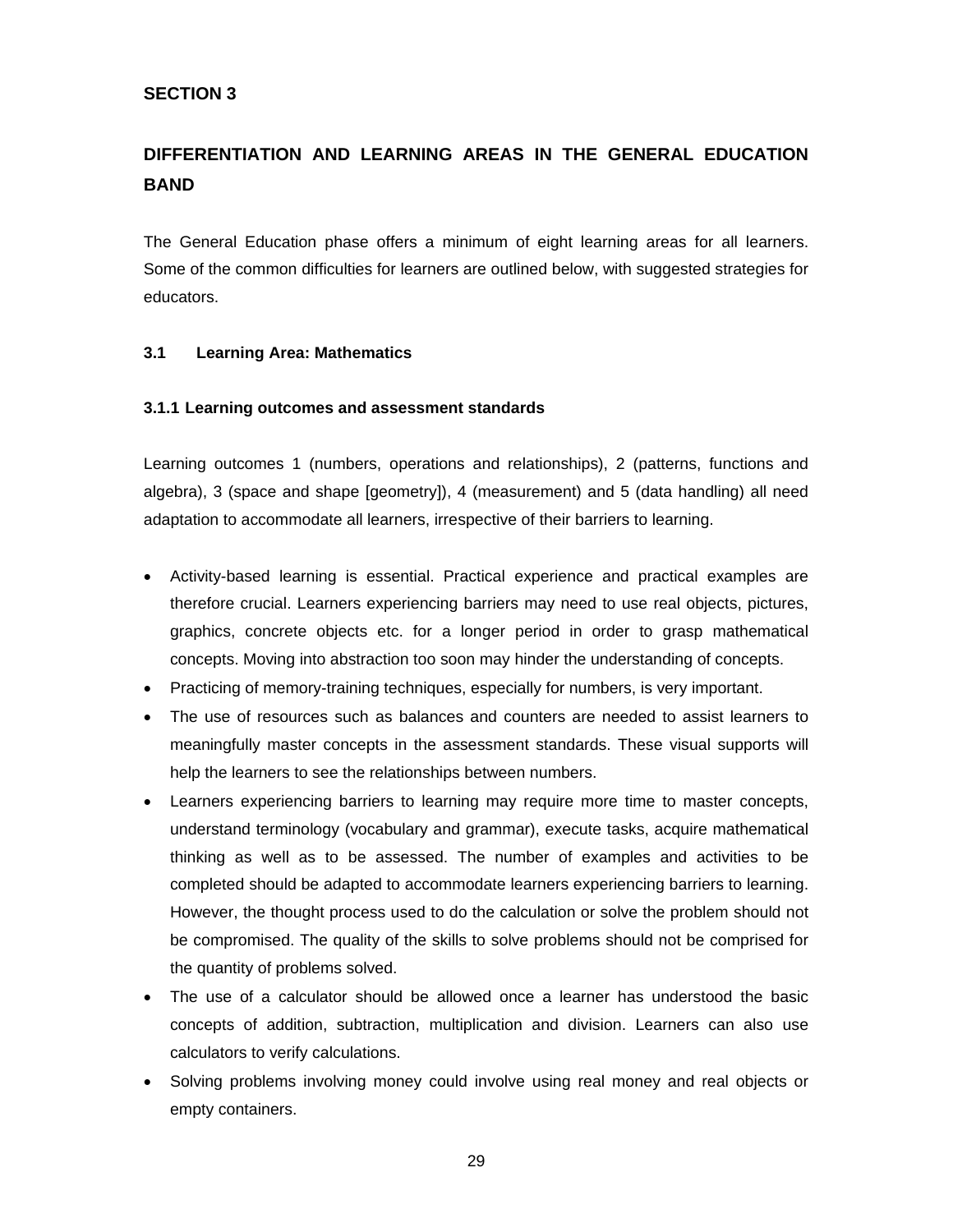## SECTION 3

## DIFFERENTIATION AND LEARNING AREAS IN THE GENERAL EDUCATION BAND

The General Education phase offers a minimum of eight learning areas for all learners. Some of the common difficulties for learners are outlined below, with suggested strategies for educators.

### 3.1 Learning Area: Mathematics

#### 3.1.1 Learning outcomes and assessment standards

Learning outcomes 1 (numbers, operations and relationships), 2 (patterns, functions and algebra), 3 (space and shape [geometry]), 4 (measurement) and 5 (data handling) all need adaptation to accommodate all learners, irrespective of their barriers to learning.

- Activity-based learning is essential. Practical experience and practical examples are therefore crucial. Learners experiencing barriers may need to use real objects, pictures, graphics, concrete objects etc. for a longer period in order to grasp mathematical concepts. Moving into abstraction too soon may hinder the understanding of concepts.
- Practicing of memory-training techniques, especially for numbers, is very important.
- The use of resources such as balances and counters are needed to assist learners to meaningfully master concepts in the assessment standards. These visual supports will help the learners to see the relationships between numbers.
- Learners experiencing barriers to learning may require more time to master concepts, understand terminology (vocabulary and grammar), execute tasks, acquire mathematical thinking as well as to be assessed. The number of examples and activities to be completed should be adapted to accommodate learners experiencing barriers to learning. However, the thought process used to do the calculation or solve the problem should not be compromised. The quality of the skills to solve problems should not be comprised for the quantity of problems solved.
- The use of a calculator should be allowed once a learner has understood the basic concepts of addition, subtraction, multiplication and division. Learners can also use calculators to verify calculations.
- Solving problems involving money could involve using real money and real objects or empty containers.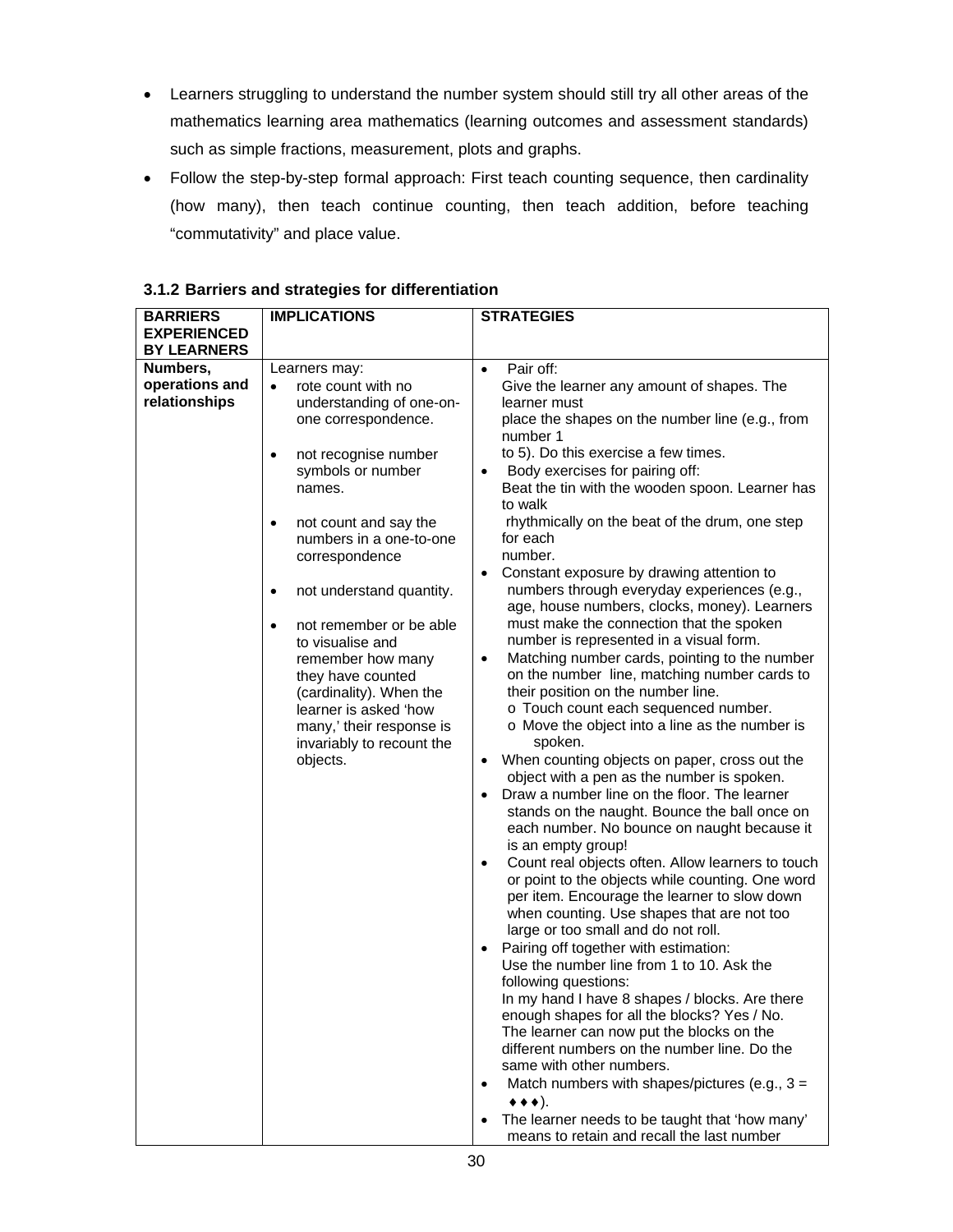- Learners struggling to understand the number system should still try all other areas of the mathematics learning area mathematics (learning outcomes and assessment standards) such as simple fractions, measurement, plots and graphs.
- Follow the step-by-step formal approach: First teach counting sequence, then cardinality (how many), then teach continue counting, then teach addition, before teaching "commutativity" and place value.

### 3.1.2 Barriers and strategies for differentiation

| BARRIERS EXPERIENCED BY LEARNERS | IMPLICATIONS | STRATEGIES |
| --- | --- | --- |
| **Numbers, operations and relationships** | Learners may:<br>• rote count with no understanding of one-on-one correspondence.<br>• not recognise number symbols or number names.<br>• not count and say the numbers in a one-to-one correspondence<br>• not understand quantity.<br>• not remember or be able to visualise and remember how many they have counted (cardinality). When the learner is asked 'how many,' their response is invariably to recount the objects. | • Pair off:<br>Give the learner any amount of shapes. The learner must place the shapes on the number line (e.g., from number 1 to 5). Do this exercise a few times.<br>• Body exercises for pairing off:<br>Beat the tin with the wooden spoon. Learner has to walk rhythmically on the beat of the drum, one step for each number.<br>• Constant exposure by drawing attention to numbers through everyday experiences (e.g., age, house numbers, clocks, money). Learners must make the connection that the spoken number is represented in a visual form.<br>• Matching number cards, pointing to the number on the number line, matching number cards to their position on the number line.<br>o Touch count each sequenced number.<br>o Move the object into a line as the number is spoken.<br>• When counting objects on paper, cross out the object with a pen as the number is spoken.<br>• Draw a number line on the floor. The learner stands on the naught. Bounce the ball once on each number. No bounce on naught because it is an empty group!<br>• Count real objects often. Allow learners to touch or point to the objects while counting. One word per item. Encourage the learner to slow down when counting. Use shapes that are not too large or too small and do not roll.<br>• Pairing off together with estimation:<br>Use the number line from 1 to 10. Ask the following questions:<br>In my hand I have 8 shapes / blocks. Are there enough shapes for all the blocks? Yes / No.<br>The learner can now put the blocks on the different numbers on the number line. Do the same with other numbers.<br>• Match numbers with shapes/pictures (e.g., 3 = ♦♦♦).<br>• The learner needs to be taught that 'how many' means to retain and recall the last number |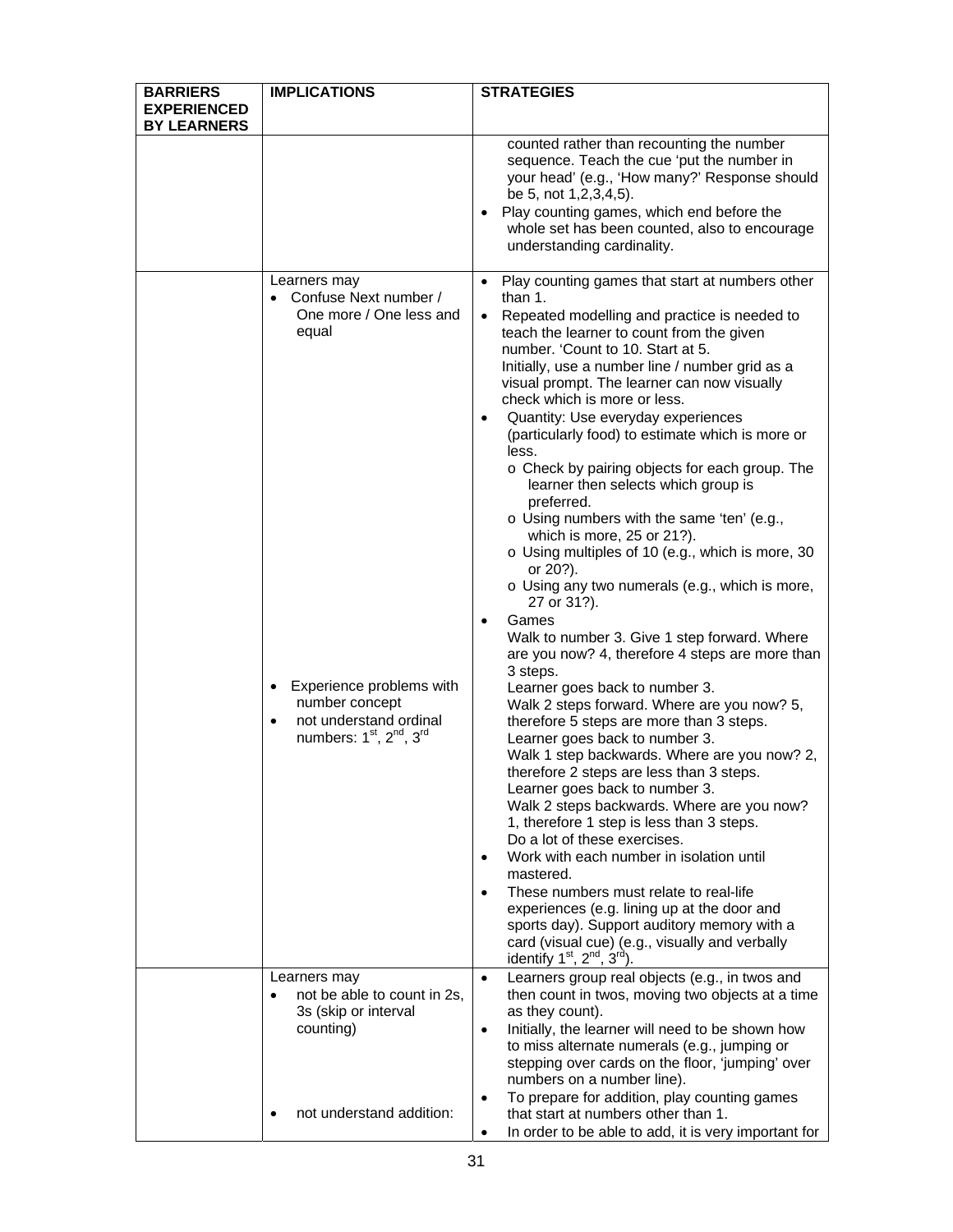| BARRIERS EXPERIENCED BY LEARNERS | IMPLICATIONS | STRATEGIES |
|---|---|---|
| | | counted rather than recounting the number sequence. Teach the cue 'put the number in your head' (e.g., 'How many?' Response should be 5, not 1,2,3,4,5).<br>• Play counting games, which end before the whole set has been counted, also to encourage understanding cardinality. |
| | Learners may<br>• Confuse Next number / One more / One less and equal<br><br>• Experience problems with number concept<br>• not understand ordinal numbers: 1st, 2nd, 3rd | • Play counting games that start at numbers other than 1.<br>• Repeated modelling and practice is needed to teach the learner to count from the given number. 'Count to 10. Start at 5.<br>Initially, use a number line / number grid as a visual prompt. The learner can now visually check which is more or less.<br>• Quantity: Use everyday experiences (particularly food) to estimate which is more or less.<br>o Check by pairing objects for each group. The learner then selects which group is preferred.<br>o Using numbers with the same 'ten' (e.g., which is more, 25 or 21?).<br>o Using multiples of 10 (e.g., which is more, 30 or 20?).<br>o Using any two numerals (e.g., which is more, 27 or 31?).<br>• Games<br>Walk to number 3. Give 1 step forward. Where are you now? 4, therefore 4 steps are more than 3 steps.<br>Learner goes back to number 3.<br>Walk 2 steps forward. Where are you now? 5, therefore 5 steps are more than 3 steps.<br>Learner goes back to number 3.<br>Walk 1 step backwards. Where are you now? 2, therefore 2 steps are less than 3 steps.<br>Learner goes back to number 3.<br>Walk 2 steps backwards. Where are you now? 1, therefore 1 step is less than 3 steps.<br>Do a lot of these exercises.<br>• Work with each number in isolation until mastered.<br>• These numbers must relate to real-life experiences (e.g. lining up at the door and sports day). Support auditory memory with a card (visual cue) (e.g., visually and verbally identify 1st, 2nd, 3rd). |
| | Learners may<br>• not be able to count in 2s, 3s (skip or interval counting)<br><br>• not understand addition: | • Learners group real objects (e.g., in twos and then count in twos, moving two objects at a time as they count).<br>• Initially, the learner will need to be shown how to miss alternate numerals (e.g., jumping or stepping over cards on the floor, 'jumping' over numbers on a number line).<br>• To prepare for addition, play counting games that start at numbers other than 1.<br>• In order to be able to add, it is very important for |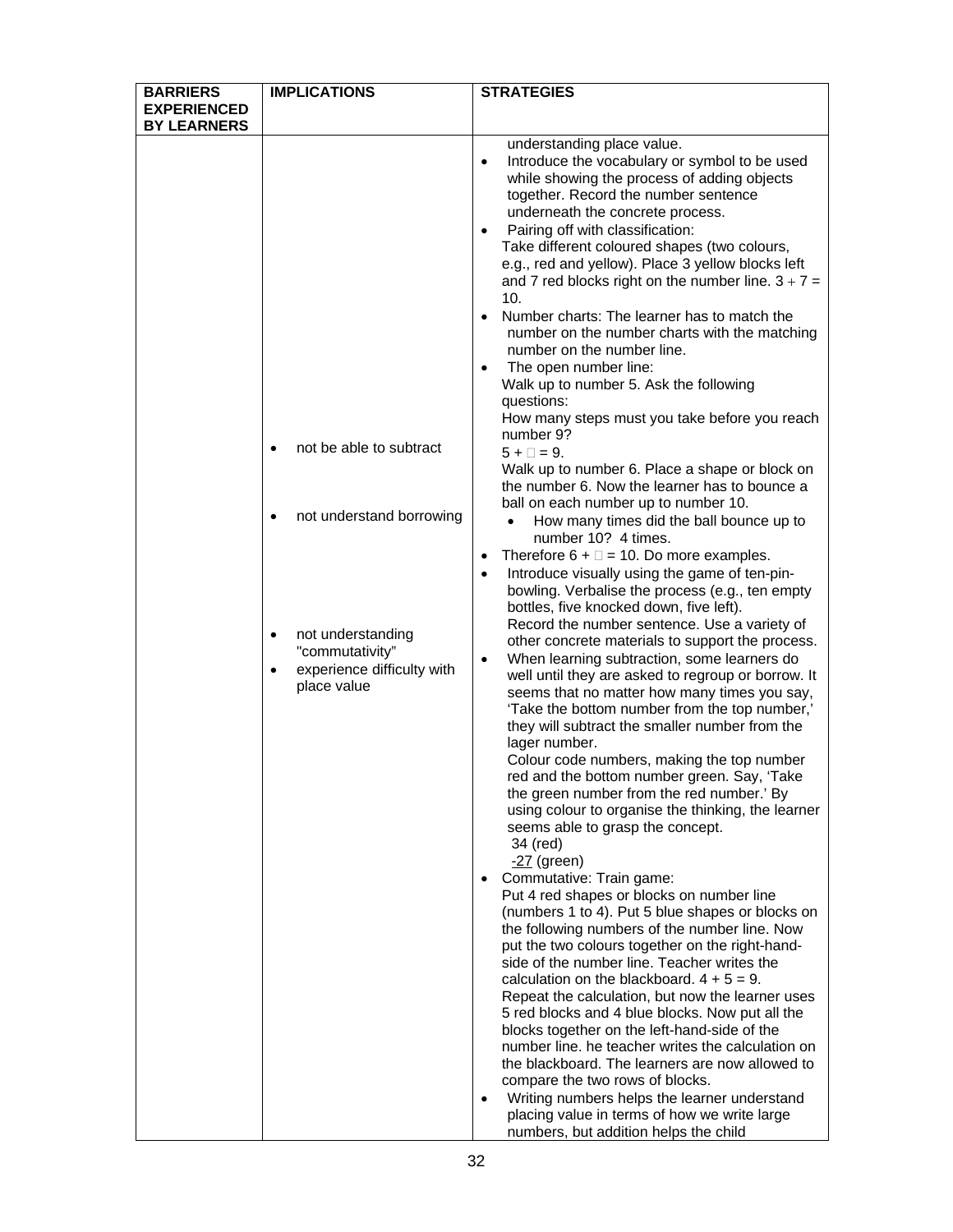| BARRIERS EXPERIENCED BY LEARNERS | IMPLICATIONS | STRATEGIES |
|---|---|---|
| | • not be able to subtract<br><br>• not understand borrowing<br><br>• not understanding "commutativity"<br>• experience difficulty with place value | understanding place value.<br>• Introduce the vocabulary or symbol to be used while showing the process of adding objects together. Record the number sentence underneath the concrete process.<br>• Pairing off with classification: Take different coloured shapes (two colours, e.g., red and yellow). Place 3 yellow blocks left and 7 red blocks right on the number line. $3 + 7 = 10$.<br>• Number charts: The learner has to match the number on the number charts with the matching number on the number line.<br>• The open number line: Walk up to number 5. Ask the following questions: How many steps must you take before you reach number 9? $5 + \square = 9$. Walk up to number 6. Place a shape or block on the number 6. Now the learner has to bounce a ball on each number up to number 10.<br>  • How many times did the ball bounce up to number 10? 4 times.<br>• Therefore $6 + \square = 10$. Do more examples.<br>• Introduce visually using the game of ten-pin-bowling. Verbalise the process (e.g., ten empty bottles, five knocked down, five left). Record the number sentence. Use a variety of other concrete materials to support the process.<br>• When learning subtraction, some learners do well until they are asked to regroup or borrow. It seems that no matter how many times you say, 'Take the bottom number from the top number,' they will subtract the smaller number from the lager number. Colour code numbers, making the top number red and the bottom number green. Say, 'Take the green number from the red number.' By using colour to organise the thinking, the learner seems able to grasp the concept.<br>34 (red)<br>-27 (green)<br>• Commutative: Train game: Put 4 red shapes or blocks on number line (numbers 1 to 4). Put 5 blue shapes or blocks on the following numbers of the number line. Now put the two colours together on the right-hand-side of the number line. Teacher writes the calculation on the blackboard. $4 + 5 = 9$. Repeat the calculation, but now the learner uses 5 red blocks and 4 blue blocks. Now put all the blocks together on the left-hand-side of the number line. he teacher writes the calculation on the blackboard. The learners are now allowed to compare the two rows of blocks.<br>• Writing numbers helps the learner understand placing value in terms of how we write large numbers, but addition helps the child |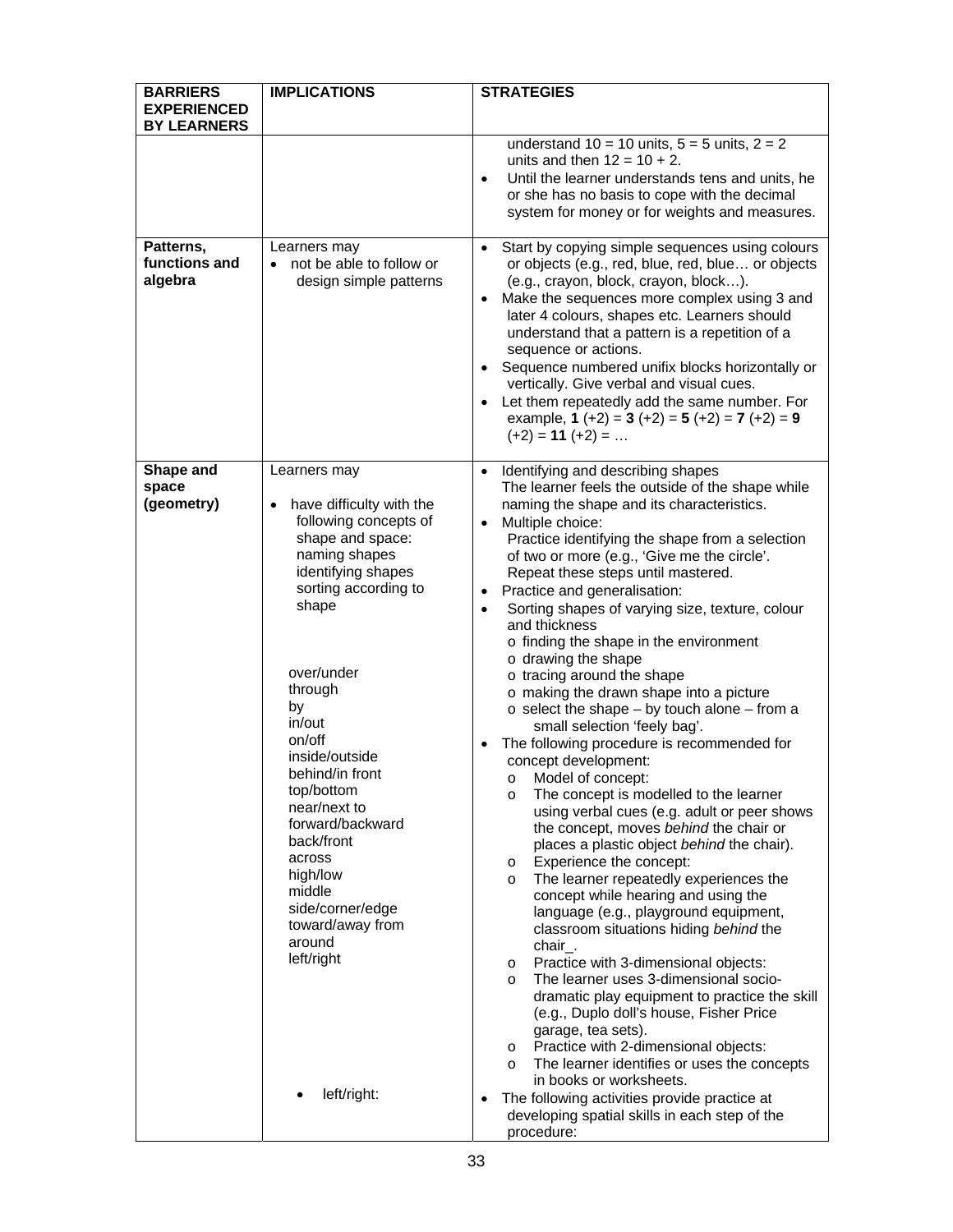| BARRIERS EXPERIENCED BY LEARNERS | IMPLICATIONS | STRATEGIES |
|---|---|---|
| | | understand 10 = 10 units, 5 = 5 units, 2 = 2 units and then 12 = 10 + 2.<br>• Until the learner understands tens and units, he or she has no basis to cope with the decimal system for money or for weights and measures. |
| **Patterns, functions and algebra** | Learners may<br>• not be able to follow or design simple patterns | • Start by copying simple sequences using colours or objects (e.g., red, blue, red, blue… or objects (e.g., crayon, block, crayon, block…).<br>• Make the sequences more complex using 3 and later 4 colours, shapes etc. Learners should understand that a pattern is a repetition of a sequence or actions.<br>• Sequence numbered unifix blocks horizontally or vertically. Give verbal and visual cues.<br>• Let them repeatedly add the same number. For example, **1** (+2) = **3** (+2) = **5** (+2) = **7** (+2) = **9** (+2) = **11** (+2) = … |
| **Shape and space (geometry)** | Learners may<br><br>• have difficulty with the following concepts of shape and space: naming shapes identifying shapes sorting according to shape<br><br>over/under<br>through<br>by<br>in/out<br>on/off<br>inside/outside<br>behind/in front<br>top/bottom<br>near/next to<br>forward/backward<br>back/front<br>across<br>high/low<br>middle<br>side/corner/edge<br>toward/away from<br>around<br>left/right<br><br>• left/right: | • Identifying and describing shapes<br>The learner feels the outside of the shape while naming the shape and its characteristics.<br>• Multiple choice:<br>Practice identifying the shape from a selection of two or more (e.g., 'Give me the circle'. Repeat these steps until mastered.<br>• Practice and generalisation:<br>• Sorting shapes of varying size, texture, colour and thickness<br>o finding the shape in the environment<br>o drawing the shape<br>o tracing around the shape<br>o making the drawn shape into a picture<br>o select the shape – by touch alone – from a small selection 'feely bag'.<br>• The following procedure is recommended for concept development:<br>o Model of concept:<br>o The concept is modelled to the learner using verbal cues (e.g. adult or peer shows the concept, moves *behind* the chair or places a plastic object *behind* the chair).<br>o Experience the concept:<br>o The learner repeatedly experiences the concept while hearing and using the language (e.g., playground equipment, classroom situations hiding *behind* the chair_.<br>o Practice with 3-dimensional objects:<br>o The learner uses 3-dimensional socio-dramatic play equipment to practice the skill (e.g., Duplo doll's house, Fisher Price garage, tea sets).<br>o Practice with 2-dimensional objects:<br>o The learner identifies or uses the concepts in books or worksheets.<br>• The following activities provide practice at developing spatial skills in each step of the procedure: |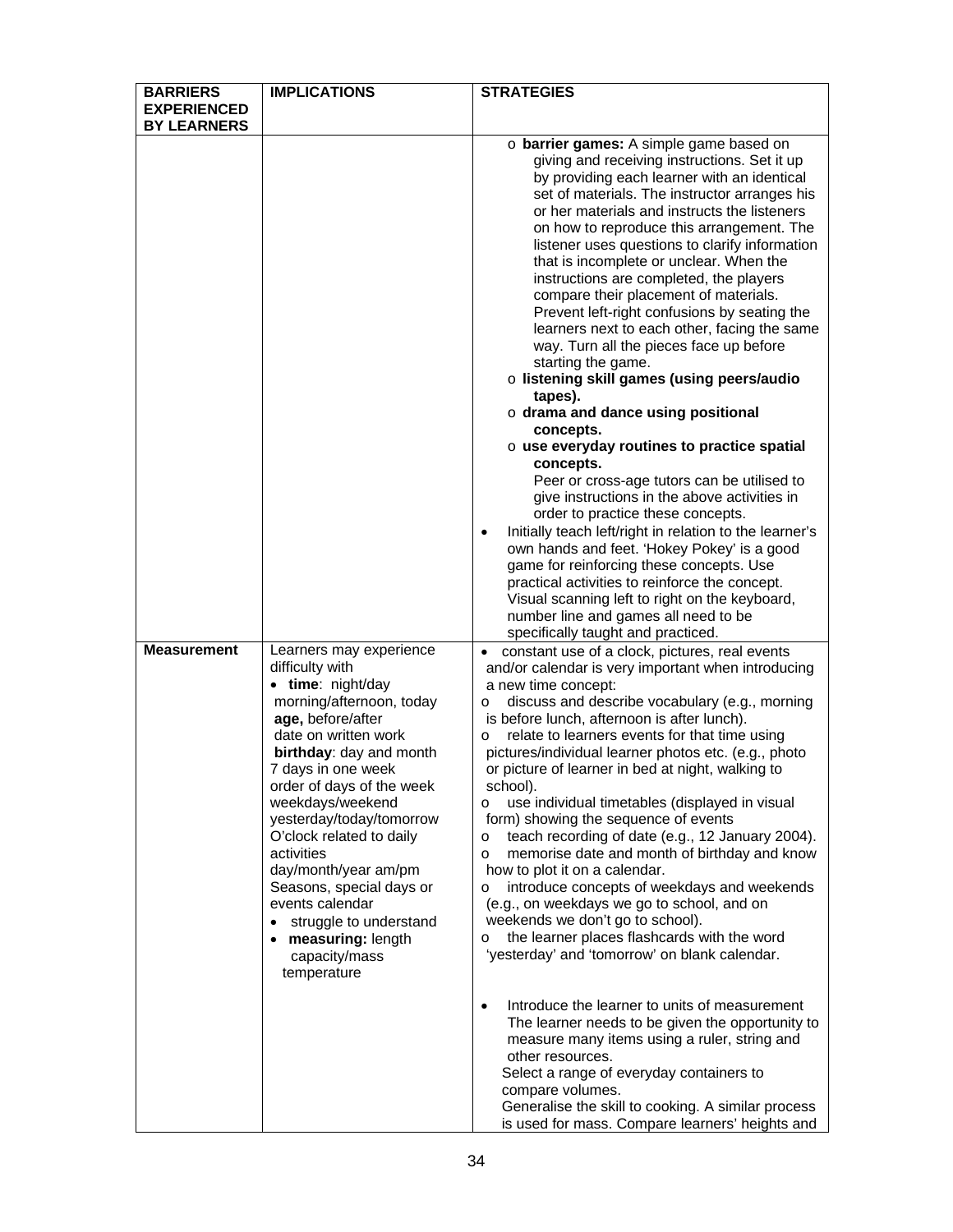| BARRIERS EXPERIENCED BY LEARNERS | IMPLICATIONS | STRATEGIES |
|---|---|---|
| | | o **barrier games:** A simple game based on giving and receiving instructions. Set it up by providing each learner with an identical set of materials. The instructor arranges his or her materials and instructs the listeners on how to reproduce this arrangement. The listener uses questions to clarify information that is incomplete or unclear. When the instructions are completed, the players compare their placement of materials. Prevent left-right confusions by seating the learners next to each other, facing the same way. Turn all the pieces face up before starting the game.<br>o **listening skill games (using peers/audio tapes).**<br>o **drama and dance using positional concepts.**<br>o **use everyday routines to practice spatial concepts.**<br>Peer or cross-age tutors can be utilised to give instructions in the above activities in order to practice these concepts.<br>• Initially teach left/right in relation to the learner's own hands and feet. 'Hokey Pokey' is a good game for reinforcing these concepts. Use practical activities to reinforce the concept. Visual scanning left to right on the keyboard, number line and games all need to be specifically taught and practiced. |
| **Measurement** | Learners may experience difficulty with<br>• **time**: night/day morning/afternoon, today **age,** before/after date on written work **birthday**: day and month 7 days in one week order of days of the week weekdays/weekend yesterday/today/tomorrow O'clock related to daily activities day/month/year am/pm Seasons, special days or events calendar<br>• struggle to understand<br>• **measuring:** length capacity/mass temperature | • constant use of a clock, pictures, real events and/or calendar is very important when introducing a new time concept:<br>o discuss and describe vocabulary (e.g., morning is before lunch, afternoon is after lunch).<br>o relate to learners events for that time using pictures/individual learner photos etc. (e.g., photo or picture of learner in bed at night, walking to school).<br>o use individual timetables (displayed in visual form) showing the sequence of events<br>o teach recording of date (e.g., 12 January 2004).<br>o memorise date and month of birthday and know how to plot it on a calendar.<br>o introduce concepts of weekdays and weekends (e.g., on weekdays we go to school, and on weekends we don't go to school).<br>o the learner places flashcards with the word 'yesterday' and 'tomorrow' on blank calendar.<br><br>• Introduce the learner to units of measurement The learner needs to be given the opportunity to measure many items using a ruler, string and other resources.<br>Select a range of everyday containers to compare volumes.<br>Generalise the skill to cooking. A similar process is used for mass. Compare learners' heights and |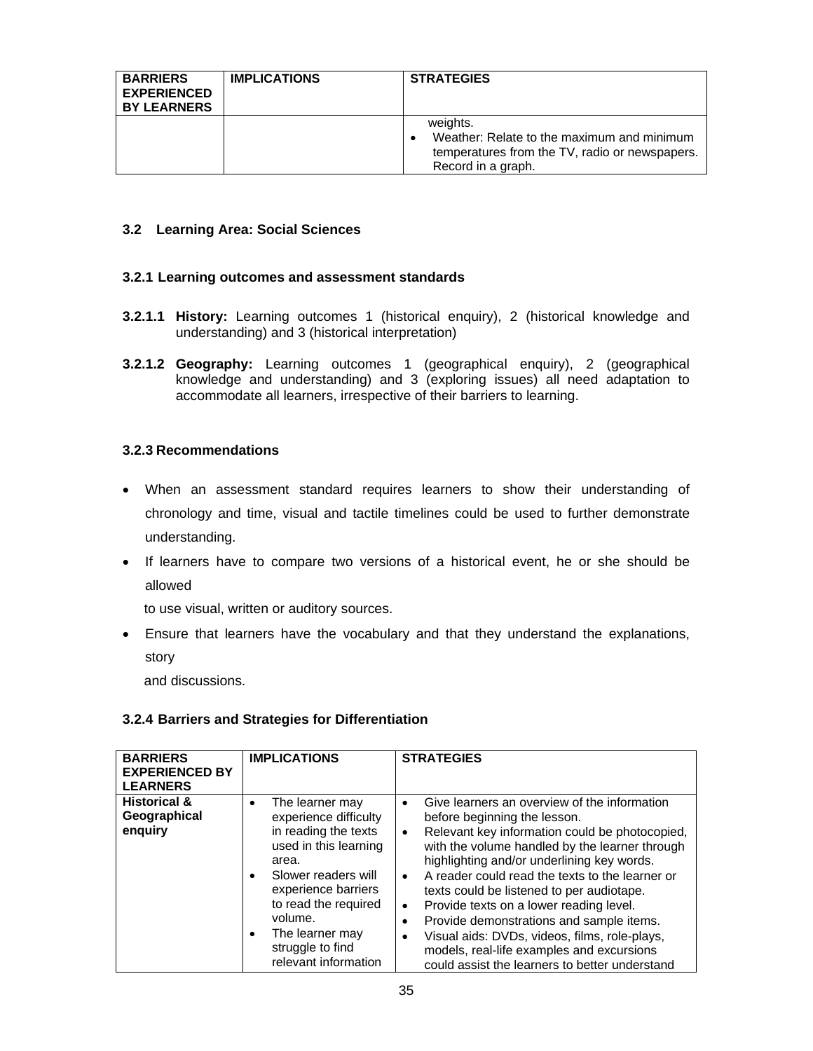| BARRIERS EXPERIENCED BY LEARNERS | IMPLICATIONS | STRATEGIES |
| --- | --- | --- |
| | | weights.<br>• Weather: Relate to the maximum and minimum temperatures from the TV, radio or newspapers. Record in a graph. |

### 3.2 Learning Area: Social Sciences

#### 3.2.1 Learning outcomes and assessment standards

**3.2.1.1 History:** Learning outcomes 1 (historical enquiry), 2 (historical knowledge and understanding) and 3 (historical interpretation)

**3.2.1.2 Geography:** Learning outcomes 1 (geographical enquiry), 2 (geographical knowledge and understanding) and 3 (exploring issues) all need adaptation to accommodate all learners, irrespective of their barriers to learning.

#### 3.2.3 Recommendations

- When an assessment standard requires learners to show their understanding of chronology and time, visual and tactile timelines could be used to further demonstrate understanding.
- If learners have to compare two versions of a historical event, he or she should be allowed

  to use visual, written or auditory sources.
- Ensure that learners have the vocabulary and that they understand the explanations, story

  and discussions.

#### 3.2.4 Barriers and Strategies for Differentiation

| BARRIERS EXPERIENCED BY LEARNERS | IMPLICATIONS | STRATEGIES |
| --- | --- | --- |
| **Historical & Geographical enquiry** | • The learner may experience difficulty in reading the texts used in this learning area.<br>• Slower readers will experience barriers to read the required volume.<br>• The learner may struggle to find relevant information | • Give learners an overview of the information before beginning the lesson.<br>• Relevant key information could be photocopied, with the volume handled by the learner through highlighting and/or underlining key words.<br>• A reader could read the texts to the learner or texts could be listened to per audiotape.<br>• Provide texts on a lower reading level.<br>• Provide demonstrations and sample items.<br>• Visual aids: DVDs, videos, films, role-plays, models, real-life examples and excursions could assist the learners to better understand |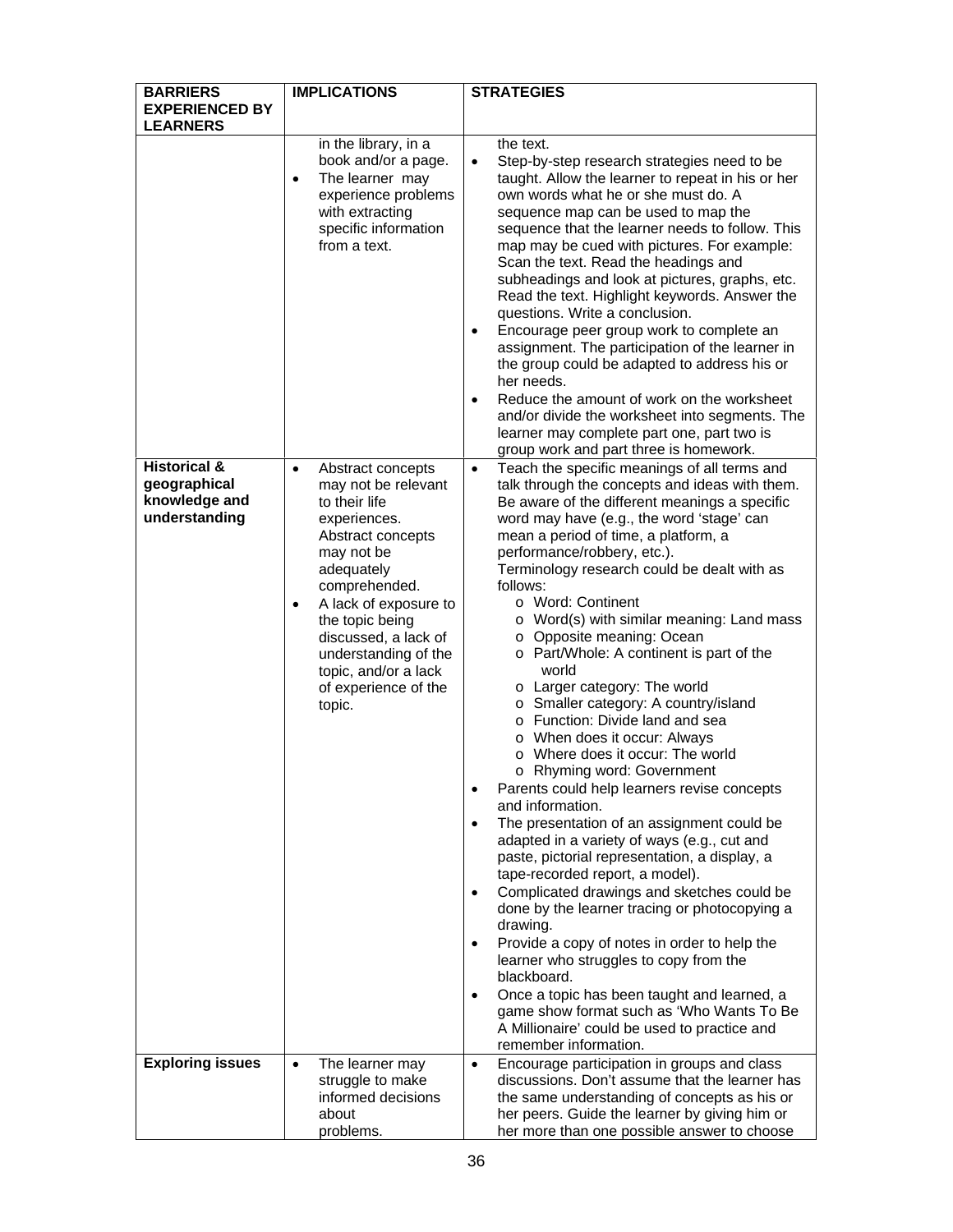| BARRIERS EXPERIENCED BY LEARNERS | IMPLICATIONS | STRATEGIES |
|---|---|---|
| | in the library, in a book and/or a page.<br>• The learner may experience problems with extracting specific information from a text. | the text.<br>• Step-by-step research strategies need to be taught. Allow the learner to repeat in his or her own words what he or she must do. A sequence map can be used to map the sequence that the learner needs to follow. This map may be cued with pictures. For example: Scan the text. Read the headings and subheadings and look at pictures, graphs, etc. Read the text. Highlight keywords. Answer the questions. Write a conclusion.<br>• Encourage peer group work to complete an assignment. The participation of the learner in the group could be adapted to address his or her needs.<br>• Reduce the amount of work on the worksheet and/or divide the worksheet into segments. The learner may complete part one, part two is group work and part three is homework. |
| **Historical & geographical knowledge and understanding** | • Abstract concepts may not be relevant to their life experiences. Abstract concepts may not be adequately comprehended.<br>• A lack of exposure to the topic being discussed, a lack of understanding of the topic, and/or a lack of experience of the topic. | • Teach the specific meanings of all terms and talk through the concepts and ideas with them. Be aware of the different meanings a specific word may have (e.g., the word 'stage' can mean a period of time, a platform, a performance/robbery, etc.).<br>Terminology research could be dealt with as follows:<br>o Word: Continent<br>o Word(s) with similar meaning: Land mass<br>o Opposite meaning: Ocean<br>o Part/Whole: A continent is part of the world<br>o Larger category: The world<br>o Smaller category: A country/island<br>o Function: Divide land and sea<br>o When does it occur: Always<br>o Where does it occur: The world<br>o Rhyming word: Government<br>• Parents could help learners revise concepts and information.<br>• The presentation of an assignment could be adapted in a variety of ways (e.g., cut and paste, pictorial representation, a display, a tape-recorded report, a model).<br>• Complicated drawings and sketches could be done by the learner tracing or photocopying a drawing.<br>• Provide a copy of notes in order to help the learner who struggles to copy from the blackboard.<br>• Once a topic has been taught and learned, a game show format such as 'Who Wants To Be A Millionaire' could be used to practice and remember information. |
| **Exploring issues** | • The learner may struggle to make informed decisions about problems. | • Encourage participation in groups and class discussions. Don't assume that the learner has the same understanding of concepts as his or her peers. Guide the learner by giving him or her more than one possible answer to choose |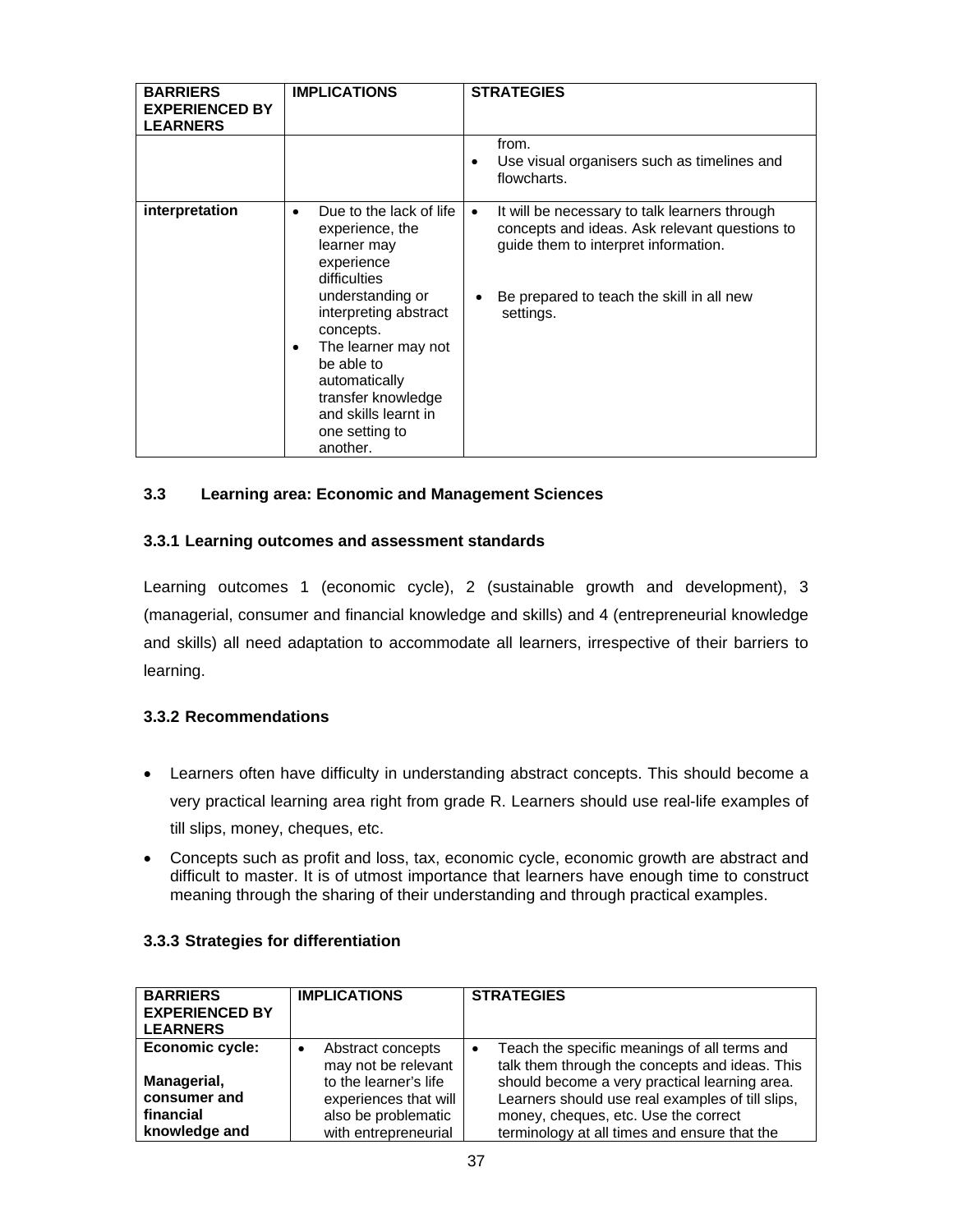| BARRIERS EXPERIENCED BY LEARNERS | IMPLICATIONS | STRATEGIES |
|---|---|---|
| | | from.<br>• Use visual organisers such as timelines and flowcharts. |
| **interpretation** | • Due to the lack of life experience, the learner may experience difficulties understanding or interpreting abstract concepts.<br>• The learner may not be able to automatically transfer knowledge and skills learnt in one setting to another. | • It will be necessary to talk learners through concepts and ideas. Ask relevant questions to guide them to interpret information.<br>• Be prepared to teach the skill in all new settings. |

### 3.3 Learning area: Economic and Management Sciences

#### 3.3.1 Learning outcomes and assessment standards

Learning outcomes 1 (economic cycle), 2 (sustainable growth and development), 3 (managerial, consumer and financial knowledge and skills) and 4 (entrepreneurial knowledge and skills) all need adaptation to accommodate all learners, irrespective of their barriers to learning.

#### 3.3.2 Recommendations

- Learners often have difficulty in understanding abstract concepts. This should become a very practical learning area right from grade R. Learners should use real-life examples of till slips, money, cheques, etc.
- Concepts such as profit and loss, tax, economic cycle, economic growth are abstract and difficult to master. It is of utmost importance that learners have enough time to construct meaning through the sharing of their understanding and through practical examples.

#### 3.3.3 Strategies for differentiation

| BARRIERS EXPERIENCED BY LEARNERS | IMPLICATIONS | STRATEGIES |
|---|---|---|
| **Economic cycle:**<br><br>**Managerial, consumer and financial knowledge and** | • Abstract concepts may not be relevant to the learner's life experiences that will also be problematic with entrepreneurial | • Teach the specific meanings of all terms and talk them through the concepts and ideas. This should become a very practical learning area. Learners should use real examples of till slips, money, cheques, etc. Use the correct terminology at all times and ensure that the |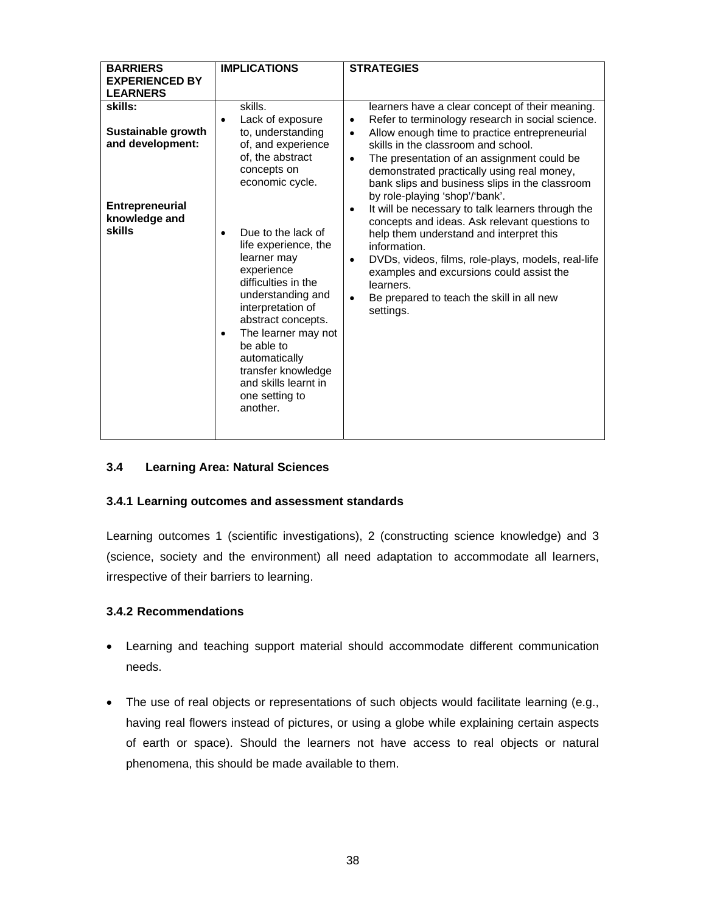| BARRIERS EXPERIENCED BY LEARNERS | IMPLICATIONS | STRATEGIES |
|---|---|---|
| **skills:**<br><br>**Sustainable growth and development:**<br><br><br>**Entrepreneurial knowledge and skills** | skills.<br>• Lack of exposure to, understanding of, and experience of, the abstract concepts on economic cycle.<br><br>• Due to the lack of life experience, the learner may experience difficulties in the understanding and interpretation of abstract concepts.<br>• The learner may not be able to automatically transfer knowledge and skills learnt in one setting to another. | learners have a clear concept of their meaning.<br>• Refer to terminology research in social science.<br>• Allow enough time to practice entrepreneurial skills in the classroom and school.<br>• The presentation of an assignment could be demonstrated practically using real money, bank slips and business slips in the classroom by role-playing 'shop'/'bank'.<br>• It will be necessary to talk learners through the concepts and ideas. Ask relevant questions to help them understand and interpret this information.<br>• DVDs, videos, films, role-plays, models, real-life examples and excursions could assist the learners.<br>• Be prepared to teach the skill in all new settings. |

### 3.4 Learning Area: Natural Sciences

#### 3.4.1 Learning outcomes and assessment standards

Learning outcomes 1 (scientific investigations), 2 (constructing science knowledge) and 3 (science, society and the environment) all need adaptation to accommodate all learners, irrespective of their barriers to learning.

#### 3.4.2 Recommendations

- Learning and teaching support material should accommodate different communication needs.
- The use of real objects or representations of such objects would facilitate learning (e.g., having real flowers instead of pictures, or using a globe while explaining certain aspects of earth or space). Should the learners not have access to real objects or natural phenomena, this should be made available to them.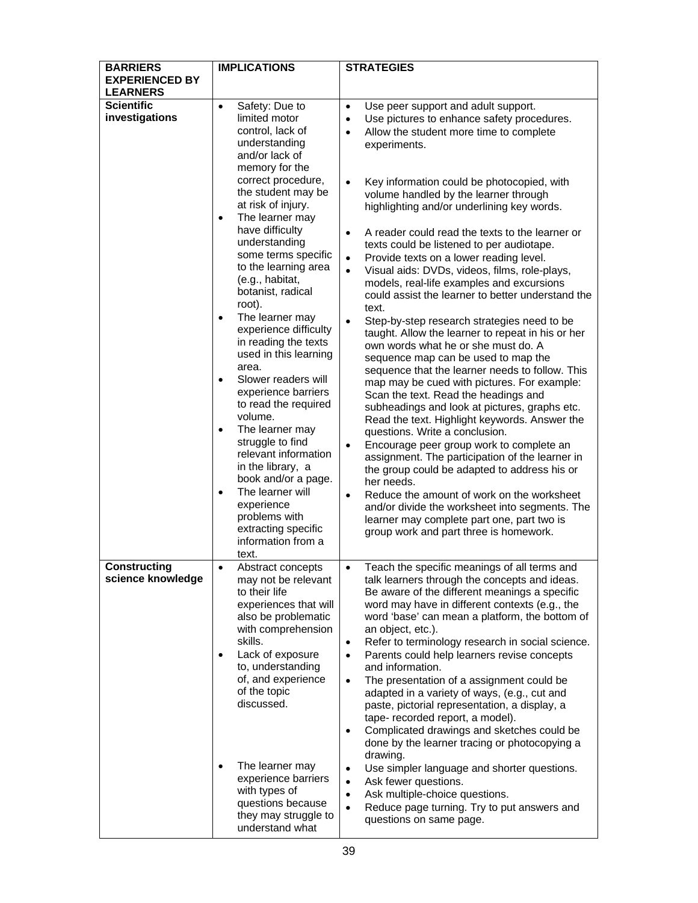| BARRIERS EXPERIENCED BY LEARNERS | IMPLICATIONS | STRATEGIES |
|---|---|---|
| **Scientific investigations** | • Safety: Due to limited motor control, lack of understanding and/or lack of memory for the correct procedure, the student may be at risk of injury.<br>• The learner may have difficulty understanding some terms specific to the learning area (e.g., habitat, botanist, radical root).<br>• The learner may experience difficulty in reading the texts used in this learning area.<br>• Slower readers will experience barriers to read the required volume.<br>• The learner may struggle to find relevant information in the library, a book and/or a page.<br>• The learner will experience problems with extracting specific information from a text. | • Use peer support and adult support.<br>• Use pictures to enhance safety procedures.<br>• Allow the student more time to complete experiments.<br>• Key information could be photocopied, with volume handled by the learner through highlighting and/or underlining key words.<br>• A reader could read the texts to the learner or texts could be listened to per audiotape.<br>• Provide texts on a lower reading level.<br>• Visual aids: DVDs, videos, films, role-plays, models, real-life examples and excursions could assist the learner to better understand the text.<br>• Step-by-step research strategies need to be taught. Allow the learner to repeat in his or her own words what he or she must do. A sequence map can be used to map the sequence that the learner needs to follow. This map may be cued with pictures. For example: Scan the text. Read the headings and subheadings and look at pictures, graphs etc. Read the text. Highlight keywords. Answer the questions. Write a conclusion.<br>• Encourage peer group work to complete an assignment. The participation of the learner in the group could be adapted to address his or her needs.<br>• Reduce the amount of work on the worksheet and/or divide the worksheet into segments. The learner may complete part one, part two is group work and part three is homework. |
| **Constructing science knowledge** | • Abstract concepts may not be relevant to their life experiences that will also be problematic with comprehension skills.<br>• Lack of exposure to, understanding of, and experience of the topic discussed.<br>• The learner may experience barriers with types of questions because they may struggle to understand what | • Teach the specific meanings of all terms and talk learners through the concepts and ideas. Be aware of the different meanings a specific word may have in different contexts (e.g., the word 'base' can mean a platform, the bottom of an object, etc.).<br>• Refer to terminology research in social science.<br>• Parents could help learners revise concepts and information.<br>• The presentation of a assignment could be adapted in a variety of ways, (e.g., cut and paste, pictorial representation, a display, a tape- recorded report, a model).<br>• Complicated drawings and sketches could be done by the learner tracing or photocopying a drawing.<br>• Use simpler language and shorter questions.<br>• Ask fewer questions.<br>• Ask multiple-choice questions.<br>• Reduce page turning. Try to put answers and questions on same page. |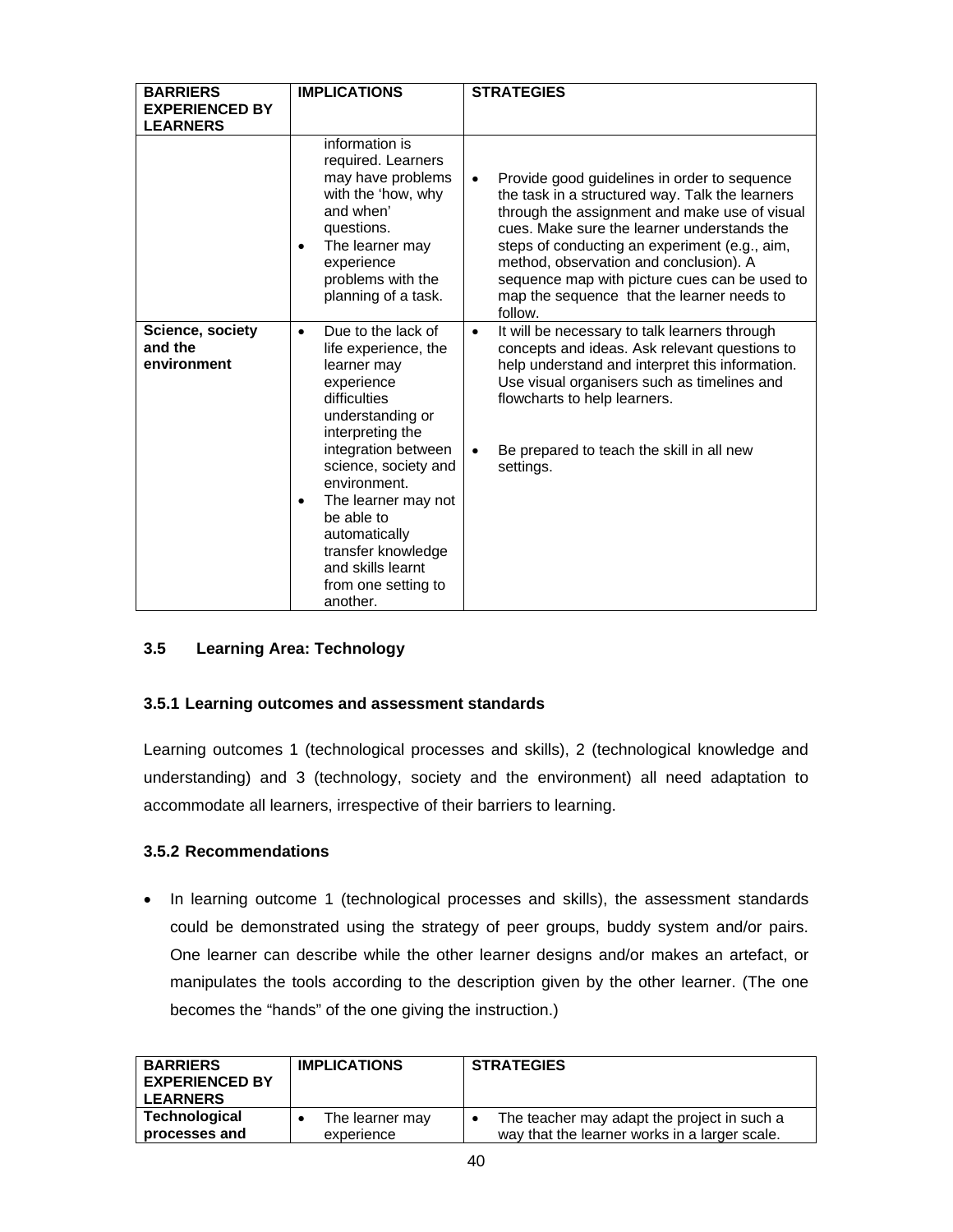| BARRIERS EXPERIENCED BY LEARNERS | IMPLICATIONS | STRATEGIES |
| --- | --- | --- |
| | information is required. Learners may have problems with the 'how, why and when' questions.<br>• The learner may experience problems with the planning of a task. | • Provide good guidelines in order to sequence the task in a structured way. Talk the learners through the assignment and make use of visual cues. Make sure the learner understands the steps of conducting an experiment (e.g., aim, method, observation and conclusion). A sequence map with picture cues can be used to map the sequence that the learner needs to follow. |
| **Science, society and the environment** | • Due to the lack of life experience, the learner may experience difficulties understanding or interpreting the integration between science, society and environment.<br>• The learner may not be able to automatically transfer knowledge and skills learnt from one setting to another. | • It will be necessary to talk learners through concepts and ideas. Ask relevant questions to help understand and interpret this information. Use visual organisers such as timelines and flowcharts to help learners.<br>• Be prepared to teach the skill in all new settings. |

### 3.5 Learning Area: Technology

#### 3.5.1 Learning outcomes and assessment standards

Learning outcomes 1 (technological processes and skills), 2 (technological knowledge and understanding) and 3 (technology, society and the environment) all need adaptation to accommodate all learners, irrespective of their barriers to learning.

#### 3.5.2 Recommendations

- In learning outcome 1 (technological processes and skills), the assessment standards could be demonstrated using the strategy of peer groups, buddy system and/or pairs. One learner can describe while the other learner designs and/or makes an artefact, or manipulates the tools according to the description given by the other learner. (The one becomes the "hands" of the one giving the instruction.)

| BARRIERS EXPERIENCED BY LEARNERS | IMPLICATIONS | STRATEGIES |
| --- | --- | --- |
| **Technological processes and** | • The learner may experience | • The teacher may adapt the project in such a way that the learner works in a larger scale. |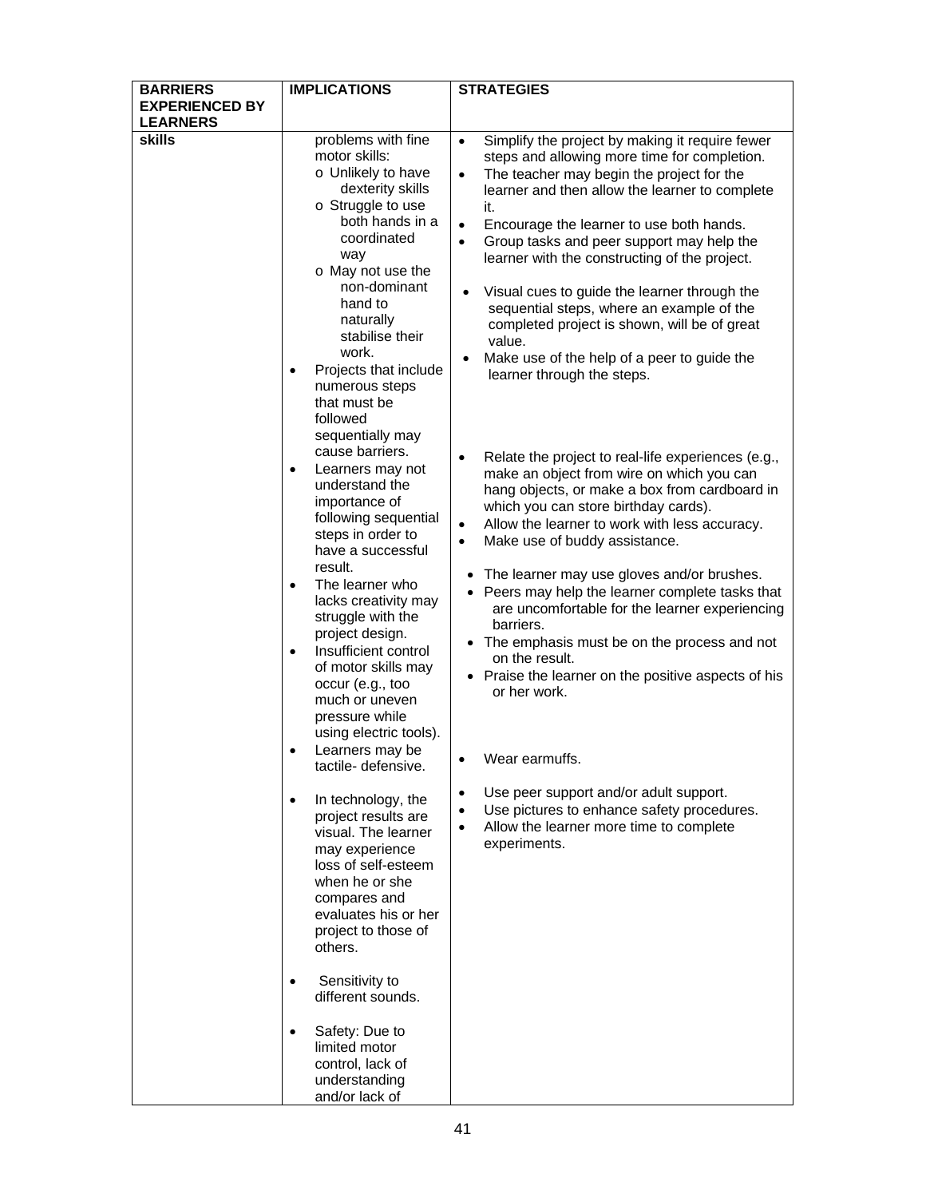| BARRIERS EXPERIENCED BY LEARNERS | IMPLICATIONS | STRATEGIES |
|---|---|---|
| **skills** | problems with fine motor skills:<br>o Unlikely to have dexterity skills<br>o Struggle to use both hands in a coordinated way<br>o May not use the non-dominant hand to naturally stabilise their work.<br>• Projects that include numerous steps that must be followed sequentially may cause barriers.<br>• Learners may not understand the importance of following sequential steps in order to have a successful result.<br>• The learner who lacks creativity may struggle with the project design.<br>• Insufficient control of motor skills may occur (e.g., too much or uneven pressure while using electric tools).<br>• Learners may be tactile- defensive.<br>• In technology, the project results are visual. The learner may experience loss of self-esteem when he or she compares and evaluates his or her project to those of others.<br>• Sensitivity to different sounds.<br>• Safety: Due to limited motor control, lack of understanding and/or lack of | • Simplify the project by making it require fewer steps and allowing more time for completion.<br>• The teacher may begin the project for the learner and then allow the learner to complete it.<br>• Encourage the learner to use both hands.<br>• Group tasks and peer support may help the learner with the constructing of the project.<br>• Visual cues to guide the learner through the sequential steps, where an example of the completed project is shown, will be of great value.<br>• Make use of the help of a peer to guide the learner through the steps.<br>• Relate the project to real-life experiences (e.g., make an object from wire on which you can hang objects, or make a box from cardboard in which you can store birthday cards).<br>• Allow the learner to work with less accuracy.<br>• Make use of buddy assistance.<br>• The learner may use gloves and/or brushes.<br>• Peers may help the learner complete tasks that are uncomfortable for the learner experiencing barriers.<br>• The emphasis must be on the process and not on the result.<br>• Praise the learner on the positive aspects of his or her work.<br>• Wear earmuffs.<br>• Use peer support and/or adult support.<br>• Use pictures to enhance safety procedures.<br>• Allow the learner more time to complete experiments. |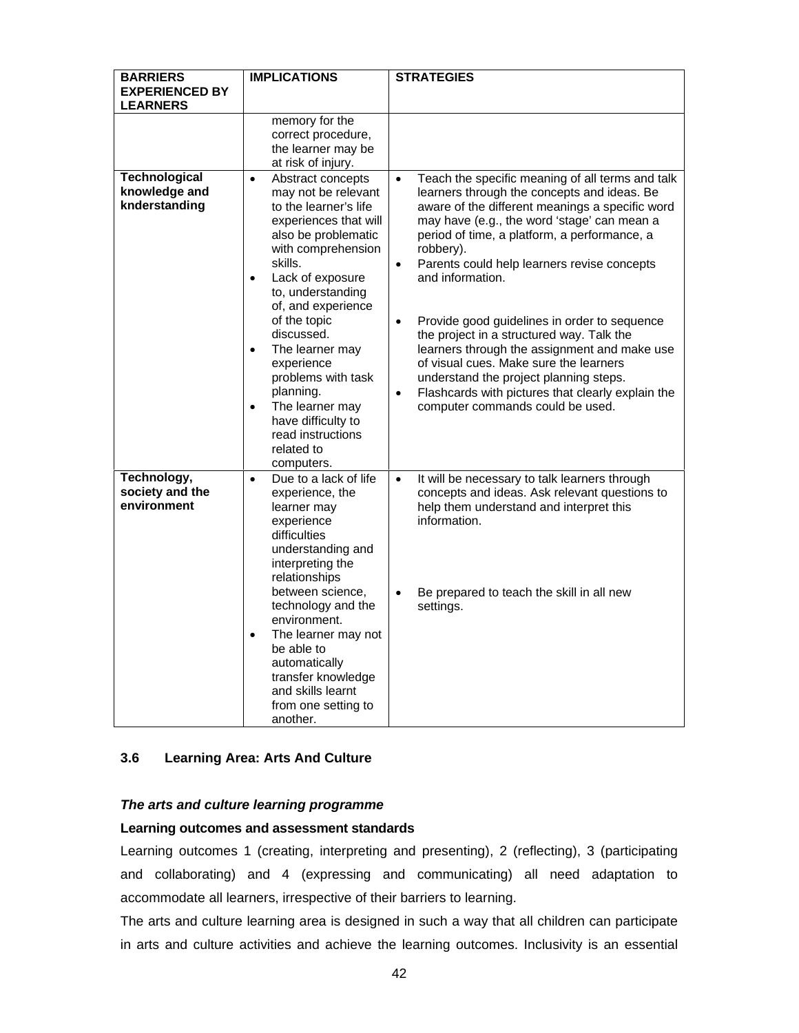| BARRIERS EXPERIENCED BY LEARNERS | IMPLICATIONS | STRATEGIES |
|---|---|---|
| | memory for the correct procedure, the learner may be at risk of injury. | |
| **Technological knowledge and knderstanding** | • Abstract concepts may not be relevant to the learner's life experiences that will also be problematic with comprehension skills.<br>• Lack of exposure to, understanding of, and experience of the topic discussed.<br>• The learner may experience problems with task planning.<br>• The learner may have difficulty to read instructions related to computers. | • Teach the specific meaning of all terms and talk learners through the concepts and ideas. Be aware of the different meanings a specific word may have (e.g., the word 'stage' can mean a period of time, a platform, a performance, a robbery).<br>• Parents could help learners revise concepts and information.<br>• Provide good guidelines in order to sequence the project in a structured way. Talk the learners through the assignment and make use of visual cues. Make sure the learners understand the project planning steps.<br>• Flashcards with pictures that clearly explain the computer commands could be used. |
| **Technology, society and the environment** | • Due to a lack of life experience, the learner may experience difficulties understanding and interpreting the relationships between science, technology and the environment.<br>• The learner may not be able to automatically transfer knowledge and skills learnt from one setting to another. | • It will be necessary to talk learners through concepts and ideas. Ask relevant questions to help them understand and interpret this information.<br>• Be prepared to teach the skill in all new settings. |

### 3.6 Learning Area: Arts And Culture

***The arts and culture learning programme***

**Learning outcomes and assessment standards**

Learning outcomes 1 (creating, interpreting and presenting), 2 (reflecting), 3 (participating and collaborating) and 4 (expressing and communicating) all need adaptation to accommodate all learners, irrespective of their barriers to learning.

The arts and culture learning area is designed in such a way that all children can participate in arts and culture activities and achieve the learning outcomes. Inclusivity is an essential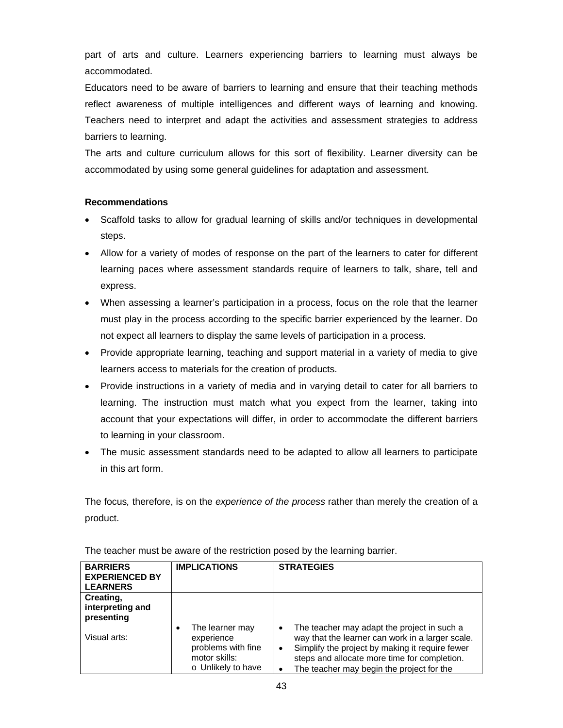part of arts and culture. Learners experiencing barriers to learning must always be accommodated.

Educators need to be aware of barriers to learning and ensure that their teaching methods reflect awareness of multiple intelligences and different ways of learning and knowing. Teachers need to interpret and adapt the activities and assessment strategies to address barriers to learning.

The arts and culture curriculum allows for this sort of flexibility. Learner diversity can be accommodated by using some general guidelines for adaptation and assessment.

**Recommendations**

- Scaffold tasks to allow for gradual learning of skills and/or techniques in developmental steps.
- Allow for a variety of modes of response on the part of the learners to cater for different learning paces where assessment standards require of learners to talk, share, tell and express.
- When assessing a learner's participation in a process, focus on the role that the learner must play in the process according to the specific barrier experienced by the learner. Do not expect all learners to display the same levels of participation in a process.
- Provide appropriate learning, teaching and support material in a variety of media to give learners access to materials for the creation of products.
- Provide instructions in a variety of media and in varying detail to cater for all barriers to learning. The instruction must match what you expect from the learner, taking into account that your expectations will differ, in order to accommodate the different barriers to learning in your classroom.
- The music assessment standards need to be adapted to allow all learners to participate in this art form.

The focus*,* therefore, is on the *experience of the process* rather than merely the creation of a product.

The teacher must be aware of the restriction posed by the learning barrier.

| **BARRIERS EXPERIENCED BY LEARNERS** | **IMPLICATIONS** | **STRATEGIES** |
|---|---|---|
| **Creating, interpreting and presenting** | | |
| Visual arts: | • The learner may experience problems with fine motor skills:<br>o Unlikely to have | • The teacher may adapt the project in such a way that the learner can work in a larger scale.<br>• Simplify the project by making it require fewer steps and allocate more time for completion.<br>• The teacher may begin the project for the |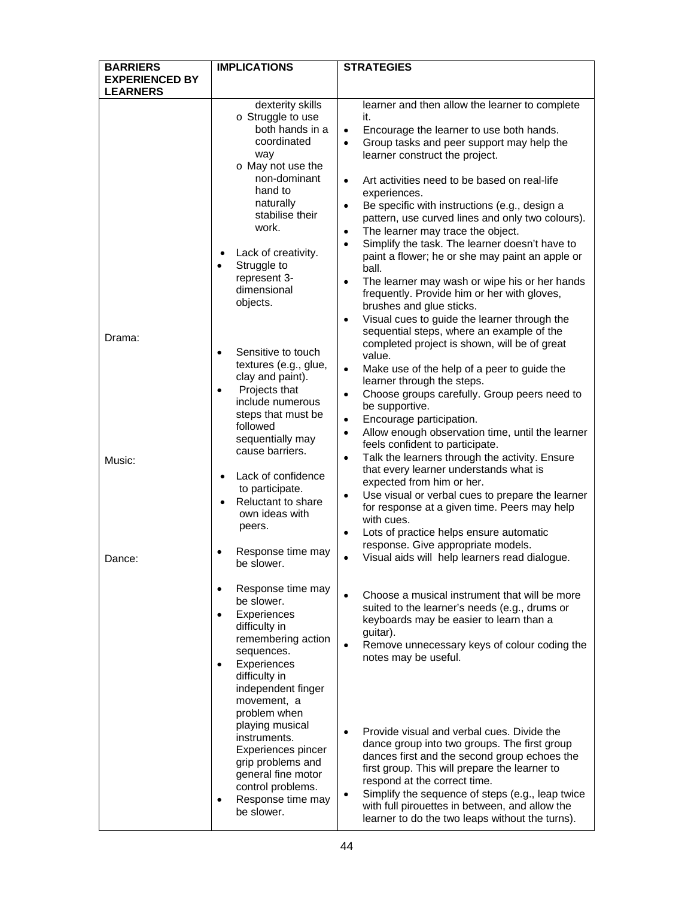| BARRIERS EXPERIENCED BY LEARNERS | IMPLICATIONS | STRATEGIES |
| --- | --- | --- |
| | dexterity skills<br>o Struggle to use both hands in a coordinated way<br>o May not use the non-dominant hand to naturally stabilise their work.<br>• Lack of creativity.<br>• Struggle to represent 3-dimensional objects.<br>• Sensitive to touch textures (e.g., glue, clay and paint).<br>• Projects that include numerous steps that must be followed sequentially may cause barriers. | learner and then allow the learner to complete it.<br>• Encourage the learner to use both hands.<br>• Group tasks and peer support may help the learner construct the project.<br>• Art activities need to be based on real-life experiences.<br>• Be specific with instructions (e.g., design a pattern, use curved lines and only two colours).<br>• The learner may trace the object.<br>• Simplify the task. The learner doesn't have to paint a flower; he or she may paint an apple or ball.<br>• The learner may wash or wipe his or her hands frequently. Provide him or her with gloves, brushes and glue sticks.<br>• Visual cues to guide the learner through the sequential steps, where an example of the completed project is shown, will be of great value.<br>• Make use of the help of a peer to guide the learner through the steps. |
| Drama: | • Lack of confidence to participate.<br>• Reluctant to share own ideas with peers.<br>• Response time may be slower. | • Choose groups carefully. Group peers need to be supportive.<br>• Encourage participation.<br>• Allow enough observation time, until the learner feels confident to participate.<br>• Talk the learners through the activity. Ensure that every learner understands what is expected from him or her.<br>• Use visual or verbal cues to prepare the learner for response at a given time. Peers may help with cues.<br>• Lots of practice helps ensure automatic response. Give appropriate models.<br>• Visual aids will help learners read dialogue. |
| Music: | • Response time may be slower.<br>• Experiences difficulty in remembering action sequences.<br>• Experiences difficulty in independent finger movement, a problem when playing musical instruments. Experiences pincer grip problems and general fine motor control problems. | • Choose a musical instrument that will be more suited to the learner's needs (e.g., drums or keyboards may be easier to learn than a guitar).<br>• Remove unnecessary keys of colour coding the notes may be useful. |
| Dance: | • Response time may be slower. | • Provide visual and verbal cues. Divide the dance group into two groups. The first group dances first and the second group echoes the first group. This will prepare the learner to respond at the correct time.<br>• Simplify the sequence of steps (e.g., leap twice with full pirouettes in between, and allow the learner to do the two leaps without the turns). |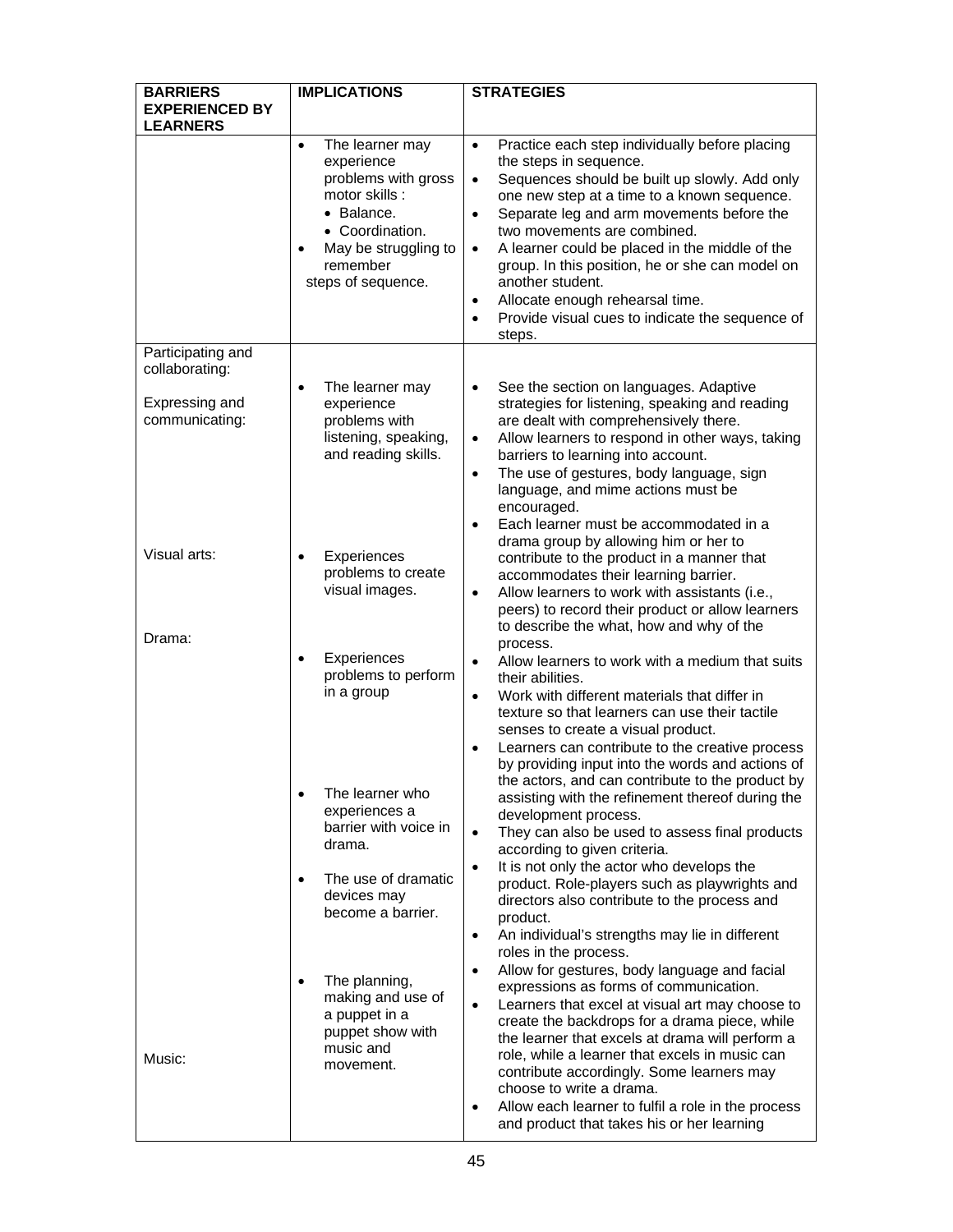| BARRIERS EXPERIENCED BY LEARNERS | IMPLICATIONS | STRATEGIES |
|---|---|---|
| | • The learner may experience problems with gross motor skills : <br>• Balance. <br>• Coordination. <br>• May be struggling to remember steps of sequence. | • Practice each step individually before placing the steps in sequence. <br>• Sequences should be built up slowly. Add only one new step at a time to a known sequence. <br>• Separate leg and arm movements before the two movements are combined. <br>• A learner could be placed in the middle of the group. In this position, he or she can model on another student. <br>• Allocate enough rehearsal time. <br>• Provide visual cues to indicate the sequence of steps. |
| Participating and collaborating: <br><br>Expressing and communicating: <br><br>Visual arts: <br><br>Drama: <br><br>Music: | • The learner may experience problems with listening, speaking, and reading skills. <br><br>• Experiences problems to create visual images. <br><br>• Experiences problems to perform in a group <br><br>• The learner who experiences a barrier with voice in drama. <br><br>• The use of dramatic devices may become a barrier. <br><br>• The planning, making and use of a puppet in a puppet show with music and movement. | • See the section on languages. Adaptive strategies for listening, speaking and reading are dealt with comprehensively there. <br>• Allow learners to respond in other ways, taking barriers to learning into account. <br>• The use of gestures, body language, sign language, and mime actions must be encouraged. <br>• Each learner must be accommodated in a drama group by allowing him or her to contribute to the product in a manner that accommodates their learning barrier. <br>• Allow learners to work with assistants (i.e., peers) to record their product or allow learners to describe the what, how and why of the process. <br>• Allow learners to work with a medium that suits their abilities. <br>• Work with different materials that differ in texture so that learners can use their tactile senses to create a visual product. <br>• Learners can contribute to the creative process by providing input into the words and actions of the actors, and can contribute to the product by assisting with the refinement thereof during the development process. <br>• They can also be used to assess final products according to given criteria. <br>• It is not only the actor who develops the product. Role-players such as playwrights and directors also contribute to the process and product. <br>• An individual's strengths may lie in different roles in the process. <br>• Allow for gestures, body language and facial expressions as forms of communication. <br>• Learners that excel at visual art may choose to create the backdrops for a drama piece, while the learner that excels at drama will perform a role, while a learner that excels in music can contribute accordingly. Some learners may choose to write a drama. <br>• Allow each learner to fulfil a role in the process and product that takes his or her learning |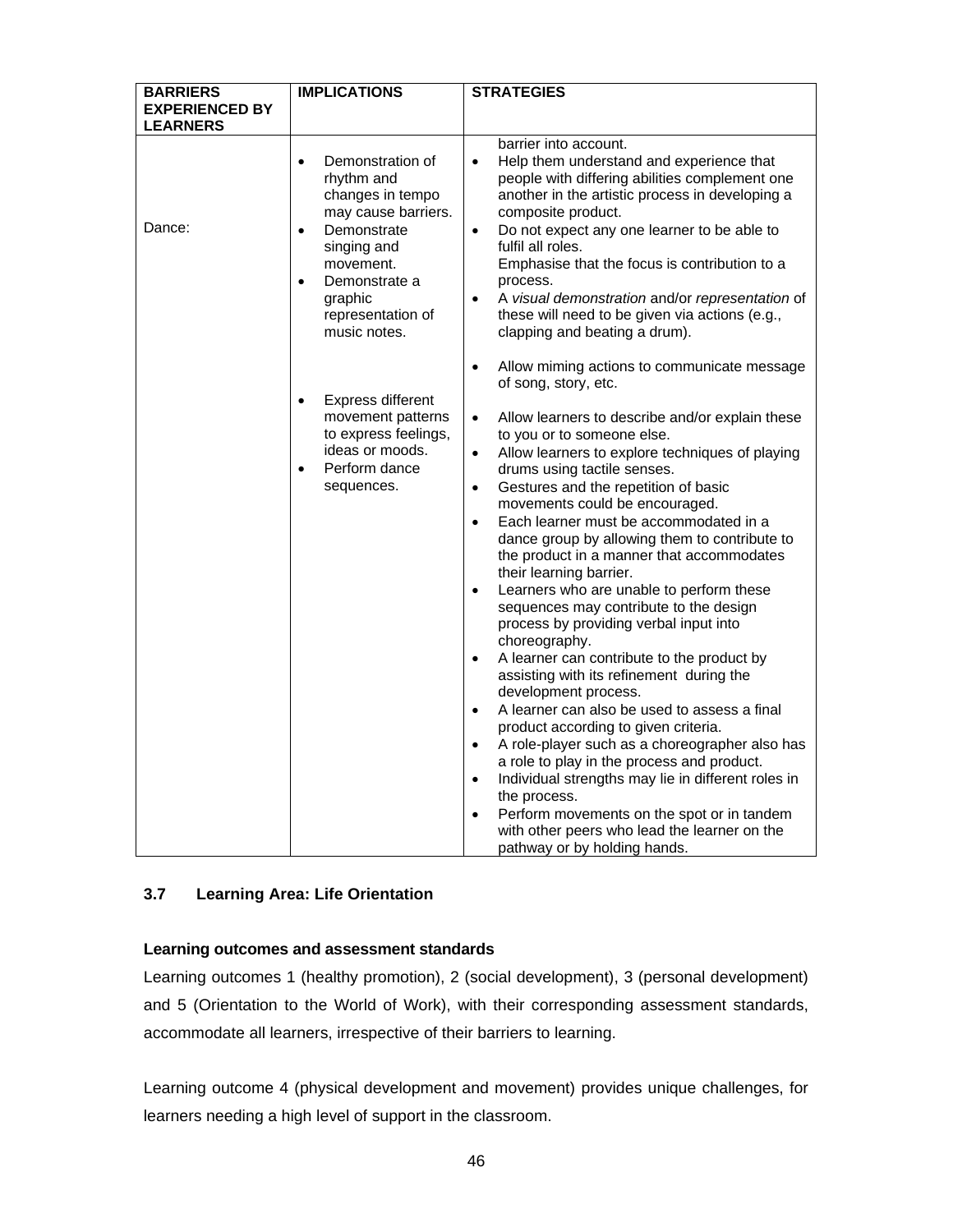| BARRIERS EXPERIENCED BY LEARNERS | IMPLICATIONS | STRATEGIES |
|---|---|---|
| Dance: | • Demonstration of rhythm and changes in tempo may cause barriers.<br>• Demonstrate singing and movement.<br>• Demonstrate a graphic representation of music notes.<br><br>• Express different movement patterns to express feelings, ideas or moods.<br>• Perform dance sequences. | barrier into account.<br>• Help them understand and experience that people with differing abilities complement one another in the artistic process in developing a composite product.<br>• Do not expect any one learner to be able to fulfil all roles. Emphasise that the focus is contribution to a process.<br>• A *visual demonstration* and/or *representation* of these will need to be given via actions (e.g., clapping and beating a drum).<br><br>• Allow miming actions to communicate message of song, story, etc.<br><br>• Allow learners to describe and/or explain these to you or to someone else.<br>• Allow learners to explore techniques of playing drums using tactile senses.<br>• Gestures and the repetition of basic movements could be encouraged.<br>• Each learner must be accommodated in a dance group by allowing them to contribute to the product in a manner that accommodates their learning barrier.<br>• Learners who are unable to perform these sequences may contribute to the design process by providing verbal input into choreography.<br>• A learner can contribute to the product by assisting with its refinement during the development process.<br>• A learner can also be used to assess a final product according to given criteria.<br>• A role-player such as a choreographer also has a role to play in the process and product.<br>• Individual strengths may lie in different roles in the process.<br>• Perform movements on the spot or in tandem with other peers who lead the learner on the pathway or by holding hands. |

### 3.7 Learning Area: Life Orientation

**Learning outcomes and assessment standards**

Learning outcomes 1 (healthy promotion), 2 (social development), 3 (personal development) and 5 (Orientation to the World of Work), with their corresponding assessment standards, accommodate all learners, irrespective of their barriers to learning.

Learning outcome 4 (physical development and movement) provides unique challenges, for learners needing a high level of support in the classroom.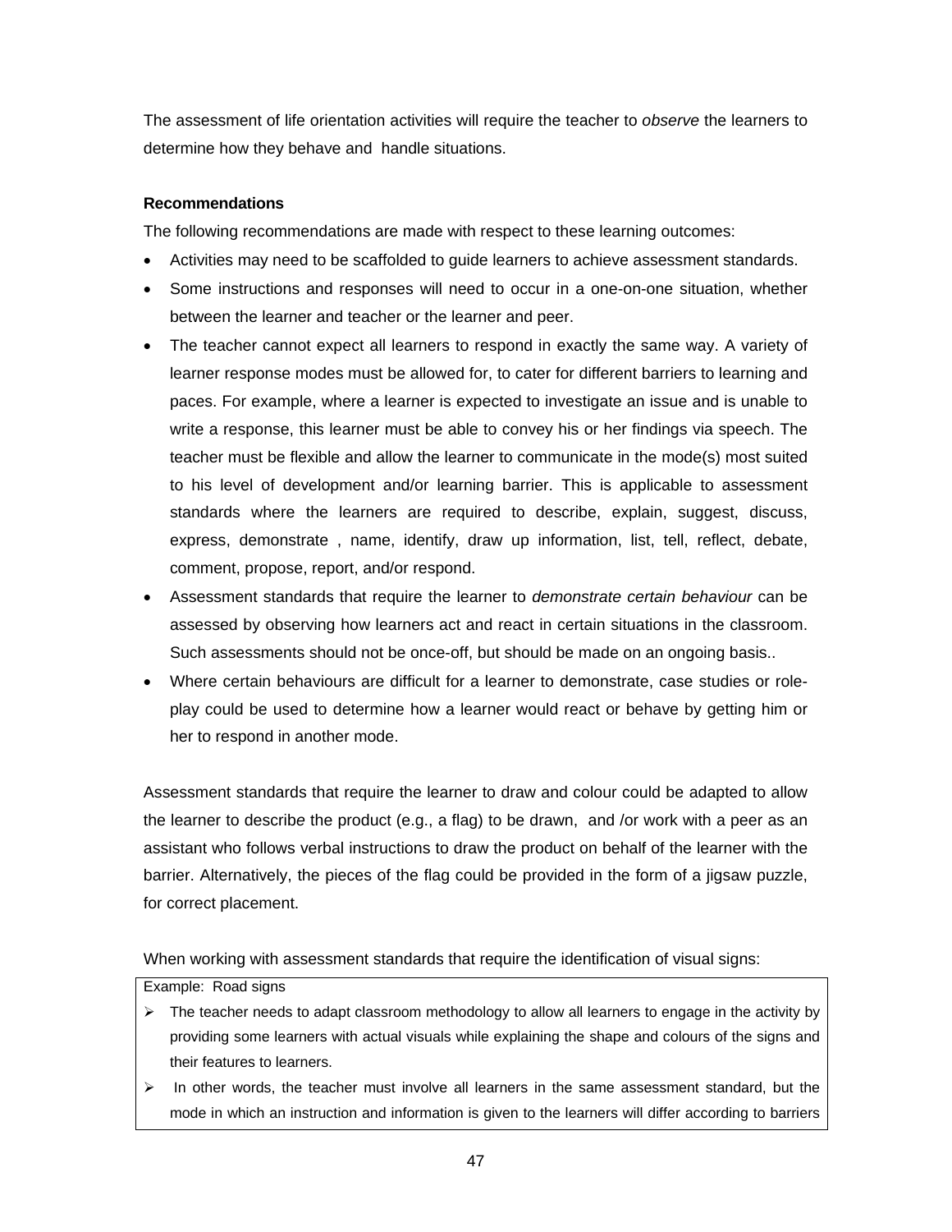The assessment of life orientation activities will require the teacher to *observe* the learners to determine how they behave and handle situations.

**Recommendations**

The following recommendations are made with respect to these learning outcomes:

- Activities may need to be scaffolded to guide learners to achieve assessment standards.
- Some instructions and responses will need to occur in a one-on-one situation, whether between the learner and teacher or the learner and peer.
- The teacher cannot expect all learners to respond in exactly the same way. A variety of learner response modes must be allowed for, to cater for different barriers to learning and paces. For example, where a learner is expected to investigate an issue and is unable to write a response, this learner must be able to convey his or her findings via speech. The teacher must be flexible and allow the learner to communicate in the mode(s) most suited to his level of development and/or learning barrier. This is applicable to assessment standards where the learners are required to describe, explain, suggest, discuss, express, demonstrate , name, identify, draw up information, list, tell, reflect, debate, comment, propose, report, and/or respond.
- Assessment standards that require the learner to *demonstrate certain behaviour* can be assessed by observing how learners act and react in certain situations in the classroom. Such assessments should not be once-off, but should be made on an ongoing basis..
- Where certain behaviours are difficult for a learner to demonstrate, case studies or role-play could be used to determine how a learner would react or behave by getting him or her to respond in another mode.

Assessment standards that require the learner to draw and colour could be adapted to allow the learner to describe the product (e.g., a flag) to be drawn, and /or work with a peer as an assistant who follows verbal instructions to draw the product on behalf of the learner with the barrier. Alternatively, the pieces of the flag could be provided in the form of a jigsaw puzzle, for correct placement.

When working with assessment standards that require the identification of visual signs:

Example: Road signs

- The teacher needs to adapt classroom methodology to allow all learners to engage in the activity by providing some learners with actual visuals while explaining the shape and colours of the signs and their features to learners.
- In other words, the teacher must involve all learners in the same assessment standard, but the mode in which an instruction and information is given to the learners will differ according to barriers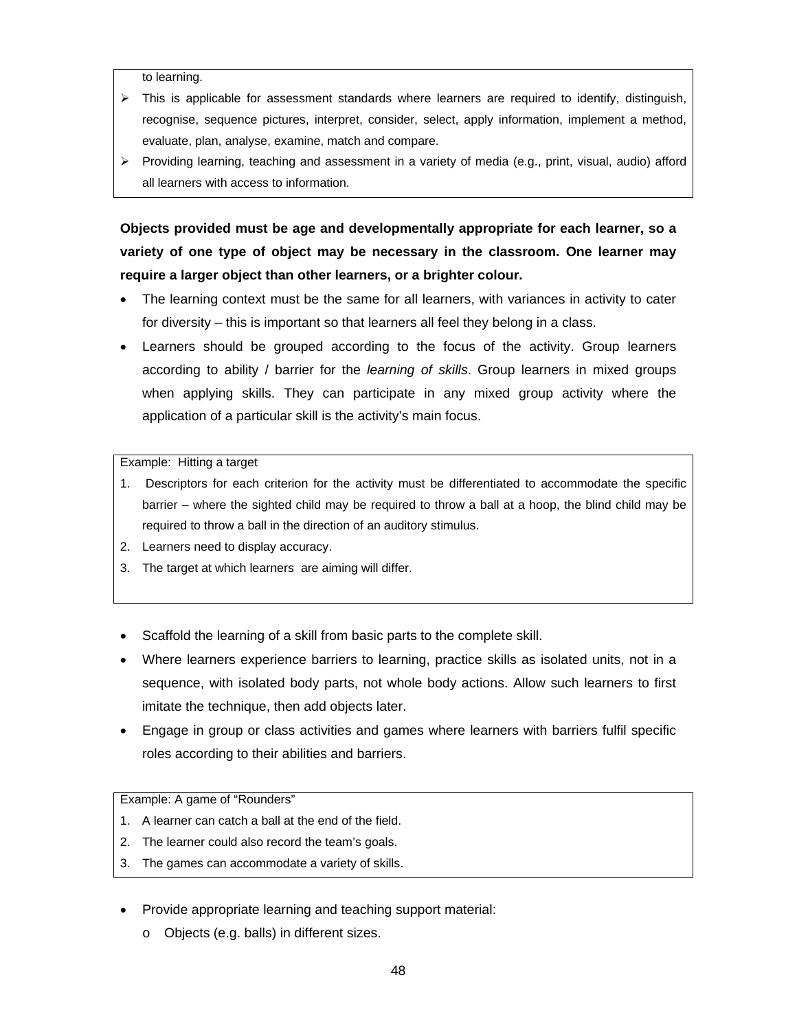to learning.

- This is applicable for assessment standards where learners are required to identify, distinguish, recognise, sequence pictures, interpret, consider, select, apply information, implement a method, evaluate, plan, analyse, examine, match and compare.
- Providing learning, teaching and assessment in a variety of media (e.g., print, visual, audio) afford all learners with access to information.

**Objects provided must be age and developmentally appropriate for each learner, so a variety of one type of object may be necessary in the classroom. One learner may require a larger object than other learners, or a brighter colour.**

- The learning context must be the same for all learners, with variances in activity to cater for diversity – this is important so that learners all feel they belong in a class.
- Learners should be grouped according to the focus of the activity. Group learners according to ability / barrier for the *learning of skills*. Group learners in mixed groups when applying skills. They can participate in any mixed group activity where the application of a particular skill is the activity's main focus.

Example: Hitting a target

1. Descriptors for each criterion for the activity must be differentiated to accommodate the specific barrier – where the sighted child may be required to throw a ball at a hoop, the blind child may be required to throw a ball in the direction of an auditory stimulus.
2. Learners need to display accuracy.
3. The target at which learners are aiming will differ.

- Scaffold the learning of a skill from basic parts to the complete skill.
- Where learners experience barriers to learning, practice skills as isolated units, not in a sequence, with isolated body parts, not whole body actions. Allow such learners to first imitate the technique, then add objects later.
- Engage in group or class activities and games where learners with barriers fulfil specific roles according to their abilities and barriers.

Example: A game of "Rounders"

1. A learner can catch a ball at the end of the field.
2. The learner could also record the team's goals.
3. The games can accommodate a variety of skills.

- Provide appropriate learning and teaching support material:
  - Objects (e.g. balls) in different sizes.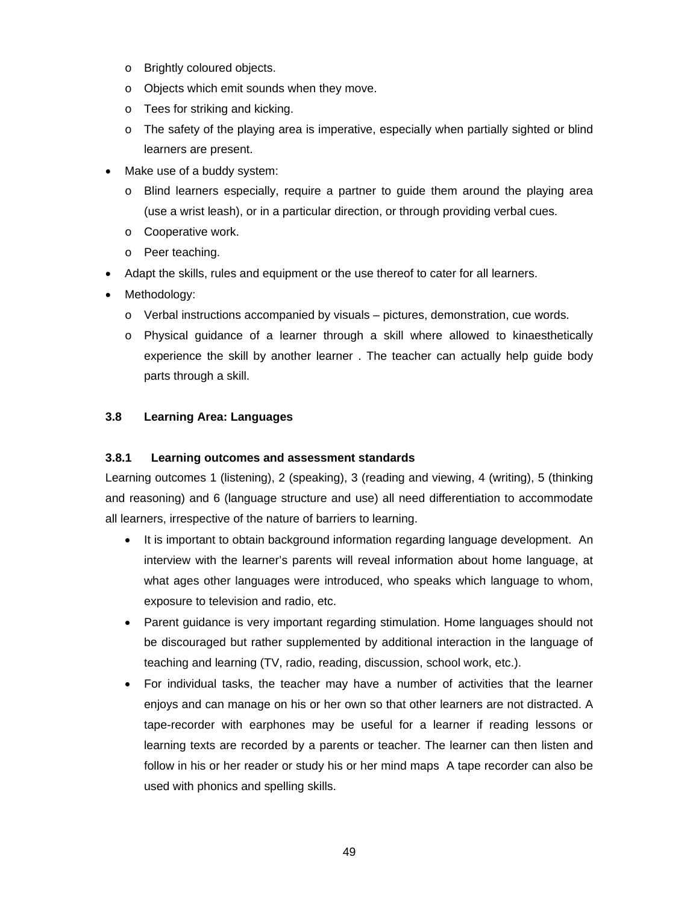- Brightly coloured objects.
  - Objects which emit sounds when they move.
  - Tees for striking and kicking.
  - The safety of the playing area is imperative, especially when partially sighted or blind learners are present.
- Make use of a buddy system:
  - Blind learners especially, require a partner to guide them around the playing area (use a wrist leash), or in a particular direction, or through providing verbal cues.
  - Cooperative work.
  - Peer teaching.
- Adapt the skills, rules and equipment or the use thereof to cater for all learners.
- Methodology:
  - Verbal instructions accompanied by visuals – pictures, demonstration, cue words.
  - Physical guidance of a learner through a skill where allowed to kinaesthetically experience the skill by another learner . The teacher can actually help guide body parts through a skill.

### 3.8 Learning Area: Languages

#### 3.8.1 Learning outcomes and assessment standards

Learning outcomes 1 (listening), 2 (speaking), 3 (reading and viewing, 4 (writing), 5 (thinking and reasoning) and 6 (language structure and use) all need differentiation to accommodate all learners, irrespective of the nature of barriers to learning.

- It is important to obtain background information regarding language development. An interview with the learner's parents will reveal information about home language, at what ages other languages were introduced, who speaks which language to whom, exposure to television and radio, etc.
- Parent guidance is very important regarding stimulation. Home languages should not be discouraged but rather supplemented by additional interaction in the language of teaching and learning (TV, radio, reading, discussion, school work, etc.).
- For individual tasks, the teacher may have a number of activities that the learner enjoys and can manage on his or her own so that other learners are not distracted. A tape-recorder with earphones may be useful for a learner if reading lessons or learning texts are recorded by a parents or teacher. The learner can then listen and follow in his or her reader or study his or her mind maps A tape recorder can also be used with phonics and spelling skills.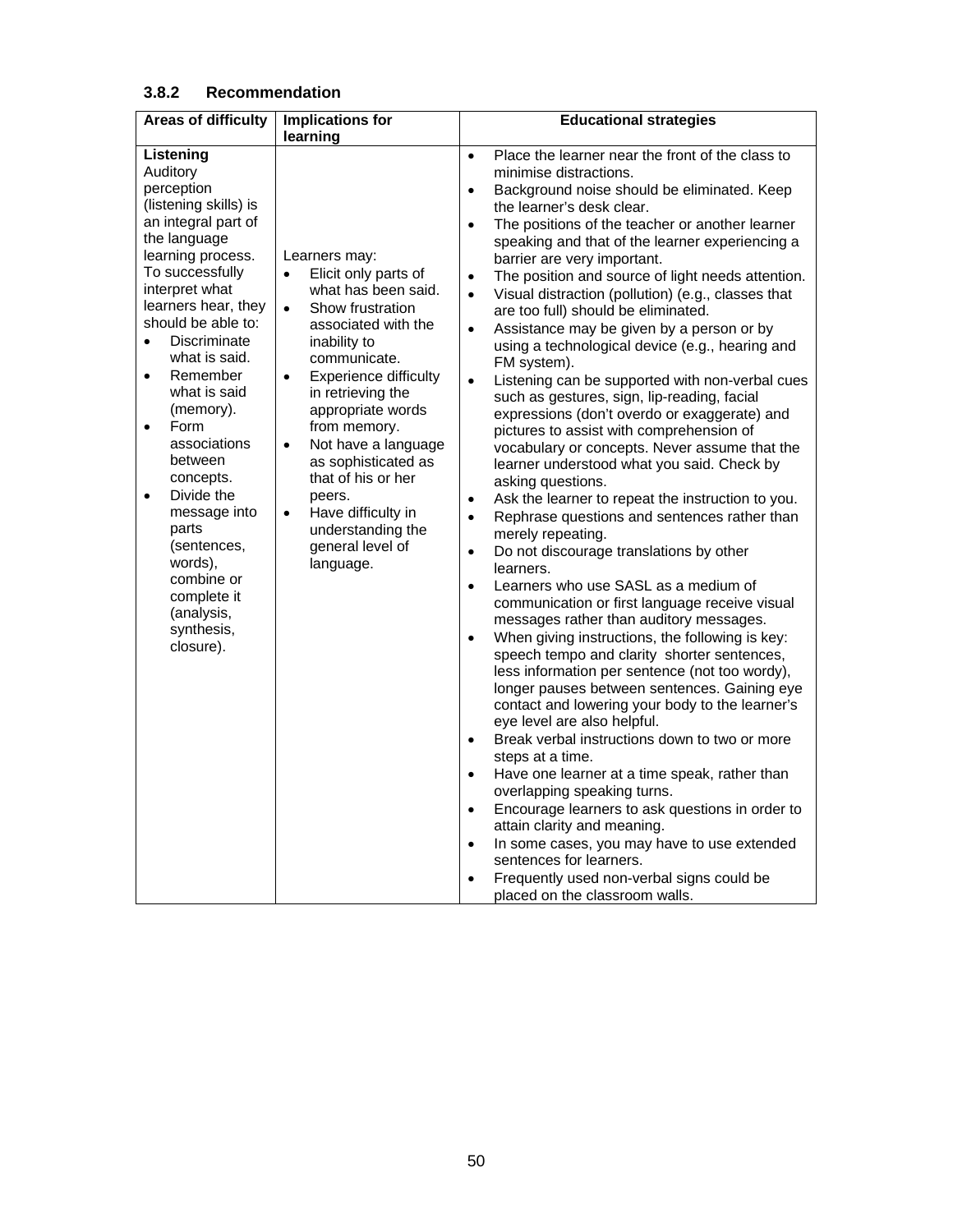### 3.8.2 Recommendation

| Areas of difficulty | Implications for learning | Educational strategies |
|---|---|---|
| **Listening**<br>Auditory perception (listening skills) is an integral part of the language learning process. To successfully interpret what learners hear, they should be able to:<br>• Discriminate what is said.<br>• Remember what is said (memory).<br>• Form associations between concepts.<br>• Divide the message into parts (sentences, words), combine or complete it (analysis, synthesis, closure). | Learners may:<br>• Elicit only parts of what has been said.<br>• Show frustration associated with the inability to communicate.<br>• Experience difficulty in retrieving the appropriate words from memory.<br>• Not have a language as sophisticated as that of his or her peers.<br>• Have difficulty in understanding the general level of language. | • Place the learner near the front of the class to minimise distractions.<br>• Background noise should be eliminated. Keep the learner's desk clear.<br>• The positions of the teacher or another learner speaking and that of the learner experiencing a barrier are very important.<br>• The position and source of light needs attention.<br>• Visual distraction (pollution) (e.g., classes that are too full) should be eliminated.<br>• Assistance may be given by a person or by using a technological device (e.g., hearing and FM system).<br>• Listening can be supported with non-verbal cues such as gestures, sign, lip-reading, facial expressions (don't overdo or exaggerate) and pictures to assist with comprehension of vocabulary or concepts. Never assume that the learner understood what you said. Check by asking questions.<br>• Ask the learner to repeat the instruction to you.<br>• Rephrase questions and sentences rather than merely repeating.<br>• Do not discourage translations by other learners.<br>• Learners who use SASL as a medium of communication or first language receive visual messages rather than auditory messages.<br>• When giving instructions, the following is key: speech tempo and clarity shorter sentences, less information per sentence (not too wordy), longer pauses between sentences. Gaining eye contact and lowering your body to the learner's eye level are also helpful.<br>• Break verbal instructions down to two or more steps at a time.<br>• Have one learner at a time speak, rather than overlapping speaking turns.<br>• Encourage learners to ask questions in order to attain clarity and meaning.<br>• In some cases, you may have to use extended sentences for learners.<br>• Frequently used non-verbal signs could be placed on the classroom walls. |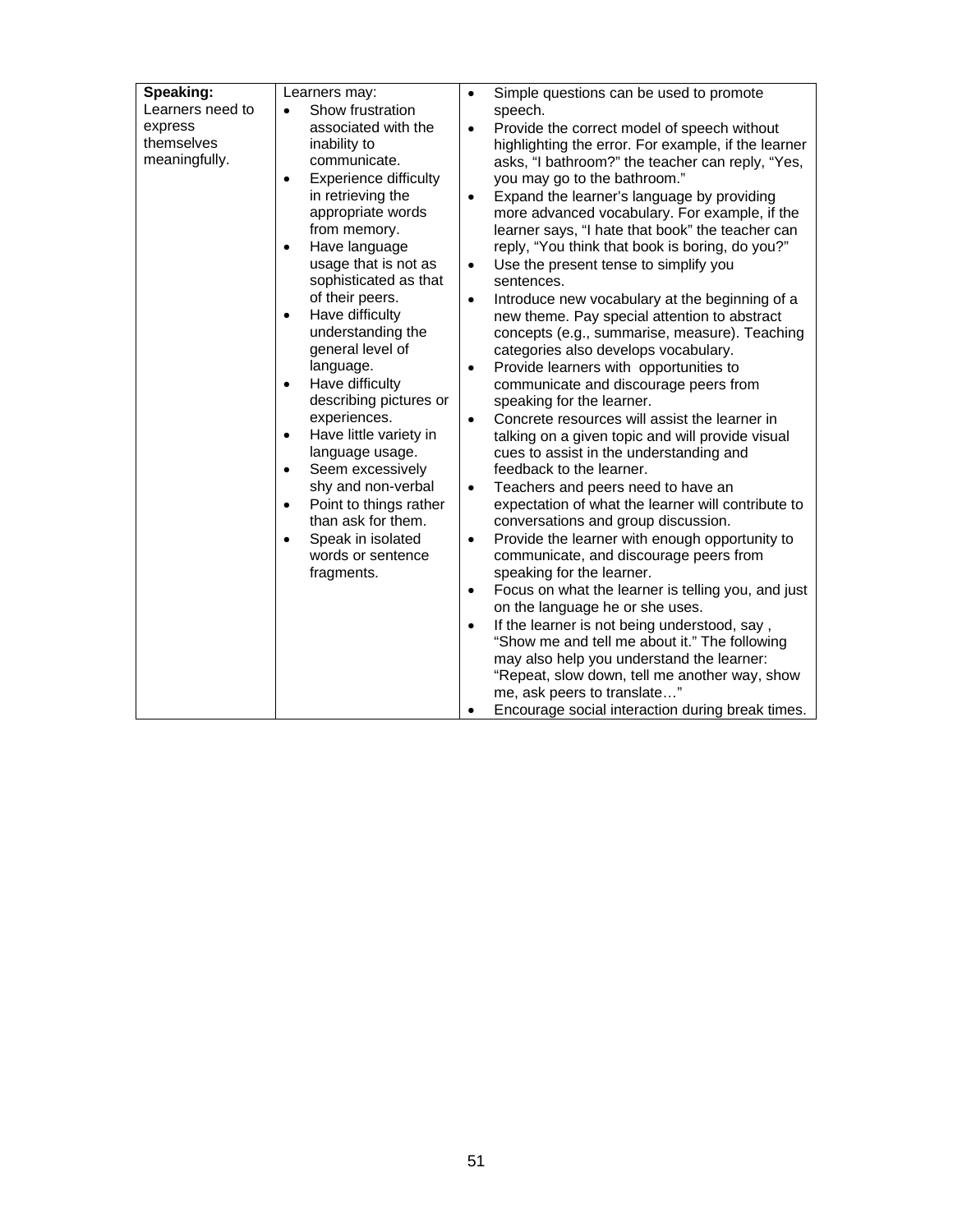| **Speaking:** Learners need to express themselves meaningfully. | Learners may:<br>• Show frustration associated with the inability to communicate.<br>• Experience difficulty in retrieving the appropriate words from memory.<br>• Have language usage that is not as sophisticated as that of their peers.<br>• Have difficulty understanding the general level of language.<br>• Have difficulty describing pictures or experiences.<br>• Have little variety in language usage.<br>• Seem excessively shy and non-verbal<br>• Point to things rather than ask for them.<br>• Speak in isolated words or sentence fragments. | • Simple questions can be used to promote speech.<br>• Provide the correct model of speech without highlighting the error. For example, if the learner asks, "I bathroom?" the teacher can reply, "Yes, you may go to the bathroom."<br>• Expand the learner's language by providing more advanced vocabulary. For example, if the learner says, "I hate that book" the teacher can reply, "You think that book is boring, do you?"<br>• Use the present tense to simplify you sentences.<br>• Introduce new vocabulary at the beginning of a new theme. Pay special attention to abstract concepts (e.g., summarise, measure). Teaching categories also develops vocabulary.<br>• Provide learners with opportunities to communicate and discourage peers from speaking for the learner.<br>• Concrete resources will assist the learner in talking on a given topic and will provide visual cues to assist in the understanding and feedback to the learner.<br>• Teachers and peers need to have an expectation of what the learner will contribute to conversations and group discussion.<br>• Provide the learner with enough opportunity to communicate, and discourage peers from speaking for the learner.<br>• Focus on what the learner is telling you, and just on the language he or she uses.<br>• If the learner is not being understood, say , "Show me and tell me about it." The following may also help you understand the learner: "Repeat, slow down, tell me another way, show me, ask peers to translate…"<br>• Encourage social interaction during break times. |
|---|---|---|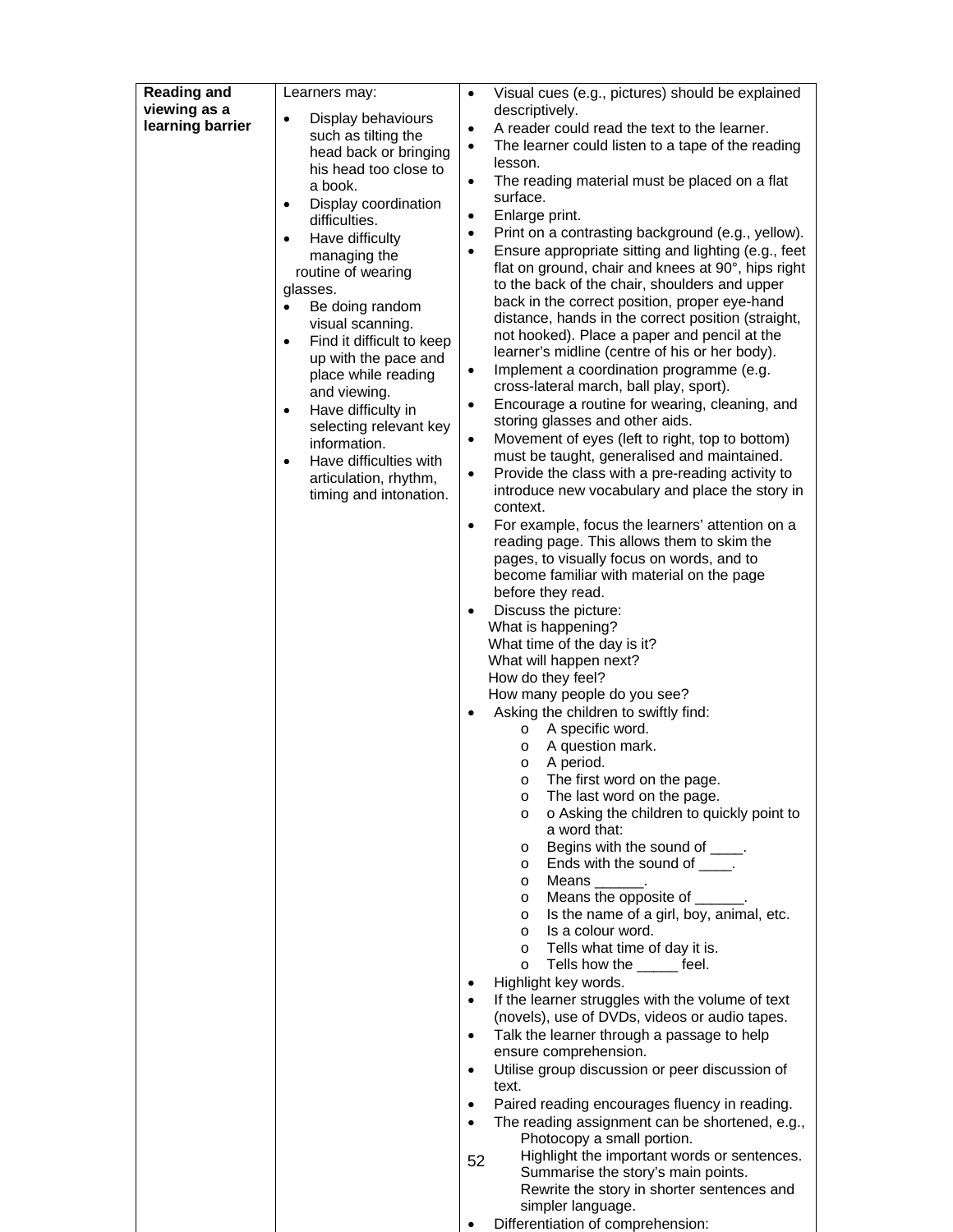| **Reading and viewing as a learning barrier** | Learners may:<br>• Display behaviours such as tilting the head back or bringing his head too close to a book.<br>• Display coordination difficulties.<br>• Have difficulty managing the routine of wearing glasses.<br>• Be doing random visual scanning.<br>• Find it difficult to keep up with the pace and place while reading and viewing.<br>• Have difficulty in selecting relevant key information.<br>• Have difficulties with articulation, rhythm, timing and intonation. | • Visual cues (e.g., pictures) should be explained descriptively.<br>• A reader could read the text to the learner.<br>• The learner could listen to a tape of the reading lesson.<br>• The reading material must be placed on a flat surface.<br>• Enlarge print.<br>• Print on a contrasting background (e.g., yellow).<br>• Ensure appropriate sitting and lighting (e.g., feet flat on ground, chair and knees at 90°, hips right to the back of the chair, shoulders and upper back in the correct position, proper eye-hand distance, hands in the correct position (straight, not hooked). Place a paper and pencil at the learner's midline (centre of his or her body).<br>• Implement a coordination programme (e.g. cross-lateral march, ball play, sport).<br>• Encourage a routine for wearing, cleaning, and storing glasses and other aids.<br>• Movement of eyes (left to right, top to bottom) must be taught, generalised and maintained.<br>• Provide the class with a pre-reading activity to introduce new vocabulary and place the story in context.<br>• For example, focus the learners' attention on a reading page. This allows them to skim the pages, to visually focus on words, and to become familiar with material on the page before they read.<br>• Discuss the picture:<br>What is happening?<br>What time of the day is it?<br>What will happen next?<br>How do they feel?<br>How many people do you see?<br>• Asking the children to swiftly find:<br>o A specific word.<br>o A question mark.<br>o A period.<br>o The first word on the page.<br>o The last word on the page.<br>o o Asking the children to quickly point to a word that:<br>o Begins with the sound of ____.<br>o Ends with the sound of ____.<br>o Means ______.<br>o Means the opposite of ______.<br>o Is the name of a girl, boy, animal, etc.<br>o Is a colour word.<br>o Tells what time of day it is.<br>o Tells how the _____ feel.<br>• Highlight key words.<br>• If the learner struggles with the volume of text (novels), use of DVDs, videos or audio tapes.<br>• Talk the learner through a passage to help ensure comprehension.<br>• Utilise group discussion or peer discussion of text.<br>• Paired reading encourages fluency in reading.<br>• The reading assignment can be shortened, e.g.,<br>Photocopy a small portion.<br>Highlight the important words or sentences.<br>Summarise the story's main points.<br>Rewrite the story in shorter sentences and simpler language.<br>• Differentiation of comprehension: |
|---|---|---|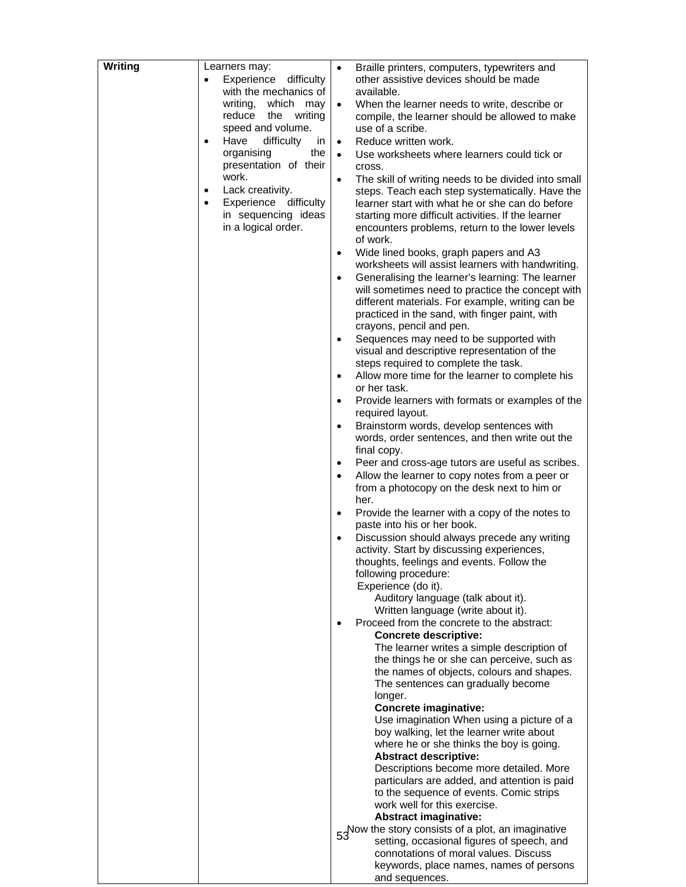| Writing | Learners may:<br>• Experience difficulty with the mechanics of writing, which may reduce the writing speed and volume.<br>• Have difficulty in organising the presentation of their work.<br>• Lack creativity.<br>• Experience difficulty in sequencing ideas in a logical order. | • Braille printers, computers, typewriters and other assistive devices should be made available.<br>• When the learner needs to write, describe or compile, the learner should be allowed to make use of a scribe.<br>• Reduce written work.<br>• Use worksheets where learners could tick or cross.<br>• The skill of writing needs to be divided into small steps. Teach each step systematically. Have the learner start with what he or she can do before starting more difficult activities. If the learner encounters problems, return to the lower levels of work.<br>• Wide lined books, graph papers and A3 worksheets will assist learners with handwriting.<br>• Generalising the learner's learning: The learner will sometimes need to practice the concept with different materials. For example, writing can be practiced in the sand, with finger paint, with crayons, pencil and pen.<br>• Sequences may need to be supported with visual and descriptive representation of the steps required to complete the task.<br>• Allow more time for the learner to complete his or her task.<br>• Provide learners with formats or examples of the required layout.<br>• Brainstorm words, develop sentences with words, order sentences, and then write out the final copy.<br>• Peer and cross-age tutors are useful as scribes.<br>• Allow the learner to copy notes from a peer or from a photocopy on the desk next to him or her.<br>• Provide the learner with a copy of the notes to paste into his or her book.<br>• Discussion should always precede any writing activity. Start by discussing experiences, thoughts, feelings and events. Follow the following procedure:<br>Experience (do it).<br>Auditory language (talk about it).<br>Written language (write about it).<br>• Proceed from the concrete to the abstract:<br>**Concrete descriptive:**<br>The learner writes a simple description of the things he or she can perceive, such as the names of objects, colours and shapes. The sentences can gradually become longer.<br>**Concrete imaginative:**<br>Use imagination When using a picture of a boy walking, let the learner write about where he or she thinks the boy is going.<br>**Abstract descriptive:**<br>Descriptions become more detailed. More particulars are added, and attention is paid to the sequence of events. Comic strips work well for this exercise.<br>**Abstract imaginative:**<br>Now the story consists of a plot, an imaginative setting, occasional figures of speech, and connotations of moral values. Discuss keywords, place names, names of persons and sequences. |
|---|---|---|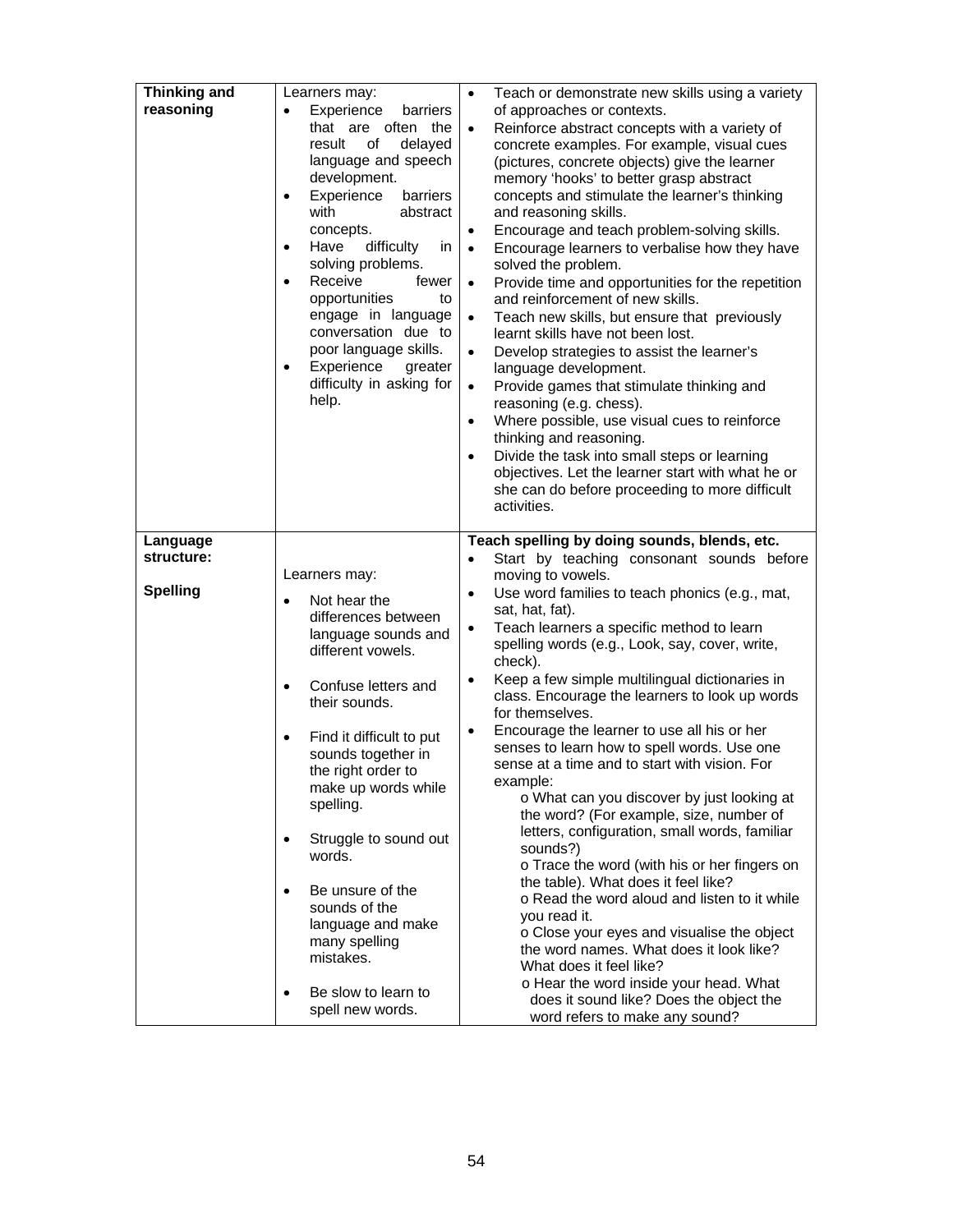| | | |
|---|---|---|
| **Thinking and reasoning** | Learners may:<br>• Experience barriers that are often the result of delayed language and speech development.<br>• Experience barriers with abstract concepts.<br>• Have difficulty in solving problems.<br>• Receive fewer opportunities to engage in language conversation due to poor language skills.<br>• Experience greater difficulty in asking for help. | • Teach or demonstrate new skills using a variety of approaches or contexts.<br>• Reinforce abstract concepts with a variety of concrete examples. For example, visual cues (pictures, concrete objects) give the learner memory 'hooks' to better grasp abstract concepts and stimulate the learner's thinking and reasoning skills.<br>• Encourage and teach problem-solving skills.<br>• Encourage learners to verbalise how they have solved the problem.<br>• Provide time and opportunities for the repetition and reinforcement of new skills.<br>• Teach new skills, but ensure that previously learnt skills have not been lost.<br>• Develop strategies to assist the learner's language development.<br>• Provide games that stimulate thinking and reasoning (e.g. chess).<br>• Where possible, use visual cues to reinforce thinking and reasoning.<br>• Divide the task into small steps or learning objectives. Let the learner start with what he or she can do before proceeding to more difficult activities. |
| **Language structure:**<br><br>**Spelling** | Learners may:<br>• Not hear the differences between language sounds and different vowels.<br>• Confuse letters and their sounds.<br>• Find it difficult to put sounds together in the right order to make up words while spelling.<br>• Struggle to sound out words.<br>• Be unsure of the sounds of the language and make many spelling mistakes.<br>• Be slow to learn to spell new words. | **Teach spelling by doing sounds, blends, etc.**<br>• Start by teaching consonant sounds before moving to vowels.<br>• Use word families to teach phonics (e.g., mat, sat, hat, fat).<br>• Teach learners a specific method to learn spelling words (e.g., Look, say, cover, write, check).<br>• Keep a few simple multilingual dictionaries in class. Encourage the learners to look up words for themselves.<br>• Encourage the learner to use all his or her senses to learn how to spell words. Use one sense at a time and to start with vision. For example:<br>o What can you discover by just looking at the word? (For example, size, number of letters, configuration, small words, familiar sounds?)<br>o Trace the word (with his or her fingers on the table). What does it feel like?<br>o Read the word aloud and listen to it while you read it.<br>o Close your eyes and visualise the object the word names. What does it look like? What does it feel like?<br>o Hear the word inside your head. What does it sound like? Does the object the word refers to make any sound? |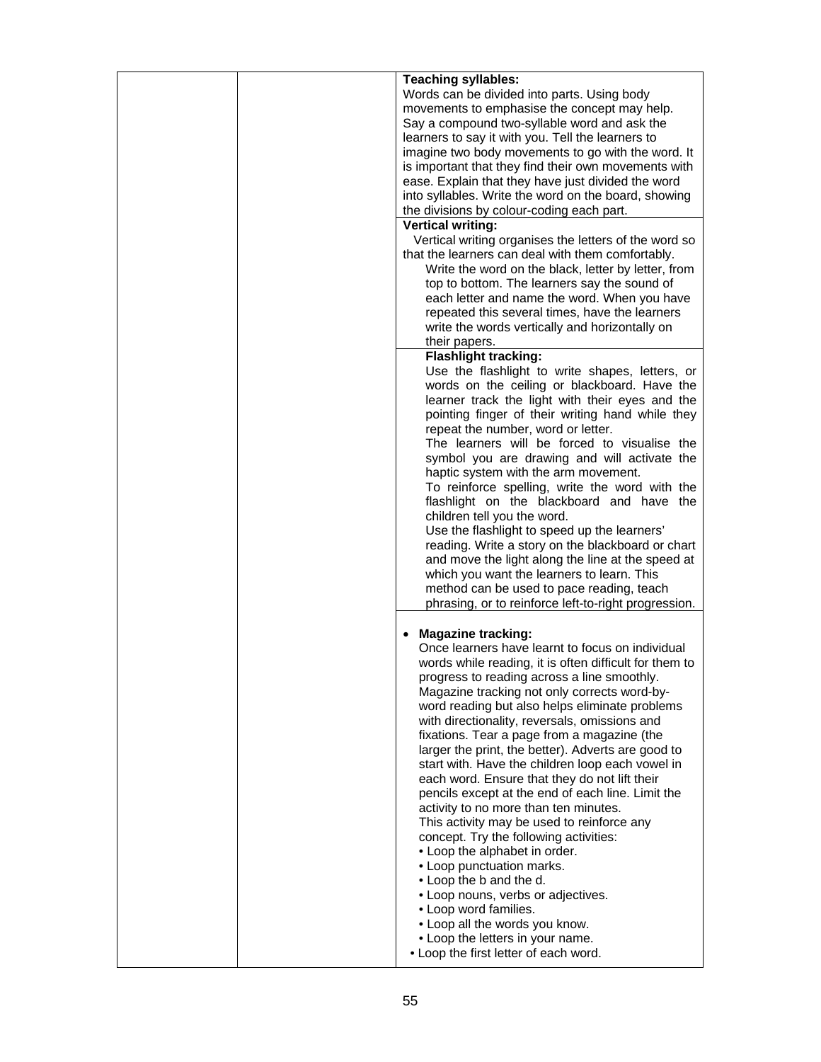| | | Teaching syllables: |
|---|---|---|
| | | **Teaching syllables:**<br>Words can be divided into parts. Using body movements to emphasise the concept may help. Say a compound two-syllable word and ask the learners to say it with you. Tell the learners to imagine two body movements to go with the word. It is important that they find their own movements with ease. Explain that they have just divided the word into syllables. Write the word on the board, showing the divisions by colour-coding each part. |
| | | **Vertical writing:**<br>Vertical writing organises the letters of the word so that the learners can deal with them comfortably.<br>Write the word on the black, letter by letter, from top to bottom. The learners say the sound of each letter and name the word. When you have repeated this several times, have the learners write the words vertically and horizontally on their papers. |
| | | **Flashlight tracking:**<br>Use the flashlight to write shapes, letters, or words on the ceiling or blackboard. Have the learner track the light with their eyes and the pointing finger of their writing hand while they repeat the number, word or letter.<br>The learners will be forced to visualise the symbol you are drawing and will activate the haptic system with the arm movement.<br>To reinforce spelling, write the word with the flashlight on the blackboard and have the children tell you the word.<br>Use the flashlight to speed up the learners' reading. Write a story on the blackboard or chart and move the light along the line at the speed at which you want the learners to learn. This method can be used to pace reading, teach phrasing, or to reinforce left-to-right progression. |
| | | • **Magazine tracking:**<br>Once learners have learnt to focus on individual words while reading, it is often difficult for them to progress to reading across a line smoothly. Magazine tracking not only corrects word-by-word reading but also helps eliminate problems with directionality, reversals, omissions and fixations. Tear a page from a magazine (the larger the print, the better). Adverts are good to start with. Have the children loop each vowel in each word. Ensure that they do not lift their pencils except at the end of each line. Limit the activity to no more than ten minutes.<br>This activity may be used to reinforce any concept. Try the following activities:<br>• Loop the alphabet in order.<br>• Loop punctuation marks.<br>• Loop the b and the d.<br>• Loop nouns, verbs or adjectives.<br>• Loop word families.<br>• Loop all the words you know.<br>• Loop the letters in your name.<br>• Loop the first letter of each word. |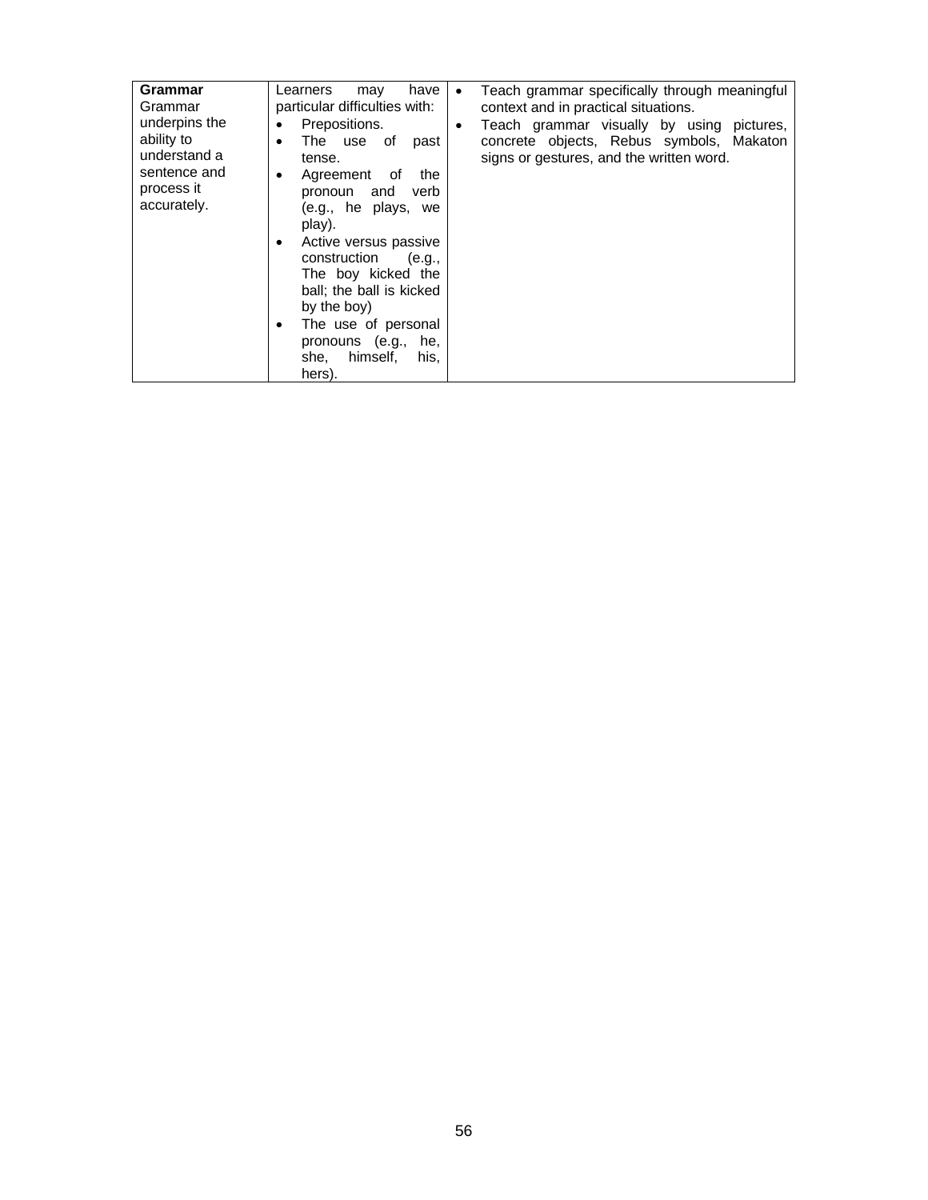| | | |
|---|---|---|
| **Grammar**<br>Grammar underpins the ability to understand a sentence and process it accurately. | Learners may have particular difficulties with:<br>• Prepositions.<br>• The use of past tense.<br>• Agreement of the pronoun and verb (e.g., he plays, we play).<br>• Active versus passive construction (e.g., The boy kicked the ball; the ball is kicked by the boy)<br>• The use of personal pronouns (e.g., he, she, himself, his, hers). | • Teach grammar specifically through meaningful context and in practical situations.<br>• Teach grammar visually by using pictures, concrete objects, Rebus symbols, Makaton signs or gestures, and the written word. |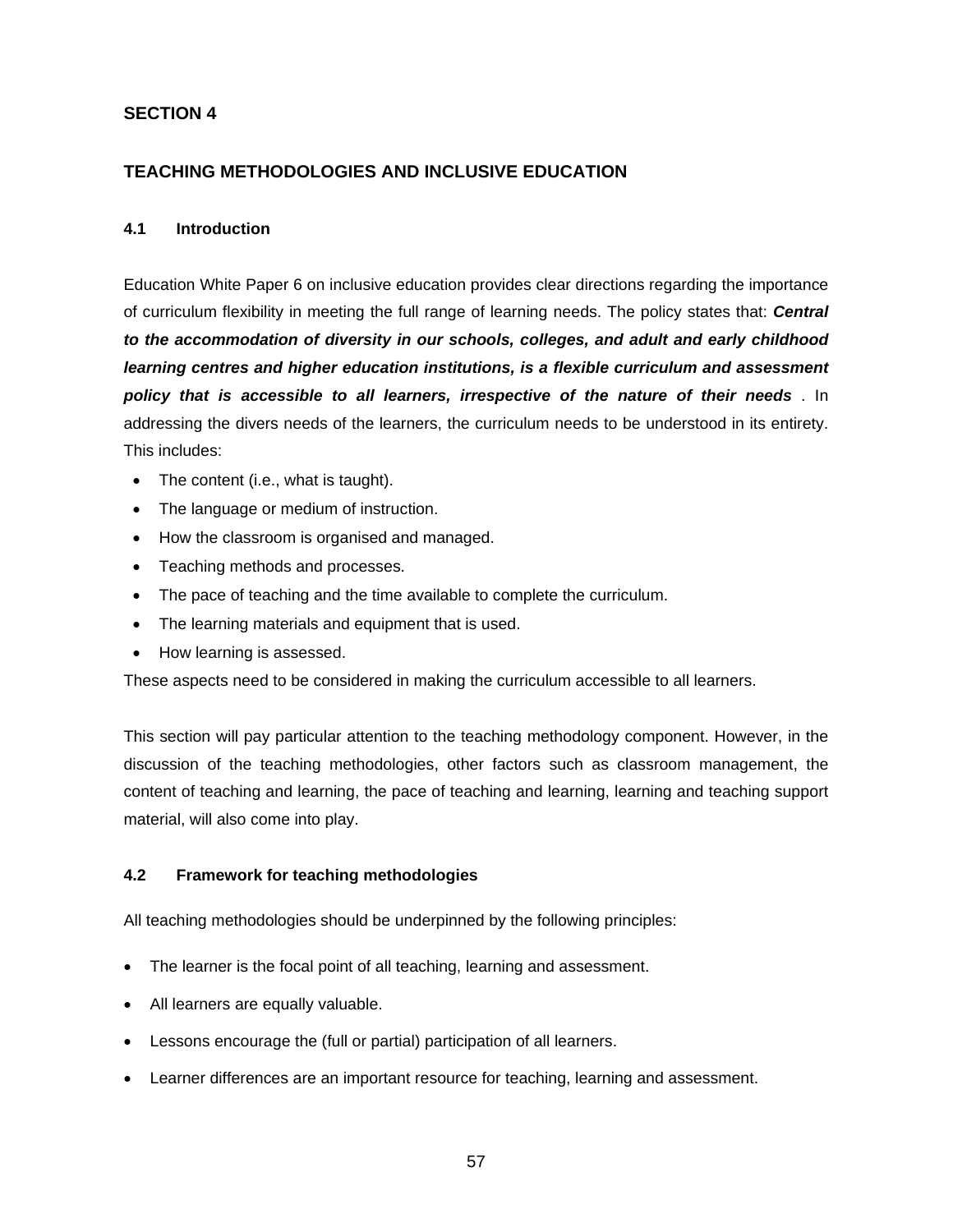## SECTION 4

## TEACHING METHODOLOGIES AND INCLUSIVE EDUCATION

### 4.1 Introduction

Education White Paper 6 on inclusive education provides clear directions regarding the importance of curriculum flexibility in meeting the full range of learning needs. The policy states that: ***Central to the accommodation of diversity in our schools, colleges, and adult and early childhood learning centres and higher education institutions, is a flexible curriculum and assessment policy that is accessible to all learners, irrespective of the nature of their needs*** . In addressing the divers needs of the learners, the curriculum needs to be understood in its entirety. This includes:

- The content (i.e., what is taught).
- The language or medium of instruction.
- How the classroom is organised and managed.
- Teaching methods and processes.
- The pace of teaching and the time available to complete the curriculum.
- The learning materials and equipment that is used.
- How learning is assessed.

These aspects need to be considered in making the curriculum accessible to all learners.

This section will pay particular attention to the teaching methodology component. However, in the discussion of the teaching methodologies, other factors such as classroom management, the content of teaching and learning, the pace of teaching and learning, learning and teaching support material, will also come into play.

### 4.2 Framework for teaching methodologies

All teaching methodologies should be underpinned by the following principles:

- The learner is the focal point of all teaching, learning and assessment.
- All learners are equally valuable.
- Lessons encourage the (full or partial) participation of all learners.
- Learner differences are an important resource for teaching, learning and assessment.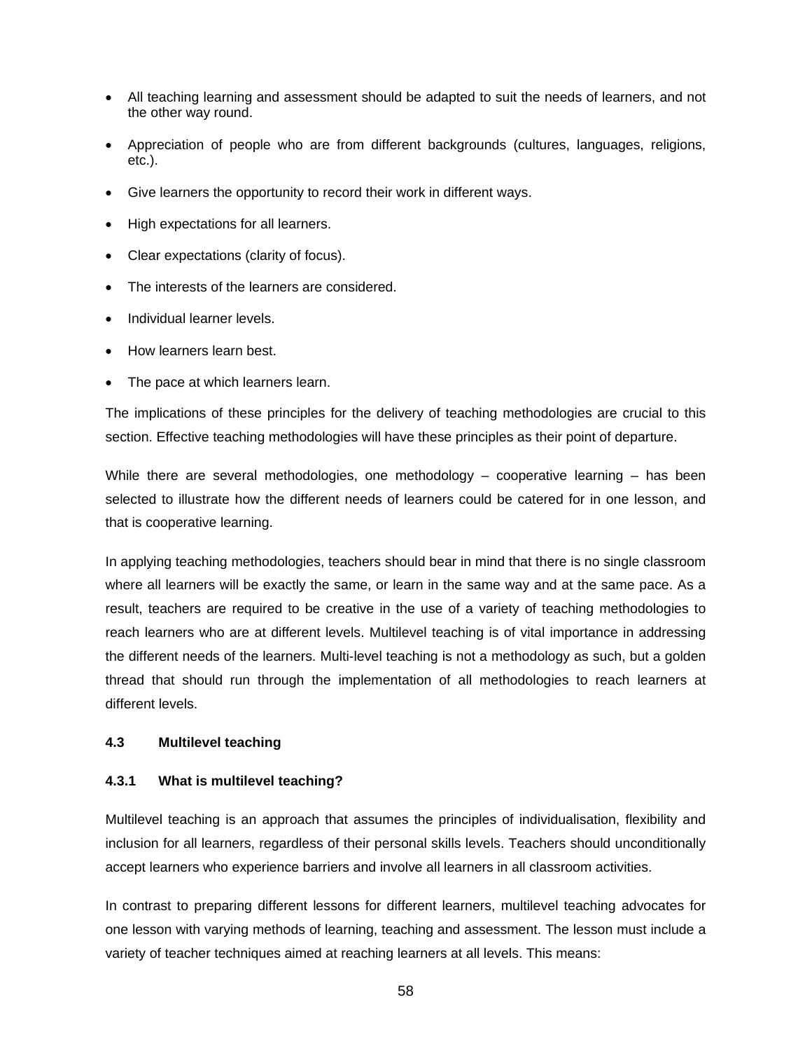- All teaching learning and assessment should be adapted to suit the needs of learners, and not the other way round.
- Appreciation of people who are from different backgrounds (cultures, languages, religions, etc.).
- Give learners the opportunity to record their work in different ways.
- High expectations for all learners.
- Clear expectations (clarity of focus).
- The interests of the learners are considered.
- Individual learner levels.
- How learners learn best.
- The pace at which learners learn.

The implications of these principles for the delivery of teaching methodologies are crucial to this section. Effective teaching methodologies will have these principles as their point of departure.

While there are several methodologies, one methodology – cooperative learning – has been selected to illustrate how the different needs of learners could be catered for in one lesson, and that is cooperative learning.

In applying teaching methodologies, teachers should bear in mind that there is no single classroom where all learners will be exactly the same, or learn in the same way and at the same pace. As a result, teachers are required to be creative in the use of a variety of teaching methodologies to reach learners who are at different levels. Multilevel teaching is of vital importance in addressing the different needs of the learners. Multi-level teaching is not a methodology as such, but a golden thread that should run through the implementation of all methodologies to reach learners at different levels.

### 4.3 Multilevel teaching

#### 4.3.1 What is multilevel teaching?

Multilevel teaching is an approach that assumes the principles of individualisation, flexibility and inclusion for all learners, regardless of their personal skills levels. Teachers should unconditionally accept learners who experience barriers and involve all learners in all classroom activities.

In contrast to preparing different lessons for different learners, multilevel teaching advocates for one lesson with varying methods of learning, teaching and assessment. The lesson must include a variety of teacher techniques aimed at reaching learners at all levels. This means: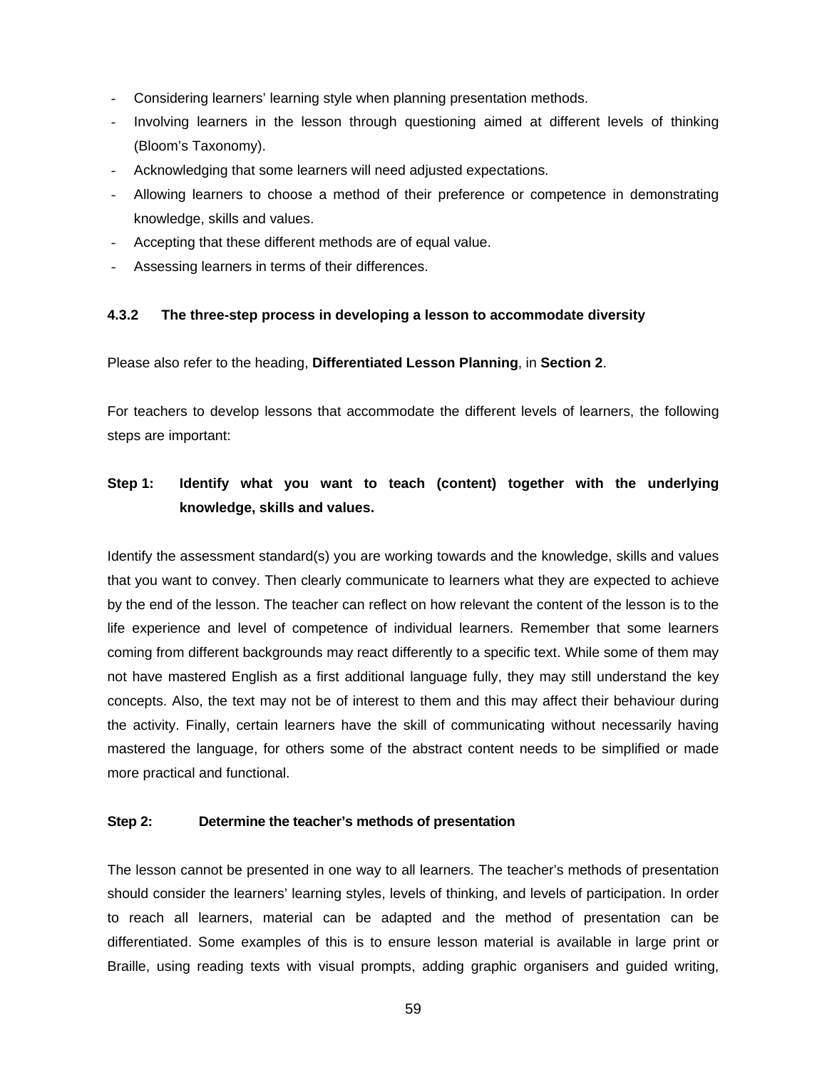- Considering learners' learning style when planning presentation methods.
- Involving learners in the lesson through questioning aimed at different levels of thinking (Bloom's Taxonomy).
- Acknowledging that some learners will need adjusted expectations.
- Allowing learners to choose a method of their preference or competence in demonstrating knowledge, skills and values.
- Accepting that these different methods are of equal value.
- Assessing learners in terms of their differences.

#### 4.3.2 The three-step process in developing a lesson to accommodate diversity

Please also refer to the heading, **Differentiated Lesson Planning**, in **Section 2**.

For teachers to develop lessons that accommodate the different levels of learners, the following steps are important:

**Step 1: Identify what you want to teach (content) together with the underlying knowledge, skills and values.**

Identify the assessment standard(s) you are working towards and the knowledge, skills and values that you want to convey. Then clearly communicate to learners what they are expected to achieve by the end of the lesson. The teacher can reflect on how relevant the content of the lesson is to the life experience and level of competence of individual learners. Remember that some learners coming from different backgrounds may react differently to a specific text. While some of them may not have mastered English as a first additional language fully, they may still understand the key concepts. Also, the text may not be of interest to them and this may affect their behaviour during the activity. Finally, certain learners have the skill of communicating without necessarily having mastered the language, for others some of the abstract content needs to be simplified or made more practical and functional.

**Step 2: Determine the teacher's methods of presentation**

The lesson cannot be presented in one way to all learners. The teacher's methods of presentation should consider the learners' learning styles, levels of thinking, and levels of participation. In order to reach all learners, material can be adapted and the method of presentation can be differentiated. Some examples of this is to ensure lesson material is available in large print or Braille, using reading texts with visual prompts, adding graphic organisers and guided writing,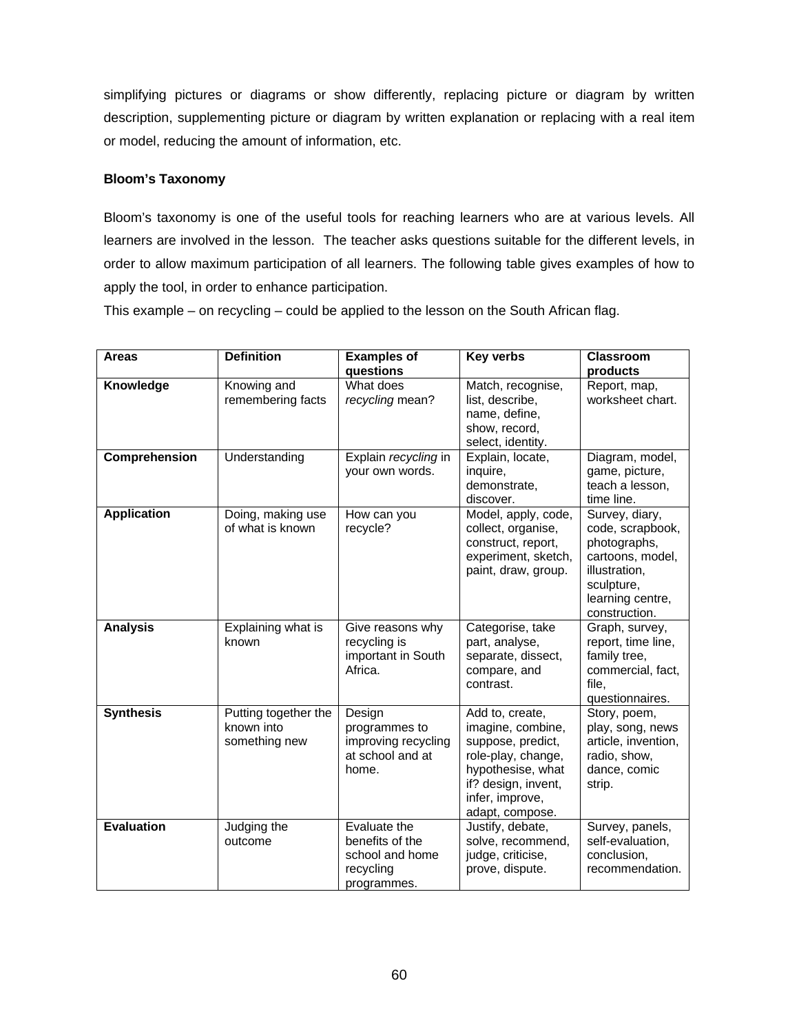simplifying pictures or diagrams or show differently, replacing picture or diagram by written description, supplementing picture or diagram by written explanation or replacing with a real item or model, reducing the amount of information, etc.

**Bloom's Taxonomy**

Bloom's taxonomy is one of the useful tools for reaching learners who are at various levels. All learners are involved in the lesson. The teacher asks questions suitable for the different levels, in order to allow maximum participation of all learners. The following table gives examples of how to apply the tool, in order to enhance participation.

This example – on recycling – could be applied to the lesson on the South African flag.

| Areas | Definition | Examples of questions | Key verbs | Classroom products |
|---|---|---|---|---|
| **Knowledge** | Knowing and remembering facts | What does *recycling* mean? | Match, recognise, list, describe, name, define, show, record, select, identity. | Report, map, worksheet chart. |
| **Comprehension** | Understanding | Explain *recycling* in your own words. | Explain, locate, inquire, demonstrate, discover. | Diagram, model, game, picture, teach a lesson, time line. |
| **Application** | Doing, making use of what is known | How can you recycle? | Model, apply, code, collect, organise, construct, report, experiment, sketch, paint, draw, group. | Survey, diary, code, scrapbook, photographs, cartoons, model, illustration, sculpture, learning centre, construction. |
| **Analysis** | Explaining what is known | Give reasons why recycling is important in South Africa. | Categorise, take part, analyse, separate, dissect, compare, and contrast. | Graph, survey, report, time line, family tree, commercial, fact, file, questionnaires. |
| **Synthesis** | Putting together the known into something new | Design programmes to improving recycling at school and at home. | Add to, create, imagine, combine, suppose, predict, role-play, change, hypothesise, what if? design, invent, infer, improve, adapt, compose. | Story, poem, play, song, news article, invention, radio, show, dance, comic strip. |
| **Evaluation** | Judging the outcome | Evaluate the benefits of the school and home recycling programmes. | Justify, debate, solve, recommend, judge, criticise, prove, dispute. | Survey, panels, self-evaluation, conclusion, recommendation. |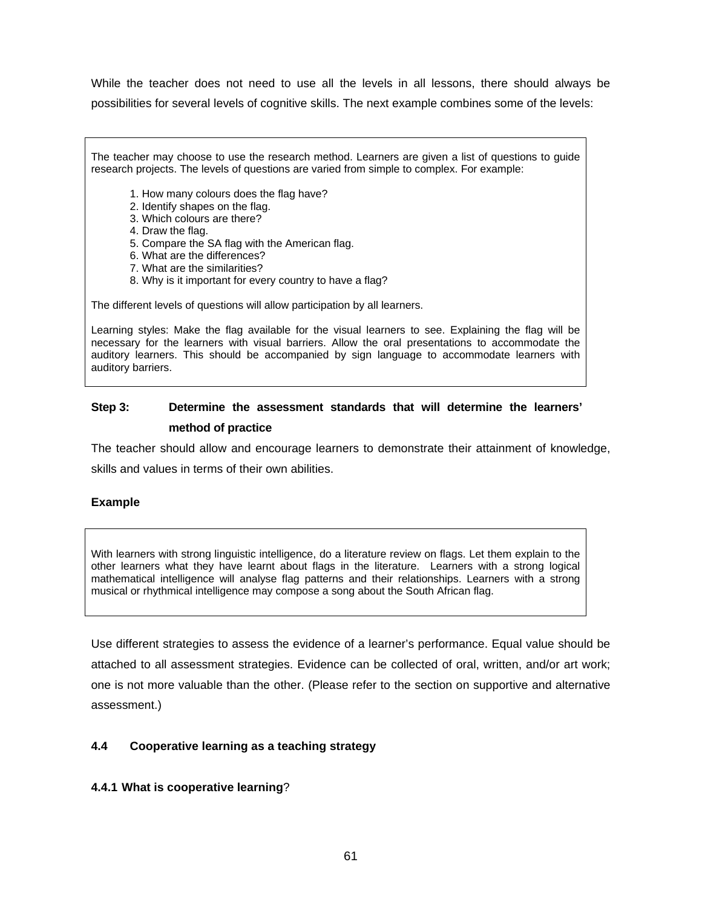While the teacher does not need to use all the levels in all lessons, there should always be possibilities for several levels of cognitive skills. The next example combines some of the levels:

> The teacher may choose to use the research method. Learners are given a list of questions to guide research projects. The levels of questions are varied from simple to complex. For example:
>
> 1. How many colours does the flag have?
> 2. Identify shapes on the flag.
> 3. Which colours are there?
> 4. Draw the flag.
> 5. Compare the SA flag with the American flag.
> 6. What are the differences?
> 7. What are the similarities?
> 8. Why is it important for every country to have a flag?
>
> The different levels of questions will allow participation by all learners.
>
> Learning styles: Make the flag available for the visual learners to see. Explaining the flag will be necessary for the learners with visual barriers. Allow the oral presentations to accommodate the auditory learners. This should be accompanied by sign language to accommodate learners with auditory barriers.

**Step 3: Determine the assessment standards that will determine the learners' method of practice**

The teacher should allow and encourage learners to demonstrate their attainment of knowledge, skills and values in terms of their own abilities.

**Example**

> With learners with strong linguistic intelligence, do a literature review on flags. Let them explain to the other learners what they have learnt about flags in the literature. Learners with a strong logical mathematical intelligence will analyse flag patterns and their relationships. Learners with a strong musical or rhythmical intelligence may compose a song about the South African flag.

Use different strategies to assess the evidence of a learner's performance. Equal value should be attached to all assessment strategies. Evidence can be collected of oral, written, and/or art work; one is not more valuable than the other. (Please refer to the section on supportive and alternative assessment.)

### 4.4 Cooperative learning as a teaching strategy

#### 4.4.1 What is cooperative learning?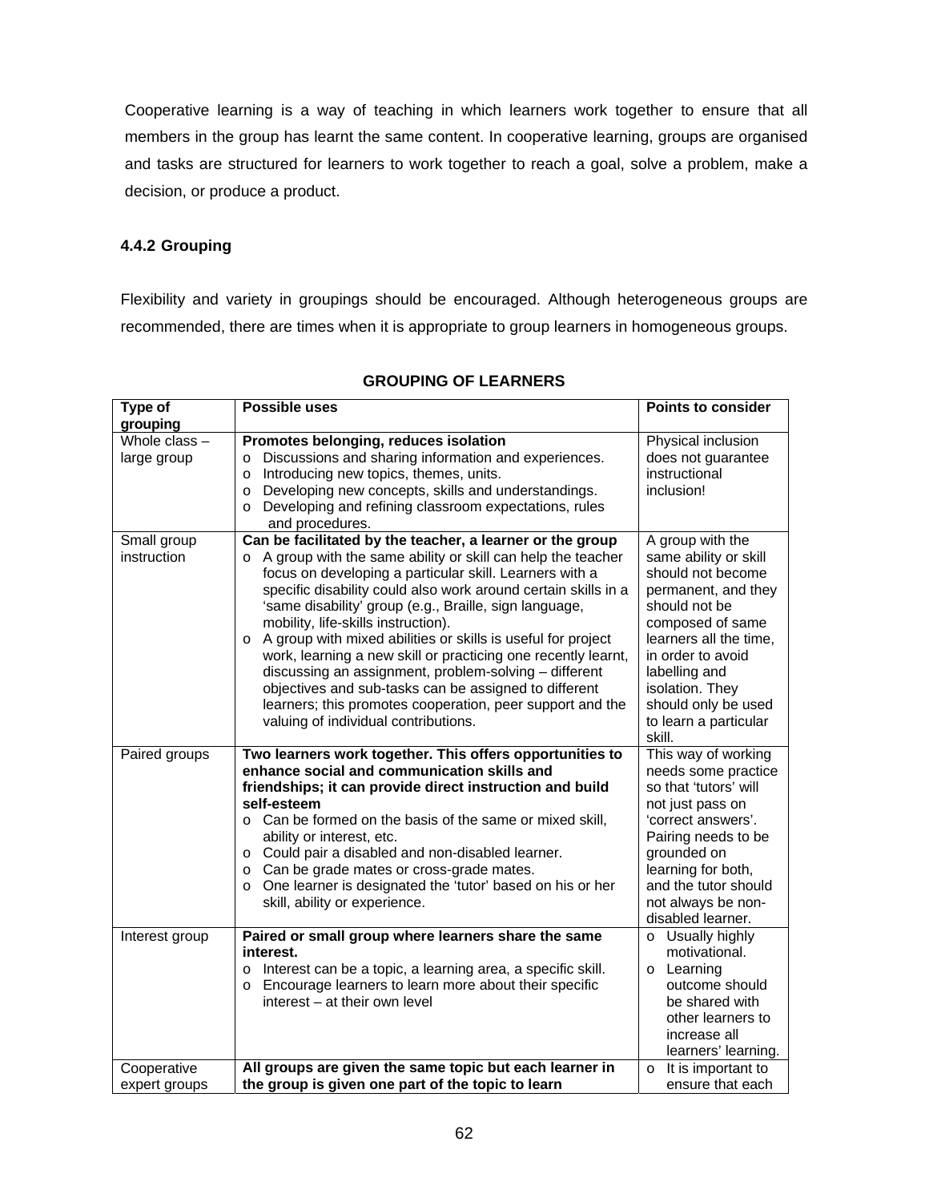Cooperative learning is a way of teaching in which learners work together to ensure that all members in the group has learnt the same content. In cooperative learning, groups are organised and tasks are structured for learners to work together to reach a goal, solve a problem, make a decision, or produce a product.

### 4.4.2 Grouping

Flexibility and variety in groupings should be encouraged. Although heterogeneous groups are recommended, there are times when it is appropriate to group learners in homogeneous groups.

**GROUPING OF LEARNERS**

| Type of grouping | Possible uses | Points to consider |
|---|---|---|
| Whole class – large group | **Promotes belonging, reduces isolation**<br>o Discussions and sharing information and experiences.<br>o Introducing new topics, themes, units.<br>o Developing new concepts, skills and understandings.<br>o Developing and refining classroom expectations, rules and procedures. | Physical inclusion does not guarantee instructional inclusion! |
| Small group instruction | **Can be facilitated by the teacher, a learner or the group**<br>o A group with the same ability or skill can help the teacher focus on developing a particular skill. Learners with a specific disability could also work around certain skills in a 'same disability' group (e.g., Braille, sign language, mobility, life-skills instruction).<br>o A group with mixed abilities or skills is useful for project work, learning a new skill or practicing one recently learnt, discussing an assignment, problem-solving – different objectives and sub-tasks can be assigned to different learners; this promotes cooperation, peer support and the valuing of individual contributions. | A group with the same ability or skill should not become permanent, and they should not be composed of same learners all the time, in order to avoid labelling and isolation. They should only be used to learn a particular skill. |
| Paired groups | **Two learners work together. This offers opportunities to enhance social and communication skills and friendships; it can provide direct instruction and build self-esteem**<br>o Can be formed on the basis of the same or mixed skill, ability or interest, etc.<br>o Could pair a disabled and non-disabled learner.<br>o Can be grade mates or cross-grade mates.<br>o One learner is designated the 'tutor' based on his or her skill, ability or experience. | This way of working needs some practice so that 'tutors' will not just pass on 'correct answers'. Pairing needs to be grounded on learning for both, and the tutor should not always be non-disabled learner. |
| Interest group | **Paired or small group where learners share the same interest.**<br>o Interest can be a topic, a learning area, a specific skill.<br>o Encourage learners to learn more about their specific interest – at their own level | o Usually highly motivational.<br>o Learning outcome should be shared with other learners to increase all learners' learning. |
| Cooperative expert groups | **All groups are given the same topic but each learner in the group is given one part of the topic to learn** | o It is important to ensure that each |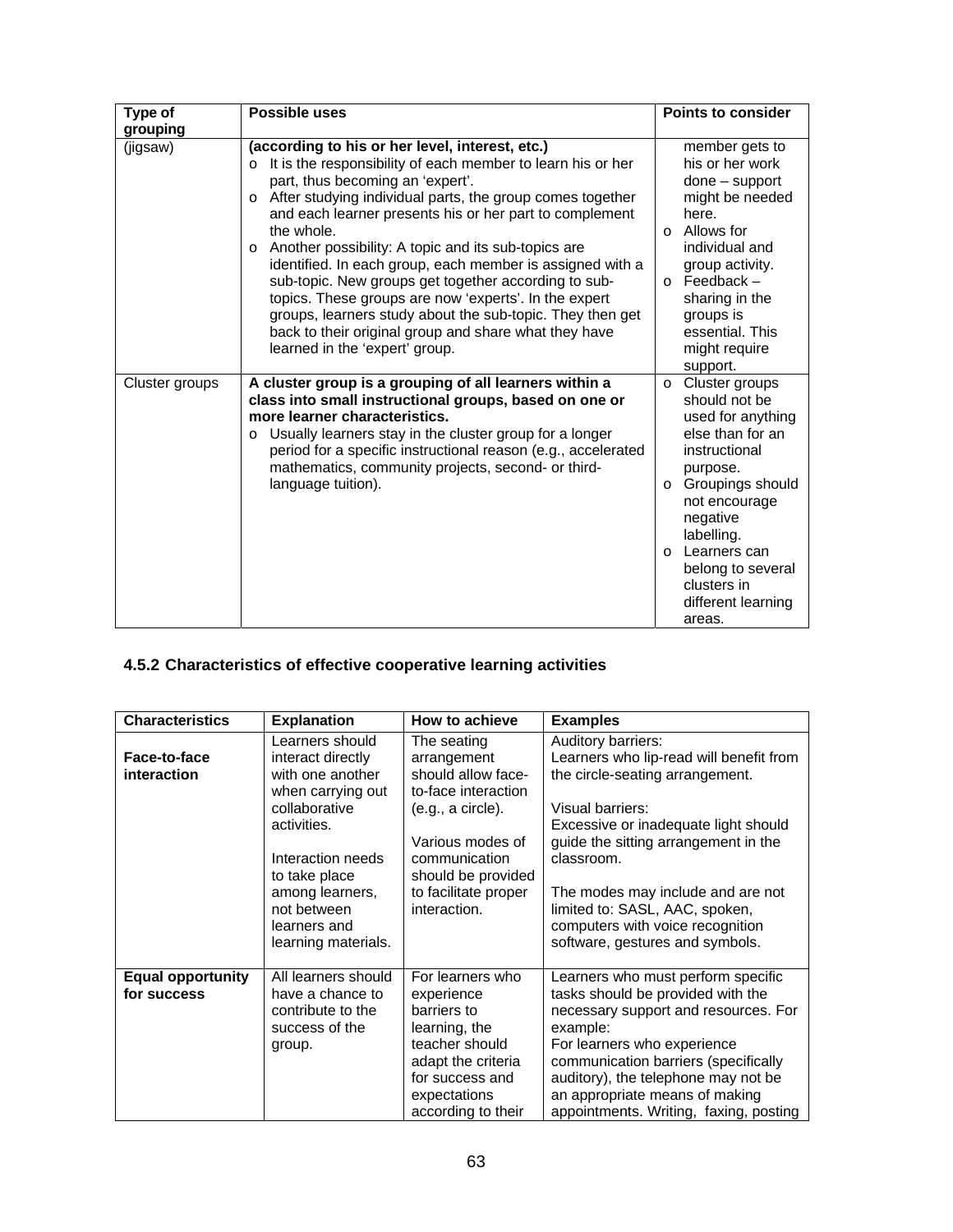| Type of grouping | Possible uses | Points to consider |
|---|---|---|
| (jigsaw) | **(according to his or her level, interest, etc.)**<br>o It is the responsibility of each member to learn his or her part, thus becoming an 'expert'.<br>o After studying individual parts, the group comes together and each learner presents his or her part to complement the whole.<br>o Another possibility: A topic and its sub-topics are identified. In each group, each member is assigned with a sub-topic. New groups get together according to sub-topics. These groups are now 'experts'. In the expert groups, learners study about the sub-topic. They then get back to their original group and share what they have learned in the 'expert' group. | member gets to his or her work done – support might be needed here.<br>o Allows for individual and group activity.<br>o Feedback – sharing in the groups is essential. This might require support. |
| Cluster groups | **A cluster group is a grouping of all learners within a class into small instructional groups, based on one or more learner characteristics.**<br>o Usually learners stay in the cluster group for a longer period for a specific instructional reason (e.g., accelerated mathematics, community projects, second- or third-language tuition). | o Cluster groups should not be used for anything else than for an instructional purpose.<br>o Groupings should not encourage negative labelling.<br>o Learners can belong to several clusters in different learning areas. |

### 4.5.2 Characteristics of effective cooperative learning activities

| Characteristics | Explanation | How to achieve | Examples |
|---|---|---|---|
| **Face-to-face interaction** | Learners should interact directly with one another when carrying out collaborative activities.<br><br>Interaction needs to take place among learners, not between learners and learning materials. | The seating arrangement should allow face-to-face interaction (e.g., a circle).<br><br>Various modes of communication should be provided to facilitate proper interaction. | Auditory barriers:<br>Learners who lip-read will benefit from the circle-seating arrangement.<br><br>Visual barriers:<br>Excessive or inadequate light should guide the sitting arrangement in the classroom.<br><br>The modes may include and are not limited to: SASL, AAC, spoken, computers with voice recognition software, gestures and symbols. |
| **Equal opportunity for success** | All learners should have a chance to contribute to the success of the group. | For learners who experience barriers to learning, the teacher should adapt the criteria for success and expectations according to their | Learners who must perform specific tasks should be provided with the necessary support and resources. For example:<br>For learners who experience communication barriers (specifically auditory), the telephone may not be an appropriate means of making appointments. Writing, faxing, posting |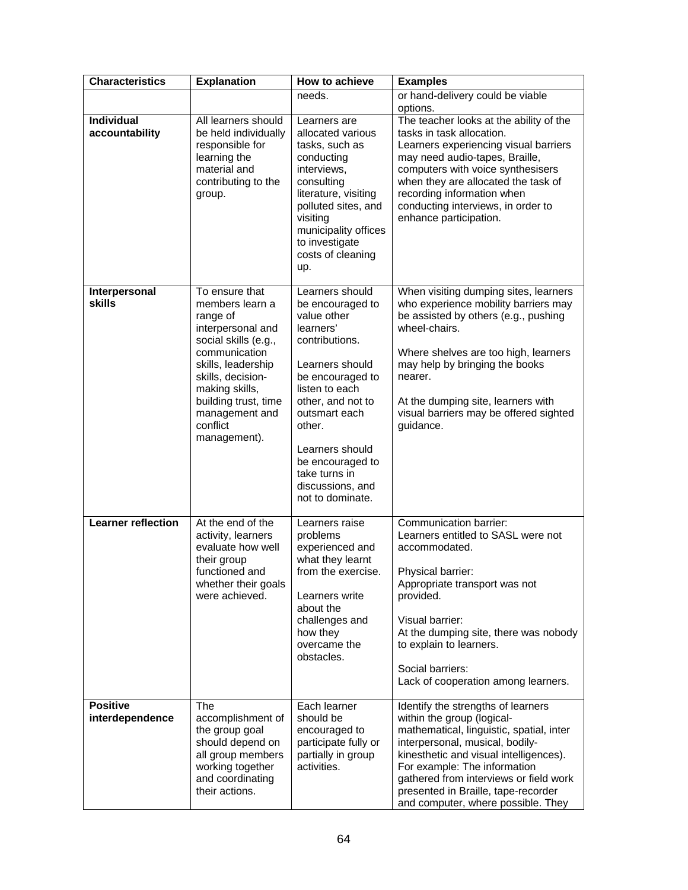| Characteristics | Explanation | How to achieve | Examples |
|---|---|---|---|
| | | needs. | or hand-delivery could be viable options. |
| **Individual accountability** | All learners should be held individually responsible for learning the material and contributing to the group. | Learners are allocated various tasks, such as conducting interviews, consulting literature, visiting polluted sites, and visiting municipality offices to investigate costs of cleaning up. | The teacher looks at the ability of the tasks in task allocation. Learners experiencing visual barriers may need audio-tapes, Braille, computers with voice synthesisers when they are allocated the task of recording information when conducting interviews, in order to enhance participation. |
| **Interpersonal skills** | To ensure that members learn a range of interpersonal and social skills (e.g., communication skills, leadership skills, decision-making skills, building trust, time management and conflict management). | Learners should be encouraged to value other learners' contributions.<br><br>Learners should be encouraged to listen to each other, and not to outsmart each other.<br><br>Learners should be encouraged to take turns in discussions, and not to dominate. | When visiting dumping sites, learners who experience mobility barriers may be assisted by others (e.g., pushing wheel-chairs.<br><br>Where shelves are too high, learners may help by bringing the books nearer.<br><br>At the dumping site, learners with visual barriers may be offered sighted guidance. |
| **Learner reflection** | At the end of the activity, learners evaluate how well their group functioned and whether their goals were achieved. | Learners raise problems experienced and what they learnt from the exercise.<br><br>Learners write about the challenges and how they overcame the obstacles. | Communication barrier:<br>Learners entitled to SASL were not accommodated.<br><br>Physical barrier:<br>Appropriate transport was not provided.<br><br>Visual barrier:<br>At the dumping site, there was nobody to explain to learners.<br><br>Social barriers:<br>Lack of cooperation among learners. |
| **Positive interdependence** | The accomplishment of the group goal should depend on all group members working together and coordinating their actions. | Each learner should be encouraged to participate fully or partially in group activities. | Identify the strengths of learners within the group (logical-mathematical, linguistic, spatial, inter interpersonal, musical, bodily-kinesthetic and visual intelligences). For example: The information gathered from interviews or field work presented in Braille, tape-recorder and computer, where possible. They |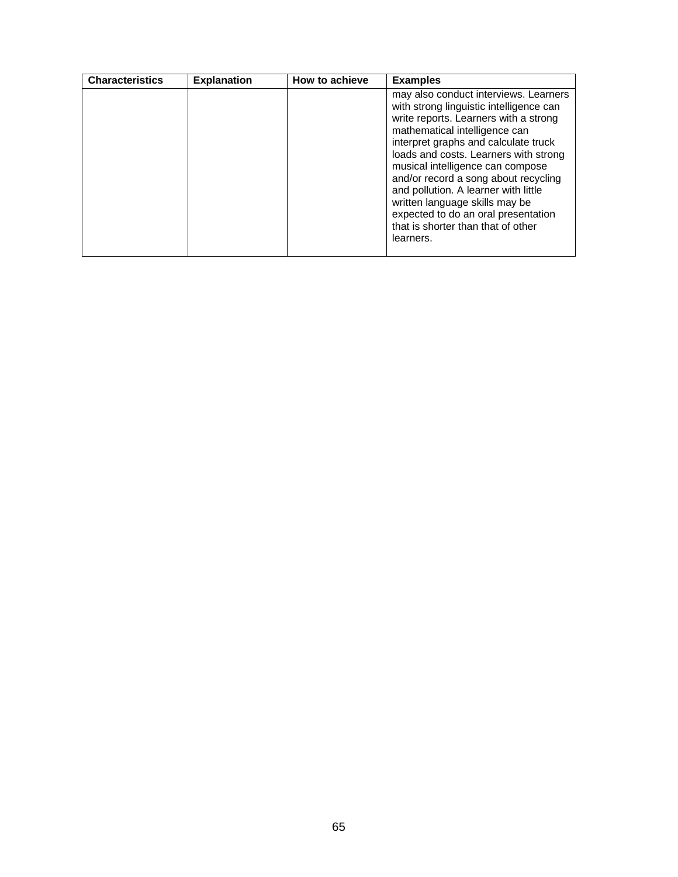| Characteristics | Explanation | How to achieve | Examples |
|---|---|---|---|
| | | | may also conduct interviews. Learners with strong linguistic intelligence can write reports. Learners with a strong mathematical intelligence can interpret graphs and calculate truck loads and costs. Learners with strong musical intelligence can compose and/or record a song about recycling and pollution. A learner with little written language skills may be expected to do an oral presentation that is shorter than that of other learners. |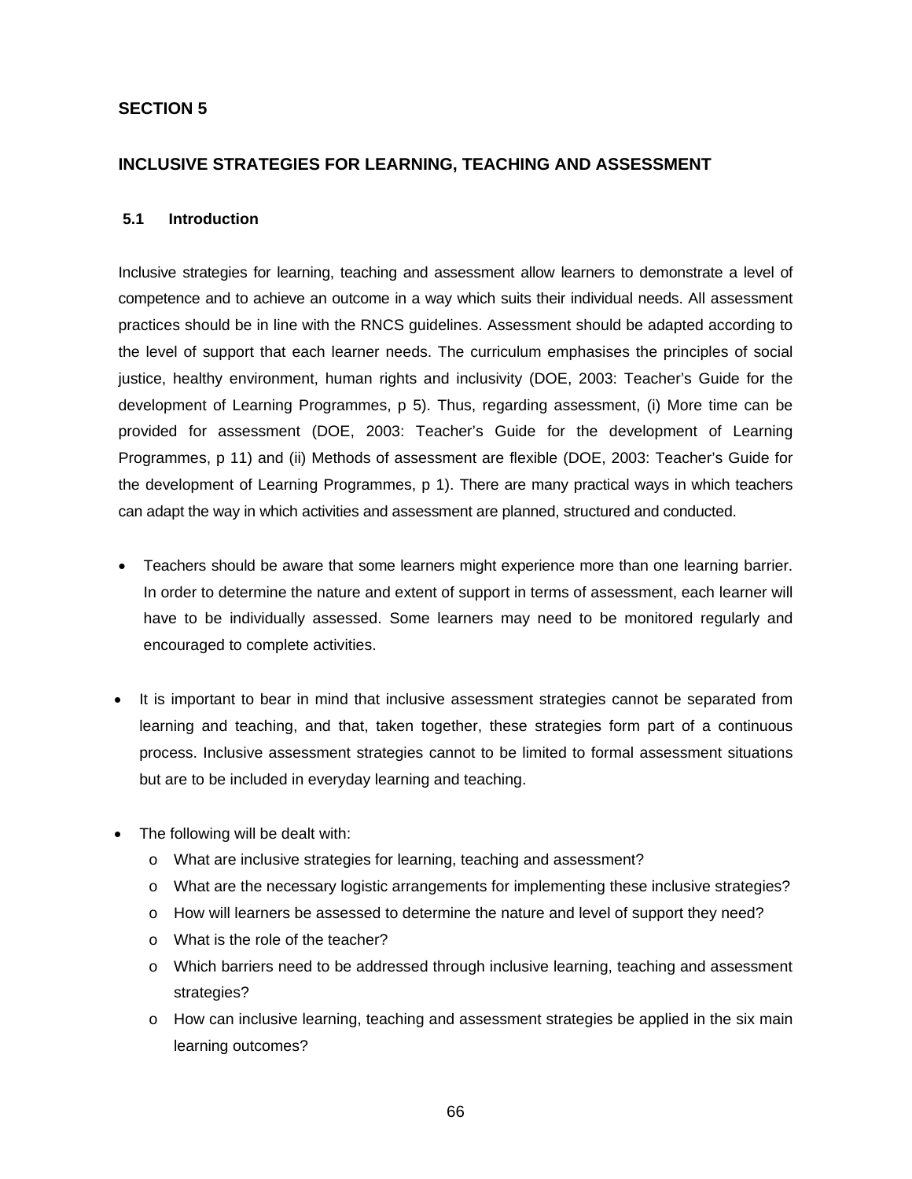## SECTION 5

## INCLUSIVE STRATEGIES FOR LEARNING, TEACHING AND ASSESSMENT

### 5.1 Introduction

Inclusive strategies for learning, teaching and assessment allow learners to demonstrate a level of competence and to achieve an outcome in a way which suits their individual needs. All assessment practices should be in line with the RNCS guidelines. Assessment should be adapted according to the level of support that each learner needs. The curriculum emphasises the principles of social justice, healthy environment, human rights and inclusivity (DOE, 2003: Teacher's Guide for the development of Learning Programmes, p 5). Thus, regarding assessment, (i) More time can be provided for assessment (DOE, 2003: Teacher's Guide for the development of Learning Programmes, p 11) and (ii) Methods of assessment are flexible (DOE, 2003: Teacher's Guide for the development of Learning Programmes, p 1). There are many practical ways in which teachers can adapt the way in which activities and assessment are planned, structured and conducted.

- Teachers should be aware that some learners might experience more than one learning barrier. In order to determine the nature and extent of support in terms of assessment, each learner will have to be individually assessed. Some learners may need to be monitored regularly and encouraged to complete activities.

- It is important to bear in mind that inclusive assessment strategies cannot be separated from learning and teaching, and that, taken together, these strategies form part of a continuous process. Inclusive assessment strategies cannot to be limited to formal assessment situations but are to be included in everyday learning and teaching.

- The following will be dealt with:
  - What are inclusive strategies for learning, teaching and assessment?
  - What are the necessary logistic arrangements for implementing these inclusive strategies?
  - How will learners be assessed to determine the nature and level of support they need?
  - What is the role of the teacher?
  - Which barriers need to be addressed through inclusive learning, teaching and assessment strategies?
  - How can inclusive learning, teaching and assessment strategies be applied in the six main learning outcomes?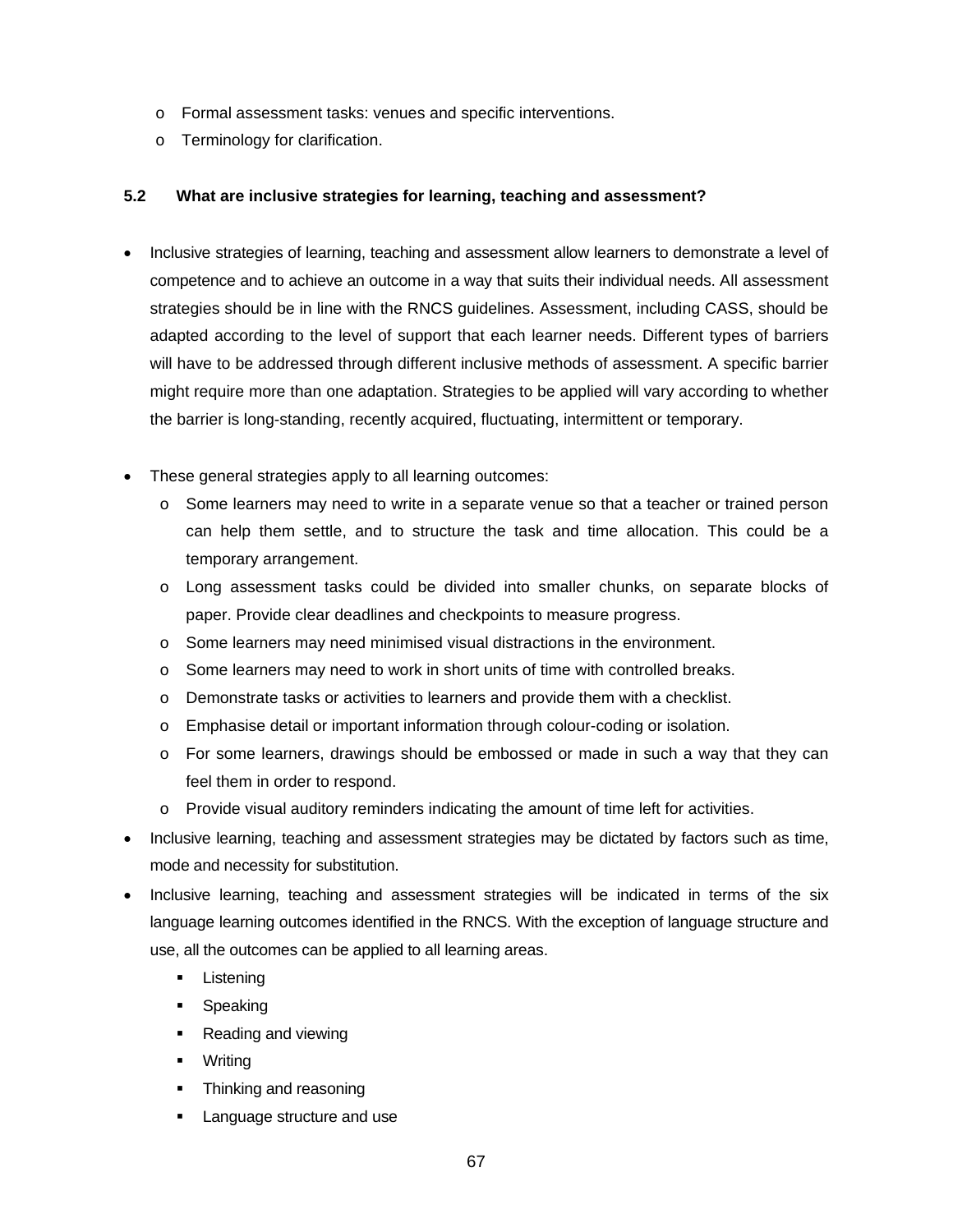- Formal assessment tasks: venues and specific interventions.
- Terminology for clarification.

### 5.2 What are inclusive strategies for learning, teaching and assessment?

- Inclusive strategies of learning, teaching and assessment allow learners to demonstrate a level of competence and to achieve an outcome in a way that suits their individual needs. All assessment strategies should be in line with the RNCS guidelines. Assessment, including CASS, should be adapted according to the level of support that each learner needs. Different types of barriers will have to be addressed through different inclusive methods of assessment. A specific barrier might require more than one adaptation. Strategies to be applied will vary according to whether the barrier is long-standing, recently acquired, fluctuating, intermittent or temporary.

- These general strategies apply to all learning outcomes:
  - Some learners may need to write in a separate venue so that a teacher or trained person can help them settle, and to structure the task and time allocation. This could be a temporary arrangement.
  - Long assessment tasks could be divided into smaller chunks, on separate blocks of paper. Provide clear deadlines and checkpoints to measure progress.
  - Some learners may need minimised visual distractions in the environment.
  - Some learners may need to work in short units of time with controlled breaks.
  - Demonstrate tasks or activities to learners and provide them with a checklist.
  - Emphasise detail or important information through colour-coding or isolation.
  - For some learners, drawings should be embossed or made in such a way that they can feel them in order to respond.
  - Provide visual auditory reminders indicating the amount of time left for activities.
- Inclusive learning, teaching and assessment strategies may be dictated by factors such as time, mode and necessity for substitution.
- Inclusive learning, teaching and assessment strategies will be indicated in terms of the six language learning outcomes identified in the RNCS. With the exception of language structure and use, all the outcomes can be applied to all learning areas.
  - Listening
  - Speaking
  - Reading and viewing
  - Writing
  - Thinking and reasoning
  - Language structure and use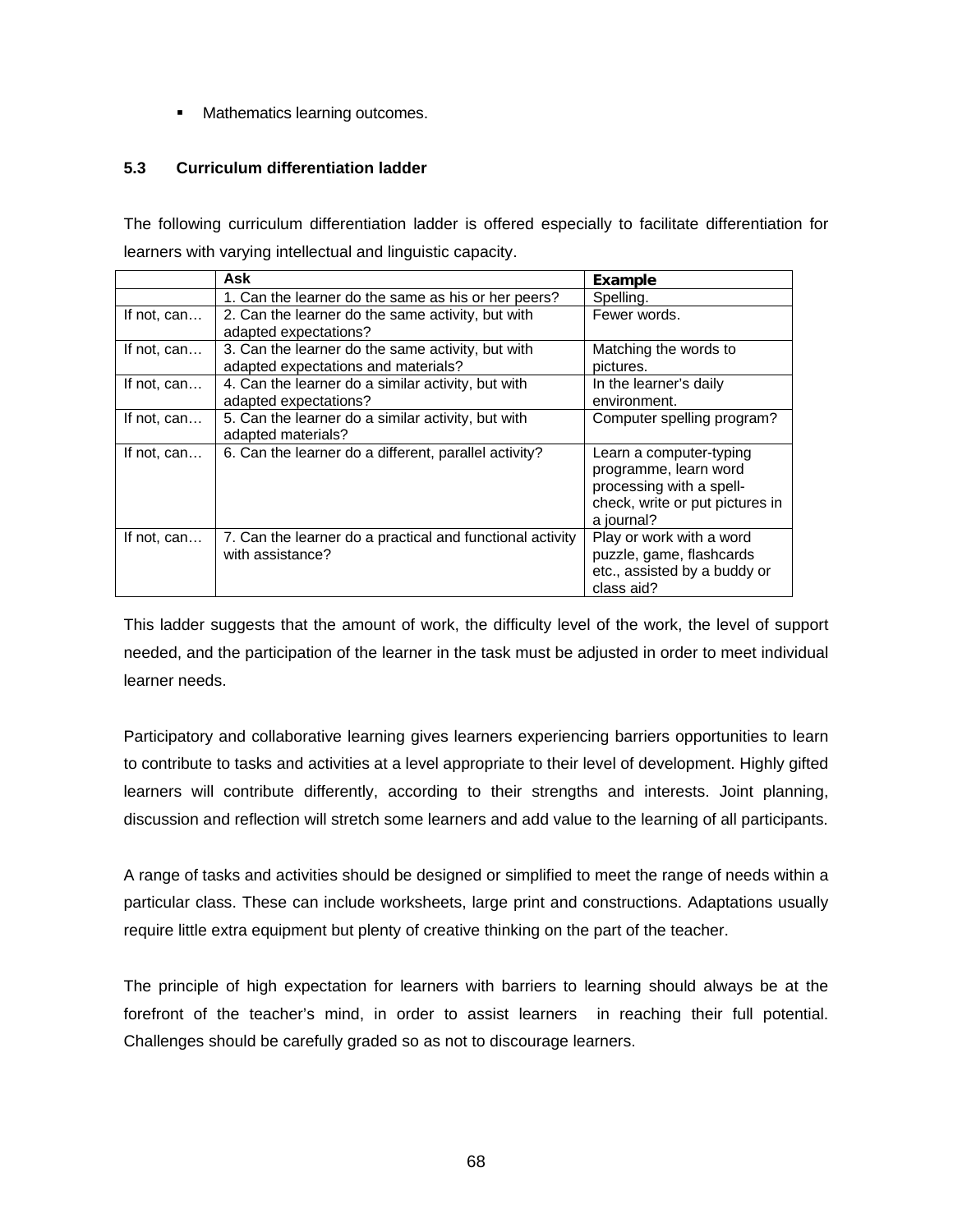- Mathematics learning outcomes.

### 5.3 Curriculum differentiation ladder

The following curriculum differentiation ladder is offered especially to facilitate differentiation for learners with varying intellectual and linguistic capacity.

| | Ask | Example |
|---|---|---|
| | 1. Can the learner do the same as his or her peers? | Spelling. |
| If not, can… | 2. Can the learner do the same activity, but with adapted expectations? | Fewer words. |
| If not, can… | 3. Can the learner do the same activity, but with adapted expectations and materials? | Matching the words to pictures. |
| If not, can… | 4. Can the learner do a similar activity, but with adapted expectations? | In the learner's daily environment. |
| If not, can… | 5. Can the learner do a similar activity, but with adapted materials? | Computer spelling program? |
| If not, can… | 6. Can the learner do a different, parallel activity? | Learn a computer-typing programme, learn word processing with a spell-check, write or put pictures in a journal? |
| If not, can… | 7. Can the learner do a practical and functional activity with assistance? | Play or work with a word puzzle, game, flashcards etc., assisted by a buddy or class aid? |

This ladder suggests that the amount of work, the difficulty level of the work, the level of support needed, and the participation of the learner in the task must be adjusted in order to meet individual learner needs.

Participatory and collaborative learning gives learners experiencing barriers opportunities to learn to contribute to tasks and activities at a level appropriate to their level of development. Highly gifted learners will contribute differently, according to their strengths and interests. Joint planning, discussion and reflection will stretch some learners and add value to the learning of all participants.

A range of tasks and activities should be designed or simplified to meet the range of needs within a particular class. These can include worksheets, large print and constructions. Adaptations usually require little extra equipment but plenty of creative thinking on the part of the teacher.

The principle of high expectation for learners with barriers to learning should always be at the forefront of the teacher's mind, in order to assist learners in reaching their full potential. Challenges should be carefully graded so as not to discourage learners.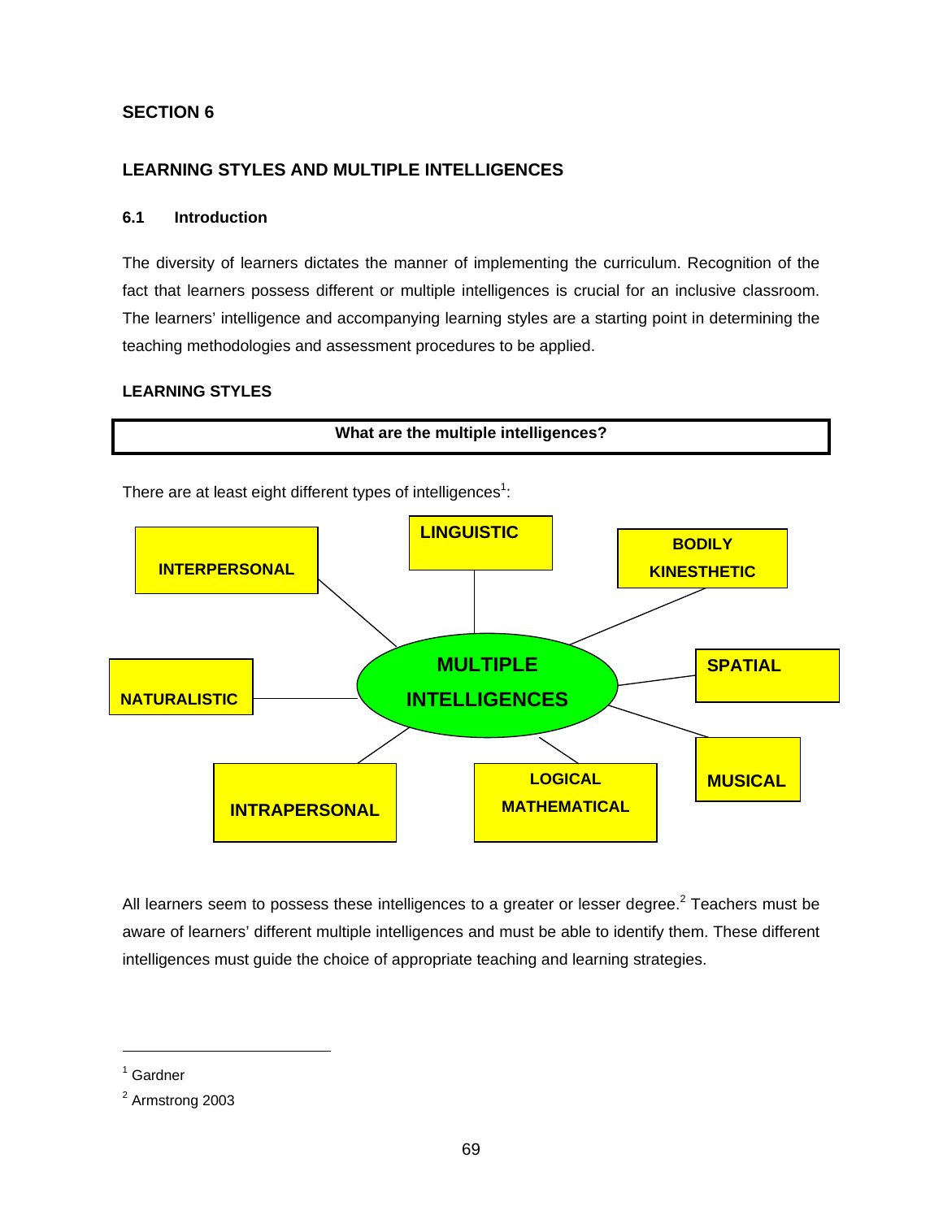## SECTION 6

## LEARNING STYLES AND MULTIPLE INTELLIGENCES

### 6.1 Introduction

The diversity of learners dictates the manner of implementing the curriculum. Recognition of the fact that learners possess different or multiple intelligences is crucial for an inclusive classroom. The learners' intelligence and accompanying learning styles are a starting point in determining the teaching methodologies and assessment procedures to be applied.

### LEARNING STYLES

**What are the multiple intelligences?**

There are at least eight different types of intelligences[1]:

**MULTIPLE INTELLIGENCES**

- INTERPERSONAL
- LINGUISTIC
- BODILY KINESTHETIC
- NATURALISTIC
- SPATIAL
- INTRAPERSONAL
- LOGICAL MATHEMATICAL
- MUSICAL

All learners seem to possess these intelligences to a greater or lesser degree.[2] Teachers must be aware of learners' different multiple intelligences and must be able to identify them. These different intelligences must guide the choice of appropriate teaching and learning strategies.

---

[1] Gardner

[2] Armstrong 2003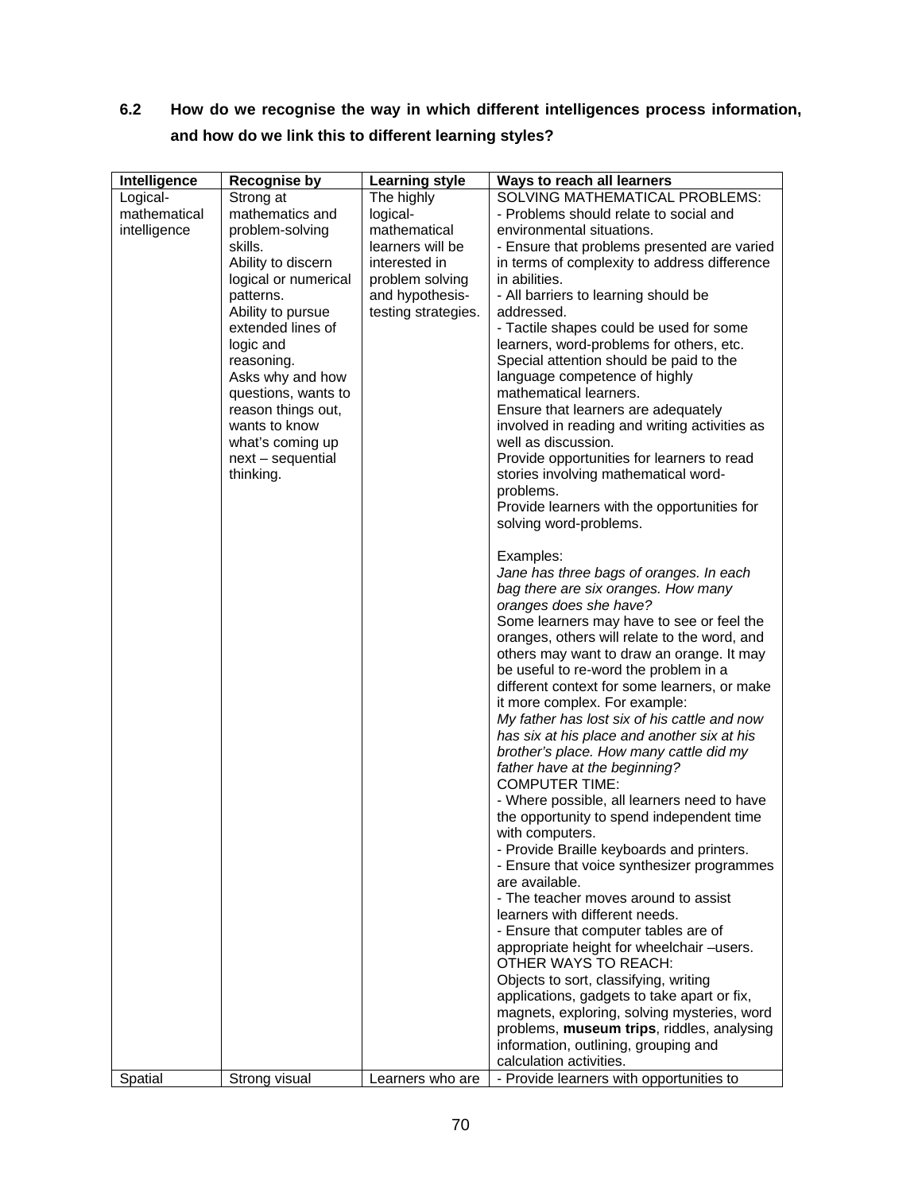### 6.2 How do we recognise the way in which different intelligences process information, and how do we link this to different learning styles?

| Intelligence | Recognise by | Learning style | Ways to reach all learners |
|---|---|---|---|
| Logical-mathematical intelligence | Strong at mathematics and problem-solving skills.<br>Ability to discern logical or numerical patterns.<br>Ability to pursue extended lines of logic and reasoning.<br>Asks why and how questions, wants to reason things out, wants to know what's coming up next – sequential thinking. | The highly logical-mathematical learners will be interested in problem solving and hypothesis-testing strategies. | SOLVING MATHEMATICAL PROBLEMS:<br>- Problems should relate to social and environmental situations.<br>- Ensure that problems presented are varied in terms of complexity to address difference in abilities.<br>- All barriers to learning should be addressed.<br>- Tactile shapes could be used for some learners, word-problems for others, etc. Special attention should be paid to the language competence of highly mathematical learners.<br>Ensure that learners are adequately involved in reading and writing activities as well as discussion.<br>Provide opportunities for learners to read stories involving mathematical word-problems.<br>Provide learners with the opportunities for solving word-problems.<br><br>Examples:<br>*Jane has three bags of oranges. In each bag there are six oranges. How many oranges does she have?*<br>Some learners may have to see or feel the oranges, others will relate to the word, and others may want to draw an orange. It may be useful to re-word the problem in a different context for some learners, or make it more complex. For example:<br>*My father has lost six of his cattle and now has six at his place and another six at his brother's place. How many cattle did my father have at the beginning?*<br>COMPUTER TIME:<br>- Where possible, all learners need to have the opportunity to spend independent time with computers.<br>- Provide Braille keyboards and printers.<br>- Ensure that voice synthesizer programmes are available.<br>- The teacher moves around to assist learners with different needs.<br>- Ensure that computer tables are of appropriate height for wheelchair –users.<br>OTHER WAYS TO REACH:<br>Objects to sort, classifying, writing applications, gadgets to take apart or fix, magnets, exploring, solving mysteries, word problems, **museum trips**, riddles, analysing information, outlining, grouping and calculation activities. |
| Spatial | Strong visual | Learners who are | - Provide learners with opportunities to |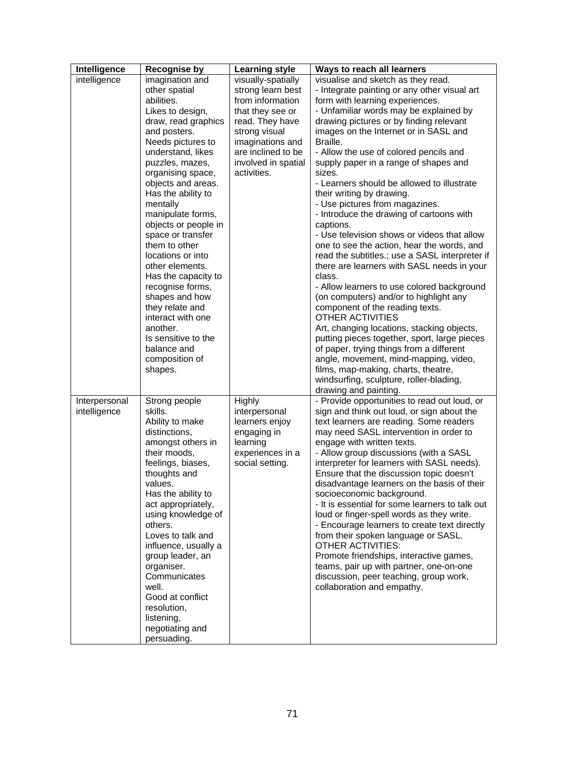| Intelligence | Recognise by | Learning style | Ways to reach all learners |
|---|---|---|---|
| intelligence | imagination and other spatial abilities.<br>Likes to design, draw, read graphics and posters.<br>Needs pictures to understand, likes puzzles, mazes, organising space, objects and areas.<br>Has the ability to mentally manipulate forms, objects or people in space or transfer them to other locations or into other elements.<br>Has the capacity to recognise forms, shapes and how they relate and interact with one another.<br>Is sensitive to the balance and composition of shapes. | visually-spatially strong learn best from information that they see or read. They have strong visual imaginations and are inclined to be involved in spatial activities. | visualise and sketch as they read.<br>- Integrate painting or any other visual art form with learning experiences.<br>- Unfamiliar words may be explained by drawing pictures or by finding relevant images on the Internet or in SASL and Braille.<br>- Allow the use of colored pencils and supply paper in a range of shapes and sizes.<br>- Learners should be allowed to illustrate their writing by drawing.<br>- Use pictures from magazines.<br>- Introduce the drawing of cartoons with captions.<br>- Use television shows or videos that allow one to see the action, hear the words, and read the subtitles.; use a SASL interpreter if there are learners with SASL needs in your class.<br>- Allow learners to use colored background (on computers) and/or to highlight any component of the reading texts.<br>OTHER ACTIVITIES<br>Art, changing locations, stacking objects, putting pieces together, sport, large pieces of paper, trying things from a different angle, movement, mind-mapping, video, films, map-making, charts, theatre, windsurfing, sculpture, roller-blading, drawing and painting. |
| Interpersonal intelligence | Strong people skills.<br>Ability to make distinctions, amongst others in their moods, feelings, biases, thoughts and values.<br>Has the ability to act appropriately, using knowledge of others.<br>Loves to talk and influence, usually a group leader, an organiser.<br>Communicates well.<br>Good at conflict resolution, listening, negotiating and persuading. | Highly interpersonal learners enjoy engaging in learning experiences in a social setting. | - Provide opportunities to read out loud, or sign and think out loud, or sign about the text learners are reading. Some readers may need SASL intervention in order to engage with written texts.<br>- Allow group discussions (with a SASL interpreter for learners with SASL needs). Ensure that the discussion topic doesn't disadvantage learners on the basis of their socioeconomic background.<br>- It is essential for some learners to talk out loud or finger-spell words as they write.<br>- Encourage learners to create text directly from their spoken language or SASL.<br>OTHER ACTIVITIES:<br>Promote friendships, interactive games, teams, pair up with partner, one-on-one discussion, peer teaching, group work, collaboration and empathy. |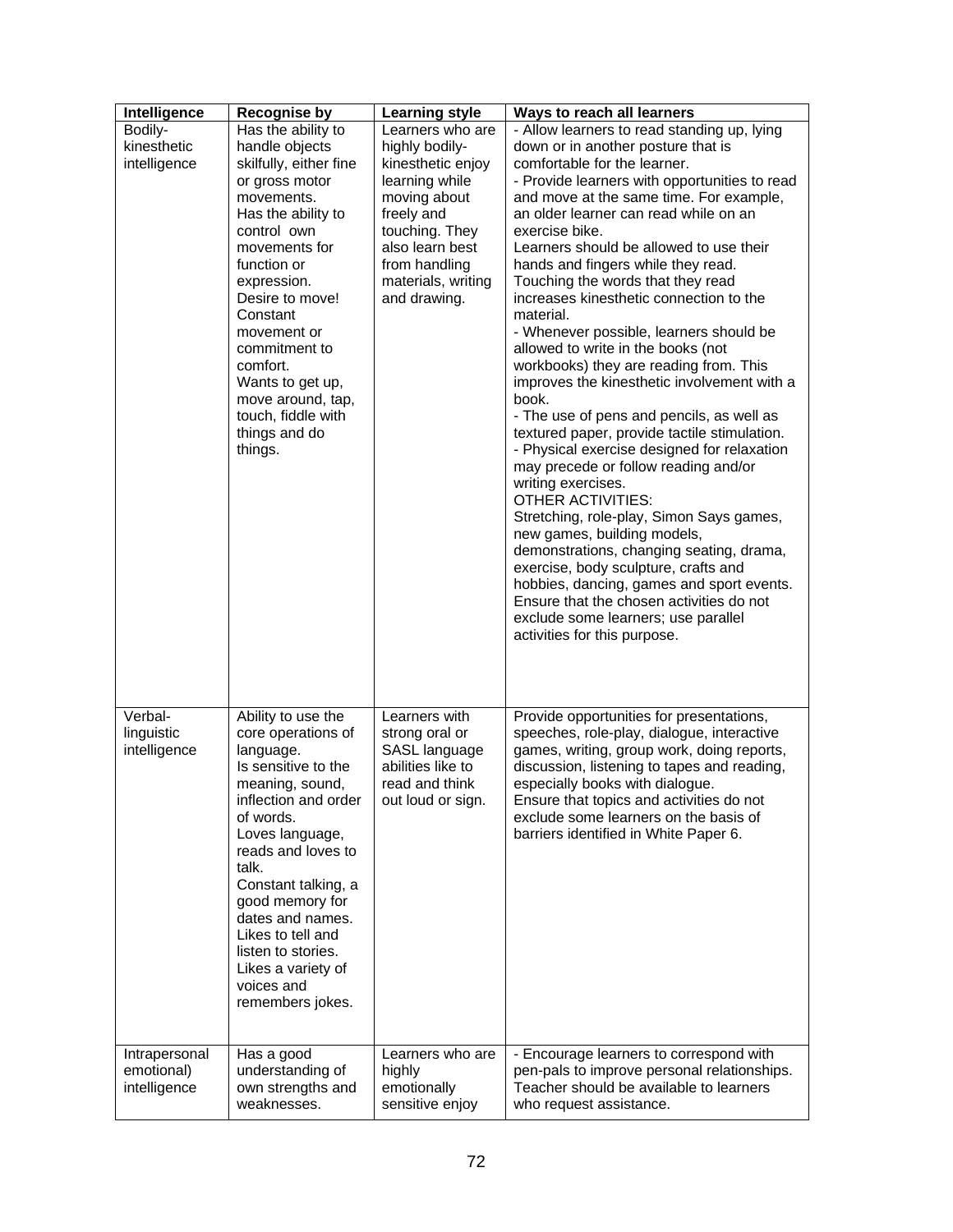| Intelligence | Recognise by | Learning style | Ways to reach all learners |
|---|---|---|---|
| Bodily-kinesthetic intelligence | Has the ability to handle objects skilfully, either fine or gross motor movements. Has the ability to control own movements for function or expression. Desire to move! Constant movement or commitment to comfort. Wants to get up, move around, tap, touch, fiddle with things and do things. | Learners who are highly bodily-kinesthetic enjoy learning while moving about freely and touching. They also learn best from handling materials, writing and drawing. | - Allow learners to read standing up, lying down or in another posture that is comfortable for the learner.<br>- Provide learners with opportunities to read and move at the same time. For example, an older learner can read while on an exercise bike.<br>Learners should be allowed to use their hands and fingers while they read. Touching the words that they read increases kinesthetic connection to the material.<br>- Whenever possible, learners should be allowed to write in the books (not workbooks) they are reading from. This improves the kinesthetic involvement with a book.<br>- The use of pens and pencils, as well as textured paper, provide tactile stimulation.<br>- Physical exercise designed for relaxation may precede or follow reading and/or writing exercises.<br>OTHER ACTIVITIES:<br>Stretching, role-play, Simon Says games, new games, building models, demonstrations, changing seating, drama, exercise, body sculpture, crafts and hobbies, dancing, games and sport events.<br>Ensure that the chosen activities do not exclude some learners; use parallel activities for this purpose. |
| Verbal-linguistic intelligence | Ability to use the core operations of language. Is sensitive to the meaning, sound, inflection and order of words. Loves language, reads and loves to talk. Constant talking, a good memory for dates and names. Likes to tell and listen to stories. Likes a variety of voices and remembers jokes. | Learners with strong oral or SASL language abilities like to read and think out loud or sign. | Provide opportunities for presentations, speeches, role-play, dialogue, interactive games, writing, group work, doing reports, discussion, listening to tapes and reading, especially books with dialogue.<br>Ensure that topics and activities do not exclude some learners on the basis of barriers identified in White Paper 6. |
| Intrapersonal emotional) intelligence | Has a good understanding of own strengths and weaknesses. | Learners who are highly emotionally sensitive enjoy | - Encourage learners to correspond with pen-pals to improve personal relationships. Teacher should be available to learners who request assistance. |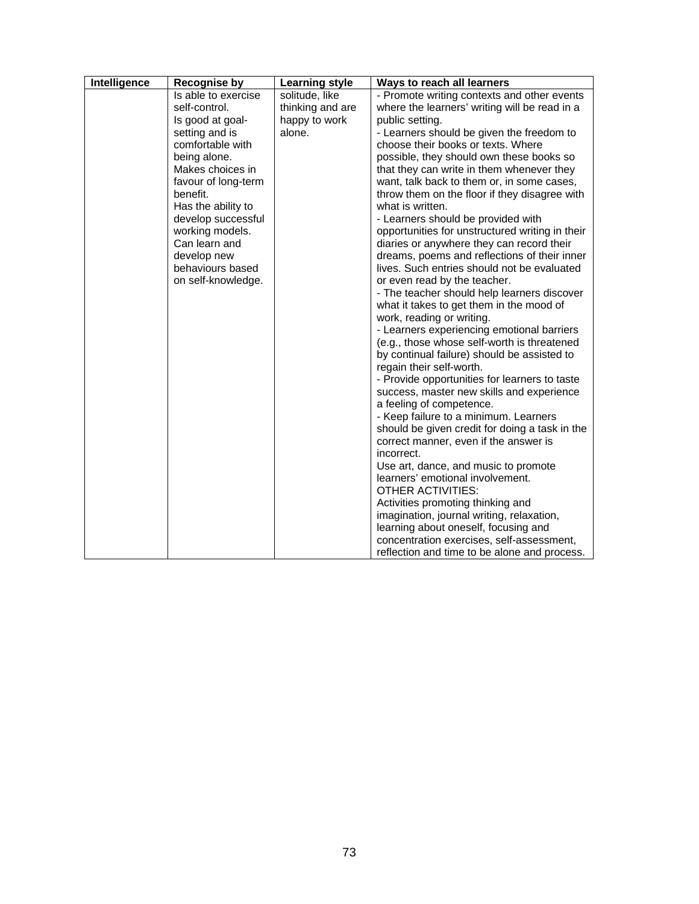| Intelligence | Recognise by | Learning style | Ways to reach all learners |
|---|---|---|---|
| | Is able to exercise self-control.<br>Is good at goal-setting and is comfortable with being alone.<br>Makes choices in favour of long-term benefit.<br>Has the ability to develop successful working models.<br>Can learn and develop new behaviours based on self-knowledge. | solitude, like thinking and are happy to work alone. | - Promote writing contexts and other events where the learners' writing will be read in a public setting.<br>- Learners should be given the freedom to choose their books or texts. Where possible, they should own these books so that they can write in them whenever they want, talk back to them or, in some cases, throw them on the floor if they disagree with what is written.<br>- Learners should be provided with opportunities for unstructured writing in their diaries or anywhere they can record their dreams, poems and reflections of their inner lives. Such entries should not be evaluated or even read by the teacher.<br>- The teacher should help learners discover what it takes to get them in the mood of work, reading or writing.<br>- Learners experiencing emotional barriers (e.g., those whose self-worth is threatened by continual failure) should be assisted to regain their self-worth.<br>- Provide opportunities for learners to taste success, master new skills and experience a feeling of competence.<br>- Keep failure to a minimum. Learners should be given credit for doing a task in the correct manner, even if the answer is incorrect.<br>Use art, dance, and music to promote learners' emotional involvement.<br>OTHER ACTIVITIES:<br>Activities promoting thinking and imagination, journal writing, relaxation, learning about oneself, focusing and concentration exercises, self-assessment, reflection and time to be alone and process. |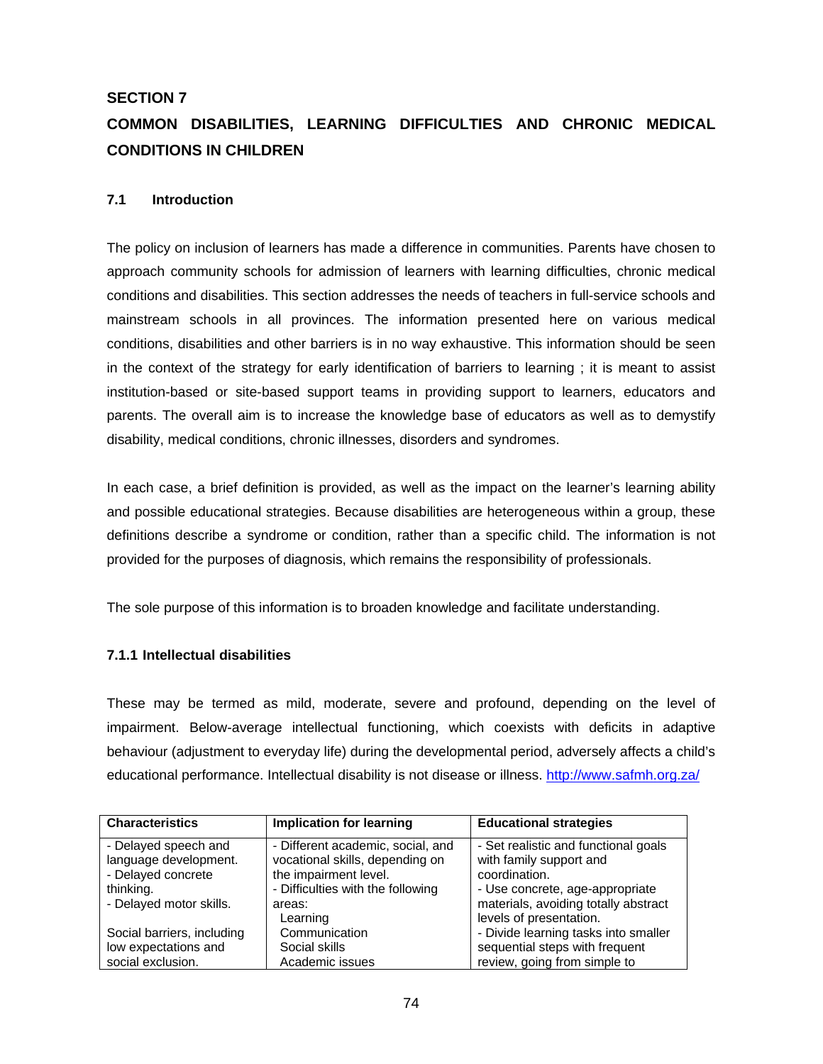## SECTION 7

## COMMON DISABILITIES, LEARNING DIFFICULTIES AND CHRONIC MEDICAL CONDITIONS IN CHILDREN

### 7.1 Introduction

The policy on inclusion of learners has made a difference in communities. Parents have chosen to approach community schools for admission of learners with learning difficulties, chronic medical conditions and disabilities. This section addresses the needs of teachers in full-service schools and mainstream schools in all provinces. The information presented here on various medical conditions, disabilities and other barriers is in no way exhaustive. This information should be seen in the context of the strategy for early identification of barriers to learning ; it is meant to assist institution-based or site-based support teams in providing support to learners, educators and parents. The overall aim is to increase the knowledge base of educators as well as to demystify disability, medical conditions, chronic illnesses, disorders and syndromes.

In each case, a brief definition is provided, as well as the impact on the learner's learning ability and possible educational strategies. Because disabilities are heterogeneous within a group, these definitions describe a syndrome or condition, rather than a specific child. The information is not provided for the purposes of diagnosis, which remains the responsibility of professionals.

The sole purpose of this information is to broaden knowledge and facilitate understanding.

#### 7.1.1 Intellectual disabilities

These may be termed as mild, moderate, severe and profound, depending on the level of impairment. Below-average intellectual functioning, which coexists with deficits in adaptive behaviour (adjustment to everyday life) during the developmental period, adversely affects a child's educational performance. Intellectual disability is not disease or illness. http://www.safmh.org.za/

| Characteristics | Implication for learning | Educational strategies |
|---|---|---|
| - Delayed speech and language development.<br>- Delayed concrete thinking.<br>- Delayed motor skills.<br><br>Social barriers, including low expectations and social exclusion. | - Different academic, social, and vocational skills, depending on the impairment level.<br>- Difficulties with the following areas:<br>Learning<br>Communication<br>Social skills<br>Academic issues | - Set realistic and functional goals with family support and coordination.<br>- Use concrete, age-appropriate materials, avoiding totally abstract levels of presentation.<br>- Divide learning tasks into smaller sequential steps with frequent review, going from simple to |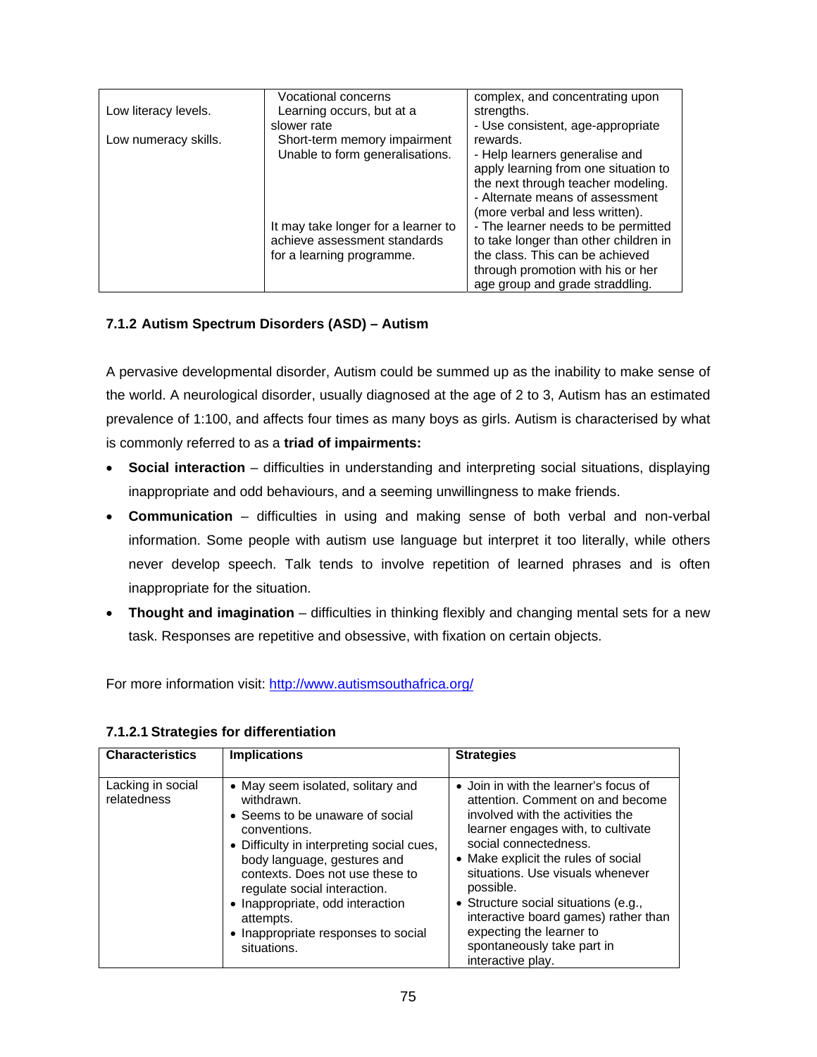| | | |
|---|---|---|
| Low literacy levels.<br><br>Low numeracy skills. | Vocational concerns<br>Learning occurs, but at a slower rate<br>Short-term memory impairment<br>Unable to form generalisations.<br><br><br><br><br>It may take longer for a learner to achieve assessment standards for a learning programme. | complex, and concentrating upon strengths.<br>- Use consistent, age-appropriate rewards.<br>- Help learners generalise and apply learning from one situation to the next through teacher modeling.<br>- Alternate means of assessment (more verbal and less written).<br>- The learner needs to be permitted to take longer than other children in the class. This can be achieved through promotion with his or her age group and grade straddling. |

### 7.1.2 Autism Spectrum Disorders (ASD) – Autism

A pervasive developmental disorder, Autism could be summed up as the inability to make sense of the world. A neurological disorder, usually diagnosed at the age of 2 to 3, Autism has an estimated prevalence of 1:100, and affects four times as many boys as girls. Autism is characterised by what is commonly referred to as a **triad of impairments:**

- **Social interaction** – difficulties in understanding and interpreting social situations, displaying inappropriate and odd behaviours, and a seeming unwillingness to make friends.
- **Communication** – difficulties in using and making sense of both verbal and non-verbal information. Some people with autism use language but interpret it too literally, while others never develop speech. Talk tends to involve repetition of learned phrases and is often inappropriate for the situation.
- **Thought and imagination** – difficulties in thinking flexibly and changing mental sets for a new task. Responses are repetitive and obsessive, with fixation on certain objects.

For more information visit: http://www.autismsouthafrica.org/

#### 7.1.2.1 Strategies for differentiation

| Characteristics | Implications | Strategies |
|---|---|---|
| Lacking in social relatedness | • May seem isolated, solitary and withdrawn.<br>• Seems to be unaware of social conventions.<br>• Difficulty in interpreting social cues, body language, gestures and contexts. Does not use these to regulate social interaction.<br>• Inappropriate, odd interaction attempts.<br>• Inappropriate responses to social situations. | • Join in with the learner's focus of attention. Comment on and become involved with the activities the learner engages with, to cultivate social connectedness.<br>• Make explicit the rules of social situations. Use visuals whenever possible.<br>• Structure social situations (e.g., interactive board games) rather than expecting the learner to spontaneously take part in interactive play. |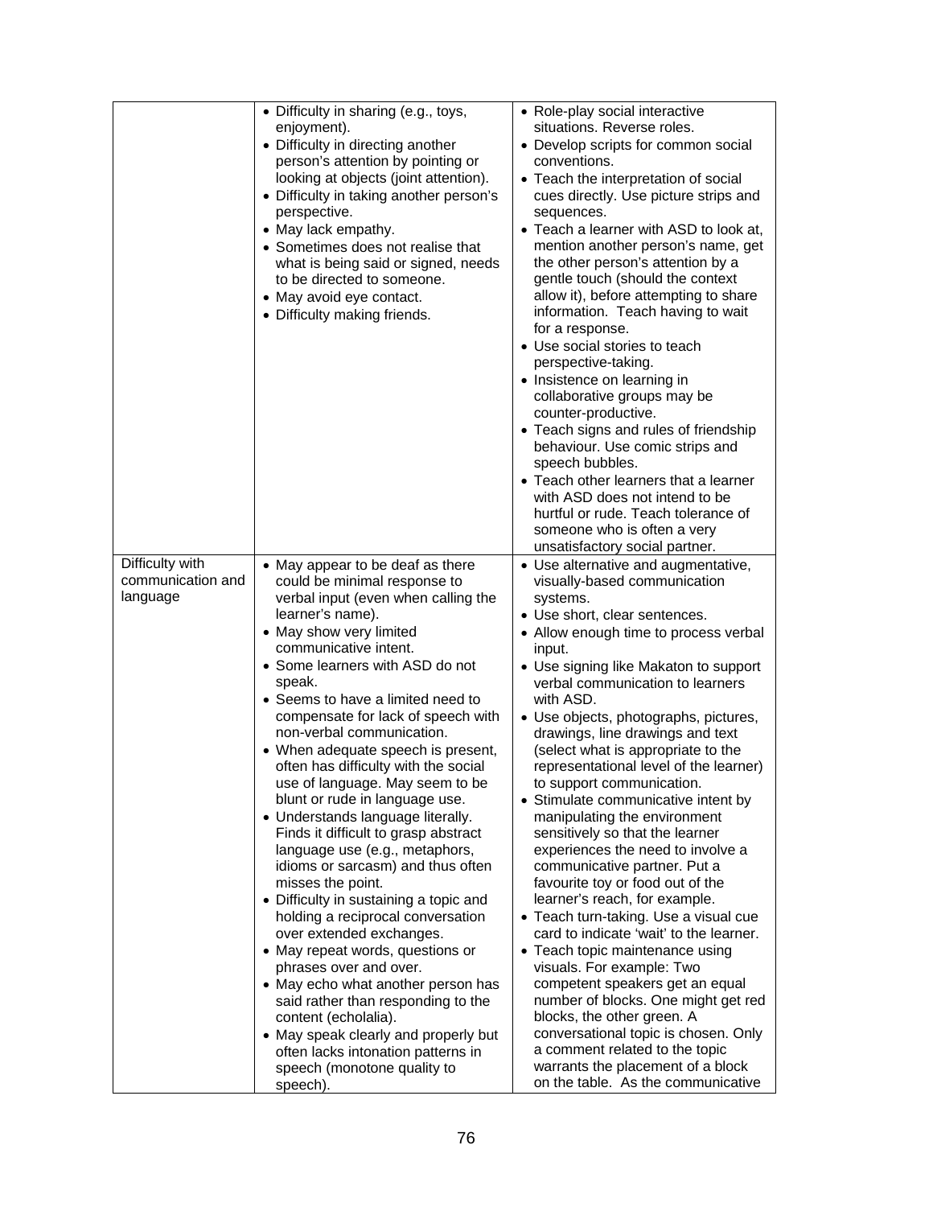| | | |
|---|---|---|
| | • Difficulty in sharing (e.g., toys, enjoyment).<br>• Difficulty in directing another person's attention by pointing or looking at objects (joint attention).<br>• Difficulty in taking another person's perspective.<br>• May lack empathy.<br>• Sometimes does not realise that what is being said or signed, needs to be directed to someone.<br>• May avoid eye contact.<br>• Difficulty making friends. | • Role-play social interactive situations. Reverse roles.<br>• Develop scripts for common social conventions.<br>• Teach the interpretation of social cues directly. Use picture strips and sequences.<br>• Teach a learner with ASD to look at, mention another person's name, get the other person's attention by a gentle touch (should the context allow it), before attempting to share information. Teach having to wait for a response.<br>• Use social stories to teach perspective-taking.<br>• Insistence on learning in collaborative groups may be counter-productive.<br>• Teach signs and rules of friendship behaviour. Use comic strips and speech bubbles.<br>• Teach other learners that a learner with ASD does not intend to be hurtful or rude. Teach tolerance of someone who is often a very unsatisfactory social partner. |
| Difficulty with communication and language | • May appear to be deaf as there could be minimal response to verbal input (even when calling the learner's name).<br>• May show very limited communicative intent.<br>• Some learners with ASD do not speak.<br>• Seems to have a limited need to compensate for lack of speech with non-verbal communication.<br>• When adequate speech is present, often has difficulty with the social use of language. May seem to be blunt or rude in language use.<br>• Understands language literally. Finds it difficult to grasp abstract language use (e.g., metaphors, idioms or sarcasm) and thus often misses the point.<br>• Difficulty in sustaining a topic and holding a reciprocal conversation over extended exchanges.<br>• May repeat words, questions or phrases over and over.<br>• May echo what another person has said rather than responding to the content (echolalia).<br>• May speak clearly and properly but often lacks intonation patterns in speech (monotone quality to speech). | • Use alternative and augmentative, visually-based communication systems.<br>• Use short, clear sentences.<br>• Allow enough time to process verbal input.<br>• Use signing like Makaton to support verbal communication to learners with ASD.<br>• Use objects, photographs, pictures, drawings, line drawings and text (select what is appropriate to the representational level of the learner) to support communication.<br>• Stimulate communicative intent by manipulating the environment sensitively so that the learner experiences the need to involve a communicative partner. Put a favourite toy or food out of the learner's reach, for example.<br>• Teach turn-taking. Use a visual cue card to indicate 'wait' to the learner.<br>• Teach topic maintenance using visuals. For example: Two competent speakers get an equal number of blocks. One might get red blocks, the other green. A conversational topic is chosen. Only a comment related to the topic warrants the placement of a block on the table. As the communicative |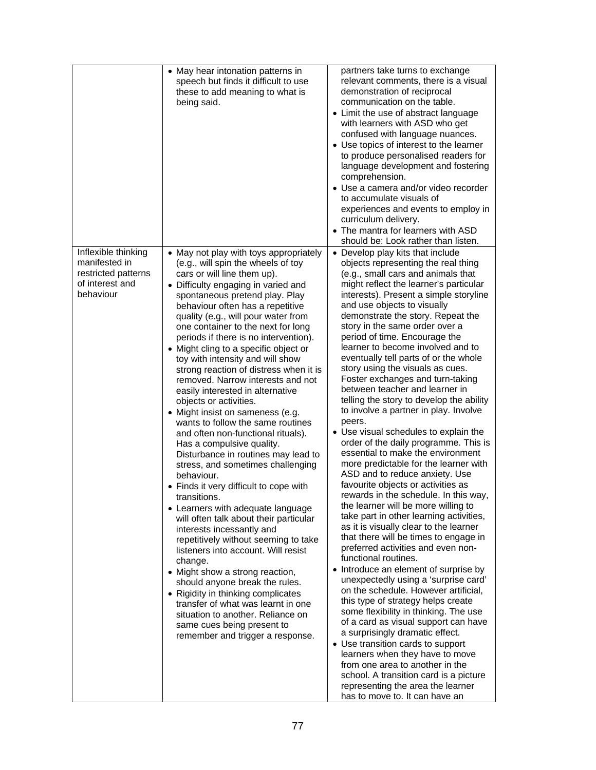| | | |
|---|---|---|
| | • May hear intonation patterns in speech but finds it difficult to use these to add meaning to what is being said. | partners take turns to exchange relevant comments, there is a visual demonstration of reciprocal communication on the table.<br>• Limit the use of abstract language with learners with ASD who get confused with language nuances.<br>• Use topics of interest to the learner to produce personalised readers for language development and fostering comprehension.<br>• Use a camera and/or video recorder to accumulate visuals of experiences and events to employ in curriculum delivery.<br>• The mantra for learners with ASD should be: Look rather than listen. |
| Inflexible thinking manifested in restricted patterns of interest and behaviour | • May not play with toys appropriately (e.g., will spin the wheels of toy cars or will line them up).<br>• Difficulty engaging in varied and spontaneous pretend play. Play behaviour often has a repetitive quality (e.g., will pour water from one container to the next for long periods if there is no intervention).<br>• Might cling to a specific object or toy with intensity and will show strong reaction of distress when it is removed. Narrow interests and not easily interested in alternative objects or activities.<br>• Might insist on sameness (e.g. wants to follow the same routines and often non-functional rituals). Has a compulsive quality. Disturbance in routines may lead to stress, and sometimes challenging behaviour.<br>• Finds it very difficult to cope with transitions.<br>• Learners with adequate language will often talk about their particular interests incessantly and repetitively without seeming to take listeners into account. Will resist change.<br>• Might show a strong reaction, should anyone break the rules.<br>• Rigidity in thinking complicates transfer of what was learnt in one situation to another. Reliance on same cues being present to remember and trigger a response. | • Develop play kits that include objects representing the real thing (e.g., small cars and animals that might reflect the learner's particular interests). Present a simple storyline and use objects to visually demonstrate the story. Repeat the story in the same order over a period of time. Encourage the learner to become involved and to eventually tell parts of or the whole story using the visuals as cues. Foster exchanges and turn-taking between teacher and learner in telling the story to develop the ability to involve a partner in play. Involve peers.<br>• Use visual schedules to explain the order of the daily programme. This is essential to make the environment more predictable for the learner with ASD and to reduce anxiety. Use favourite objects or activities as rewards in the schedule. In this way, the learner will be more willing to take part in other learning activities, as it is visually clear to the learner that there will be times to engage in preferred activities and even non-functional routines.<br>• Introduce an element of surprise by unexpectedly using a 'surprise card' on the schedule. However artificial, this type of strategy helps create some flexibility in thinking. The use of a card as visual support can have a surprisingly dramatic effect.<br>• Use transition cards to support learners when they have to move from one area to another in the school. A transition card is a picture representing the area the learner has to move to. It can have an |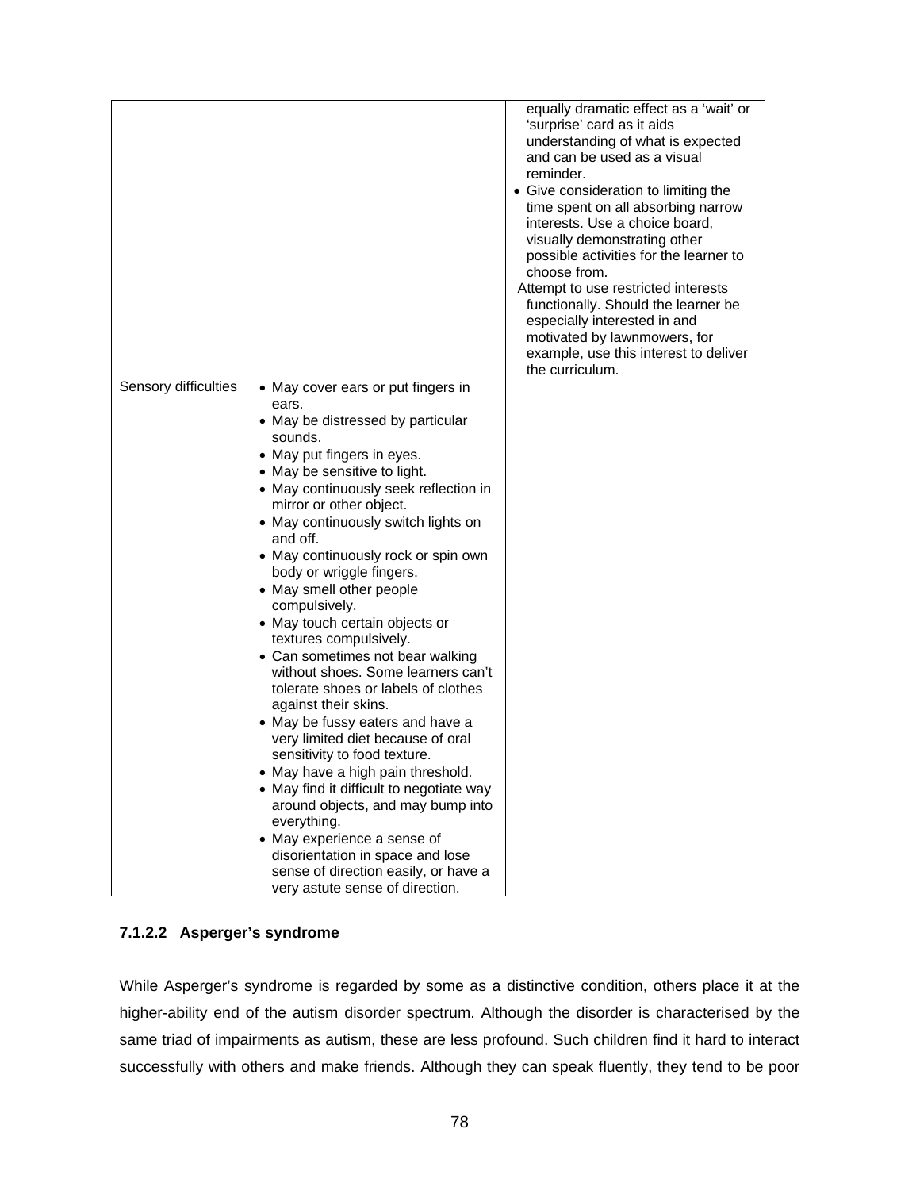| | | |
|---|---|---|
| | | equally dramatic effect as a 'wait' or 'surprise' card as it aids understanding of what is expected and can be used as a visual reminder.<br>• Give consideration to limiting the time spent on all absorbing narrow interests. Use a choice board, visually demonstrating other possible activities for the learner to choose from.<br>Attempt to use restricted interests functionally. Should the learner be especially interested in and motivated by lawnmowers, for example, use this interest to deliver the curriculum. |
| Sensory difficulties | • May cover ears or put fingers in ears.<br>• May be distressed by particular sounds.<br>• May put fingers in eyes.<br>• May be sensitive to light.<br>• May continuously seek reflection in mirror or other object.<br>• May continuously switch lights on and off.<br>• May continuously rock or spin own body or wriggle fingers.<br>• May smell other people compulsively.<br>• May touch certain objects or textures compulsively.<br>• Can sometimes not bear walking without shoes. Some learners can't tolerate shoes or labels of clothes against their skins.<br>• May be fussy eaters and have a very limited diet because of oral sensitivity to food texture.<br>• May have a high pain threshold.<br>• May find it difficult to negotiate way around objects, and may bump into everything.<br>• May experience a sense of disorientation in space and lose sense of direction easily, or have a very astute sense of direction. | |

#### 7.1.2.2 Asperger's syndrome

While Asperger's syndrome is regarded by some as a distinctive condition, others place it at the higher-ability end of the autism disorder spectrum. Although the disorder is characterised by the same triad of impairments as autism, these are less profound. Such children find it hard to interact successfully with others and make friends. Although they can speak fluently, they tend to be poor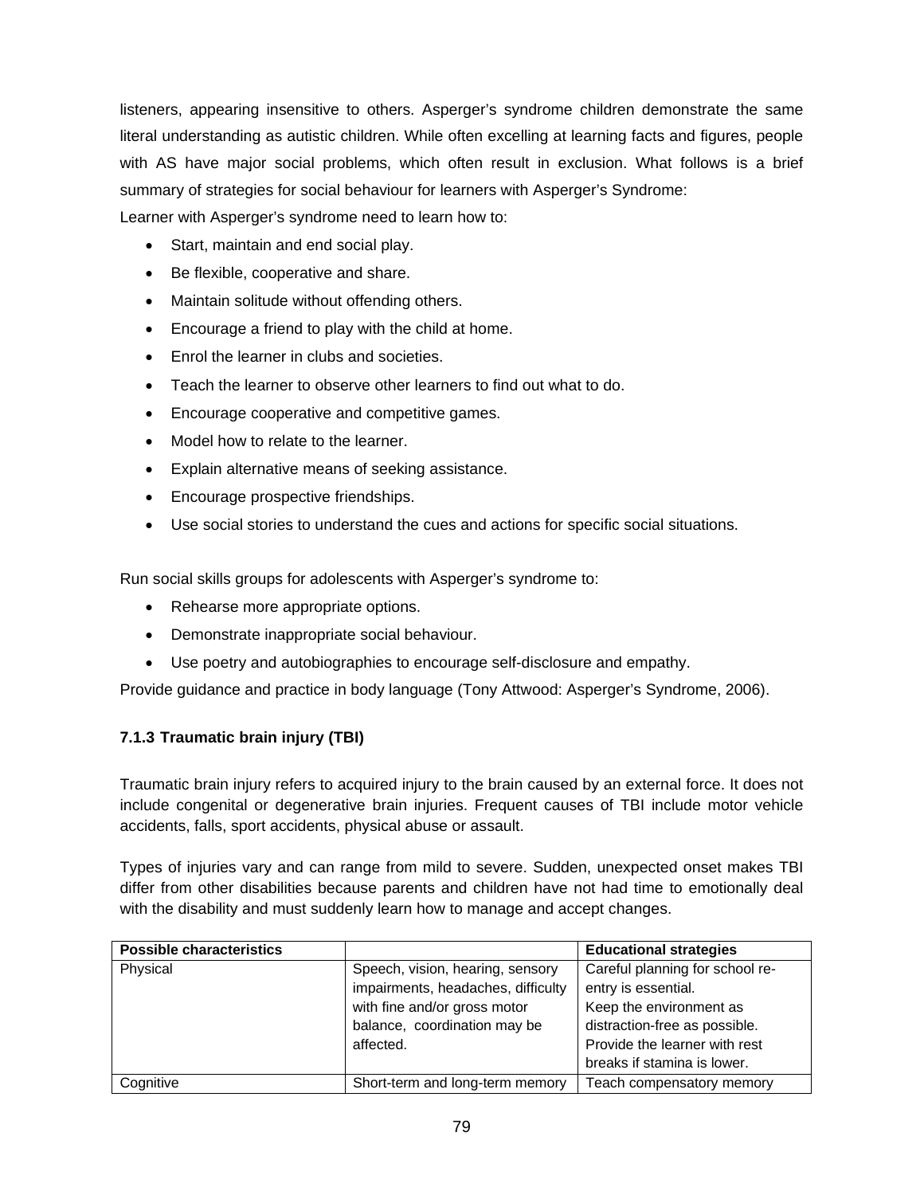listeners, appearing insensitive to others. Asperger's syndrome children demonstrate the same literal understanding as autistic children. While often excelling at learning facts and figures, people with AS have major social problems, which often result in exclusion. What follows is a brief summary of strategies for social behaviour for learners with Asperger's Syndrome:

Learner with Asperger's syndrome need to learn how to:

- Start, maintain and end social play.
- Be flexible, cooperative and share.
- Maintain solitude without offending others.
- Encourage a friend to play with the child at home.
- Enrol the learner in clubs and societies.
- Teach the learner to observe other learners to find out what to do.
- Encourage cooperative and competitive games.
- Model how to relate to the learner.
- Explain alternative means of seeking assistance.
- Encourage prospective friendships.
- Use social stories to understand the cues and actions for specific social situations.

Run social skills groups for adolescents with Asperger's syndrome to:

- Rehearse more appropriate options.
- Demonstrate inappropriate social behaviour.
- Use poetry and autobiographies to encourage self-disclosure and empathy.

Provide guidance and practice in body language (Tony Attwood: Asperger's Syndrome, 2006).

### 7.1.3 Traumatic brain injury (TBI)

Traumatic brain injury refers to acquired injury to the brain caused by an external force. It does not include congenital or degenerative brain injuries. Frequent causes of TBI include motor vehicle accidents, falls, sport accidents, physical abuse or assault.

Types of injuries vary and can range from mild to severe. Sudden, unexpected onset makes TBI differ from other disabilities because parents and children have not had time to emotionally deal with the disability and must suddenly learn how to manage and accept changes.

| **Possible characteristics** | | **Educational strategies** |
|---|---|---|
| Physical | Speech, vision, hearing, sensory impairments, headaches, difficulty with fine and/or gross motor balance, coordination may be affected. | Careful planning for school re-entry is essential. Keep the environment as distraction-free as possible. Provide the learner with rest breaks if stamina is lower. |
| Cognitive | Short-term and long-term memory | Teach compensatory memory |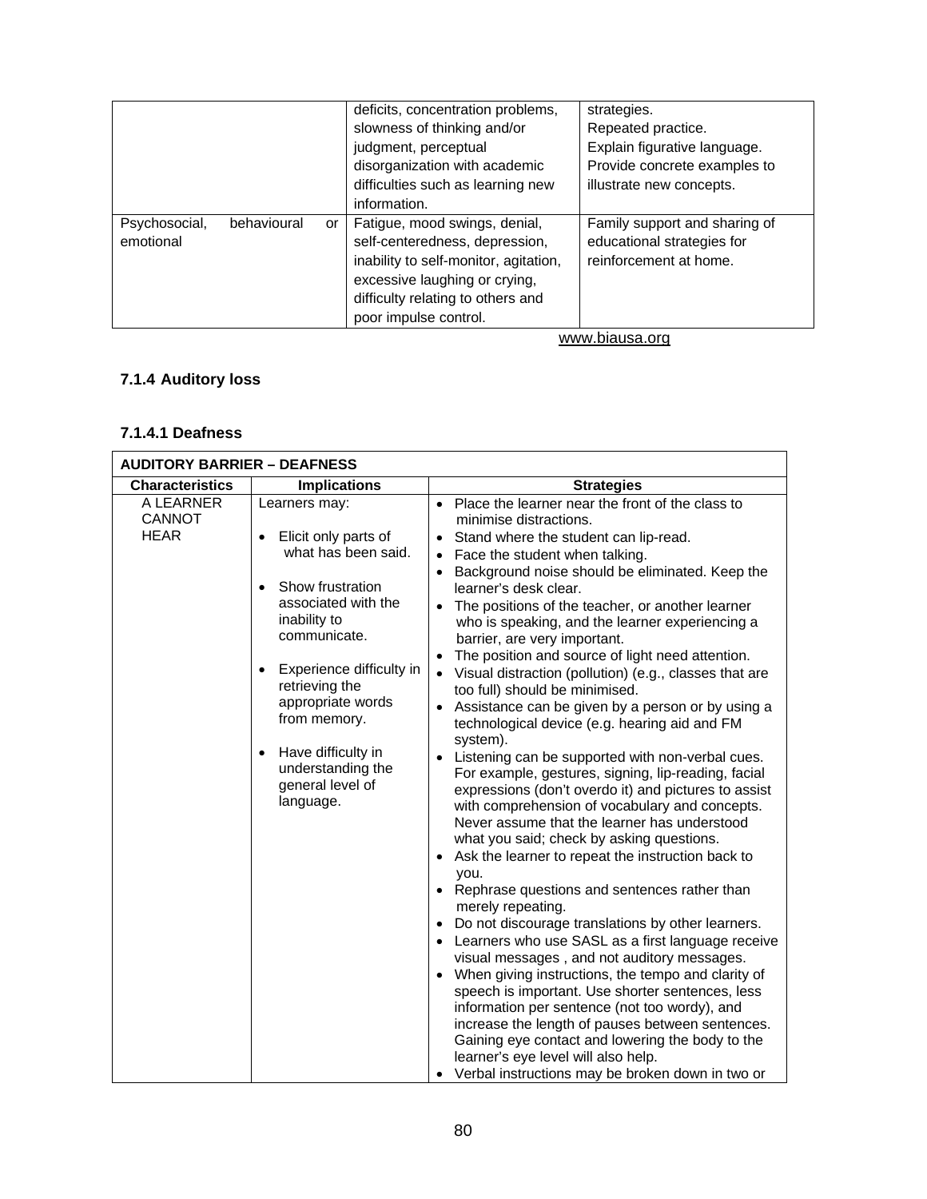| | | |
|---|---|---|
| | deficits, concentration problems, slowness of thinking and/or judgment, perceptual disorganization with academic difficulties such as learning new information. | strategies.<br>Repeated practice.<br>Explain figurative language.<br>Provide concrete examples to illustrate new concepts. |
| Psychosocial, behavioural or emotional | Fatigue, mood swings, denial, self-centeredness, depression, inability to self-monitor, agitation, excessive laughing or crying, difficulty relating to others and poor impulse control. | Family support and sharing of educational strategies for reinforcement at home. |

www.biausa.org

### 7.1.4 Auditory loss

#### 7.1.4.1 Deafness

| AUDITORY BARRIER – DEAFNESS | | |
|---|---|---|
| **Characteristics** | **Implications** | **Strategies** |
| A LEARNER CANNOT HEAR | Learners may:<br><br>• Elicit only parts of what has been said.<br><br>• Show frustration associated with the inability to communicate.<br><br>• Experience difficulty in retrieving the appropriate words from memory.<br><br>• Have difficulty in understanding the general level of language. | • Place the learner near the front of the class to minimise distractions.<br>• Stand where the student can lip-read.<br>• Face the student when talking.<br>• Background noise should be eliminated. Keep the learner's desk clear.<br>• The positions of the teacher, or another learner who is speaking, and the learner experiencing a barrier, are very important.<br>• The position and source of light need attention.<br>• Visual distraction (pollution) (e.g., classes that are too full) should be minimised.<br>• Assistance can be given by a person or by using a technological device (e.g. hearing aid and FM system).<br>• Listening can be supported with non-verbal cues. For example, gestures, signing, lip-reading, facial expressions (don't overdo it) and pictures to assist with comprehension of vocabulary and concepts. Never assume that the learner has understood what you said; check by asking questions.<br>• Ask the learner to repeat the instruction back to you.<br>• Rephrase questions and sentences rather than merely repeating.<br>• Do not discourage translations by other learners.<br>• Learners who use SASL as a first language receive visual messages , and not auditory messages.<br>• When giving instructions, the tempo and clarity of speech is important. Use shorter sentences, less information per sentence (not too wordy), and increase the length of pauses between sentences. Gaining eye contact and lowering the body to the learner's eye level will also help.<br>• Verbal instructions may be broken down in two or |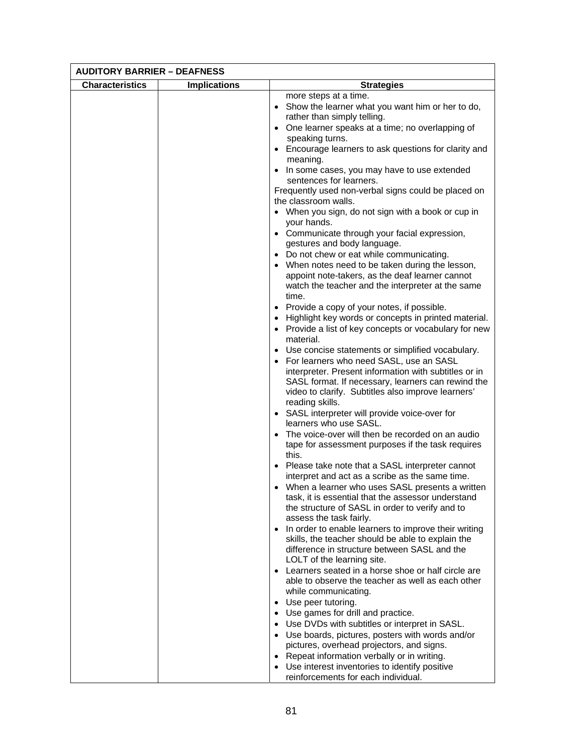| AUDITORY BARRIER – DEADNESS | | |
|---|---|---|
| **Characteristics** | **Implications** | **Strategies** |
| | | more steps at a time.<br>• Show the learner what you want him or her to do, rather than simply telling.<br>• One learner speaks at a time; no overlapping of speaking turns.<br>• Encourage learners to ask questions for clarity and meaning.<br>• In some cases, you may have to use extended sentences for learners.<br>Frequently used non-verbal signs could be placed on the classroom walls.<br>• When you sign, do not sign with a book or cup in your hands.<br>• Communicate through your facial expression, gestures and body language.<br>• Do not chew or eat while communicating.<br>• When notes need to be taken during the lesson, appoint note-takers, as the deaf learner cannot watch the teacher and the interpreter at the same time.<br>• Provide a copy of your notes, if possible.<br>• Highlight key words or concepts in printed material.<br>• Provide a list of key concepts or vocabulary for new material.<br>• Use concise statements or simplified vocabulary.<br>• For learners who need SASL, use an SASL interpreter. Present information with subtitles or in SASL format. If necessary, learners can rewind the video to clarify. Subtitles also improve learners' reading skills.<br>• SASL interpreter will provide voice-over for learners who use SASL.<br>• The voice-over will then be recorded on an audio tape for assessment purposes if the task requires this.<br>• Please take note that a SASL interpreter cannot interpret and act as a scribe as the same time.<br>• When a learner who uses SASL presents a written task, it is essential that the assessor understand the structure of SASL in order to verify and to assess the task fairly.<br>• In order to enable learners to improve their writing skills, the teacher should be able to explain the difference in structure between SASL and the LOLT of the learning site.<br>• Learners seated in a horse shoe or half circle are able to observe the teacher as well as each other while communicating.<br>• Use peer tutoring.<br>• Use games for drill and practice.<br>• Use DVDs with subtitles or interpret in SASL.<br>• Use boards, pictures, posters with words and/or pictures, overhead projectors, and signs.<br>• Repeat information verbally or in writing.<br>• Use interest inventories to identify positive reinforcements for each individual. |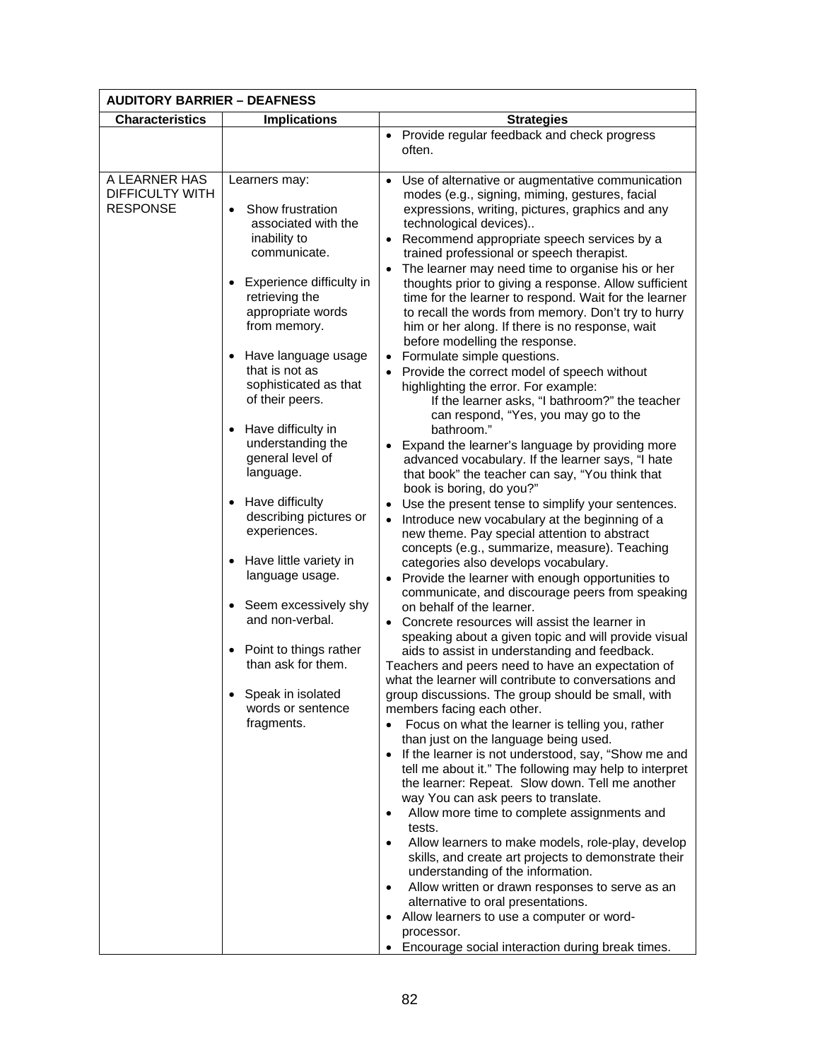| AUDITORY BARRIER – DEAFNESS | | |
|---|---|---|
| **Characteristics** | **Implications** | **Strategies** |
| | | • Provide regular feedback and check progress often. |
| A LEARNER HAS DIFFICULTY WITH RESPONSE | Learners may:<br><br>• Show frustration associated with the inability to communicate.<br><br>• Experience difficulty in retrieving the appropriate words from memory.<br><br>• Have language usage that is not as sophisticated as that of their peers.<br><br>• Have difficulty in understanding the general level of language.<br><br>• Have difficulty describing pictures or experiences.<br><br>• Have little variety in language usage.<br><br>• Seem excessively shy and non-verbal.<br><br>• Point to things rather than ask for them.<br><br>• Speak in isolated words or sentence fragments. | • Use of alternative or augmentative communication modes (e.g., signing, miming, gestures, facial expressions, writing, pictures, graphics and any technological devices)..<br>• Recommend appropriate speech services by a trained professional or speech therapist.<br>• The learner may need time to organise his or her thoughts prior to giving a response. Allow sufficient time for the learner to respond. Wait for the learner to recall the words from memory. Don't try to hurry him or her along. If there is no response, wait before modelling the response.<br>• Formulate simple questions.<br>• Provide the correct model of speech without highlighting the error. For example:<br>If the learner asks, "I bathroom?" the teacher can respond, "Yes, you may go to the bathroom."<br>• Expand the learner's language by providing more advanced vocabulary. If the learner says, "I hate that book" the teacher can say, "You think that book is boring, do you?"<br>• Use the present tense to simplify your sentences.<br>• Introduce new vocabulary at the beginning of a new theme. Pay special attention to abstract concepts (e.g., summarize, measure). Teaching categories also develops vocabulary.<br>• Provide the learner with enough opportunities to communicate, and discourage peers from speaking on behalf of the learner.<br>• Concrete resources will assist the learner in speaking about a given topic and will provide visual aids to assist in understanding and feedback.<br>Teachers and peers need to have an expectation of what the learner will contribute to conversations and group discussions. The group should be small, with members facing each other.<br>• Focus on what the learner is telling you, rather than just on the language being used.<br>• If the learner is not understood, say, "Show me and tell me about it." The following may help to interpret the learner: Repeat. Slow down. Tell me another way You can ask peers to translate.<br>• Allow more time to complete assignments and tests.<br>• Allow learners to make models, role-play, develop skills, and create art projects to demonstrate their understanding of the information.<br>• Allow written or drawn responses to serve as an alternative to oral presentations.<br>• Allow learners to use a computer or word-processor.<br>• Encourage social interaction during break times. |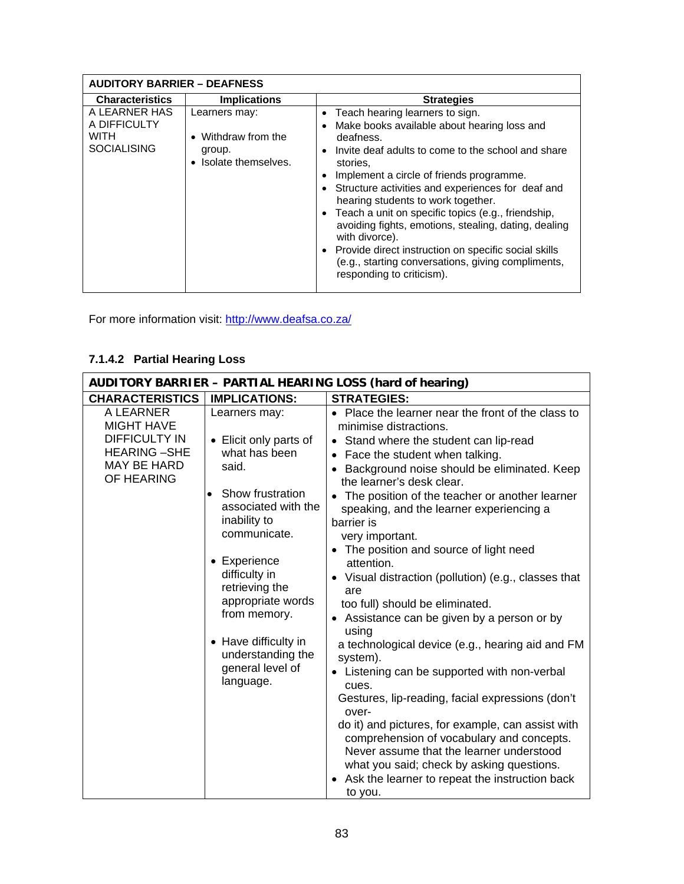| AUDITORY BARRIER – DEAFNESS | | |
|---|---|---|
| **Characteristics** | **Implications** | **Strategies** |
| A LEARNER HAS A DIFFICULTY WITH SOCIALISING | Learners may:<br>• Withdraw from the group.<br>• Isolate themselves. | • Teach hearing learners to sign.<br>• Make books available about hearing loss and deafness.<br>• Invite deaf adults to come to the school and share stories,<br>• Implement a circle of friends programme.<br>• Structure activities and experiences for deaf and hearing students to work together.<br>• Teach a unit on specific topics (e.g., friendship, avoiding fights, emotions, stealing, dating, dealing with divorce).<br>• Provide direct instruction on specific social skills (e.g., starting conversations, giving compliments, responding to criticism). |

For more information visit: http://www.deafsa.co.za/

### 7.1.4.2 Partial Hearing Loss

| AUDITORY BARRIER – PARTIAL HEARING LOSS (hard of hearing) | | |
|---|---|---|
| **CHARACTERISTICS** | **IMPLICATIONS:** | **STRATEGIES:** |
| A LEARNER MIGHT HAVE DIFFICULTY IN HEARING –SHE MAY BE HARD OF HEARING | Learners may:<br>• Elicit only parts of what has been said.<br>• Show frustration associated with the inability to communicate.<br>• Experience difficulty in retrieving the appropriate words from memory.<br>• Have difficulty in understanding the general level of language. | • Place the learner near the front of the class to minimise distractions.<br>• Stand where the student can lip-read<br>• Face the student when talking.<br>• Background noise should be eliminated. Keep the learner's desk clear.<br>• The position of the teacher or another learner speaking, and the learner experiencing a barrier is very important.<br>• The position and source of light need attention.<br>• Visual distraction (pollution) (e.g., classes that are too full) should be eliminated.<br>• Assistance can be given by a person or by using a technological device (e.g., hearing aid and FM system).<br>• Listening can be supported with non-verbal cues. Gestures, lip-reading, facial expressions (don't over-do it) and pictures, for example, can assist with comprehension of vocabulary and concepts. Never assume that the learner understood what you said; check by asking questions.<br>• Ask the learner to repeat the instruction back to you. |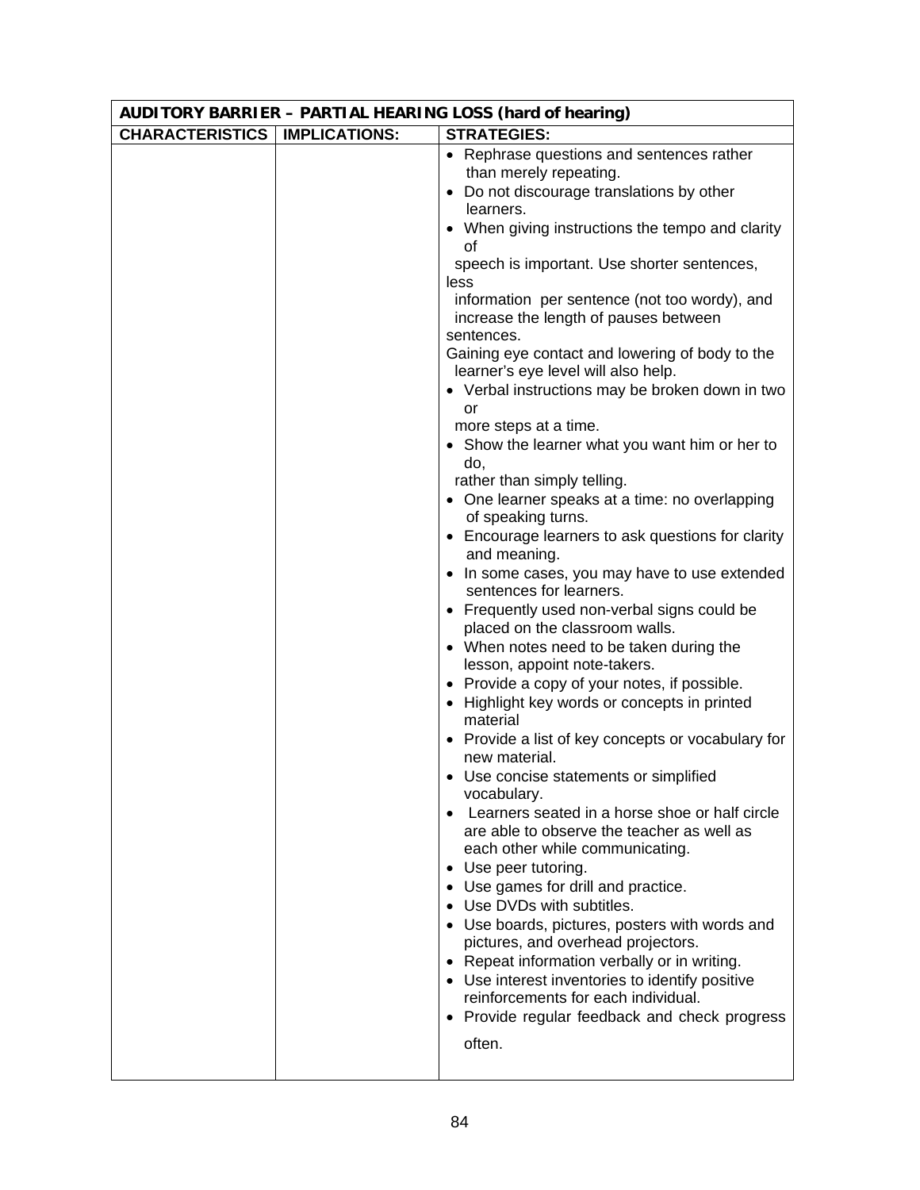| AUDITORY BARRIER – PARTIAL HEARING LOSS (hard of hearing) | | |
|---|---|---|
| **CHARACTERISTICS** | **IMPLICATIONS:** | **STRATEGIES:** |
| | | • Rephrase questions and sentences rather than merely repeating.<br>• Do not discourage translations by other learners.<br>• When giving instructions the tempo and clarity of speech is important. Use shorter sentences, less information per sentence (not too wordy), and increase the length of pauses between sentences.<br>Gaining eye contact and lowering of body to the learner's eye level will also help.<br>• Verbal instructions may be broken down in two or more steps at a time.<br>• Show the learner what you want him or her to do, rather than simply telling.<br>• One learner speaks at a time: no overlapping of speaking turns.<br>• Encourage learners to ask questions for clarity and meaning.<br>• In some cases, you may have to use extended sentences for learners.<br>• Frequently used non-verbal signs could be placed on the classroom walls.<br>• When notes need to be taken during the lesson, appoint note-takers.<br>• Provide a copy of your notes, if possible.<br>• Highlight key words or concepts in printed material<br>• Provide a list of key concepts or vocabulary for new material.<br>• Use concise statements or simplified vocabulary.<br>• Learners seated in a horse shoe or half circle are able to observe the teacher as well as each other while communicating.<br>• Use peer tutoring.<br>• Use games for drill and practice.<br>• Use DVDs with subtitles.<br>• Use boards, pictures, posters with words and pictures, and overhead projectors.<br>• Repeat information verbally or in writing.<br>• Use interest inventories to identify positive reinforcements for each individual.<br>• Provide regular feedback and check progress often. |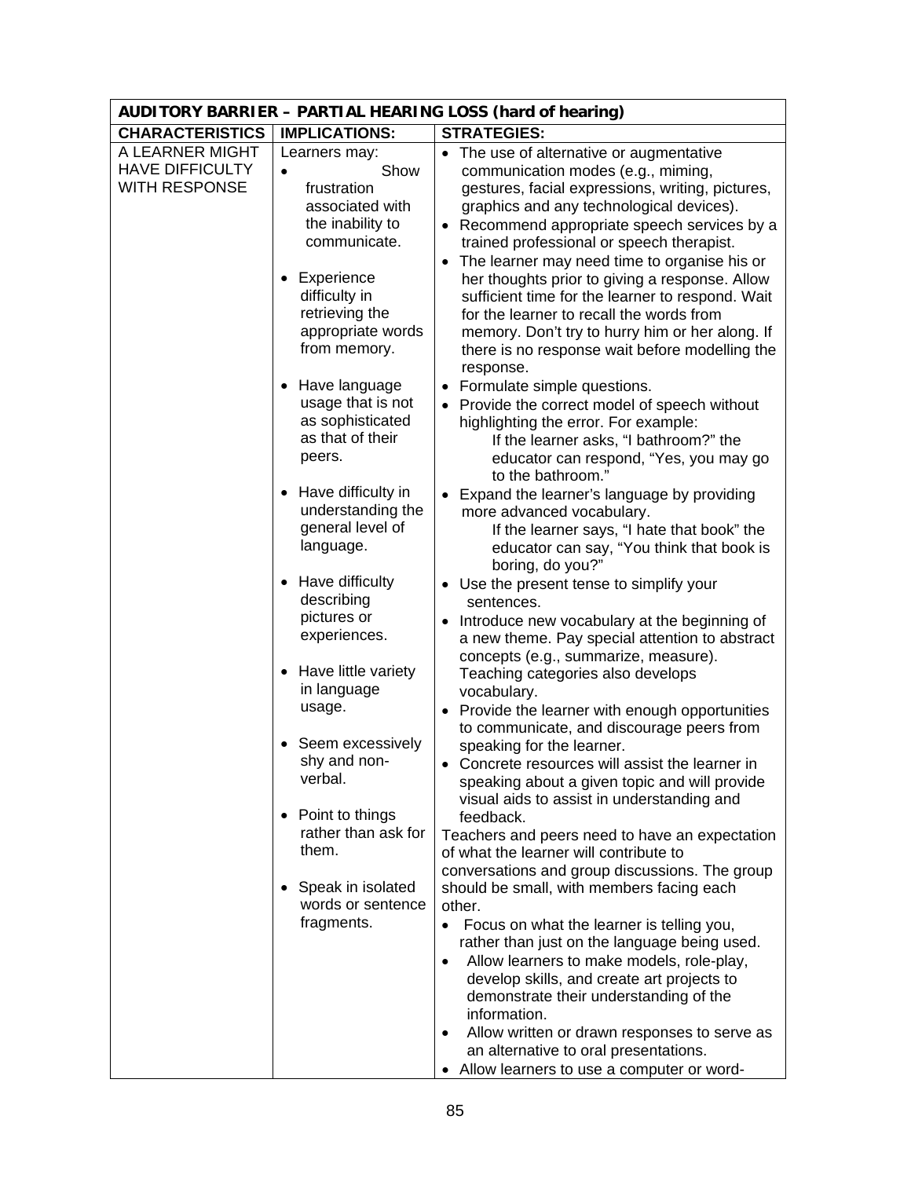| AUDITORY BARRIER – PARTIAL HEARING LOSS (hard of hearing) | | |
|---|---|---|
| **CHARACTERISTICS** | **IMPLICATIONS:** | **STRATEGIES:** |
| A LEARNER MIGHT HAVE DIFFICULTY WITH RESPONSE | Learners may:<br>• Show frustration associated with the inability to communicate.<br>• Experience difficulty in retrieving the appropriate words from memory.<br>• Have language usage that is not as sophisticated as that of their peers.<br>• Have difficulty in understanding the general level of language.<br>• Have difficulty describing pictures or experiences.<br>• Have little variety in language usage.<br>• Seem excessively shy and non-verbal.<br>• Point to things rather than ask for them.<br>• Speak in isolated words or sentence fragments. | • The use of alternative or augmentative communication modes (e.g., miming, gestures, facial expressions, writing, pictures, graphics and any technological devices).<br>• Recommend appropriate speech services by a trained professional or speech therapist.<br>• The learner may need time to organise his or her thoughts prior to giving a response. Allow sufficient time for the learner to respond. Wait for the learner to recall the words from memory. Don't try to hurry him or her along. If there is no response wait before modelling the response.<br>• Formulate simple questions.<br>• Provide the correct model of speech without highlighting the error. For example: If the learner asks, "I bathroom?" the educator can respond, "Yes, you may go to the bathroom."<br>• Expand the learner's language by providing more advanced vocabulary. If the learner says, "I hate that book" the educator can say, "You think that book is boring, do you?"<br>• Use the present tense to simplify your sentences.<br>• Introduce new vocabulary at the beginning of a new theme. Pay special attention to abstract concepts (e.g., summarize, measure). Teaching categories also develops vocabulary.<br>• Provide the learner with enough opportunities to communicate, and discourage peers from speaking for the learner.<br>• Concrete resources will assist the learner in speaking about a given topic and will provide visual aids to assist in understanding and feedback.<br>Teachers and peers need to have an expectation of what the learner will contribute to conversations and group discussions. The group should be small, with members facing each other.<br>• Focus on what the learner is telling you, rather than just on the language being used.<br>• Allow learners to make models, role-play, develop skills, and create art projects to demonstrate their understanding of the information.<br>• Allow written or drawn responses to serve as an alternative to oral presentations.<br>• Allow learners to use a computer or word- |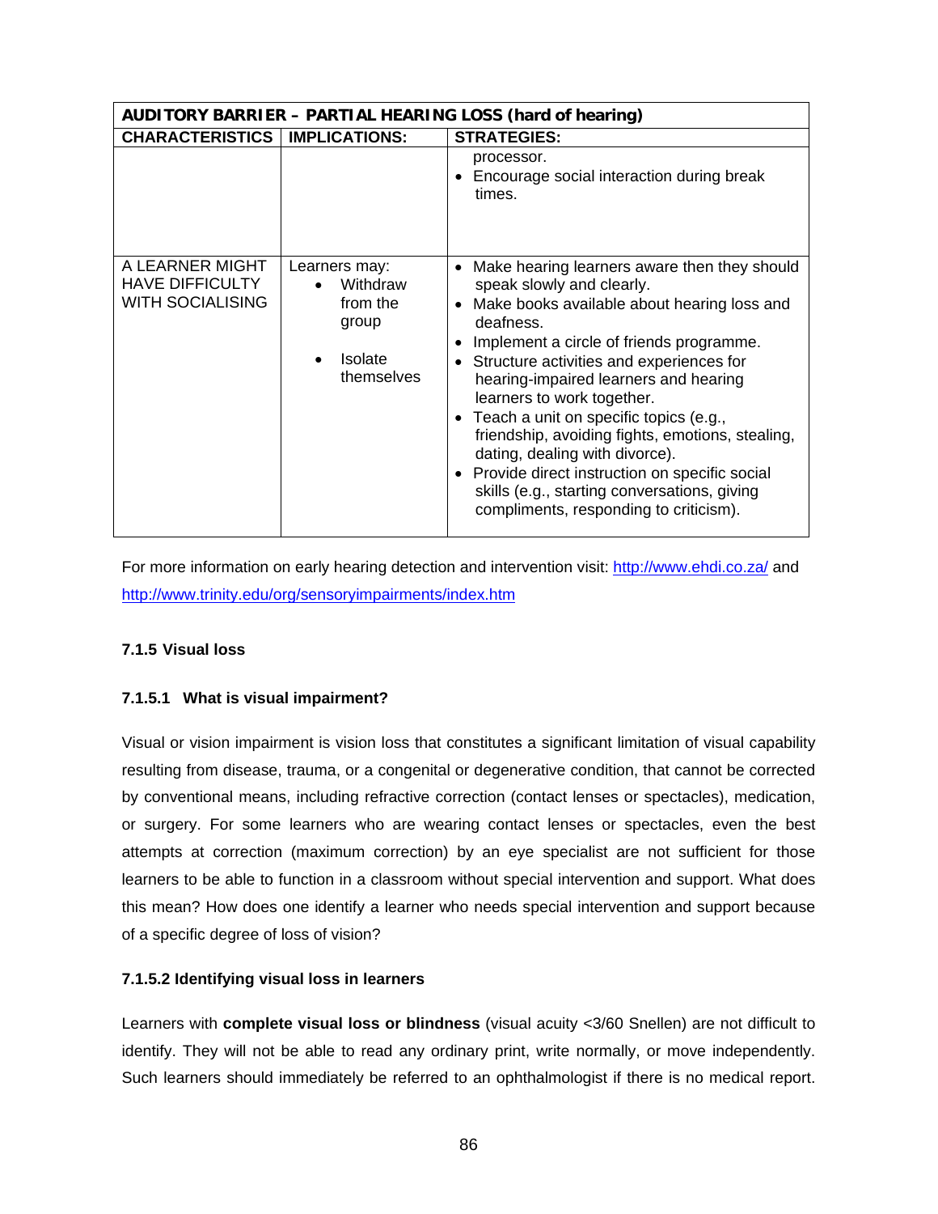| AUDITORY BARRIER – PARTIAL HEARING LOSS (hard of hearing) | | |
|---|---|---|
| **CHARACTERISTICS** | **IMPLICATIONS:** | **STRATEGIES:** |
| | | processor.<br>• Encourage social interaction during break times. |
| A LEARNER MIGHT HAVE DIFFICULTY WITH SOCIALISING | Learners may:<br>• Withdraw from the group<br>• Isolate themselves | • Make hearing learners aware then they should speak slowly and clearly.<br>• Make books available about hearing loss and deafness.<br>• Implement a circle of friends programme.<br>• Structure activities and experiences for hearing-impaired learners and hearing learners to work together.<br>• Teach a unit on specific topics (e.g., friendship, avoiding fights, emotions, stealing, dating, dealing with divorce).<br>• Provide direct instruction on specific social skills (e.g., starting conversations, giving compliments, responding to criticism). |

For more information on early hearing detection and intervention visit: http://www.ehdi.co.za/ and http://www.trinity.edu/org/sensoryimpairments/index.htm

#### 7.1.5 Visual loss

##### 7.1.5.1 What is visual impairment?

Visual or vision impairment is vision loss that constitutes a significant limitation of visual capability resulting from disease, trauma, or a congenital or degenerative condition, that cannot be corrected by conventional means, including refractive correction (contact lenses or spectacles), medication, or surgery. For some learners who are wearing contact lenses or spectacles, even the best attempts at correction (maximum correction) by an eye specialist are not sufficient for those learners to be able to function in a classroom without special intervention and support. What does this mean? How does one identify a learner who needs special intervention and support because of a specific degree of loss of vision?

##### 7.1.5.2 Identifying visual loss in learners

Learners with **complete visual loss or blindness** (visual acuity <3/60 Snellen) are not difficult to identify. They will not be able to read any ordinary print, write normally, or move independently. Such learners should immediately be referred to an ophthalmologist if there is no medical report.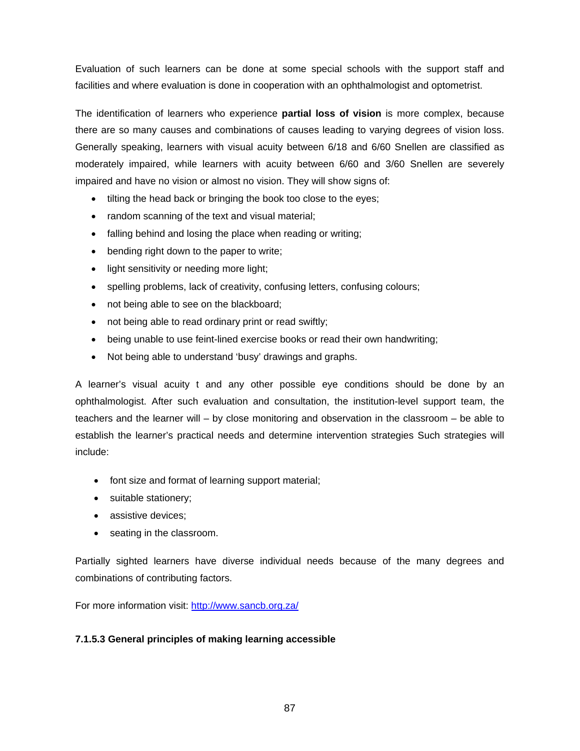Evaluation of such learners can be done at some special schools with the support staff and facilities and where evaluation is done in cooperation with an ophthalmologist and optometrist.

The identification of learners who experience **partial loss of vision** is more complex, because there are so many causes and combinations of causes leading to varying degrees of vision loss. Generally speaking, learners with visual acuity between 6/18 and 6/60 Snellen are classified as moderately impaired, while learners with acuity between 6/60 and 3/60 Snellen are severely impaired and have no vision or almost no vision. They will show signs of:

- tilting the head back or bringing the book too close to the eyes;
- random scanning of the text and visual material;
- falling behind and losing the place when reading or writing;
- bending right down to the paper to write;
- light sensitivity or needing more light;
- spelling problems, lack of creativity, confusing letters, confusing colours;
- not being able to see on the blackboard;
- not being able to read ordinary print or read swiftly;
- being unable to use feint-lined exercise books or read their own handwriting;
- Not being able to understand 'busy' drawings and graphs.

A learner's visual acuity t and any other possible eye conditions should be done by an ophthalmologist. After such evaluation and consultation, the institution-level support team, the teachers and the learner will – by close monitoring and observation in the classroom – be able to establish the learner's practical needs and determine intervention strategies Such strategies will include:

- font size and format of learning support material;
- suitable stationery;
- assistive devices;
- seating in the classroom.

Partially sighted learners have diverse individual needs because of the many degrees and combinations of contributing factors.

For more information visit: http://www.sancb.org.za/

**7.1.5.3 General principles of making learning accessible**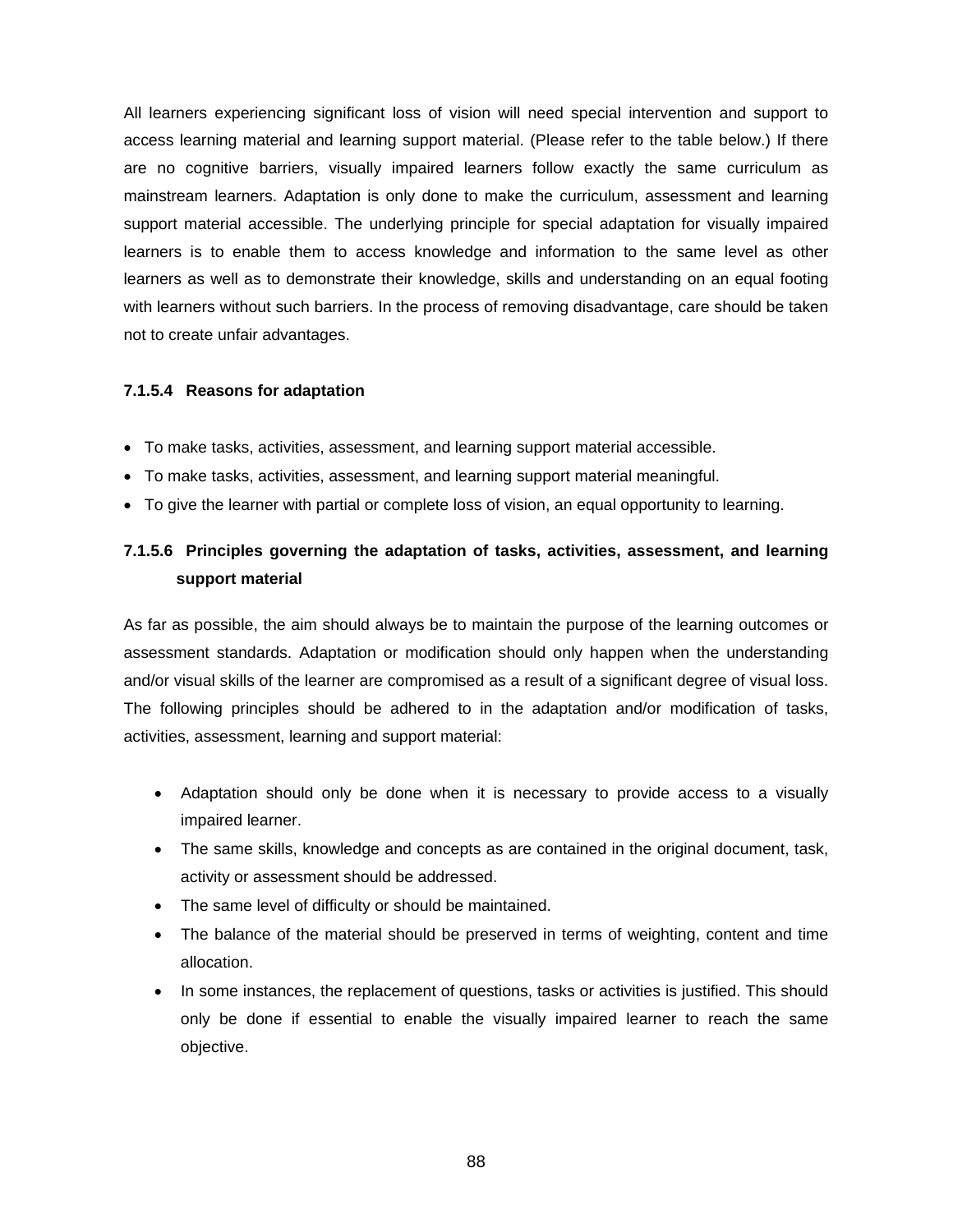All learners experiencing significant loss of vision will need special intervention and support to access learning material and learning support material. (Please refer to the table below.) If there are no cognitive barriers, visually impaired learners follow exactly the same curriculum as mainstream learners. Adaptation is only done to make the curriculum, assessment and learning support material accessible. The underlying principle for special adaptation for visually impaired learners is to enable them to access knowledge and information to the same level as other learners as well as to demonstrate their knowledge, skills and understanding on an equal footing with learners without such barriers. In the process of removing disadvantage, care should be taken not to create unfair advantages.

#### 7.1.5.4 Reasons for adaptation

- To make tasks, activities, assessment, and learning support material accessible.
- To make tasks, activities, assessment, and learning support material meaningful.
- To give the learner with partial or complete loss of vision, an equal opportunity to learning.

#### 7.1.5.6 Principles governing the adaptation of tasks, activities, assessment, and learning support material

As far as possible, the aim should always be to maintain the purpose of the learning outcomes or assessment standards. Adaptation or modification should only happen when the understanding and/or visual skills of the learner are compromised as a result of a significant degree of visual loss. The following principles should be adhered to in the adaptation and/or modification of tasks, activities, assessment, learning and support material:

- Adaptation should only be done when it is necessary to provide access to a visually impaired learner.
- The same skills, knowledge and concepts as are contained in the original document, task, activity or assessment should be addressed.
- The same level of difficulty or should be maintained.
- The balance of the material should be preserved in terms of weighting, content and time allocation.
- In some instances, the replacement of questions, tasks or activities is justified. This should only be done if essential to enable the visually impaired learner to reach the same objective.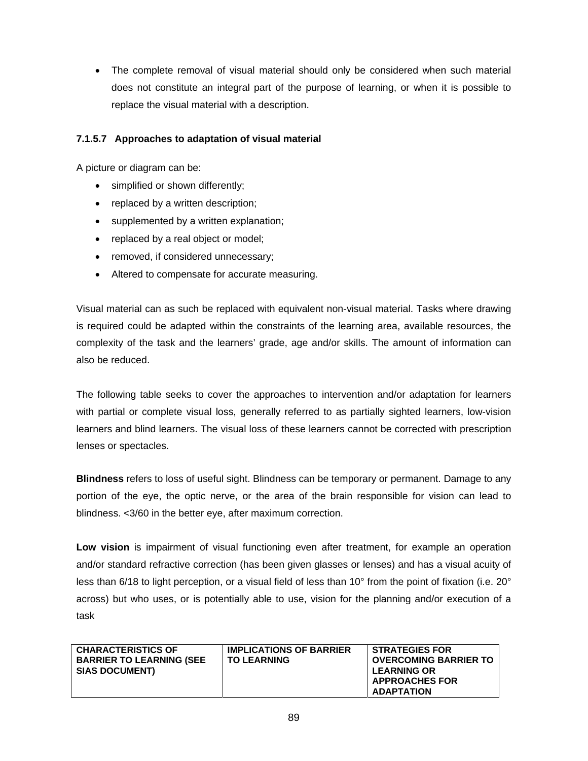- The complete removal of visual material should only be considered when such material does not constitute an integral part of the purpose of learning, or when it is possible to replace the visual material with a description.

#### 7.1.5.7 Approaches to adaptation of visual material

A picture or diagram can be:

- simplified or shown differently;
- replaced by a written description;
- supplemented by a written explanation;
- replaced by a real object or model;
- removed, if considered unnecessary;
- Altered to compensate for accurate measuring.

Visual material can as such be replaced with equivalent non-visual material. Tasks where drawing is required could be adapted within the constraints of the learning area, available resources, the complexity of the task and the learners' grade, age and/or skills. The amount of information can also be reduced.

The following table seeks to cover the approaches to intervention and/or adaptation for learners with partial or complete visual loss, generally referred to as partially sighted learners, low-vision learners and blind learners. The visual loss of these learners cannot be corrected with prescription lenses or spectacles.

**Blindness** refers to loss of useful sight. Blindness can be temporary or permanent. Damage to any portion of the eye, the optic nerve, or the area of the brain responsible for vision can lead to blindness. <3/60 in the better eye, after maximum correction.

**Low vision** is impairment of visual functioning even after treatment, for example an operation and/or standard refractive correction (has been given glasses or lenses) and has a visual acuity of less than 6/18 to light perception, or a visual field of less than 10° from the point of fixation (i.e. 20° across) but who uses, or is potentially able to use, vision for the planning and/or execution of a task

| CHARACTERISTICS OF BARRIER TO LEARNING (SEE SIAS DOCUMENT) | IMPLICATIONS OF BARRIER TO LEARNING | STRATEGIES FOR OVERCOMING BARRIER TO LEARNING OR APPROACHES FOR ADAPTATION |
|---|---|---|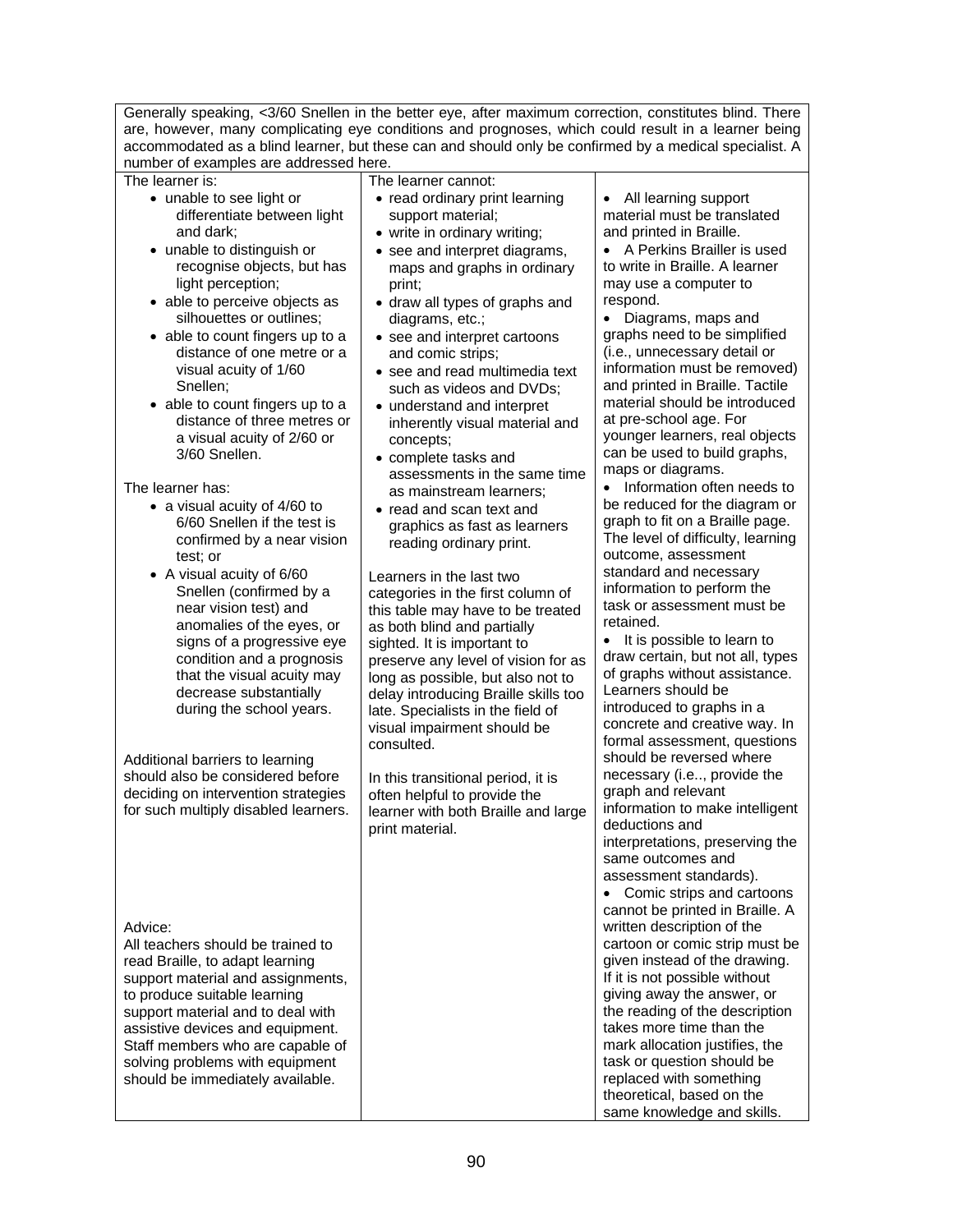<table>
<tr>
<td colspan="3">Generally speaking, &lt;3/60 Snellen in the better eye, after maximum correction, constitutes blind. There are, however, many complicating eye conditions and prognoses, which could result in a learner being accommodated as a blind learner, but these can and should only be confirmed by a medical specialist. A number of examples are addressed here.</td>
</tr>
<tr>
<td>
The learner is:
<ul>
<li>unable to see light or differentiate between light and dark;</li>
<li>unable to distinguish or recognise objects, but has light perception;</li>
<li>able to perceive objects as silhouettes or outlines;</li>
<li>able to count fingers up to a distance of one metre or a visual acuity of 1/60 Snellen;</li>
<li>able to count fingers up to a distance of three metres or a visual acuity of 2/60 or 3/60 Snellen.</li>
</ul>
The learner has:
<ul>
<li>a visual acuity of 4/60 to 6/60 Snellen if the test is confirmed by a near vision test; or</li>
<li>A visual acuity of 6/60 Snellen (confirmed by a near vision test) and anomalies of the eyes, or signs of a progressive eye condition and a prognosis that the visual acuity may decrease substantially during the school years.</li>
</ul>
Additional barriers to learning should also be considered before deciding on intervention strategies for such multiply disabled learners.
<br><br>
Advice:<br>
All teachers should be trained to read Braille, to adapt learning support material and assignments, to produce suitable learning support material and to deal with assistive devices and equipment. Staff members who are capable of solving problems with equipment should be immediately available.
</td>
<td>
The learner cannot:
<ul>
<li>read ordinary print learning support material;</li>
<li>write in ordinary writing;</li>
<li>see and interpret diagrams, maps and graphs in ordinary print;</li>
<li>draw all types of graphs and diagrams, etc.;</li>
<li>see and interpret cartoons and comic strips;</li>
<li>see and read multimedia text such as videos and DVDs;</li>
<li>understand and interpret inherently visual material and concepts;</li>
<li>complete tasks and assessments in the same time as mainstream learners;</li>
<li>read and scan text and graphics as fast as learners reading ordinary print.</li>
</ul>
Learners in the last two categories in the first column of this table may have to be treated as both blind and partially sighted. It is important to preserve any level of vision for as long as possible, but also not to delay introducing Braille skills too late. Specialists in the field of visual impairment should be consulted.
<br><br>
In this transitional period, it is often helpful to provide the learner with both Braille and large print material.
</td>
<td>
<ul>
<li>All learning support material must be translated and printed in Braille.</li>
<li>A Perkins Brailler is used to write in Braille. A learner may use a computer to respond.</li>
<li>Diagrams, maps and graphs need to be simplified (i.e., unnecessary detail or information must be removed) and printed in Braille. Tactile material should be introduced at pre-school age. For younger learners, real objects can be used to build graphs, maps or diagrams.</li>
<li>Information often needs to be reduced for the diagram or graph to fit on a Braille page. The level of difficulty, learning outcome, assessment standard and necessary information to perform the task or assessment must be retained.</li>
<li>It is possible to learn to draw certain, but not all, types of graphs without assistance. Learners should be introduced to graphs in a concrete and creative way. In formal assessment, questions should be reversed where necessary (i.e.., provide the graph and relevant information to make intelligent deductions and interpretations, preserving the same outcomes and assessment standards).</li>
<li>Comic strips and cartoons cannot be printed in Braille. A written description of the cartoon or comic strip must be given instead of the drawing. If it is not possible without giving away the answer, or the reading of the description takes more time than the mark allocation justifies, the task or question should be replaced with something theoretical, based on the same knowledge and skills.</li>
</ul>
</td>
</tr>
</table>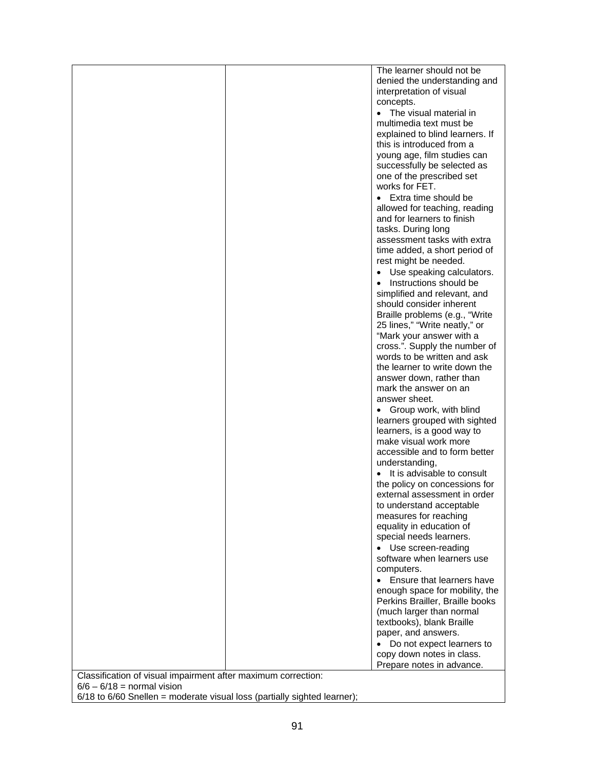| | | |
|---|---|---|
| | | The learner should not be denied the understanding and interpretation of visual concepts.<br>• The visual material in multimedia text must be explained to blind learners. If this is introduced from a young age, film studies can successfully be selected as one of the prescribed set works for FET.<br>• Extra time should be allowed for teaching, reading and for learners to finish tasks. During long assessment tasks with extra time added, a short period of rest might be needed.<br>• Use speaking calculators.<br>• Instructions should be simplified and relevant, and should consider inherent Braille problems (e.g., "Write 25 lines," "Write neatly," or "Mark your answer with a cross.". Supply the number of words to be written and ask the learner to write down the answer down, rather than mark the answer on an answer sheet.<br>• Group work, with blind learners grouped with sighted learners, is a good way to make visual work more accessible and to form better understanding,<br>• It is advisable to consult the policy on concessions for external assessment in order to understand acceptable measures for reaching equality in education of special needs learners.<br>• Use screen-reading software when learners use computers.<br>• Ensure that learners have enough space for mobility, the Perkins Brailler, Braille books (much larger than normal textbooks), blank Braille paper, and answers.<br>• Do not expect learners to copy down notes in class. Prepare notes in advance. |
| Classification of visual impairment after maximum correction:<br>6/6 – 6/18 = normal vision<br>6/18 to 6/60 Snellen = moderate visual loss (partially sighted learner); | | |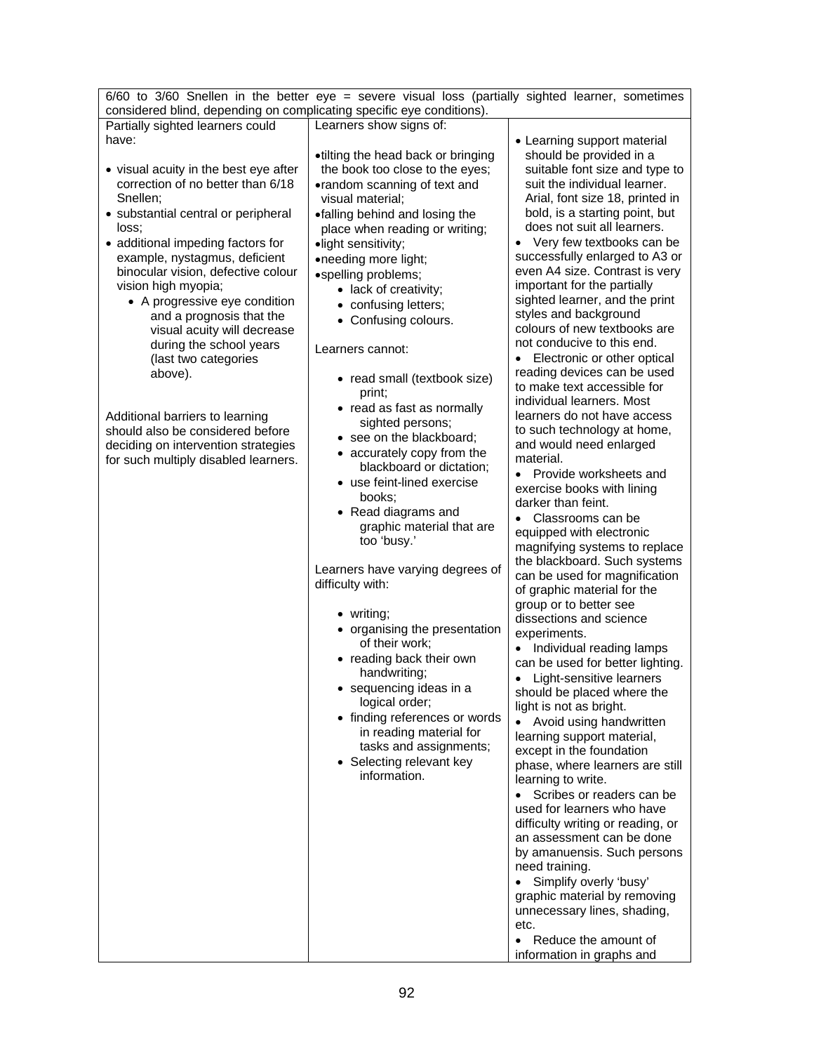| 6/60 to 3/60 Snellen in the better eye = severe visual loss (partially sighted learner, sometimes considered blind, depending on complicating specific eye conditions). | | |
|---|---|---|
| Partially sighted learners could have:<br><br>• visual acuity in the best eye after correction of no better than 6/18 Snellen;<br>• substantial central or peripheral loss;<br>• additional impeding factors for example, nystagmus, deficient binocular vision, defective colour vision high myopia;<br>• A progressive eye condition and a prognosis that the visual acuity will decrease during the school years (last two categories above).<br><br>Additional barriers to learning should also be considered before deciding on intervention strategies for such multiply disabled learners. | Learners show signs of:<br><br>• tilting the head back or bringing the book too close to the eyes;<br>• random scanning of text and visual material;<br>• falling behind and losing the place when reading or writing;<br>• light sensitivity;<br>• needing more light;<br>• spelling problems;<br>• lack of creativity;<br>• confusing letters;<br>• Confusing colours.<br><br>Learners cannot:<br><br>• read small (textbook size) print;<br>• read as fast as normally sighted persons;<br>• see on the blackboard;<br>• accurately copy from the blackboard or dictation;<br>• use feint-lined exercise books;<br>• Read diagrams and graphic material that are too 'busy.'<br><br>Learners have varying degrees of difficulty with:<br><br>• writing;<br>• organising the presentation of their work;<br>• reading back their own handwriting;<br>• sequencing ideas in a logical order;<br>• finding references or words in reading material for tasks and assignments;<br>• Selecting relevant key information. | • Learning support material should be provided in a suitable font size and type to suit the individual learner. Arial, font size 18, printed in bold, is a starting point, but does not suit all learners.<br>• Very few textbooks can be successfully enlarged to A3 or even A4 size. Contrast is very important for the partially sighted learner, and the print styles and background colours of new textbooks are not conducive to this end.<br>• Electronic or other optical reading devices can be used to make text accessible for individual learners. Most learners do not have access to such technology at home, and would need enlarged material.<br>• Provide worksheets and exercise books with lining darker than feint.<br>• Classrooms can be equipped with electronic magnifying systems to replace the blackboard. Such systems can be used for magnification of graphic material for the group or to better see dissections and science experiments.<br>• Individual reading lamps can be used for better lighting.<br>• Light-sensitive learners should be placed where the light is not as bright.<br>• Avoid using handwritten learning support material, except in the foundation phase, where learners are still learning to write.<br>• Scribes or readers can be used for learners who have difficulty writing or reading, or an assessment can be done by amanuensis. Such persons need training.<br>• Simplify overly 'busy' graphic material by removing unnecessary lines, shading, etc.<br>• Reduce the amount of information in graphs and |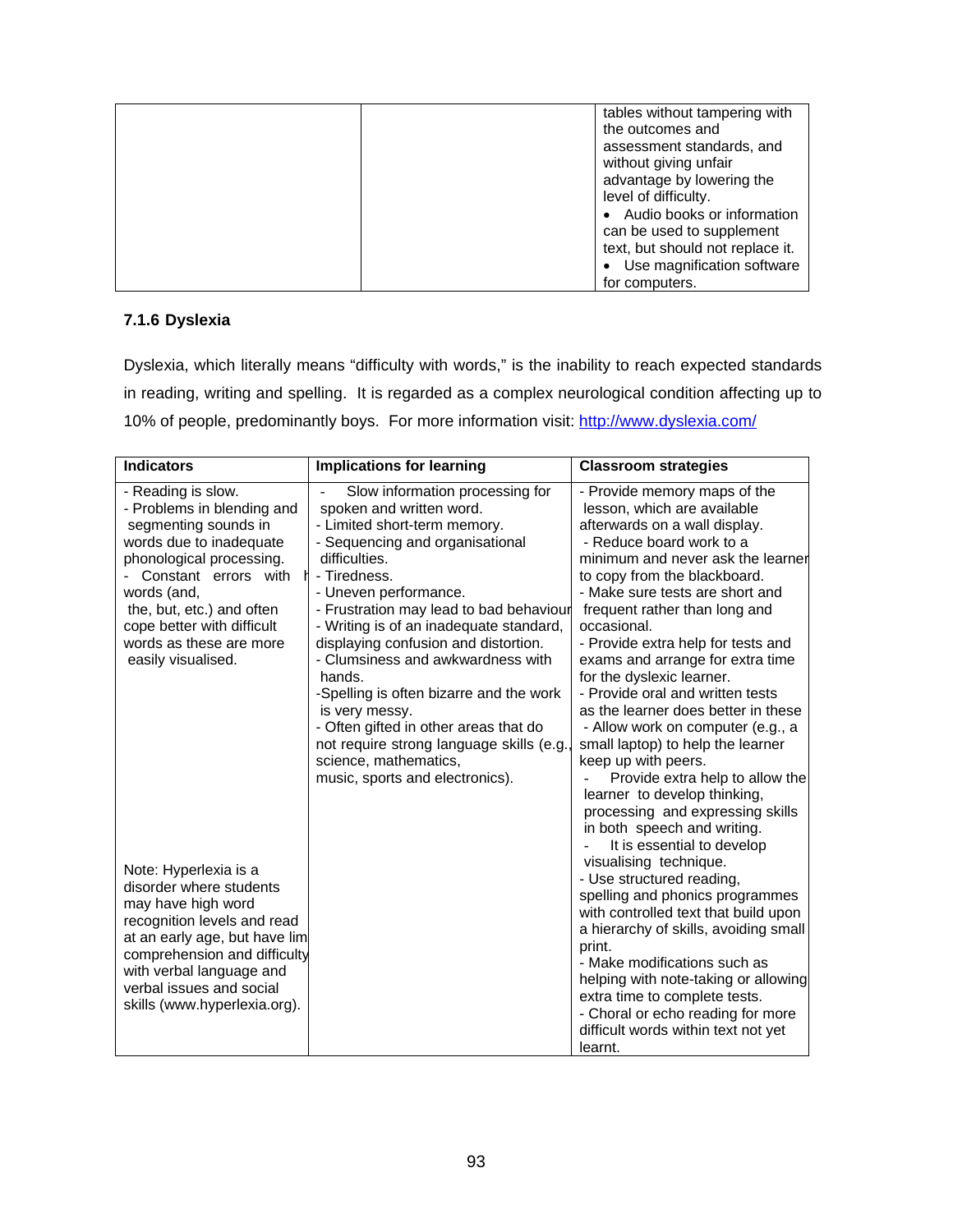| | | tables without tampering with the outcomes and assessment standards, and without giving unfair advantage by lowering the level of difficulty.<br>• Audio books or information can be used to supplement text, but should not replace it.<br>• Use magnification software for computers. |
|---|---|---|

### 7.1.6 Dyslexia

Dyslexia, which literally means "difficulty with words," is the inability to reach expected standards in reading, writing and spelling. It is regarded as a complex neurological condition affecting up to 10% of people, predominantly boys. For more information visit: http://www.dyslexia.com/

| Indicators | Implications for learning | Classroom strategies |
|---|---|---|
| - Reading is slow.<br>- Problems in blending and segmenting sounds in words due to inadequate phonological processing.<br>- Constant errors with h words (and, the, but, etc.) and often cope better with difficult words as these are more easily visualised.<br><br>Note: Hyperlexia is a disorder where students may have high word recognition levels and read at an early age, but have lim comprehension and difficulty with verbal language and verbal issues and social skills (www.hyperlexia.org). | - Slow information processing for spoken and written word.<br>- Limited short-term memory.<br>- Sequencing and organisational difficulties.<br>- Tiredness.<br>- Uneven performance.<br>- Frustration may lead to bad behaviour<br>- Writing is of an inadequate standard, displaying confusion and distortion.<br>- Clumsiness and awkwardness with hands.<br>-Spelling is often bizarre and the work is very messy.<br>- Often gifted in other areas that do not require strong language skills (e.g., science, mathematics, music, sports and electronics). | - Provide memory maps of the lesson, which are available afterwards on a wall display.<br>- Reduce board work to a minimum and never ask the learner to copy from the blackboard.<br>- Make sure tests are short and frequent rather than long and occasional.<br>- Provide extra help for tests and exams and arrange for extra time for the dyslexic learner.<br>- Provide oral and written tests as the learner does better in these<br>- Allow work on computer (e.g., a small laptop) to help the learner keep up with peers.<br>- Provide extra help to allow the learner to develop thinking, processing and expressing skills in both speech and writing.<br>- It is essential to develop visualising technique.<br>- Use structured reading, spelling and phonics programmes with controlled text that build upon a hierarchy of skills, avoiding small print.<br>- Make modifications such as helping with note-taking or allowing extra time to complete tests.<br>- Choral or echo reading for more difficult words within text not yet learnt. |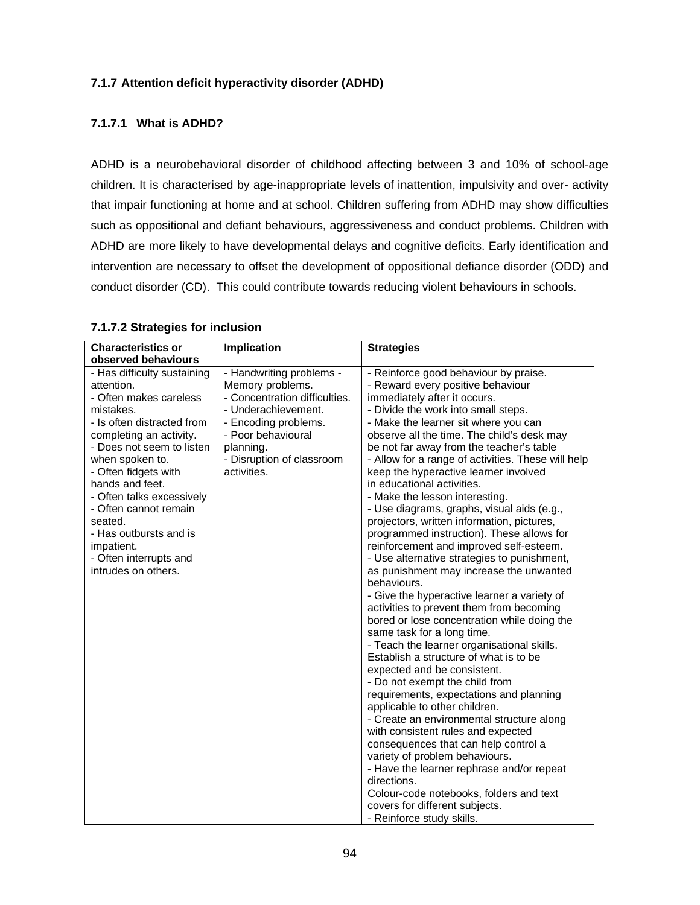### 7.1.7 Attention deficit hyperactivity disorder (ADHD)

#### 7.1.7.1 What is ADHD?

ADHD is a neurobehavioral disorder of childhood affecting between 3 and 10% of school-age children. It is characterised by age-inappropriate levels of inattention, impulsivity and over- activity that impair functioning at home and at school. Children suffering from ADHD may show difficulties such as oppositional and defiant behaviours, aggressiveness and conduct problems. Children with ADHD are more likely to have developmental delays and cognitive deficits. Early identification and intervention are necessary to offset the development of oppositional defiance disorder (ODD) and conduct disorder (CD). This could contribute towards reducing violent behaviours in schools.

#### 7.1.7.2 Strategies for inclusion

| Characteristics or observed behaviours | Implication | Strategies |
|---|---|---|
| - Has difficulty sustaining attention.<br>- Often makes careless mistakes.<br>- Is often distracted from completing an activity.<br>- Does not seem to listen when spoken to.<br>- Often fidgets with hands and feet.<br>- Often talks excessively<br>- Often cannot remain seated.<br>- Has outbursts and is impatient.<br>- Often interrupts and intrudes on others. | - Handwriting problems - Memory problems.<br>- Concentration difficulties.<br>- Underachievement.<br>- Encoding problems.<br>- Poor behavioural planning.<br>- Disruption of classroom activities. | - Reinforce good behaviour by praise.<br>- Reward every positive behaviour immediately after it occurs.<br>- Divide the work into small steps.<br>- Make the learner sit where you can observe all the time. The child's desk may be not far away from the teacher's table<br>- Allow for a range of activities. These will help keep the hyperactive learner involved in educational activities.<br>- Make the lesson interesting.<br>- Use diagrams, graphs, visual aids (e.g., projectors, written information, pictures, programmed instruction). These allows for reinforcement and improved self-esteem.<br>- Use alternative strategies to punishment, as punishment may increase the unwanted behaviours.<br>- Give the hyperactive learner a variety of activities to prevent them from becoming bored or lose concentration while doing the same task for a long time.<br>- Teach the learner organisational skills. Establish a structure of what is to be expected and be consistent.<br>- Do not exempt the child from requirements, expectations and planning applicable to other children.<br>- Create an environmental structure along with consistent rules and expected consequences that can help control a variety of problem behaviours.<br>- Have the learner rephrase and/or repeat directions.<br>Colour-code notebooks, folders and text covers for different subjects.<br>- Reinforce study skills. |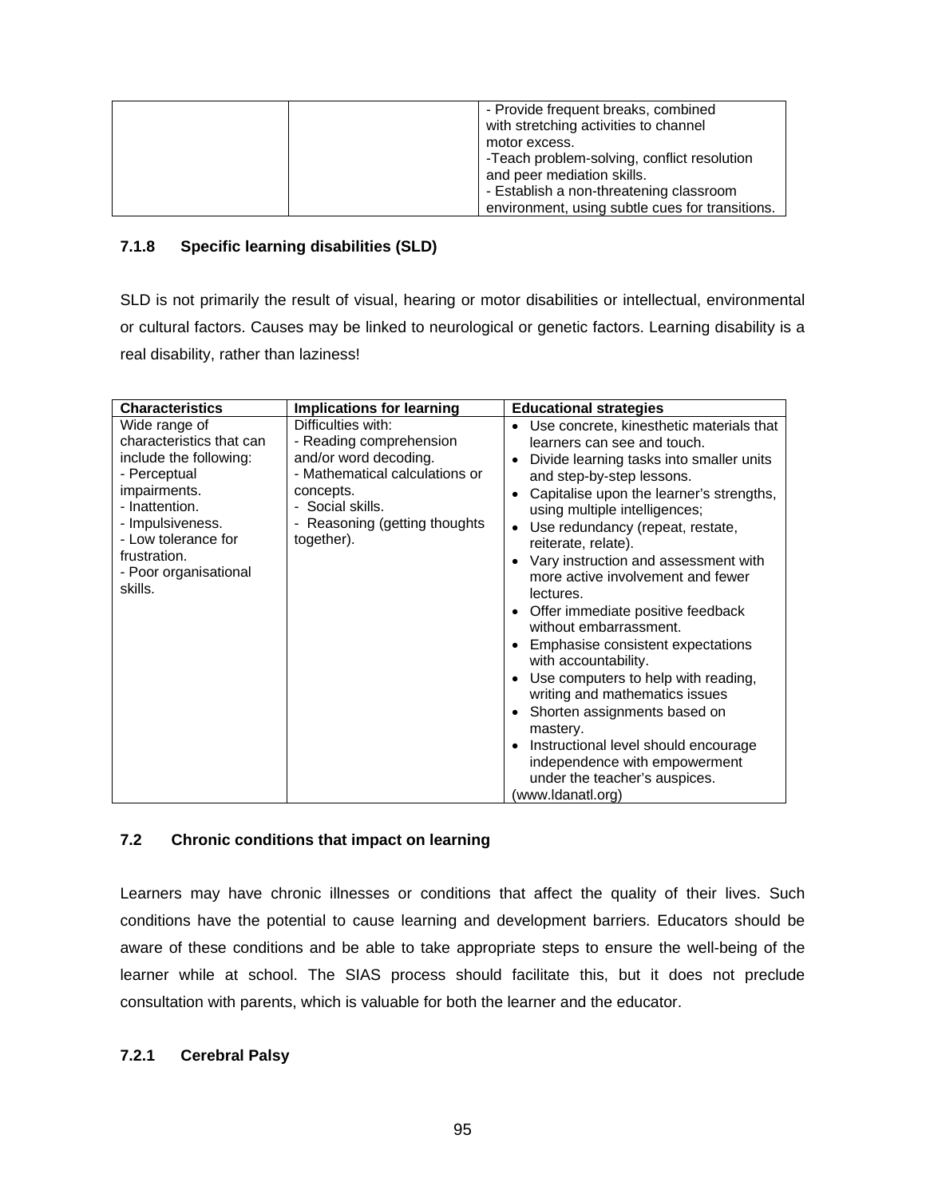| | | - Provide frequent breaks, combined with stretching activities to channel motor excess.<br>-Teach problem-solving, conflict resolution and peer mediation skills.<br>- Establish a non-threatening classroom environment, using subtle cues for transitions. |
|---|---|---|

#### 7.1.8 Specific learning disabilities (SLD)

SLD is not primarily the result of visual, hearing or motor disabilities or intellectual, environmental or cultural factors. Causes may be linked to neurological or genetic factors. Learning disability is a real disability, rather than laziness!

| Characteristics | Implications for learning | Educational strategies |
|---|---|---|
| Wide range of characteristics that can include the following:<br>- Perceptual impairments.<br>- Inattention.<br>- Impulsiveness.<br>- Low tolerance for frustration.<br>- Poor organisational skills. | Difficulties with:<br>- Reading comprehension and/or word decoding.<br>- Mathematical calculations or concepts.<br>- Social skills.<br>- Reasoning (getting thoughts together). | • Use concrete, kinesthetic materials that learners can see and touch.<br>• Divide learning tasks into smaller units and step-by-step lessons.<br>• Capitalise upon the learner's strengths, using multiple intelligences;<br>• Use redundancy (repeat, restate, reiterate, relate).<br>• Vary instruction and assessment with more active involvement and fewer lectures.<br>• Offer immediate positive feedback without embarrassment.<br>• Emphasise consistent expectations with accountability.<br>• Use computers to help with reading, writing and mathematics issues<br>• Shorten assignments based on mastery.<br>• Instructional level should encourage independence with empowerment under the teacher's auspices.<br>(www.ldanatl.org) |

### 7.2 Chronic conditions that impact on learning

Learners may have chronic illnesses or conditions that affect the quality of their lives. Such conditions have the potential to cause learning and development barriers. Educators should be aware of these conditions and be able to take appropriate steps to ensure the well-being of the learner while at school. The SIAS process should facilitate this, but it does not preclude consultation with parents, which is valuable for both the learner and the educator.

#### 7.2.1 Cerebral Palsy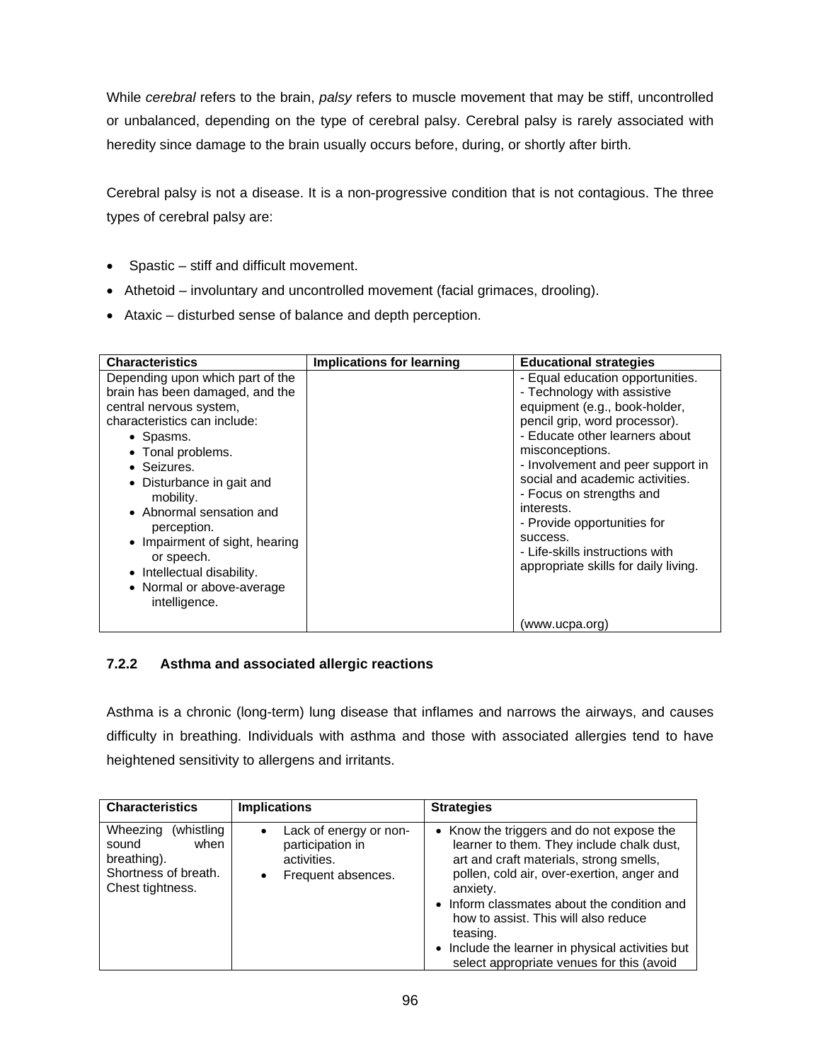While *cerebral* refers to the brain, *palsy* refers to muscle movement that may be stiff, uncontrolled or unbalanced, depending on the type of cerebral palsy. Cerebral palsy is rarely associated with heredity since damage to the brain usually occurs before, during, or shortly after birth.

Cerebral palsy is not a disease. It is a non-progressive condition that is not contagious. The three types of cerebral palsy are:

- Spastic – stiff and difficult movement.
- Athetoid – involuntary and uncontrolled movement (facial grimaces, drooling).
- Ataxic – disturbed sense of balance and depth perception.

| Characteristics | Implications for learning | Educational strategies |
|---|---|---|
| Depending upon which part of the brain has been damaged, and the central nervous system, characteristics can include:<br>• Spasms.<br>• Tonal problems.<br>• Seizures.<br>• Disturbance in gait and mobility.<br>• Abnormal sensation and perception.<br>• Impairment of sight, hearing or speech.<br>• Intellectual disability.<br>• Normal or above-average intelligence. | | - Equal education opportunities.<br>- Technology with assistive equipment (e.g., book-holder, pencil grip, word processor).<br>- Educate other learners about misconceptions.<br>- Involvement and peer support in social and academic activities.<br>- Focus on strengths and interests.<br>- Provide opportunities for success.<br>- Life-skills instructions with appropriate skills for daily living.<br><br>(www.ucpa.org) |

### 7.2.2 Asthma and associated allergic reactions

Asthma is a chronic (long-term) lung disease that inflames and narrows the airways, and causes difficulty in breathing. Individuals with asthma and those with associated allergies tend to have heightened sensitivity to allergens and irritants.

| Characteristics | Implications | Strategies |
|---|---|---|
| Wheezing (whistling sound when breathing).<br>Shortness of breath.<br>Chest tightness. | • Lack of energy or non-participation in activities.<br>• Frequent absences. | • Know the triggers and do not expose the learner to them. They include chalk dust, art and craft materials, strong smells, pollen, cold air, over-exertion, anger and anxiety.<br>• Inform classmates about the condition and how to assist. This will also reduce teasing.<br>• Include the learner in physical activities but select appropriate venues for this (avoid |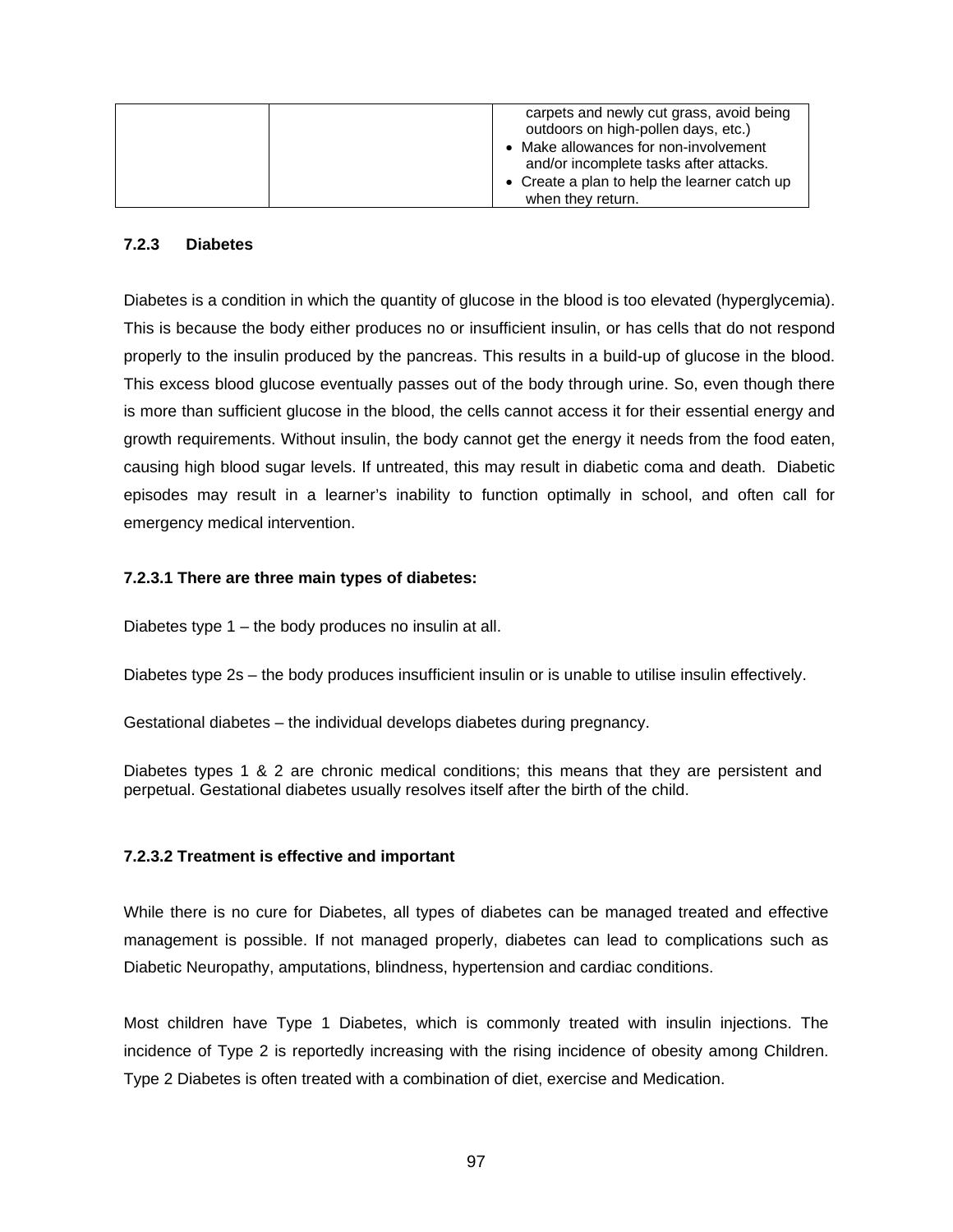| | | carpets and newly cut grass, avoid being outdoors on high-pollen days, etc.)<br>• Make allowances for non-involvement and/or incomplete tasks after attacks.<br>• Create a plan to help the learner catch up when they return. |
|---|---|---|

### 7.2.3 Diabetes

Diabetes is a condition in which the quantity of glucose in the blood is too elevated (hyperglycemia). This is because the body either produces no or insufficient insulin, or has cells that do not respond properly to the insulin produced by the pancreas. This results in a build-up of glucose in the blood. This excess blood glucose eventually passes out of the body through urine. So, even though there is more than sufficient glucose in the blood, the cells cannot access it for their essential energy and growth requirements. Without insulin, the body cannot get the energy it needs from the food eaten, causing high blood sugar levels. If untreated, this may result in diabetic coma and death. Diabetic episodes may result in a learner's inability to function optimally in school, and often call for emergency medical intervention.

#### 7.2.3.1 There are three main types of diabetes:

Diabetes type 1 – the body produces no insulin at all.

Diabetes type 2s – the body produces insufficient insulin or is unable to utilise insulin effectively.

Gestational diabetes – the individual develops diabetes during pregnancy.

Diabetes types 1 & 2 are chronic medical conditions; this means that they are persistent and perpetual. Gestational diabetes usually resolves itself after the birth of the child.

#### 7.2.3.2 Treatment is effective and important

While there is no cure for Diabetes, all types of diabetes can be managed treated and effective management is possible. If not managed properly, diabetes can lead to complications such as Diabetic Neuropathy, amputations, blindness, hypertension and cardiac conditions.

Most children have Type 1 Diabetes, which is commonly treated with insulin injections. The incidence of Type 2 is reportedly increasing with the rising incidence of obesity among Children. Type 2 Diabetes is often treated with a combination of diet, exercise and Medication.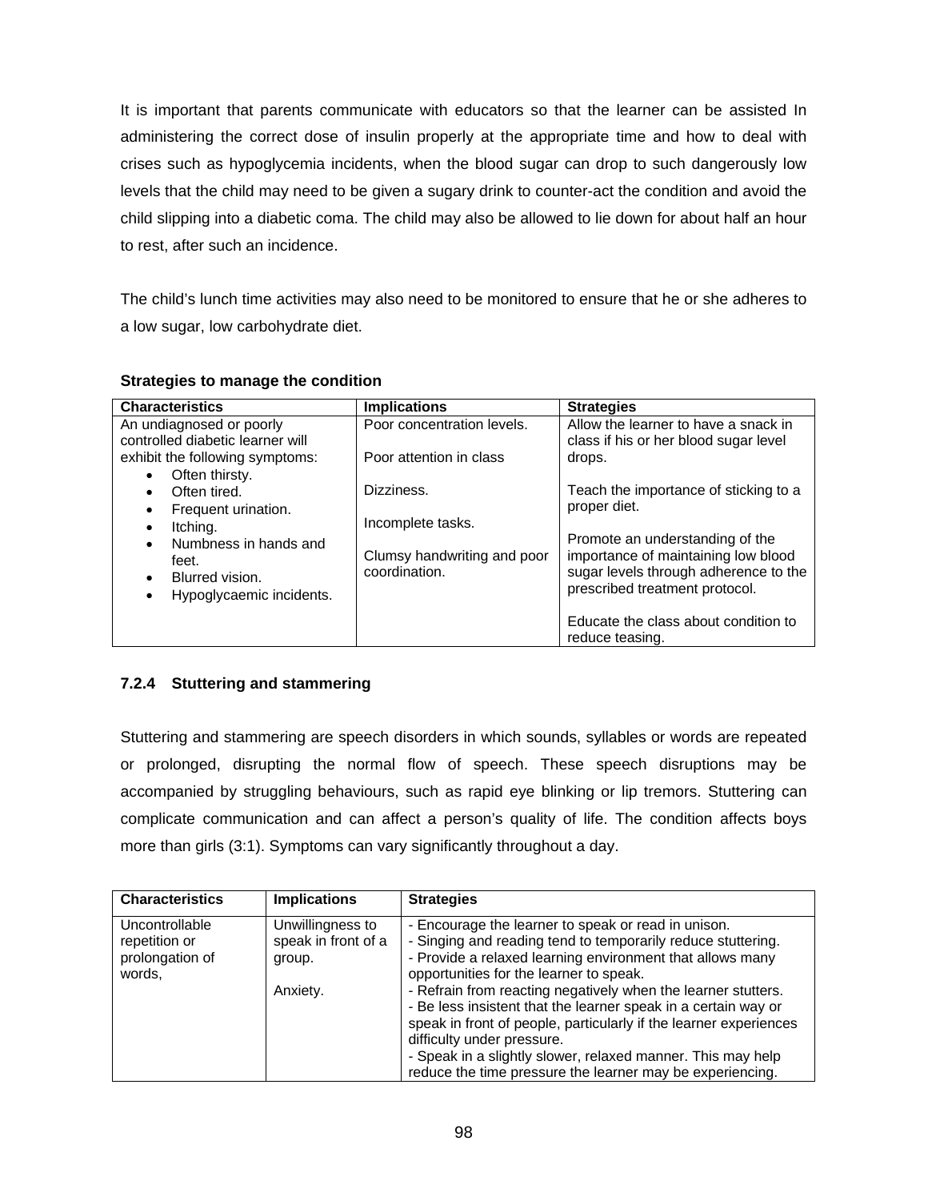It is important that parents communicate with educators so that the learner can be assisted In administering the correct dose of insulin properly at the appropriate time and how to deal with crises such as hypoglycemia incidents, when the blood sugar can drop to such dangerously low levels that the child may need to be given a sugary drink to counter-act the condition and avoid the child slipping into a diabetic coma. The child may also be allowed to lie down for about half an hour to rest, after such an incidence.

The child's lunch time activities may also need to be monitored to ensure that he or she adheres to a low sugar, low carbohydrate diet.

**Strategies to manage the condition**

| Characteristics | Implications | Strategies |
|---|---|---|
| An undiagnosed or poorly controlled diabetic learner will exhibit the following symptoms:<br>• Often thirsty.<br>• Often tired.<br>• Frequent urination.<br>• Itching.<br>• Numbness in hands and feet.<br>• Blurred vision.<br>• Hypoglycaemic incidents. | Poor concentration levels.<br><br>Poor attention in class<br><br>Dizziness.<br><br>Incomplete tasks.<br><br>Clumsy handwriting and poor coordination. | Allow the learner to have a snack in class if his or her blood sugar level drops.<br><br>Teach the importance of sticking to a proper diet.<br><br>Promote an understanding of the importance of maintaining low blood sugar levels through adherence to the prescribed treatment protocol.<br><br>Educate the class about condition to reduce teasing. |

### 7.2.4 Stuttering and stammering

Stuttering and stammering are speech disorders in which sounds, syllables or words are repeated or prolonged, disrupting the normal flow of speech. These speech disruptions may be accompanied by struggling behaviours, such as rapid eye blinking or lip tremors. Stuttering can complicate communication and can affect a person's quality of life. The condition affects boys more than girls (3:1). Symptoms can vary significantly throughout a day.

| Characteristics | Implications | Strategies |
|---|---|---|
| Uncontrollable repetition or prolongation of words, | Unwillingness to speak in front of a group.<br><br>Anxiety. | - Encourage the learner to speak or read in unison.<br>- Singing and reading tend to temporarily reduce stuttering.<br>- Provide a relaxed learning environment that allows many opportunities for the learner to speak.<br>- Refrain from reacting negatively when the learner stutters.<br>- Be less insistent that the learner speak in a certain way or speak in front of people, particularly if the learner experiences difficulty under pressure.<br>- Speak in a slightly slower, relaxed manner. This may help reduce the time pressure the learner may be experiencing. |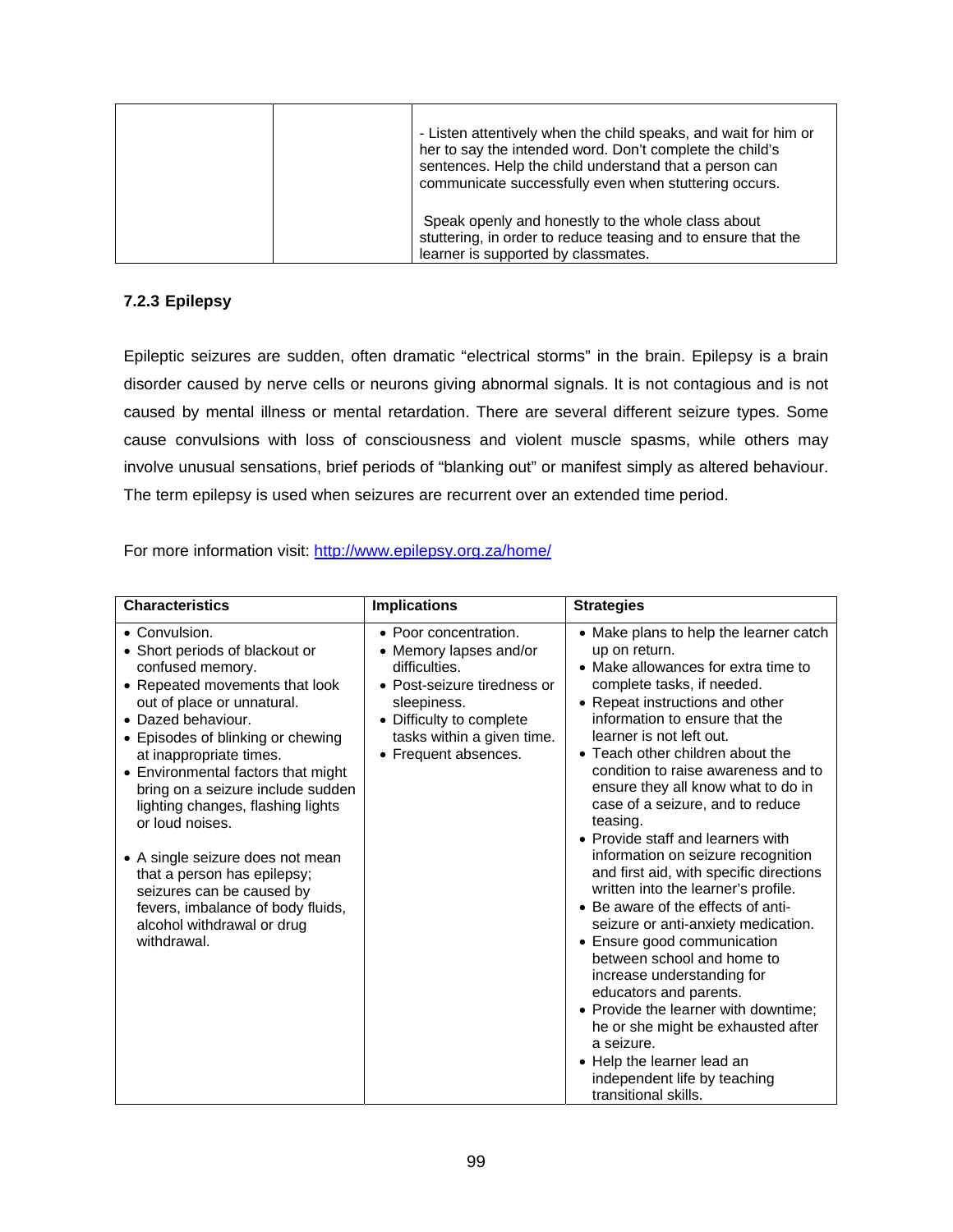| | | - Listen attentively when the child speaks, and wait for him or her to say the intended word. Don't complete the child's sentences. Help the child understand that a person can communicate successfully even when stuttering occurs.<br><br>Speak openly and honestly to the whole class about stuttering, in order to reduce teasing and to ensure that the learner is supported by classmates. |
|---|---|---|

### 7.2.3 Epilepsy

Epileptic seizures are sudden, often dramatic "electrical storms" in the brain. Epilepsy is a brain disorder caused by nerve cells or neurons giving abnormal signals. It is not contagious and is not caused by mental illness or mental retardation. There are several different seizure types. Some cause convulsions with loss of consciousness and violent muscle spasms, while others may involve unusual sensations, brief periods of "blanking out" or manifest simply as altered behaviour. The term epilepsy is used when seizures are recurrent over an extended time period.

For more information visit: [http://www.epilepsy.org.za/home/](http://www.epilepsy.org.za/home/)

| Characteristics | Implications | Strategies |
|---|---|---|
| • Convulsion.<br>• Short periods of blackout or confused memory.<br>• Repeated movements that look out of place or unnatural.<br>• Dazed behaviour.<br>• Episodes of blinking or chewing at inappropriate times.<br>• Environmental factors that might bring on a seizure include sudden lighting changes, flashing lights or loud noises.<br><br>• A single seizure does not mean that a person has epilepsy; seizures can be caused by fevers, imbalance of body fluids, alcohol withdrawal or drug withdrawal. | • Poor concentration.<br>• Memory lapses and/or difficulties.<br>• Post-seizure tiredness or sleepiness.<br>• Difficulty to complete tasks within a given time.<br>• Frequent absences. | • Make plans to help the learner catch up on return.<br>• Make allowances for extra time to complete tasks, if needed.<br>• Repeat instructions and other information to ensure that the learner is not left out.<br>• Teach other children about the condition to raise awareness and to ensure they all know what to do in case of a seizure, and to reduce teasing.<br>• Provide staff and learners with information on seizure recognition and first aid, with specific directions written into the learner's profile.<br>• Be aware of the effects of anti-seizure or anti-anxiety medication.<br>• Ensure good communication between school and home to increase understanding for educators and parents.<br>• Provide the learner with downtime; he or she might be exhausted after a seizure.<br>• Help the learner lead an independent life by teaching transitional skills. |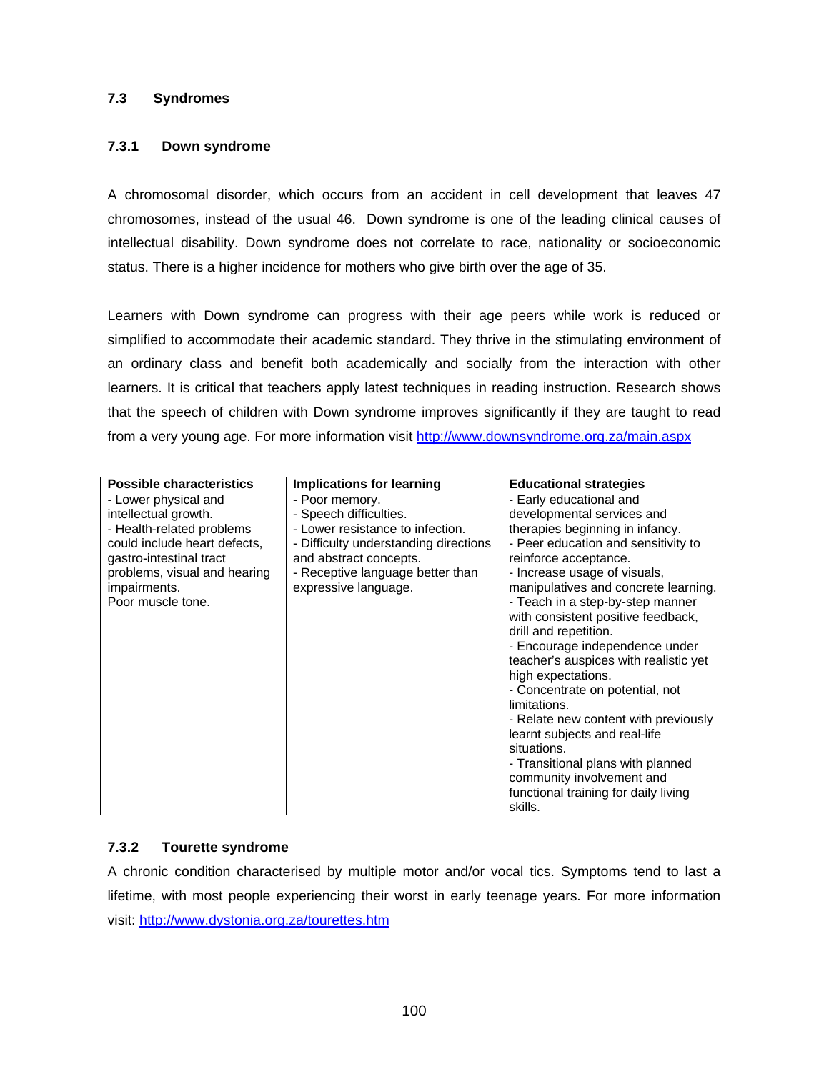### 7.3 Syndromes

#### 7.3.1 Down syndrome

A chromosomal disorder, which occurs from an accident in cell development that leaves 47 chromosomes, instead of the usual 46. Down syndrome is one of the leading clinical causes of intellectual disability. Down syndrome does not correlate to race, nationality or socioeconomic status. There is a higher incidence for mothers who give birth over the age of 35.

Learners with Down syndrome can progress with their age peers while work is reduced or simplified to accommodate their academic standard. They thrive in the stimulating environment of an ordinary class and benefit both academically and socially from the interaction with other learners. It is critical that teachers apply latest techniques in reading instruction. Research shows that the speech of children with Down syndrome improves significantly if they are taught to read from a very young age. For more information visit [http://www.downsyndrome.org.za/main.aspx](http://www.downsyndrome.org.za/main.aspx)

| Possible characteristics | Implications for learning | Educational strategies |
|---|---|---|
| - Lower physical and intellectual growth.<br>- Health-related problems could include heart defects, gastro-intestinal tract problems, visual and hearing impairments.<br>Poor muscle tone. | - Poor memory.<br>- Speech difficulties.<br>- Lower resistance to infection.<br>- Difficulty understanding directions and abstract concepts.<br>- Receptive language better than expressive language. | - Early educational and developmental services and therapies beginning in infancy.<br>- Peer education and sensitivity to reinforce acceptance.<br>- Increase usage of visuals, manipulatives and concrete learning.<br>- Teach in a step-by-step manner with consistent positive feedback, drill and repetition.<br>- Encourage independence under teacher's auspices with realistic yet high expectations.<br>- Concentrate on potential, not limitations.<br>- Relate new content with previously learnt subjects and real-life situations.<br>- Transitional plans with planned community involvement and functional training for daily living skills. |

#### 7.3.2 Tourette syndrome

A chronic condition characterised by multiple motor and/or vocal tics. Symptoms tend to last a lifetime, with most people experiencing their worst in early teenage years. For more information visit: [http://www.dystonia.org.za/tourettes.htm](http://www.dystonia.org.za/tourettes.htm)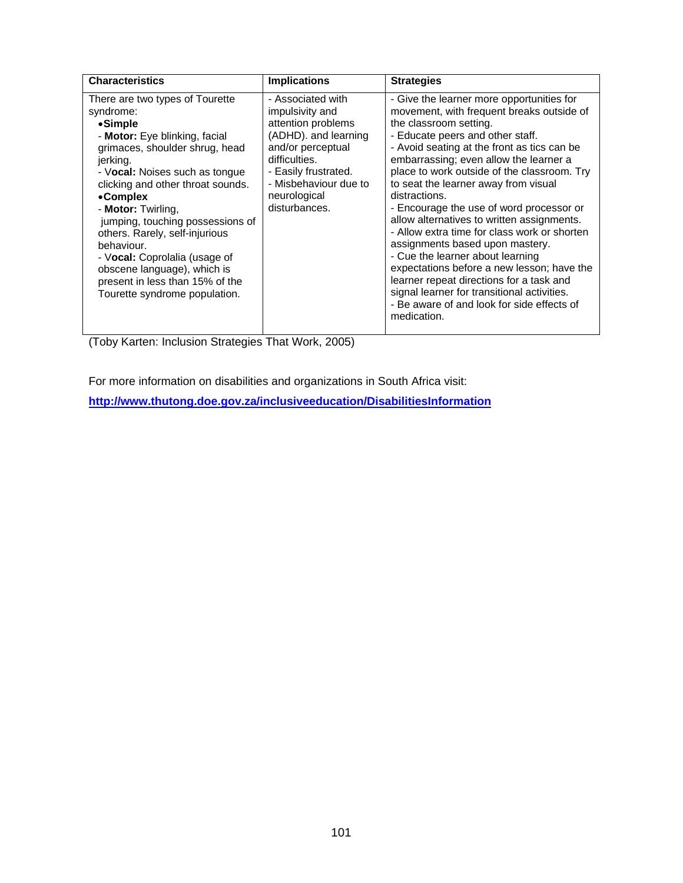| Characteristics | Implications | Strategies |
|---|---|---|
| There are two types of Tourette syndrome:<br>• **Simple**<br>- **Motor:** Eye blinking, facial grimaces, shoulder shrug, head jerking.<br>- V**ocal:** Noises such as tongue clicking and other throat sounds.<br>• **Complex**<br>- **Motor:** Twirling, jumping, touching possessions of others. Rarely, self-injurious behaviour.<br>- V**ocal:** Coprolalia (usage of obscene language), which is present in less than 15% of the Tourette syndrome population. | - Associated with impulsivity and attention problems (ADHD). and learning and/or perceptual difficulties.<br>- Easily frustrated.<br>- Misbehaviour due to neurological disturbances. | - Give the learner more opportunities for movement, with frequent breaks outside of the classroom setting.<br>- Educate peers and other staff.<br>- Avoid seating at the front as tics can be embarrassing; even allow the learner a place to work outside of the classroom. Try to seat the learner away from visual distractions.<br>- Encourage the use of word processor or allow alternatives to written assignments.<br>- Allow extra time for class work or shorten assignments based upon mastery.<br>- Cue the learner about learning expectations before a new lesson; have the learner repeat directions for a task and signal learner for transitional activities.<br>- Be aware of and look for side effects of medication. |

(Toby Karten: Inclusion Strategies That Work, 2005)

For more information on disabilities and organizations in South Africa visit:

**http://www.thutong.doe.gov.za/inclusiveeducation/DisabilitiesInformation**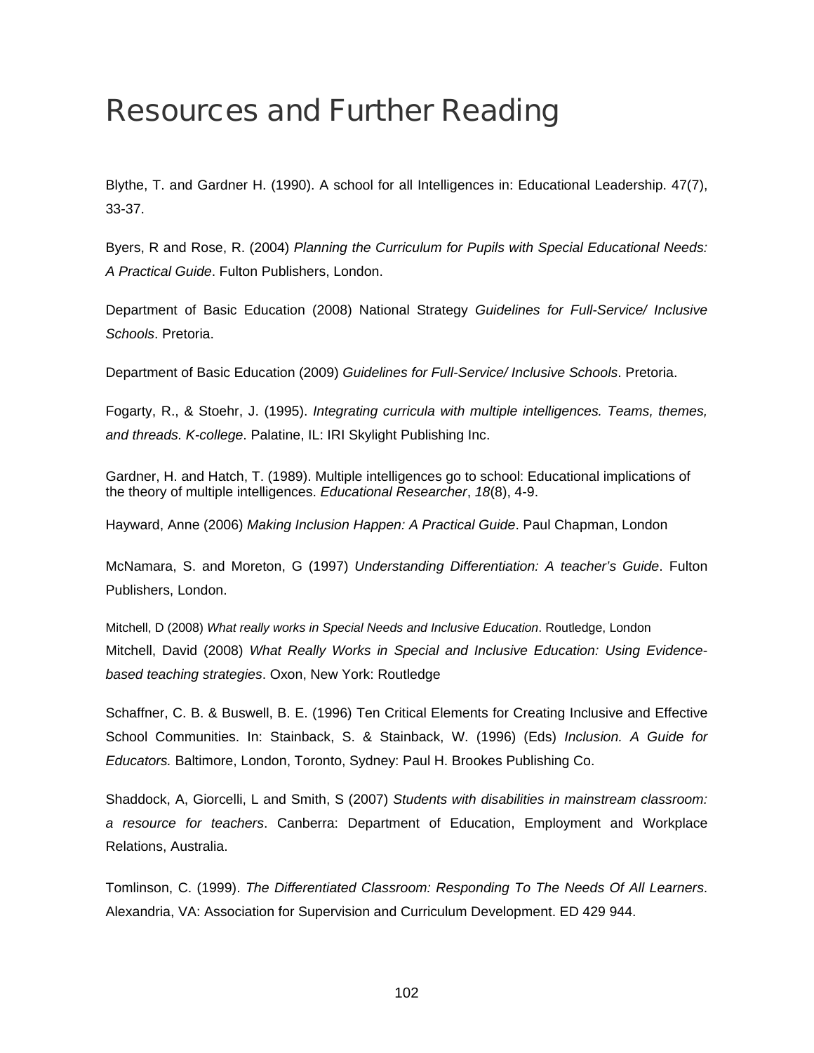# Resources and Further Reading

Blythe, T. and Gardner H. (1990). A school for all Intelligences in: Educational Leadership. 47(7), 33-37.

Byers, R and Rose, R. (2004) *Planning the Curriculum for Pupils with Special Educational Needs: A Practical Guide*. Fulton Publishers, London.

Department of Basic Education (2008) National Strategy *Guidelines for Full-Service/ Inclusive Schools*. Pretoria.

Department of Basic Education (2009) *Guidelines for Full-Service/ Inclusive Schools*. Pretoria.

Fogarty, R., & Stoehr, J. (1995). *Integrating curricula with multiple intelligences. Teams, themes, and threads. K-college*. Palatine, IL: IRI Skylight Publishing Inc.

Gardner, H. and Hatch, T. (1989). Multiple intelligences go to school: Educational implications of the theory of multiple intelligences. *Educational Researcher*, *18*(8), 4-9.

Hayward, Anne (2006) *Making Inclusion Happen: A Practical Guide*. Paul Chapman, London

McNamara, S. and Moreton, G (1997) *Understanding Differentiation: A teacher's Guide*. Fulton Publishers, London.

Mitchell, D (2008) *What really works in Special Needs and Inclusive Education*. Routledge, London

Mitchell, David (2008) *What Really Works in Special and Inclusive Education: Using Evidence-based teaching strategies*. Oxon, New York: Routledge

Schaffner, C. B. & Buswell, B. E. (1996) Ten Critical Elements for Creating Inclusive and Effective School Communities. In: Stainback, S. & Stainback, W. (1996) (Eds) *Inclusion. A Guide for Educators.* Baltimore, London, Toronto, Sydney: Paul H. Brookes Publishing Co.

Shaddock, A, Giorcelli, L and Smith, S (2007) *Students with disabilities in mainstream classroom: a resource for teachers*. Canberra: Department of Education, Employment and Workplace Relations, Australia.

Tomlinson, C. (1999). *The Differentiated Classroom: Responding To The Needs Of All Learners*. Alexandria, VA: Association for Supervision and Curriculum Development. ED 429 944.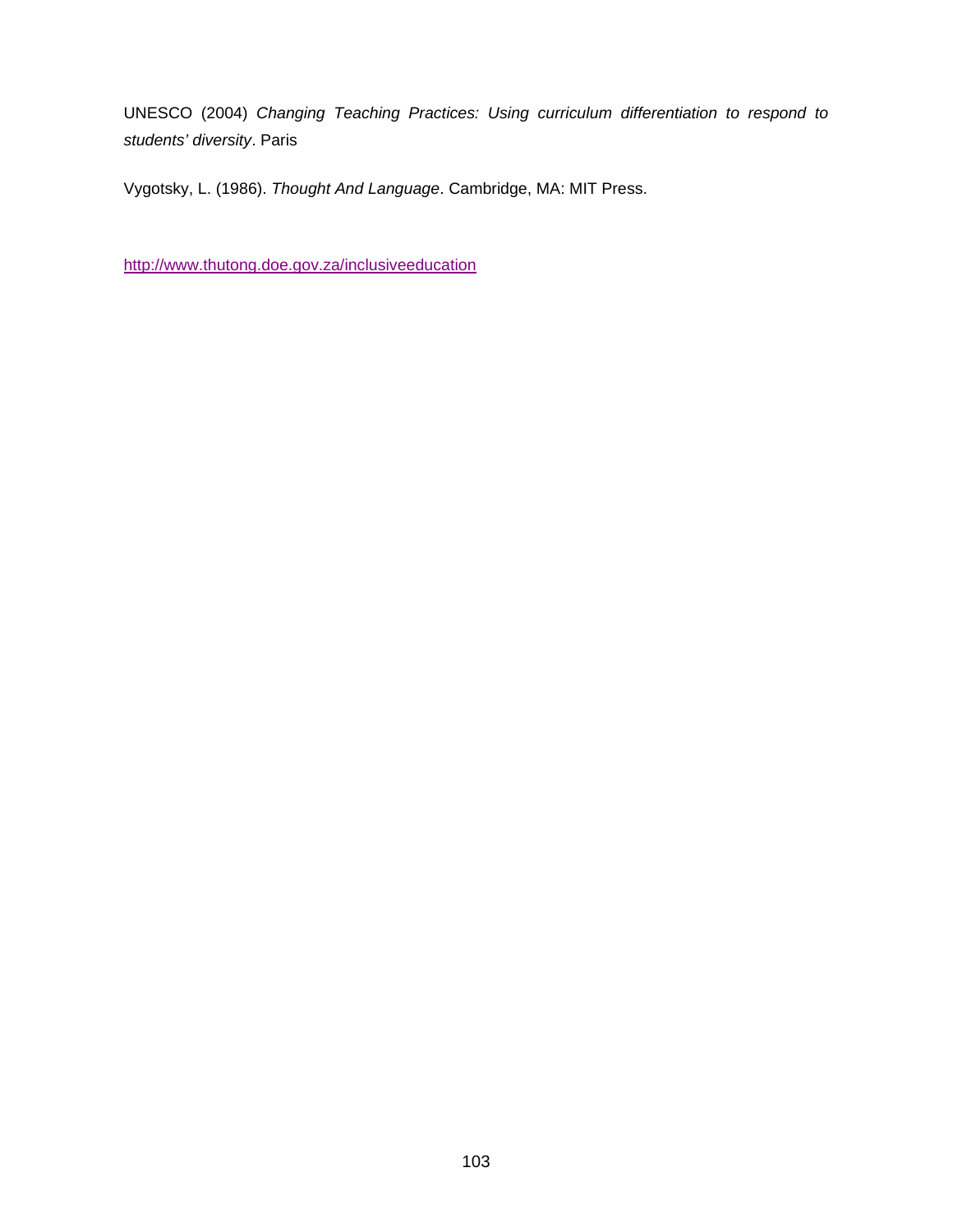UNESCO (2004) *Changing Teaching Practices: Using curriculum differentiation to respond to students' diversity*. Paris

Vygotsky, L. (1986). *Thought And Language*. Cambridge, MA: MIT Press.

http://www.thutong.doe.gov.za/inclusiveeducation